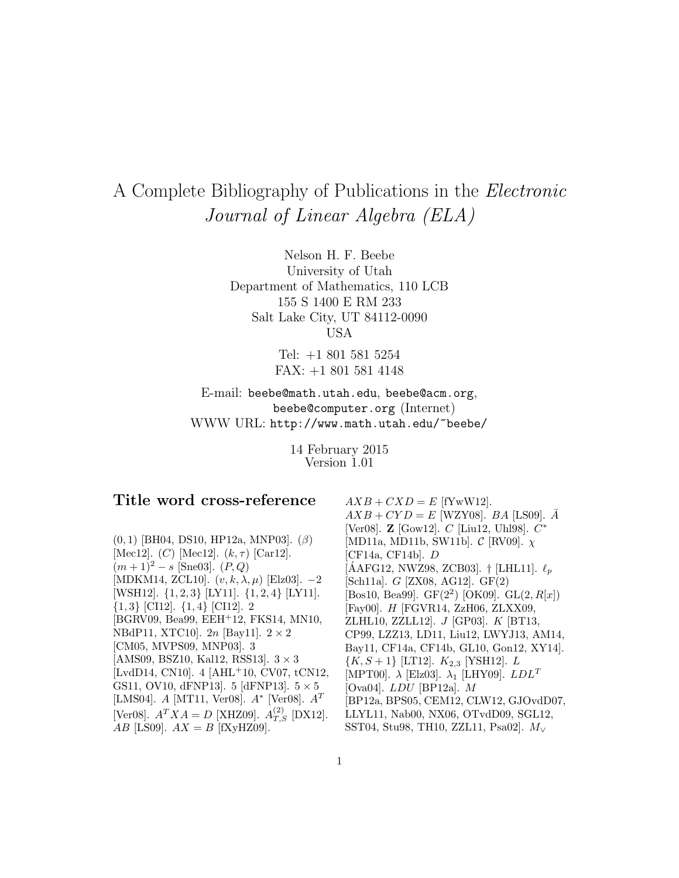# A Complete Bibliography of Publications in the *Electronic Journal of Linear Algebra (ELA)*

Nelson H. F. Beebe
University of Utah
Department of Mathematics, 110 LCB
155 S 1400 E RM 233
Salt Lake City, UT 84112-0090
USA

Tel: +1 801 581 5254
FAX: +1 801 581 4148

E-mail: `beebe@math.utah.edu`, `beebe@acm.org`, `beebe@computer.org` (Internet)
WWW URL: `http://www.math.utah.edu/~beebe/`

14 February 2015
Version 1.01

## Title word cross-reference

$(0,1)$ [BH04, DS10, HP12a, MNP03]. $(\beta)$ [Mec12]. $(C)$ [Mec12]. $(k,\tau)$ [Car12]. $(m+1)^2 - s$ [Sne03]. $(P,Q)$ [MDKM14, ZCL10]. $(v,k,\lambda,\mu)$ [Elz03]. $-2$ [WSH12]. $\{1,2,3\}$ [LY11]. $\{1,2,4\}$ [LY11]. $\{1,3\}$ [CI12]. $\{1,4\}$ [CI12]. 2 [BGRV09, Bea99, EEH+12, FKS14, MN10, NBdP11, XTC10]. $2n$ [Bay11]. $2\times 2$ [CM05, MVPS09, MNP03]. 3 [AMS09, BSZ10, Kal12, RSS13]. $3\times 3$ [LvdD14, CN10]. 4 [AHL+10, CV07, tCN12, GS11, OV10, dFNP13]. 5 [dFNP13]. $5\times 5$ [LMS04]. $A$ [MT11, Ver08]. $A^*$ [Ver08]. $A^T$ [Ver08]. $A^TXA = D$ [XHZ09]. $A^{(2)}_{T,S}$ [DX12]. $AB$ [LS09]. $AX = B$ [fXyHZ09]. $AXB + CXD = E$ [fYwW12]. $AXB + CYD = E$ [WZY08]. $BA$ [LS09]. $\bar{A}$ [Ver08]. $\mathbf{Z}$ [Gow12]. $C$ [Liu12, Uhl98]. $C^*$ [MD11a, MD11b, SW11b]. $\mathcal{C}$ [RV09]. $\chi$ [CF14a, CF14b]. $D$ [ÁAFG12, NWZ98, ZCB03]. $\dagger$ [LHL11]. $\ell_p$ [Sch11a]. $G$ [ZX08, AG12]. GF(2) [Bos10, Bea99]. GF$(2^2)$ [OK09]. GL$(2, R[x])$ [Fay00]. $H$ [FGVR14, ZzH06, ZLXX09, ZLHL10, ZZLL12]. $J$ [GP03]. $K$ [BT13, CP99, LZZ13, LD11, Liu12, LWYJ13, AM14, Bay11, CF14a, CF14b, GL10, Gon12, XY14]. $\{K, S+1\}$ [LT12]. $K_{2,3}$ [YSH12]. $L$ [MPT00]. $\lambda$ [Elz03]. $\lambda_1$ [LHY09]. $LDL^T$ [Ova04]. $LDU$ [BP12a]. $M$ [BP12a, BPS05, CEM12, CLW12, GJOvdD07, LLYL11, Nab00, NX06, OTvdD09, SGL12, SST04, Stu98, TH10, ZZL11, Psa02]. $M_\vee$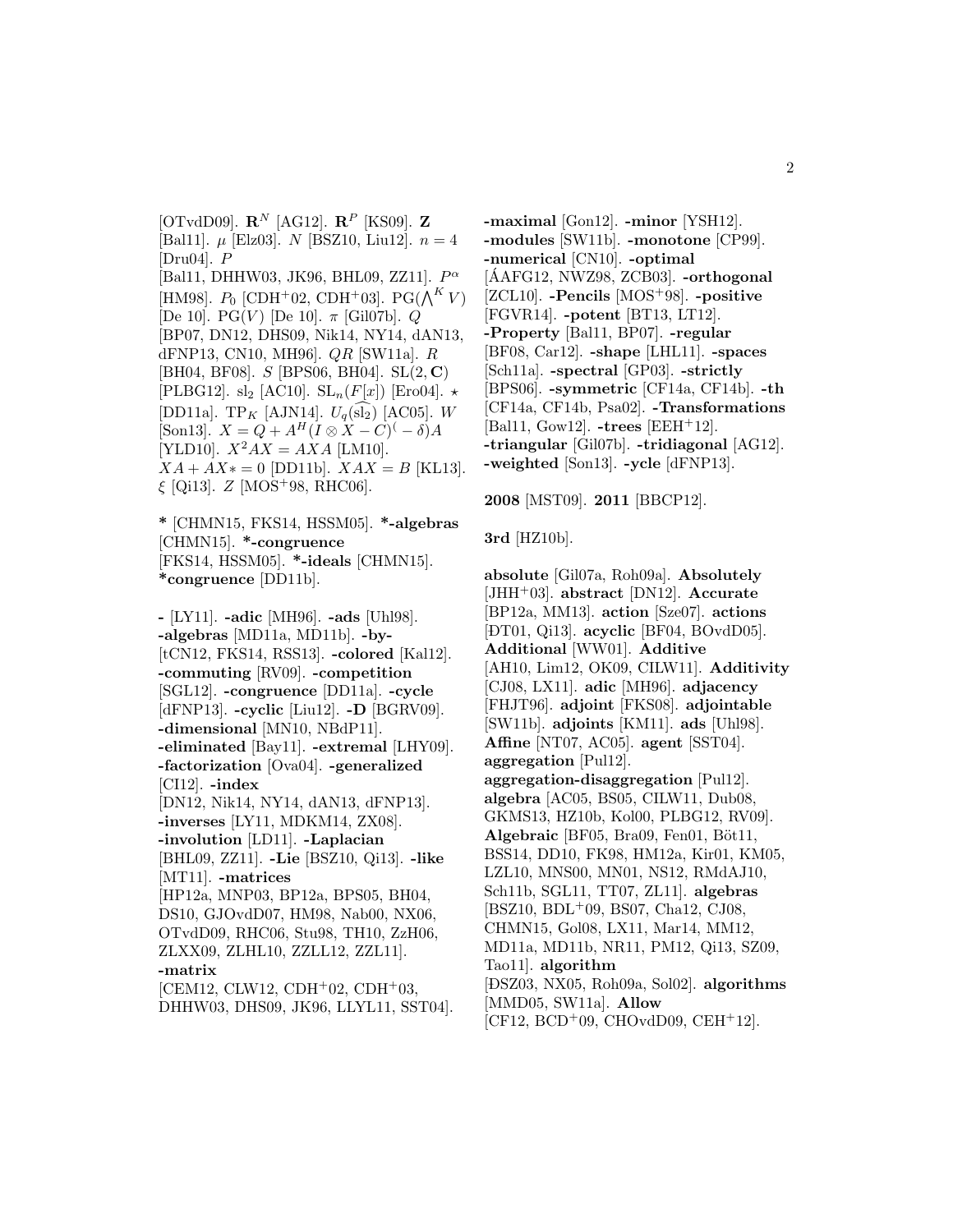[OTvdD09]. $\mathbf{R}^N$ [AG12]. $\mathbf{R}^P$ [KS09]. $\mathbf{Z}$ [Bal11]. $\mu$ [Elz03]. $N$ [BSZ10, Liu12]. $n = 4$ [Dru04]. $P$ [Bal11, DHHW03, JK96, BHL09, ZZ11]. $P^\alpha$ [HM98]. $P_0$ [CDH+02, CDH+03]. $\mathrm{PG}(\bigwedge^K V)$ [De 10]. $\mathrm{PG}(V)$ [De 10]. $\pi$ [Gil07b]. $Q$ [BP07, DN12, DHS09, Nik14, NY14, dAN13, dFNP13, CN10, MH96]. $QR$ [SW11a]. $R$ [BH04, BF08]. $S$ [BPS06, BH04]. $\mathrm{SL}(2,\mathbf{C})$ [PLBG12]. $\mathrm{sl}_2$ [AC10]. $\mathrm{SL}_n(F[x])$ [Ero04]. $\star$ [DD11a]. $\mathrm{TP}_K$ [AJN14]. $U_q(\widehat{\mathrm{sl}_2})$ [AC05]. $W$ [Son13]. $X = Q + A^H(I \otimes X - C)^(-\delta)A$ [YLD10]. $X^2AX = AXA$ [LM10]. $XA + AX* = 0$ [DD11b]. $XAX = B$ [KL13]. $\xi$ [Qi13]. $Z$ [MOS+98, RHC06].

**\*** [CHMN15, FKS14, HSSM05]. **\*-algebras** [CHMN15]. **\*-congruence** [FKS14, HSSM05]. **\*-ideals** [CHMN15]. **\*congruence** [DD11b].

**-** [LY11]. **-adic** [MH96]. **-ads** [Uhl98]. **-algebras** [MD11a, MD11b]. **-by-** [tCN12, FKS14, RSS13]. **-colored** [Kal12]. **-commuting** [RV09]. **-competition** [SGL12]. **-congruence** [DD11a]. **-cycle** [dFNP13]. **-cyclic** [Liu12]. **-D** [BGRV09]. **-dimensional** [MN10, NBdP11]. **-eliminated** [Bay11]. **-extremal** [LHY09]. **-factorization** [Ova04]. **-generalized** [CI12]. **-index** [DN12, Nik14, NY14, dAN13, dFNP13]. **-inverses** [LY11, MDKM14, ZX08]. **-involution** [LD11]. **-Laplacian** [BHL09, ZZ11]. **-Lie** [BSZ10, Qi13]. **-like** [MT11]. **-matrices** [HP12a, MNP03, BP12a, BPS05, BH04, DS10, GJOvdD07, HM98, Nab00, NX06, OTvdD09, RHC06, Stu98, TH10, ZzH06, ZLXX09, ZLHL10, ZZLL12, ZZL11]. **-matrix** [CEM12, CLW12, CDH+02, CDH+03, DHHW03, DHS09, JK96, LLYL11, SST04]. **-maximal** [Gon12]. **-minor** [YSH12]. **-modules** [SW11b]. **-monotone** [CP99]. **-numerical** [CN10]. **-optimal** [ÁAFG12, NWZ98, ZCB03]. **-orthogonal** [ZCL10]. **-Pencils** [MOS+98]. **-positive** [FGVR14]. **-potent** [BT13, LT12]. **-Property** [Bal11, BP07]. **-regular** [BF08, Car12]. **-shape** [LHL11]. **-spaces** [Sch11a]. **-spectral** [GP03]. **-strictly** [BPS06]. **-symmetric** [CF14a, CF14b]. **-th** [CF14a, CF14b, Psa02]. **-Transformations** [Bal11, Gow12]. **-trees** [EEH+12]. **-triangular** [Gil07b]. **-tridiagonal** [AG12]. **-weighted** [Son13]. **-ycle** [dFNP13].

**2008** [MST09]. **2011** [BBCP12].

**3rd** [HZ10b].

**absolute** [Gil07a, Roh09a]. **Absolutely** [JHH+03]. **abstract** [DN12]. **Accurate** [BP12a, MM13]. **action** [Sze07]. **actions** [ĐT01, Qi13]. **acyclic** [BF04, BOvdD05]. **Additional** [WW01]. **Additive** [AH10, Lim12, OK09, CILW11]. **Additivity** [CJ08, LX11]. **adic** [MH96]. **adjacency** [FHJT96]. **adjoint** [FKS08]. **adjointable** [SW11b]. **adjoints** [KM11]. **ads** [Uhl98]. **Affine** [NT07, AC05]. **agent** [SST04]. **aggregation** [Pul12]. **aggregation-disaggregation** [Pul12]. **algebra** [AC05, BS05, CILW11, Dub08, GKMS13, HZ10b, Kol00, PLBG12, RV09]. **Algebraic** [BF05, Bra09, Fen01, Böt11, BSS14, DD10, FK98, HM12a, Kir01, KM05, LZL10, MNS00, MN01, NS12, RMdAJ10, Sch11b, SGL11, TT07, ZL11]. **algebras** [BSZ10, BDL+09, BS07, Cha12, CJ08, CHMN15, Gol08, LX11, Mar14, MM12, MD11a, MD11b, NR11, PM12, Qi13, SZ09, Tao11]. **algorithm** [ĐSZ03, NX05, Roh09a, Sol02]. **algorithms** [MMD05, SW11a]. **Allow** [CF12, BCD+09, CHOvdD09, CEH+12].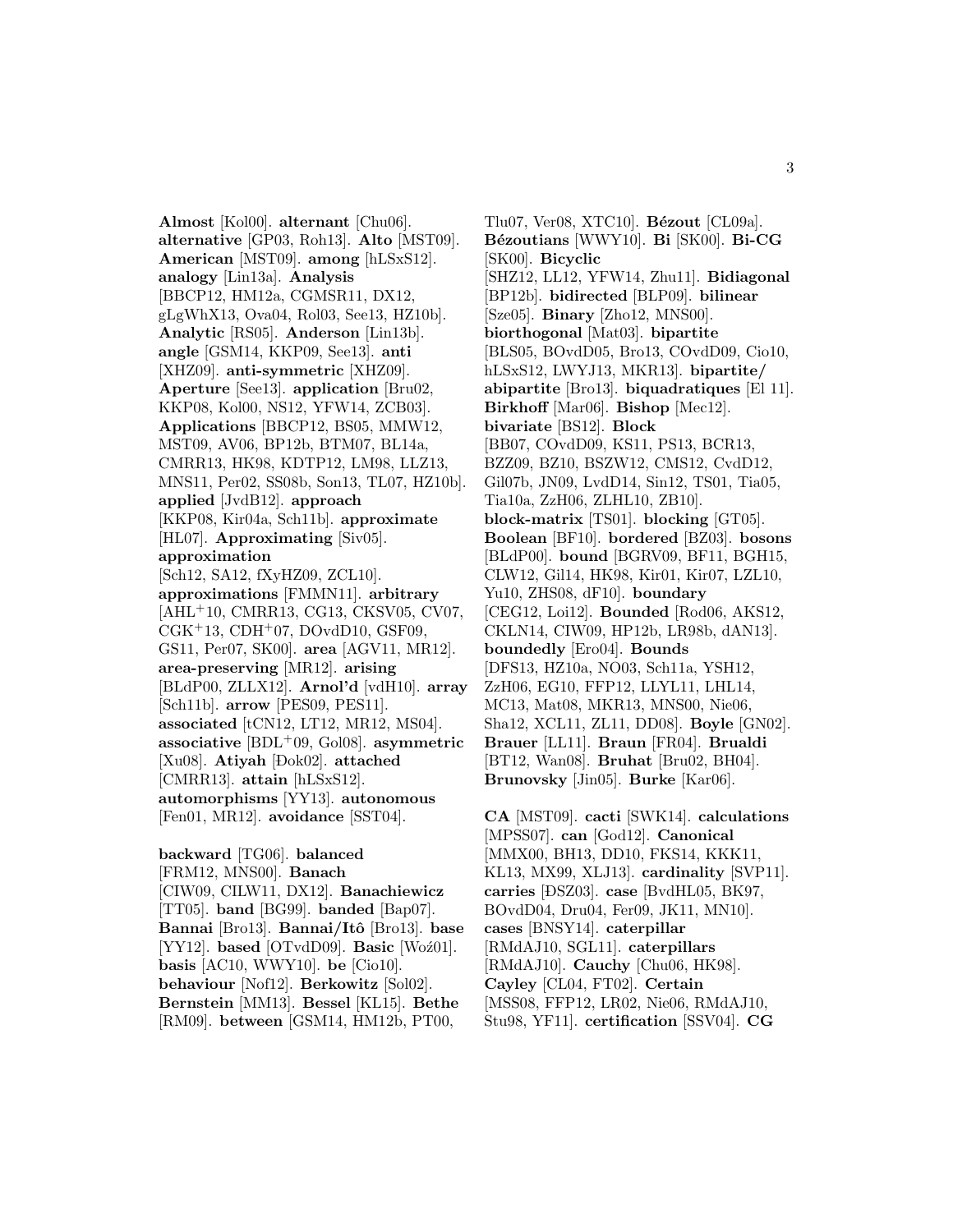**Almost** [Kol00]. **alternant** [Chu06]. **alternative** [GP03, Roh13]. **Alto** [MST09]. **American** [MST09]. **among** [hLSxS12]. **analogy** [Lin13a]. **Analysis** [BBCP12, HM12a, CGMSR11, DX12, gLgWhX13, Ova04, Rol03, See13, HZ10b]. **Analytic** [RS05]. **Anderson** [Lin13b]. **angle** [GSM14, KKP09, See13]. **anti** [XHZ09]. **anti-symmetric** [XHZ09]. **Aperture** [See13]. **application** [Bru02, KKP08, Kol00, NS12, YFW14, ZCB03]. **Applications** [BBCP12, BS05, MMW12, MST09, AV06, BP12b, BTM07, BL14a, CMRR13, HK98, KDTP12, LM98, LLZ13, MNS11, Per02, SS08b, Son13, TL07, HZ10b]. **applied** [JvdB12]. **approach** [KKP08, Kir04a, Sch11b]. **approximate** [HL07]. **Approximating** [Siv05]. **approximation** [Sch12, SA12, fXyHZ09, ZCL10]. **approximations** [FMMN11]. **arbitrary** [AHL[+]10, CMRR13, CG13, CKSV05, CV07, CGK[+]13, CDH[+]07, DOvdD10, GSF09, GS11, Per07, SK00]. **area** [AGV11, MR12]. **area-preserving** [MR12]. **arising** [BLdP00, ZLLX12]. **Arnol'd** [vdH10]. **array** [Sch11b]. **arrow** [PES09, PES11]. **associated** [tCN12, LT12, MR12, MS04]. **associative** [BDL[+]09, Gol08]. **asymmetric** [Xu08]. **Atiyah** [Đok02]. **attached** [CMRR13]. **attain** [hLSxS12]. **automorphisms** [YY13]. **autonomous** [Fen01, MR12]. **avoidance** [SST04].

**backward** [TG06]. **balanced** [FRM12, MNS00]. **Banach** [CIW09, CILW11, DX12]. **Banachiewicz** [TT05]. **band** [BG99]. **banded** [Bap07]. **Bannai** [Bro13]. **Bannai/Itô** [Bro13]. **base** [YY12]. **based** [OTvdD09, Gol08]. **Basic** [Woź01]. **basis** [AC10, WWY10]. **be** [Cio10]. **behaviour** [Nof12]. **Berkowitz** [Sol02]. **Bernstein** [MM13]. **Bessel** [KL15]. **Bethe** [RM09]. **between** [GSM14, HM12b, PT00, Tlu07, Ver08, XTC10]. **Bézout** [CL09a]. **Bézoutians** [WWY10]. **Bi** [SK00]. **Bi-CG** [SK00]. **Bicyclic** [SHZ12, LL12, YFW14, Zhu11]. **Bidiagonal** [BP12b]. **bidirected** [BLP09]. **bilinear** [Sze05]. **Binary** [Zho12, MNS00]. **biorthogonal** [Mat03]. **bipartite** [BLS05, BOvdD05, Bro13, COvdD09, Cio10, hLSxS12, LWYJ13, MKR13]. **bipartite/ abipartite** [Bro13]. **biquadratiques** [El 11]. **Birkhoff** [Mar06]. **Bishop** [Mec12]. **bivariate** [BS12]. **Block** [BB07, COvdD09, KS11, PS13, BCR13, BZZ09, BZ10, BSZW12, CMS12, CvdD12, Gil07b, JN09, LvdD14, Sin12, TS01, Tia05, Tia10a, ZzH06, ZLHL10, ZB10]. **block-matrix** [TS01]. **blocking** [GT05]. **Boolean** [BF10]. **bordered** [BZ03]. **bosons** [BLdP00]. **bound** [BGRV09, BF11, BGH15, CLW12, Gil14, HK98, Kir01, Kir07, LZL10, Yu10, ZHS08, dF10]. **boundary** [CEG12, Loi12]. **Bounded** [Rod06, AKS12, CKLN14, CIW09, HP12b, LR98b, dAN13]. **boundedly** [Ero04]. **Bounds** [DFS13, HZ10a, NO03, Sch11a, YSH12, ZzH06, EG10, FFP12, LLYL11, LHL14, MC13, Mat08, MKR13, MNS00, Nie06, Sha12, XCL11, ZL11, DD08]. **Boyle** [GN02]. **Brauer** [LL11]. **Braun** [FR04]. **Brualdi** [BT12, Wan08]. **Bruhat** [Bru02, BH04]. **Brunovsky** [Jin05]. **Burke** [Kar06].

**CA** [MST09]. **cacti** [SWK14]. **calculations** [MPSS07]. **can** [God12]. **Canonical** [MMX00, BH13, DD10, FKS14, KKK11, KL13, MX99, XLJ13]. **cardinality** [SVP11]. **carries** [ĐSZ03]. **case** [BvdHL05, BK97, BOvdD04, Dru04, Fer09, JK11, MN10]. **cases** [BNSY14]. **caterpillar** [RMdAJ10, SGL11]. **caterpillars** [RMdAJ10]. **Cauchy** [Chu06, HK98]. **Cayley** [CL04, FT02]. **Certain** [MSS08, FFP12, LR02, Nie06, RMdAJ10, Stu98, YF11]. **certification** [SSV04]. **CG**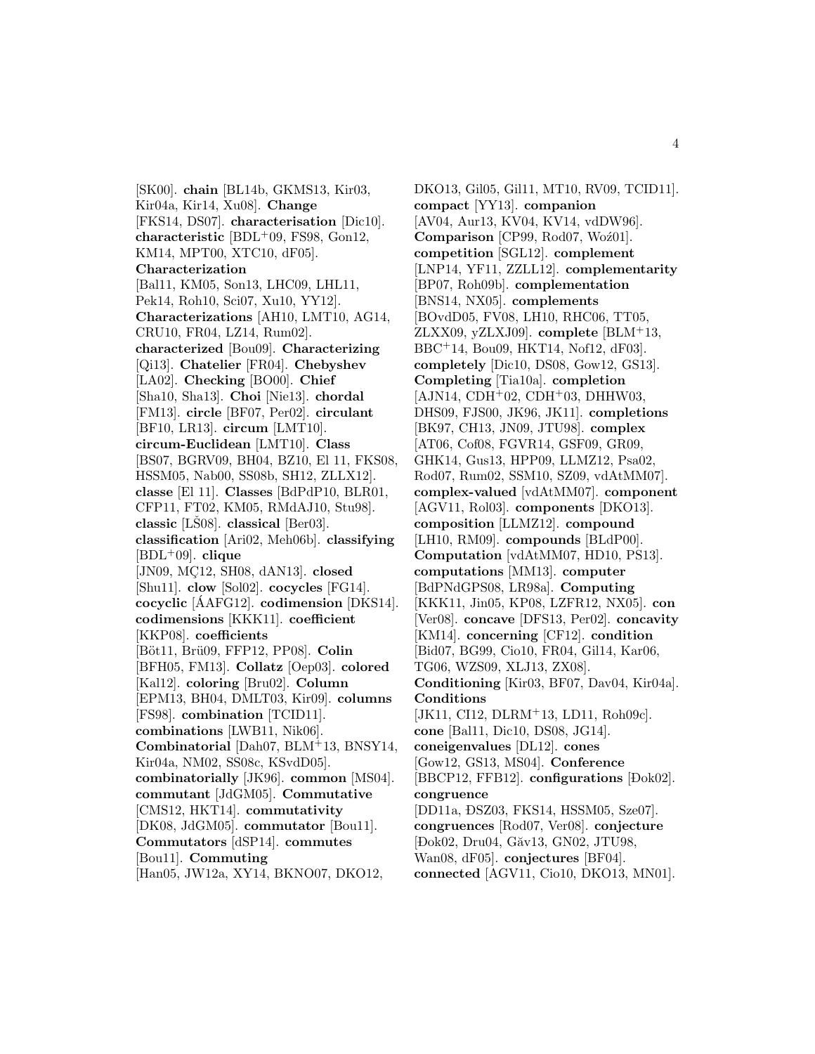[SK00]. **chain** [BL14b, GKMS13, Kir03, Kir04a, Kir14, Xu08]. **Change** [FKS14, DS07]. **characterisation** [Dic10]. **characteristic** [BDL+09, FS98, Gon12, KM14, MPT00, XTC10, dF05]. **Characterization** [Bal11, KM05, Son13, LHC09, LHL11, Pek14, Roh10, Sci07, Xu10, YY12]. **Characterizations** [AH10, LMT10, AG14, CRU10, FR04, LZ14, Rum02]. **characterized** [Bou09]. **Characterizing** [Qi13]. **Chatelier** [FR04]. **Chebyshev** [LA02]. **Checking** [BO00]. **Chief** [Sha10, Sha13]. **Choi** [Nie13]. **chordal** [FM13]. **circle** [BF07, Per02]. **circulant** [BF10, LR13]. **circum** [LMT10]. **circum-Euclidean** [LMT10]. **Class** [BS07, BGRV09, BH04, BZ10, El 11, FKS08, HSSM05, Nab00, SS08b, SH12, ZLLX12]. **classe** [El 11]. **Classes** [BdPdP10, BLR01, CFP11, FT02, KM05, RMdAJ10, Stu98]. **classic** [LŠ08]. **classical** [Ber03]. **classification** [Ari02, Meh06b]. **classifying** [BDL+09]. **clique** [JN09, MÇ12, SH08, dAN13]. **closed** [Shu11]. **clow** [Sol02]. **cocycles** [FG14]. **cocyclic** [ÁAFG12]. **codimension** [DKS14]. **codimensions** [KKK11]. **coefficient** [KKP08]. **coefficients** [Böt11, Brü09, FFP12, PP08]. **Colin** [BFH05, FM13]. **Collatz** [Oep03]. **colored** [Kal12]. **coloring** [Bru02]. **Column** [EPM13, BH04, DMLT03, Kir09]. **columns** [FS98]. **combination** [TCID11]. **combinations** [LWB11, Nik06]. **Combinatorial** [Dah07, BLM+13, BNSY14, Kir04a, NM02, SS08c, KSvdD05]. **combinatorially** [JK96]. **common** [MS04]. **commutant** [JdGM05]. **Commutative** [CMS12, HKT14]. **commutativity** [DK08, JdGM05]. **commutator** [Bou11]. **Commutators** [dSP14]. **commutes** [Bou11]. **Commuting** [Han05, JW12a, XY14, BKNO07, DKO12, DKO13, Gil05, Gil11, MT10, RV09, TCID11]. **compact** [YY13]. **companion** [AV04, Aur13, KV04, KV14, vdDW96]. **Comparison** [CP99, Rod07, Woź01]. **competition** [SGL12]. **complement** [LNP14, YF11, ZZLL12]. **complementarity** [BP07, Roh09b]. **complementation** [BNS14, NX05]. **complements** [BOvdD05, FV08, LH10, RHC06, TT05, ZLXX09, yZLXJ09]. **complete** [BLM+13, BBC+14, Bou09, HKT14, Nof12, dF03]. **completely** [Dic10, DS08, Gow12, GS13]. **Completing** [Tia10a]. **completion** [AJN14, CDH+02, CDH+03, DHHW03, DHS09, FJS00, JK96, JK11]. **completions** [BK97, CH13, JN09, JTU98]. **complex** [AT06, Cof08, FGVR14, GSF09, GR09, GHK14, Gus13, HPP09, LLMZ12, Psa02, Rod07, Rum02, SSM10, SZ09, vdAtMM07]. **complex-valued** [vdAtMM07]. **component** [AGV11, Rol03]. **components** [DKO13]. **composition** [LLMZ12]. **compound** [LH10, RM09]. **compounds** [BLdP00]. **Computation** [vdAtMM07, HD10, PS13]. **computations** [MM13]. **computer** [BdPNdGPS08, LR98a]. **Computing** [KKK11, Jin05, KP08, LZFR12, NX05]. **con** [Ver08]. **concave** [DFS13, Per02]. **concavity** [KM14]. **concerning** [CF12]. **condition** [Bid07, BG99, Cio10, FR04, Gil14, Kar06, TG06, WZS09, XLJ13, ZX08]. **Conditioning** [Kir03, BF07, Dav04, Kir04a]. **Conditions** [JK11, CI12, DLRM+13, LD11, Roh09c]. **cone** [Bal11, Dic10, DS08, JG14]. **coneigenvalues** [DL12]. **cones** [Gow12, GS13, MS04]. **Conference** [BBCP12, FFB12]. **configurations** [Ðok02]. **congruence** [DD11a, ÐSZ03, FKS14, HSSM05, Sze07]. **congruences** [Rod07, Ver08]. **conjecture** [Ðok02, Dru04, Găv13, GN02, JTU98, Wan08, dF05]. **conjectures** [BF04]. **connected** [AGV11, Cio10, DKO13, MN01].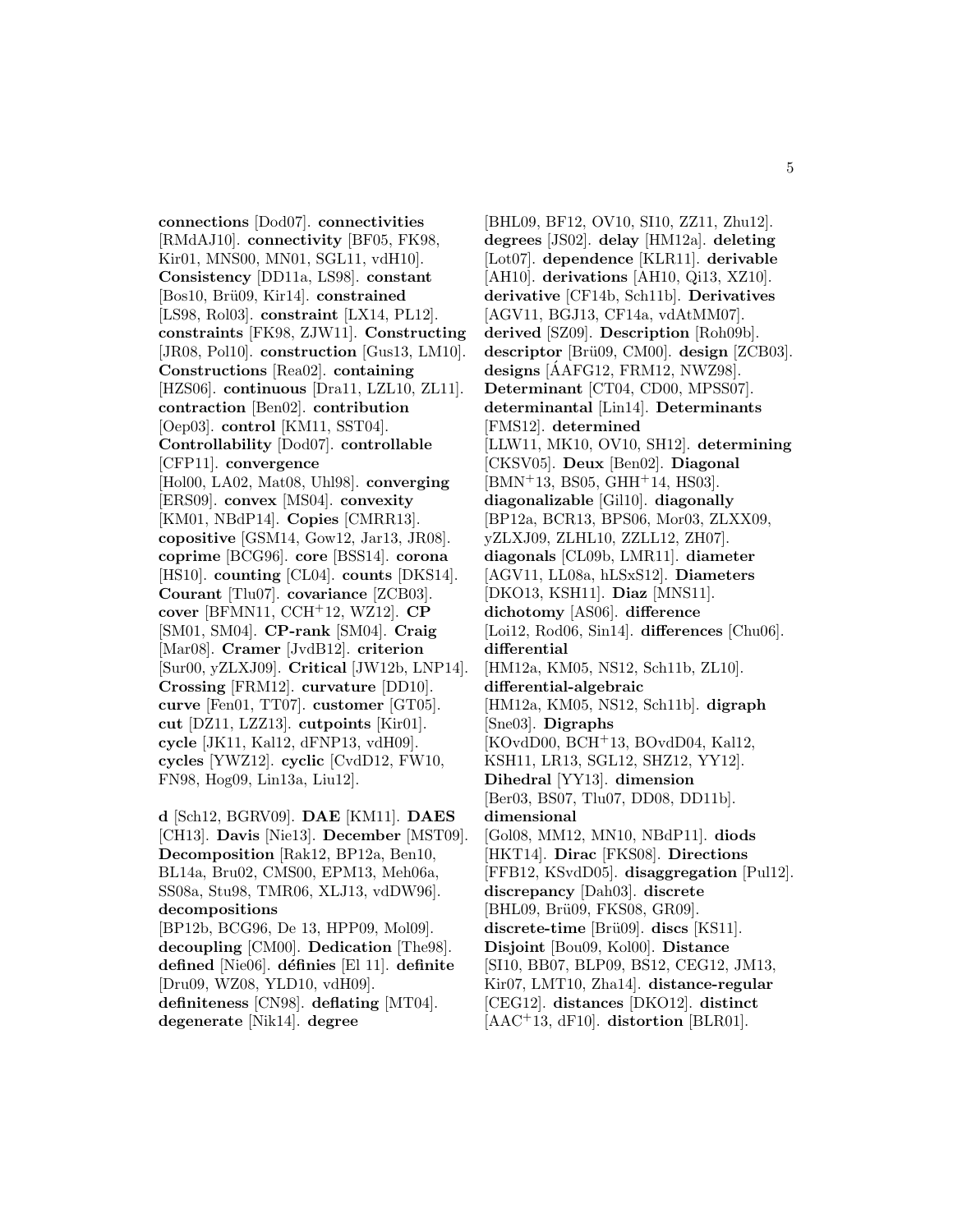**connections** [Dod07]. **connectivities** [RMdAJ10]. **connectivity** [BF05, FK98, Kir01, MNS00, MN01, SGL11, vdH10]. **Consistency** [DD11a, LS98]. **constant** [Bos10, Brü09, Kir14]. **constrained** [LS98, Rol03]. **constraint** [LX14, PL12]. **constraints** [FK98, ZJW11]. **Constructing** [JR08, Pol10]. **construction** [Gus13, LM10]. **Constructions** [Rea02]. **containing** [HZS06]. **continuous** [Dra11, LZL10, ZL11]. **contraction** [Ben02]. **contribution** [Oep03]. **control** [KM11, SST04]. **Controllability** [Dod07]. **controllable** [CFP11]. **convergence** [Hol00, LA02, Mat08, Uhl98]. **converging** [ERS09]. **convex** [MS04]. **convexity** [KM01, NBdP14]. **Copies** [CMRR13]. **copositive** [GSM14, Gow12, Jar13, JR08]. **coprime** [BCG96]. **core** [BSS14]. **corona** [HS10]. **counting** [CL04]. **counts** [DKS14]. **Courant** [Tlu07]. **covariance** [ZCB03]. **cover** [BFMN11, CCH+12, WZ12]. **CP** [SM01, SM04]. **CP-rank** [SM04]. **Craig** [Mar08]. **Cramer** [JvdB12]. **criterion** [Sur00, yZLXJ09]. **Critical** [JW12b, LNP14]. **Crossing** [FRM12]. **curvature** [DD10]. **curve** [Fen01, TT07]. **customer** [GT05]. **cut** [DZ11, LZZ13]. **cutpoints** [Kir01]. **cycle** [JK11, Kal12, dFNP13, vdH09]. **cycles** [YWZ12]. **cyclic** [CvdD12, FW10, FN98, Hog09, Lin13a, Liu12].

**d** [Sch12, BGRV09]. **DAE** [KM11]. **DAES** [CH13]. **Davis** [Nie13]. **December** [MST09]. **Decomposition** [Rak12, BP12a, Ben10, BL14a, Bru02, CMS00, EPM13, Meh06a, SS08a, Stu98, TMR06, XLJ13, vdDW96]. **decompositions** [BP12b, BCG96, De 13, HPP09, Mol09]. **decoupling** [CM00]. **Dedication** [The98]. **defined** [Nie06]. **définies** [El 11]. **definite** [Dru09, WZ08, YLD10, vdH09]. **definiteness** [CN98]. **deflating** [MT04]. **degenerate** [Nik14]. **degree** [BHL09, BF12, OV10, SI10, ZZ11, Zhu12]. **degrees** [JS02]. **delay** [HM12a]. **deleting** [Lot07]. **dependence** [KLR11]. **derivable** [AH10]. **derivations** [AH10, Qi13, XZ10]. **derivative** [CF14b, Sch11b]. **Derivatives** [AGV11, BGJ13, CF14a, vdAtMM07]. **derived** [SZ09]. **Description** [Roh09b]. **descriptor** [Brü09, CM00]. **design** [ZCB03]. **designs** [ÁAFG12, FRM12, NWZ98]. **Determinant** [CT04, CD00, MPSS07]. **determinantal** [Lin14]. **Determinants** [FMS12]. **determined** [LLW11, MK10, OV10, SH12]. **determining** [CKSV05]. **Deux** [Ben02]. **Diagonal** [BMN+13, BS05, GHH+14, HS03]. **diagonalizable** [Gil10]. **diagonally** [BP12a, BCR13, BPS06, Mor03, ZLXX09, yZLXJ09, ZLHL10, ZZLL12, ZH07]. **diagonals** [CL09b, LMR11]. **diameter** [AGV11, LL08a, hLSxS12]. **Diameters** [DKO13, KSH11]. **Diaz** [MNS11]. **dichotomy** [AS06]. **difference** [Loi12, Rod06, Sin14]. **differences** [Chu06]. **differential** [HM12a, KM05, NS12, Sch11b, ZL10]. **differential-algebraic** [HM12a, KM05, NS12, Sch11b]. **digraph** [Sne03]. **Digraphs** [KOvdD00, BCH+13, BOvdD04, Kal12, KSH11, LR13, SGL12, SHZ12, YY12]. **Dihedral** [YY13]. **dimension** [Ber03, BS07, Tlu07, DD08, DD11b]. **dimensional** [Gol08, MM12, MN10, NBdP11]. **diods** [HKT14]. **Dirac** [FKS08]. **Directions** [FFB12, KSvdD05]. **disaggregation** [Pul12]. **discrepancy** [Dah03]. **discrete** [BHL09, Brü09, FKS08, GR09]. **discrete-time** [Brü09]. **discs** [KS11]. **Disjoint** [Bou09, Kol00]. **Distance** [SI10, BB07, BLP09, BS12, CEG12, JM13, Kir07, LMT10, Zha14]. **distance-regular** [CEG12]. **distances** [DKO12]. **distinct** [AAC+13, dF10]. **distortion** [BLR01].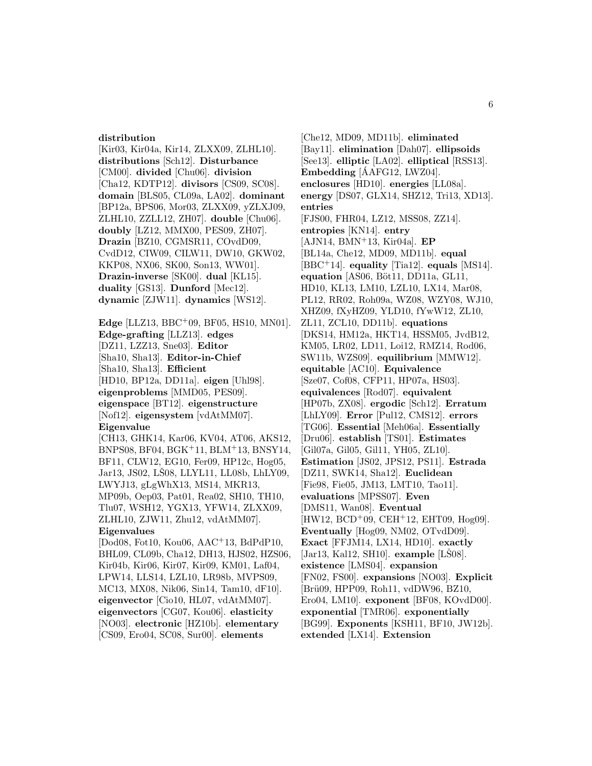**distribution** [Kir03, Kir04a, Kir14, ZLXX09, ZLHL10]. **distributions** [Sch12]. **Disturbance** [CM00]. **divided** [Chu06]. **division** [Cha12, KDTP12]. **divisors** [CS09, SC08]. **domain** [BLS05, CL09a, LA02]. **dominant** [BP12a, BPS06, Mor03, ZLXX09, yZLXJ09, ZLHL10, ZZLL12, ZH07]. **double** [Chu06]. **doubly** [LZ12, MMX00, PES09, ZH07]. **Drazin** [BZ10, CGMSR11, COvdD09, CvdD12, CIW09, CILW11, DW10, GKW02, KKP08, NX06, SK00, Son13, WW01]. **Drazin-inverse** [SK00]. **dual** [KL15]. **duality** [GS13]. **Dunford** [Mec12]. **dynamic** [ZJW11]. **dynamics** [WS12].

**Edge** [LLZ13, BBC+09, BF05, HS10, MN01]. **Edge-grafting** [LLZ13]. **edges** [DZ11, LZZ13, Sne03]. **Editor** [Sha10, Sha13]. **Editor-in-Chief** [Sha10, Sha13]. **Efficient** [HD10, BP12a, DD11a]. **eigen** [Uhl98]. **eigenproblems** [MMD05, PES09]. **eigenspace** [BT12]. **eigenstructure** [Nof12]. **eigensystem** [vdAtMM07]. **Eigenvalue** [CH13, GHK14, Kar06, KV04, AT06, AKS12, BNPS08, BF04, BGK+11, BLM+13, BNSY14, BF11, CLW12, EG10, Fer09, HP12c, Hog05, Jar13, JS02, LŠ08, LLYL11, LL08b, LhLY09, LWYJ13, gLgWhX13, MS14, MKR13, MP09b, Oep03, Pat01, Rea02, SH10, TH10, Tlu07, WSH12, YGX13, YFW14, ZLXX09, ZLHL10, ZJW11, Zhu12, vdAtMM07]. **Eigenvalues** [Dod08, Fot10, Kou06, AAC+13, BdPdP10, BHL09, CL09b, Cha12, DH13, HJS02, HZS06, Kir04b, Kir06, Kir07, Kir09, KM01, Laf04, LPW14, LLS14, LZL10, LR98b, MVPS09, MC13, MX08, Nik06, Sin14, Tam10, dF10]. **eigenvector** [Cio10, HL07, vdAtMM07]. **eigenvectors** [CG07, Kou06]. **elasticity** [NO03]. **electronic** [HZ10b]. **elementary** [CS09, Ero04, SC08, Sur00]. **elements** [Che12, MD09, MD11b]. **eliminated** [Bay11]. **elimination** [Dah07]. **ellipsoids** [See13]. **elliptic** [LA02]. **elliptical** [RSS13]. **Embedding** [ÁAFG12, LWZ04]. **enclosures** [HD10]. **energies** [LL08a]. **energy** [DS07, GLX14, SHZ12, Tri13, XD13]. **entries** [FJS00, FHR04, LZ12, MSS08, ZZ14]. **entropies** [KN14]. **entry** [AJN14, BMN+13, Kir04a]. **EP** [BL14a, Che12, MD09, MD11b]. **equal** [BBC+14]. **equality** [Tia12]. **equals** [MS14]. **equation** [AS06, Böt11, DD11a, GL11, HD10, KL13, LM10, LZL10, LX14, Mar08, PL12, RR02, Roh09a, WZ08, WZY08, WJ10, XHZ09, fXyHZ09, YLD10, fYwW12, ZL10, ZL11, ZCL10, DD11b]. **equations** [DKS14, HM12a, HKT14, HSSM05, JvdB12, KM05, LR02, LD11, Loi12, RMZ14, Rod06, SW11b, WZS09]. **equilibrium** [MMW12]. **equitable** [AC10]. **Equivalence** [Sze07, Cof08, CFP11, HP07a, HS03]. **equivalences** [Rod07]. **equivalent** [HP07b, ZX08]. **ergodic** [Sch12]. **Erratum** [LhLY09]. **Error** [Pul12, CMS12]. **errors** [TG06]. **Essential** [Meh06a]. **Essentially** [Dru06]. **establish** [TS01]. **Estimates** [Gil07a, Gil05, Gil11, YH05, ZL10]. **Estimation** [JS02, JPS12, PS11]. **Estrada** [DZ11, SWK14, Sha12]. **Euclidean** [Fie98, Fie05, JM13, LMT10, Tao11]. **evaluations** [MPSS07]. **Even** [DMS11, Wan08]. **Eventual** [HW12, BCD+09, CEH+12, EHT09, Hog09]. **Eventually** [Hog09, NM02, OTvdD09]. **Exact** [FFJM14, LX14, HD10]. **exactly** [Jar13, Kal12, SH10]. **example** [LŠ08]. **existence** [LMS04]. **expansion** [FN02, FS00]. **expansions** [NO03]. **Explicit** [Brü09, HPP09, Roh11, vdDW96, BZ10, Ero04, LM10]. **exponent** [BF08, KOvdD00]. **exponential** [TMR06]. **exponentially** [BG99]. **Exponents** [KSH11, BF10, JW12b]. **extended** [LX14]. **Extension**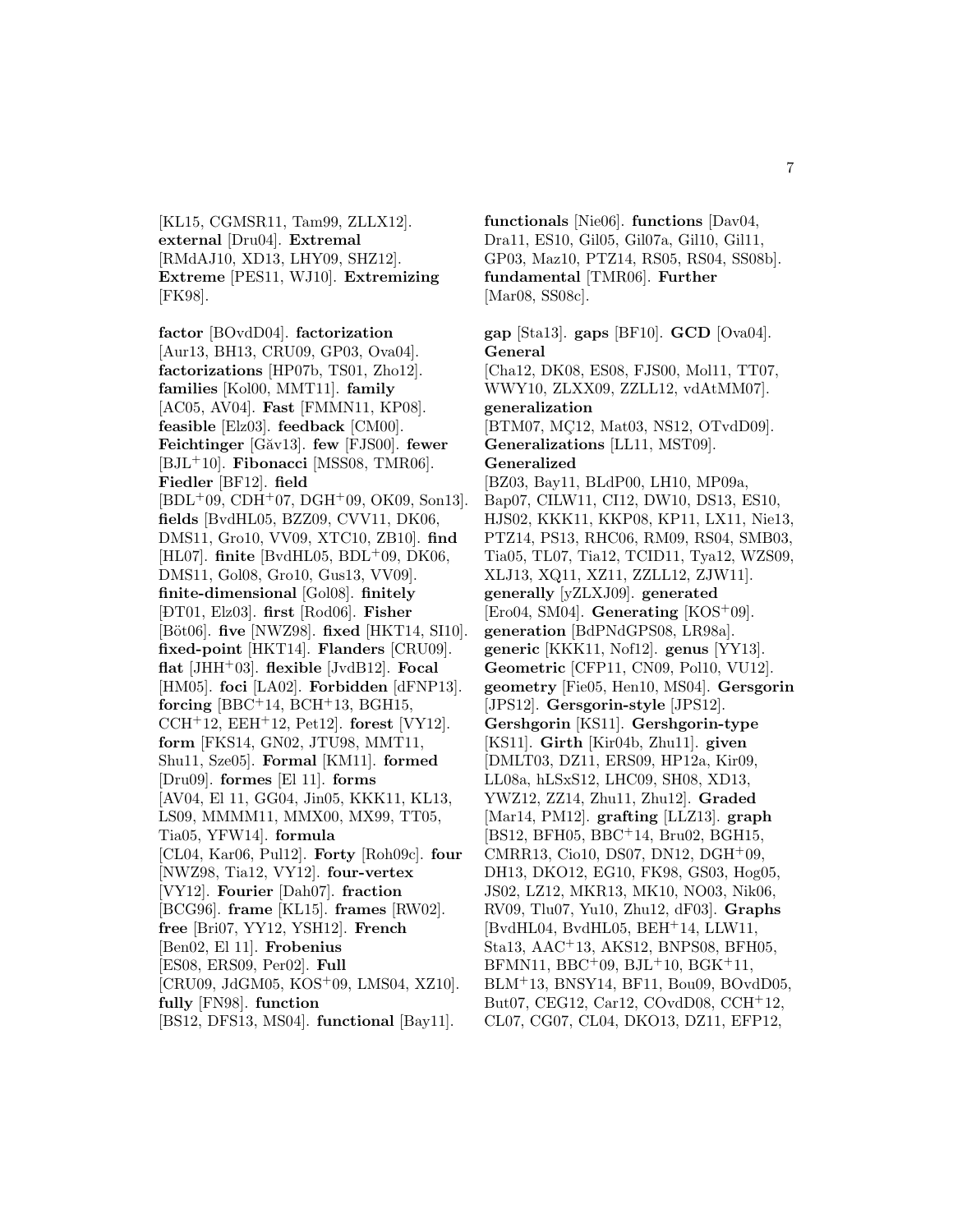[KL15, CGMSR11, Tam99, ZLLX12]. **external** [Dru04]. **Extremal** [RMdAJ10, XD13, LHY09, SHZ12]. **Extreme** [PES11, WJ10]. **Extremizing** [FK98].

**factor** [BOvdD04]. **factorization** [Aur13, BH13, CRU09, GP03, Ova04]. **factorizations** [HP07b, TS01, Zho12]. **families** [Kol00, MMT11]. **family** [AC05, AV04]. **Fast** [FMMN11, KP08]. **feasible** [Elz03]. **feedback** [CM00]. **Feichtinger** [Găv13]. **few** [FJS00]. **fewer** [BJL+10]. **Fibonacci** [MSS08, TMR06]. **Fiedler** [BF12]. **field** [BDL+09, CDH+07, DGH+09, OK09, Son13]. **fields** [BvdHL05, BZZ09, CVV11, DK06, DMS11, Gro10, VV09, XTC10, ZB10]. **find** [HL07]. **finite** [BvdHL05, BDL+09, DK06, DMS11, Gol08, Gro10, Gus13, VV09]. **finite-dimensional** [Gol08]. **finitely** [ĐT01, Elz03]. **first** [Rod06]. **Fisher** [Böt06]. **five** [NWZ98]. **fixed** [HKT14, SI10]. **fixed-point** [HKT14]. **Flanders** [CRU09]. **flat** [JHH+03]. **flexible** [JvdB12]. **Focal** [HM05]. **foci** [LA02]. **Forbidden** [dFNP13]. **forcing** [BBC+14, BCH+13, BGH15, CCH+12, EEH+12, Pet12]. **forest** [VY12]. **form** [FKS14, GN02, JTU98, MMT11, Shu11, Sze05]. **Formal** [KM11]. **formed** [Dru09]. **formes** [El 11]. **forms** [AV04, El 11, GG04, Jin05, KKK11, KL13, LS09, MMMM11, MMX00, MX99, TT05, Tia05, YFW14]. **formula** [CL04, Kar06, Pul12]. **Forty** [Roh09c]. **four** [NWZ98, Tia12, VY12]. **four-vertex** [VY12]. **Fourier** [Dah07]. **fraction** [BCG96]. **frame** [KL15]. **frames** [RW02]. **free** [Bri07, YY12, YSH12]. **French** [Ben02, El 11]. **Frobenius** [ES08, ERS09, Per02]. **Full** [CRU09, JdGM05, KOS+09, LMS04, XZ10]. **fully** [FN98]. **function** [BS12, DFS13, MS04]. **functional** [Bay11]. **functionals** [Nie06]. **functions** [Dav04, Dra11, ES10, Gil05, Gil07a, Gil10, Gil11, GP03, Maz10, PTZ14, RS05, RS04, SS08b]. **fundamental** [TMR06]. **Further** [Mar08, SS08c].

**gap** [Sta13]. **gaps** [BF10]. **GCD** [Ova04]. **General** [Cha12, DK08, ES08, FJS00, Mol11, TT07, WWY10, ZLXX09, ZZLL12, vdAtMM07]. **generalization** [BTM07, MÇ12, Mat03, NS12, OTvdD09]. **Generalizations** [LL11, MST09]. **Generalized** [BZ03, Bay11, BLdP00, LH10, MP09a, Bap07, CILW11, CI12, DW10, DS13, ES10, HJS02, KKK11, KKP08, KP11, LX11, Nie13, PTZ14, PS13, RHC06, RM09, RS04, SMB03, Tia05, TL07, Tia12, TCID11, Tya12, WZS09, XLJ13, XQ11, XZ11, ZZLL12, ZJW11]. **generally** [yZLXJ09]. **generated** [Ero04, SM04]. **Generating** [KOS+09]. **generation** [BdPNdGPS08, LR98a]. **generic** [KKK11, Nof12]. **genus** [YY13]. **Geometric** [CFP11, CN09, Pol10, VU12]. **geometry** [Fie05, Hen10, MS04]. **Gersgorin** [JPS12]. **Gersgorin-style** [JPS12]. **Gershgorin** [KS11]. **Gershgorin-type** [KS11]. **Girth** [Kir04b, Zhu11]. **given** [DMLT03, DZ11, ERS09, HP12a, Kir09, LL08a, hLSxS12, LHC09, SH08, XD13, YWZ12, ZZ14, Zhu11, Zhu12]. **Graded** [Mar14, PM12]. **grafting** [LLZ13]. **graph** [BS12, BFH05, BBC+14, Bru02, BGH15, CMRR13, Cio10, DS07, DN12, DGH+09, DH13, DKO12, EG10, FK98, GS03, Hog05, JS02, LZ12, MKR13, MK10, NO03, Nik06, RV09, Tlu07, Yu10, Zhu12, dF03]. **Graphs** [BvdHL04, BvdHL05, BEH+14, LLW11, Sta13, AAC+13, AKS12, BNPS08, BFH05, BFMN11, BBC+09, BJL+10, BGK+11, BLM+13, BNSY14, BF11, Bou09, BOvdD05, But07, CEG12, Car12, COvdD08, CCH+12, CL07, CG07, CL04, DKO13, DZ11, EFP12,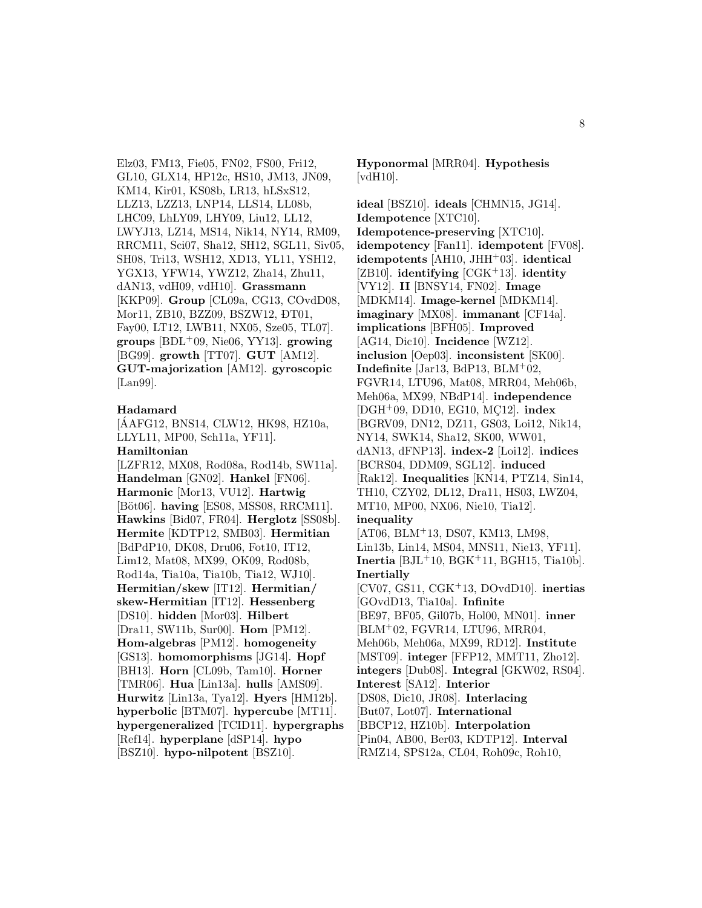Elz03, FM13, Fie05, FN02, FS00, Fri12, GL10, GLX14, HP12c, HS10, JM13, JN09, KM14, Kir01, KS08b, LR13, hLSxS12, LLZ13, LZZ13, LNP14, LLS14, LL08b, LHC09, LhLY09, LHY09, Liu12, LL12, LWYJ13, LZ14, MS14, Nik14, NY14, RM09, RRCM11, Sci07, Sha12, SH12, SGL11, Siv05, SH08, Tri13, WSH12, XD13, YL11, YSH12, YGX13, YFW14, YWZ12, Zha14, Zhu11, dAN13, vdH09, vdH10]. **Grassmann** [KKP09]. **Group** [CL09a, CG13, COvdD08, Mor11, ZB10, BZZ09, BSZW12, ĐT01, Fay00, LT12, LWB11, NX05, Sze05, TL07]. **groups** [BDL+09, Nie06, YY13]. **growing** [BG99]. **growth** [TT07]. **GUT** [AM12]. **GUT-majorization** [AM12]. **gyroscopic** [Lan99].

**Hadamard** [ÁAFG12, BNS14, CLW12, HK98, HZ10a, LLYL11, MP00, Sch11a, YF11]. **Hamiltonian** [LZFR12, MX08, Rod08a, Rod14b, SW11a]. **Handelman** [GN02]. **Hankel** [FN06]. **Harmonic** [Mor13, VU12]. **Hartwig** [Böt06]. **having** [ES08, MSS08, RRCM11]. **Hawkins** [Bid07, FR04]. **Herglotz** [SS08b]. **Hermite** [KDTP12, SMB03]. **Hermitian** [BdPdP10, DK08, Dru06, Fot10, IT12, Lim12, Mat08, MX99, OK09, Rod08b, Rod14a, Tia10a, Tia10b, Tia12, WJ10]. **Hermitian/skew** [IT12]. **Hermitian/ skew-Hermitian** [IT12]. **Hessenberg** [DS10]. **hidden** [Mor03]. **Hilbert** [Dra11, SW11b, Sur00]. **Hom** [PM12]. **Hom-algebras** [PM12]. **homogeneity** [GS13]. **homomorphisms** [JG14]. **Hopf** [BH13]. **Horn** [CL09b, Tam10]. **Horner** [TMR06]. **Hua** [Lin13a]. **hulls** [AMS09]. **Hurwitz** [Lin13a, Tya12]. **Hyers** [HM12b]. **hyperbolic** [BTM07]. **hypercube** [MT11]. **hypergeneralized** [TClD11]. **hypergraphs** [Ref14]. **hyperplane** [dSP14]. **hypo** [BSZ10]. **hypo-nilpotent** [BSZ10]. **Hyponormal** [MRR04]. **Hypothesis** [vdH10].

**ideal** [BSZ10]. **ideals** [CHMN15, JG14]. **Idempotence** [XTC10]. **Idempotence-preserving** [XTC10]. **idempotency** [Fan11]. **idempotent** [FV08]. **idempotents** [AH10, JHH+03]. **identical** [ZB10]. **identifying** [CGK+13]. **identity** [VY12]. **II** [BNSY14, FN02]. **Image** [MDKM14]. **Image-kernel** [MDKM14]. **imaginary** [MX08]. **immanant** [CF14a]. **implications** [BFH05]. **Improved** [AG14, Dic10]. **Incidence** [WZ12]. **inclusion** [Oep03]. **inconsistent** [SK00]. **Indefinite** [Jar13, BdP13, BLM+02, FGVR14, LTU96, Mat08, MRR04, Meh06b, Meh06a, MX99, NBdP14]. **independence** [DGH+09, DD10, EG10, MÇ12]. **index** [BGRV09, DN12, DZ11, GS03, Loi12, Nik14, NY14, SWK14, Sha12, SK00, WW01, dAN13, dFNP13]. **index-2** [Loi12]. **indices** [BCRS04, DDM09, SGL12]. **induced** [Rak12]. **Inequalities** [KN14, PTZ14, Sin14, TH10, CZY02, DL12, Dra11, HS03, LWZ04, MT10, MP00, NX06, Nie10, Tia12]. **inequality** [AT06, BLM+13, DS07, KM13, LM98, Lin13b, Lin14, MS04, MNS11, Nie13, YF11]. **Inertia** [BJL+10, BGK+11, BGH15, Tia10b]. **Inertially** [CV07, GS11, CGK+13, DOvdD10]. **inertias** [GOvdD13, Tia10a]. **Infinite** [BE97, BF05, Gil07b, Hol00, MN01]. **inner** [BLM+02, FGVR14, LTU96, MRR04, Meh06b, Meh06a, MX99, RD12]. **Institute** [MST09]. **integer** [FFP12, MMT11, Zho12]. **integers** [Dub08]. **Integral** [GKW02, RS04]. **Interest** [SA12]. **Interior** [DS08, Dic10, JR08]. **Interlacing** [But07, Lot07]. **International** [BBCP12, HZ10b]. **Interpolation** [Pin04, AB00, Ber03, KDTP12]. **Interval** [RMZ14, SPS12a, CL04, Roh09c, Roh10,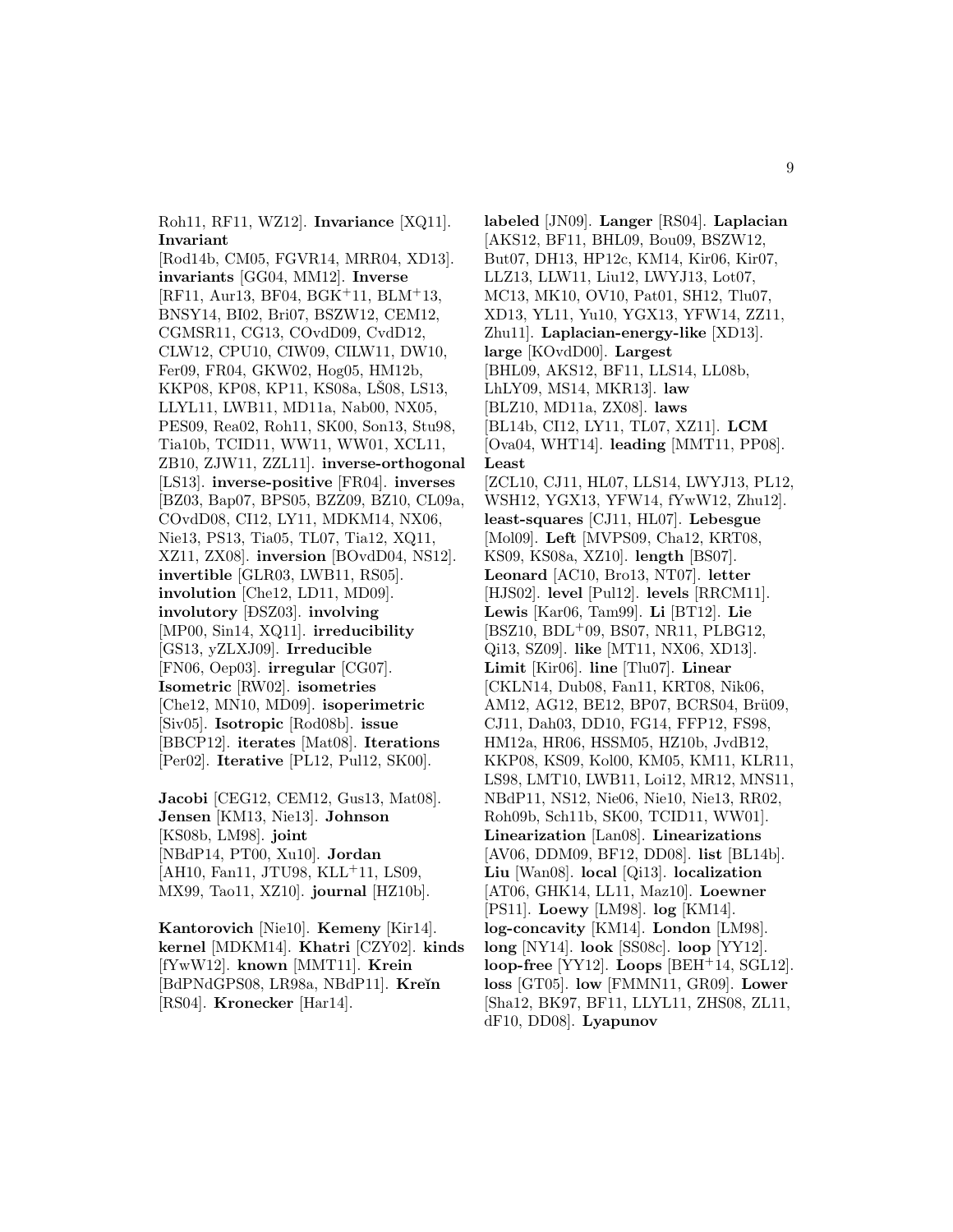Roh11, RF11, WZ12]. **Invariance** [XQ11]. **Invariant** [Rod14b, CM05, FGVR14, MRR04, XD13]. **invariants** [GG04, MM12]. **Inverse** [RF11, Aur13, BF04, BGK+11, BLM+13, BNSY14, BI02, Bri07, BSZW12, CEM12, CGMSR11, CG13, COvdD09, CvdD12, CLW12, CPU10, CIW09, CILW11, DW10, Fer09, FR04, GKW02, Hog05, HM12b, KKP08, KP08, KP11, KS08a, LŠ08, LS13, LLYL11, LWB11, MD11a, Nab00, NX05, PES09, Rea02, Roh11, SK00, Son13, Stu98, Tia10b, TCID11, WW11, WW01, XCL11, ZB10, ZJW11, ZZL11]. **inverse-orthogonal** [LS13]. **inverse-positive** [FR04]. **inverses** [BZ03, Bap07, BPS05, BZZ09, BZ10, CL09a, COvdD08, CI12, LY11, MDKM14, NX06, Nie13, PS13, Tia05, TL07, Tia12, XQ11, XZ11, ZX08]. **inversion** [BOvdD04, NS12]. **invertible** [GLR03, LWB11, RS05]. **involution** [Che12, LD11, MD09]. **involutory** [ĐSZ03]. **involving** [MP00, Sin14, XQ11]. **irreducibility** [GS13, yZLXJ09]. **Irreducible** [FN06, Oep03]. **irregular** [CG07]. **Isometric** [RW02]. **isometries** [Che12, MN10, MD09]. **isoperimetric** [Siv05]. **Isotropic** [Rod08b]. **issue** [BBCP12]. **iterates** [Mat08]. **Iterations** [Per02]. **Iterative** [PL12, Pul12, SK00].

**Jacobi** [CEG12, CEM12, Gus13, Mat08]. **Jensen** [KM13, Nie13]. **Johnson** [KS08b, LM98]. **joint** [NBdP14, PT00, Xu10]. **Jordan** [AH10, Fan11, JTU98, KLL+11, LS09, MX99, Tao11, XZ10]. **journal** [HZ10b].

**Kantorovich** [Nie10]. **Kemeny** [Kir14]. **kernel** [MDKM14]. **Khatri** [CZY02]. **kinds** [fYwW12]. **known** [MMT11]. **Krein** [BdPNdGPS08, LR98a, NBdP11]. **Kreĭn** [RS04]. **Kronecker** [Har14].

**labeled** [JN09]. **Langer** [RS04]. **Laplacian** [AKS12, BF11, BHL09, Bou09, BSZW12, But07, DH13, HP12c, KM14, Kir06, Kir07, LLZ13, LLW11, Liu12, LWYJ13, Lot07, MC13, MK10, OV10, Pat01, SH12, Tlu07, XD13, YL11, Yu10, YGX13, YFW14, ZZ11, Zhu11]. **Laplacian-energy-like** [XD13]. **large** [KOvdD00]. **Largest** [BHL09, AKS12, BF11, LLS14, LL08b, LhLY09, MS14, MKR13]. **law** [BLZ10, MD11a, ZX08]. **laws** [BL14b, CI12, LY11, TL07, XZ11]. **LCM** [Ova04, WHT14]. **leading** [MMT11, PP08]. **Least** [ZCL10, CJ11, HL07, LLS14, LWYJ13, PL12, WSH12, YGX13, YFW14, fYwW12, Zhu12]. **least-squares** [CJ11, HL07]. **Lebesgue** [Mol09]. **Left** [MVPS09, Cha12, KRT08, KS09, KS08a, XZ10]. **length** [BS07]. **Leonard** [AC10, Bro13, NT07]. **letter** [HJS02]. **level** [Pul12]. **levels** [RRCM11]. **Lewis** [Kar06, Tam99]. **Li** [BT12]. **Lie** [BSZ10, BDL+09, BS07, NR11, PLBG12, Qi13, SZ09]. **like** [MT11, NX06, XD13]. **Limit** [Kir06]. **line** [Tlu07]. **Linear** [CKLN14, Dub08, Fan11, KRT08, Nik06, AM12, AG12, BE12, BP07, BCRS04, Brü09, CJ11, Dah03, DD10, FG14, FFP12, FS98, HM12a, HR06, HSSM05, HZ10b, JvdB12, KKP08, KS09, Kol00, KM05, KM11, KLR11, LS98, LMT10, LWB11, Loi12, MR12, MNS11, NBdP11, NS12, Nie06, Nie10, Nie13, RR02, Roh09b, Sch11b, SK00, TCID11, WW01]. **Linearization** [Lan08]. **Linearizations** [AV06, DDM09, BF12, DD08]. **list** [BL14b]. **Liu** [Wan08]. **local** [Qi13]. **localization** [AT06, GHK14, LL11, Maz10]. **Loewner** [PS11]. **Loewy** [LM98]. **log** [KM14]. **log-concavity** [KM14]. **London** [LM98]. **long** [NY14]. **look** [SS08c]. **loop** [YY12]. **loop-free** [YY12]. **Loops** [BEH+14, SGL12]. **loss** [GT05]. **low** [FMMN11, GR09]. **Lower** [Sha12, BK97, BF11, LLYL11, ZHS08, ZL11, dF10, DD08]. **Lyapunov**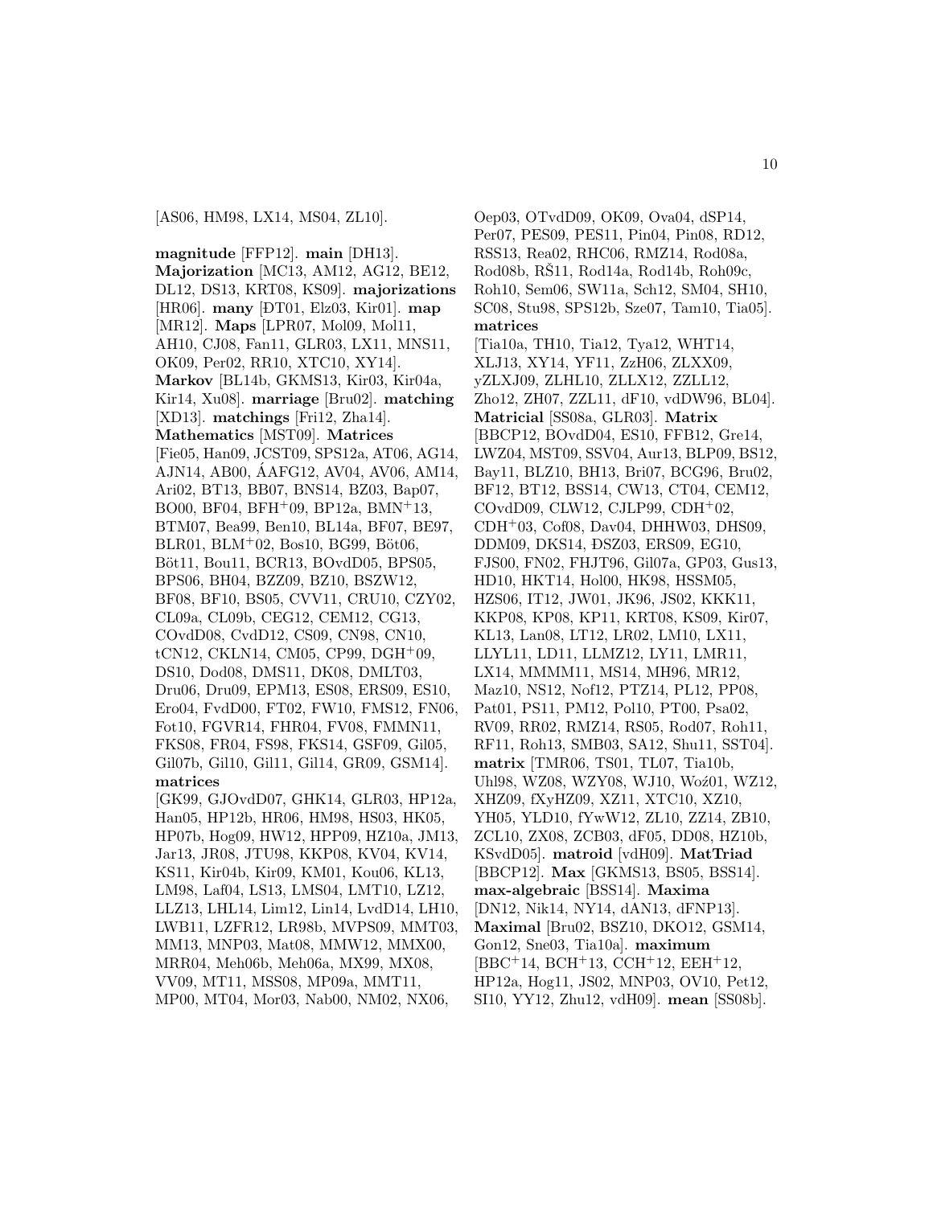[AS06, HM98, LX14, MS04, ZL10].

**magnitude** [FFP12]. **main** [DH13]. **Majorization** [MC13, AM12, AG12, BE12, DL12, DS13, KRT08, KS09]. **majorizations** [HR06]. **many** [ĐT01, Elz03, Kir01]. **map** [MR12]. **Maps** [LPR07, Mol09, Mol11, AH10, CJ08, Fan11, GLR03, LX11, MNS11, OK09, Per02, RR10, XTC10, XY14]. **Markov** [BL14b, GKMS13, Kir03, Kir04a, Kir14, Xu08]. **marriage** [Bru02]. **matching** [XD13]. **matchings** [Fri12, Zha14]. **Mathematics** [MST09]. **Matrices** [Fie05, Han09, JCST09, SPS12a, AT06, AG14, AJN14, AB00, ÁAFG12, AV04, AV06, AM14, Ari02, BT13, BB07, BNS14, BZ03, Bap07, BO00, BF04, BFH+09, BP12a, BMN+13, BTM07, Bea99, Ben10, BL14a, BF07, BE97, BLR01, BLM+02, Bos10, BG99, Böt06, Böt11, Bou11, BCR13, BOvdD05, BPS05, BPS06, BH04, BZZ09, BZ10, BSZW12, BF08, BF10, BS05, CVV11, CRU10, CZY02, CL09a, CL09b, CEG12, CEM12, CG13, COvdD08, CvdD12, CS09, CN98, CN10, tCN12, CKLN14, CM05, CP99, DGH+09, DS10, Dod08, DMS11, DK08, DMLT03, Dru06, Dru09, EPM13, ES08, ERS09, ES10, Ero04, FvdD00, FT02, FW10, FMS12, FN06, Fot10, FGVR14, FHR04, FV08, FMMN11, FKS08, FR04, FS98, FKS14, GSF09, Gil05, Gil07b, Gil10, Gil11, Gil14, GR09, GSM14]. **matrices** [GK99, GJOvdD07, GHK14, GLR03, HP12a, Han05, HP12b, HR06, HM98, HS03, HK05, HP07b, Hog09, HW12, HPP09, HZ10a, JM13, Jar13, JR08, JTU98, KKP08, KV04, KV14, KS11, Kir04b, Kir09, KM01, Kou06, KL13, LM98, Laf04, LS13, LMS04, LMT10, LZ12, LLZ13, LHL14, Lim12, Lin14, LvdD14, LH10, LWB11, LZFR12, LR98b, MVPS09, MMT03, MM13, MNP03, Mat08, MMW12, MMX00, MRR04, Meh06b, Meh06a, MX99, MX08, VV09, MT11, MSS08, MP09a, MMT11, MP00, MT04, Mor03, Nab00, NM02, NX06, Oep03, OTvdD09, OK09, Ova04, dSP14, Per07, PES09, PES11, Pin04, Pin08, RD12, RSS13, Rea02, RHC06, RMZ14, Rod08a, Rod08b, RŠ11, Rod14a, Rod14b, Roh09c, Roh10, Sem06, SW11a, Sch12, SM04, SH10, SC08, Stu98, SPS12b, Sze07, Tam10, Tia05]. **matrices** [Tia10a, TH10, Tia12, Tya12, WHT14, XLJ13, XY14, YF11, ZzH06, ZLXX09, yZLXJ09, ZLHL10, ZLLX12, ZZLL12, Zho12, ZH07, ZZL11, dF10, vdDW96, BL04]. **Matricial** [SS08a, GLR03]. **Matrix** [BBCP12, BOvdD04, ES10, FFB12, Gre14, LWZ04, MST09, SSV04, Aur13, BLP09, BS12, Bay11, BLZ10, BH13, Bri07, BCG96, Bru02, BF12, BT12, BSS14, CW13, CT04, CEM12, COvdD09, CLW12, CJLP99, CDH+02, CDH+03, Cof08, Dav04, DHHW03, DHS09, DDM09, DKS14, ĐSZ03, ERS09, EG10, FJS00, FN02, FHJT96, Gil07a, GP03, Gus13, HD10, HKT14, Hol00, HK98, HSSM05, HZS06, IT12, JW01, JK96, JS02, KKK11, KKP08, KP08, KP11, KRT08, KS09, Kir07, KL13, Lan08, LT12, LR02, LM10, LX11, LLYL11, LD11, LLMZ12, LY11, LMR11, LX14, MMMM11, MS14, MH96, MR12, Maz10, NS12, Nof12, PTZ14, PL12, PP08, Pat01, PS11, PM12, Pol10, PT00, Psa02, RV09, RR02, RMZ14, RS05, Rod07, Roh11, RF11, Roh13, SMB03, SA12, Shu11, SST04]. **matrix** [TMR06, TS01, TL07, Tia10b, Uhl98, WZ08, WZY08, WJ10, Woź01, WZ12, XHZ09, fXyHZ09, XZ11, XTC10, XZ10, YH05, YLD10, fYwW12, ZL10, ZZ14, ZB10, ZCL10, ZX08, ZCB03, dF05, DD08, HZ10b, KSvdD05]. **matroid** [vdH09]. **MatTriad** [BBCP12]. **Max** [GKMS13, BS05, BSS14]. **max-algebraic** [BSS14]. **Maxima** [DN12, Nik14, NY14, dAN13, dFNP13]. **Maximal** [Bru02, BSZ10, DKO12, GSM14, Gon12, Sne03, Tia10a]. **maximum** [BBC+14, BCH+13, CCH+12, EEH+12, HP12a, Hog11, JS02, MNP03, OV10, Pet12, SI10, YY12, Zhu12, vdH09]. **mean** [SS08b].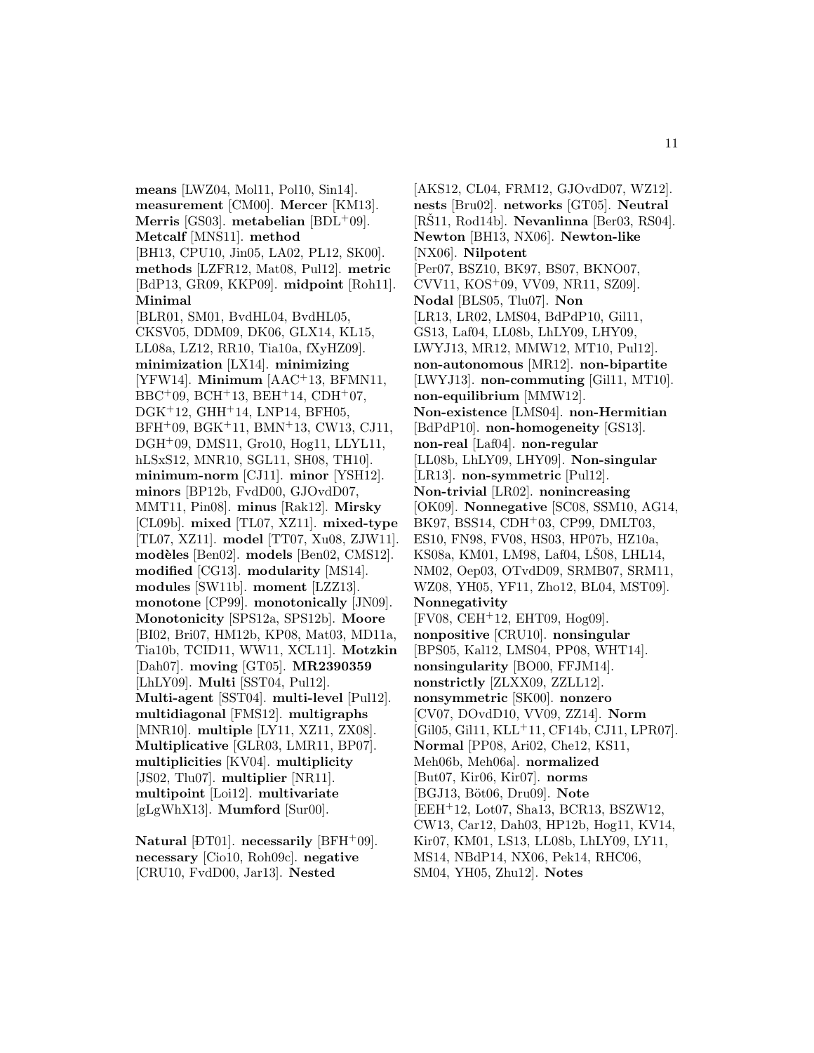**means** [LWZ04, Mol11, Pol10, Sin14]. **measurement** [CM00]. **Mercer** [KM13]. **Merris** [GS03]. **metabelian** [BDL[+]09]. **Metcalf** [MNS11]. **method** [BH13, CPU10, Jin05, LA02, PL12, SK00]. **methods** [LZFR12, Mat08, Pul12]. **metric** [BdP13, GR09, KKP09]. **midpoint** [Roh11]. **Minimal** [BLR01, SM01, BvdHL04, BvdHL05, CKSV05, DDM09, DK06, GLX14, KL15, LL08a, LZ12, RR10, Tia10a, fXyHZ09]. **minimization** [LX14]. **minimizing** [YFW14]. **Minimum** [AAC[+]13, BFMN11, BBC[+]09, BCH[+]13, BEH[+]14, CDH[+]07, DGK[+]12, GHH[+]14, LNP14, BFH05, BFH[+]09, BGK[+]11, BMN[+]13, CW13, CJ11, DGH[+]09, DMS11, Gro10, Hog11, LLYL11, hLSxS12, MNR10, SGL11, SH08, TH10]. **minimum-norm** [CJ11]. **minor** [YSH12]. **minors** [BP12b, FvdD00, GJOvdD07, MMT11, Pin08]. **minus** [Rak12]. **Mirsky** [CL09b]. **mixed** [TL07, XZ11]. **mixed-type** [TL07, XZ11]. **model** [TT07, Xu08, ZJW11]. **modèles** [Ben02]. **models** [Ben02, CMS12]. **modified** [CG13]. **modularity** [MS14]. **modules** [SW11b]. **moment** [LZZ13]. **monotone** [CP99]. **monotonically** [JN09]. **Monotonicity** [SPS12a, SPS12b]. **Moore** [BI02, Bri07, HM12b, KP08, Mat03, MD11a, Tia10b, TCID11, WW11, XCL11]. **Motzkin** [Dah07]. **moving** [GT05]. **MR2390359** [LhLY09]. **Multi** [SST04, Pul12]. **Multi-agent** [SST04]. **multi-level** [Pul12]. **multidiagonal** [FMS12]. **multigraphs** [MNR10]. **multiple** [LY11, XZ11, ZX08]. **Multiplicative** [GLR03, LMR11, BP07]. **multiplicities** [KV04]. **multiplicity** [JS02, Tlu07]. **multiplier** [NR11]. **multipoint** [Loi12]. **multivariate** [gLgWhX13]. **Mumford** [Sur00].

**Natural** [ĐT01]. **necessarily** [BFH[+]09]. **necessary** [Cio10, Roh09c]. **negative** [CRU10, FvdD00, Jar13]. **Nested** [AKS12, CL04, FRM12, GJOvdD07, WZ12]. **nests** [Bru02]. **networks** [GT05]. **Neutral** [RŠ11, Rod14b]. **Nevanlinna** [Ber03, RS04]. **Newton** [BH13, NX06]. **Newton-like** [NX06]. **Nilpotent** [Per07, BSZ10, BK97, BS07, BKNO07, CVV11, KOS[+]09, VV09, NR11, SZ09]. **Nodal** [BLS05, Tlu07]. **Non** [LR13, LR02, LMS04, BdPdP10, Gil11, GS13, Laf04, LL08b, LhLY09, LHY09, LWYJ13, MR12, MMW12, MT10, Pul12]. **non-autonomous** [MR12]. **non-bipartite** [LWYJ13]. **non-commuting** [Gil11, MT10]. **non-equilibrium** [MMW12]. **Non-existence** [LMS04]. **non-Hermitian** [BdPdP10]. **non-homogeneity** [GS13]. **non-real** [Laf04]. **non-regular** [LL08b, LhLY09, LHY09]. **Non-singular** [LR13]. **non-symmetric** [Pul12]. **Non-trivial** [LR02]. **nonincreasing** [OK09]. **Nonnegative** [SC08, SSM10, AG14, BK97, BSS14, CDH[+]03, CP99, DMLT03, ES10, FN98, FV08, HS03, HP07b, HZ10a, KS08a, KM01, LM98, Laf04, LŠ08, LHL14, NM02, Oep03, OTvdD09, SRMB07, SRM11, WZ08, YH05, YF11, Zho12, BL04, MST09]. **Nonnegativity** [FV08, CEH[+]12, EHT09, Hog09]. **nonpositive** [CRU10]. **nonsingular** [BPS05, Kal12, LMS04, PP08, WHT14]. **nonsingularity** [BO00, FFJM14]. **nonstrictly** [ZLXX09, ZZLL12]. **nonsymmetric** [SK00]. **nonzero** [CV07, DOvdD10, VV09, ZZ14]. **Norm** [Gil05, Gil11, KLL[+]11, CF14b, CJ11, LPR07]. **Normal** [PP08, Ari02, Che12, KS11, Meh06b, Meh06a]. **normalized** [But07, Kir06, Kir07]. **norms** [BGJ13, Böt06, Dru09]. **Note** [EEH[+]12, Lot07, Sha13, BCR13, BSZW12, CW13, Car12, Dah03, HP12b, Hog11, KV14, Kir07, KM01, LS13, LL08b, LhLY09, LY11, MS14, NBdP14, NX06, Pek14, RHC06, SM04, YH05, Zhu12]. **Notes**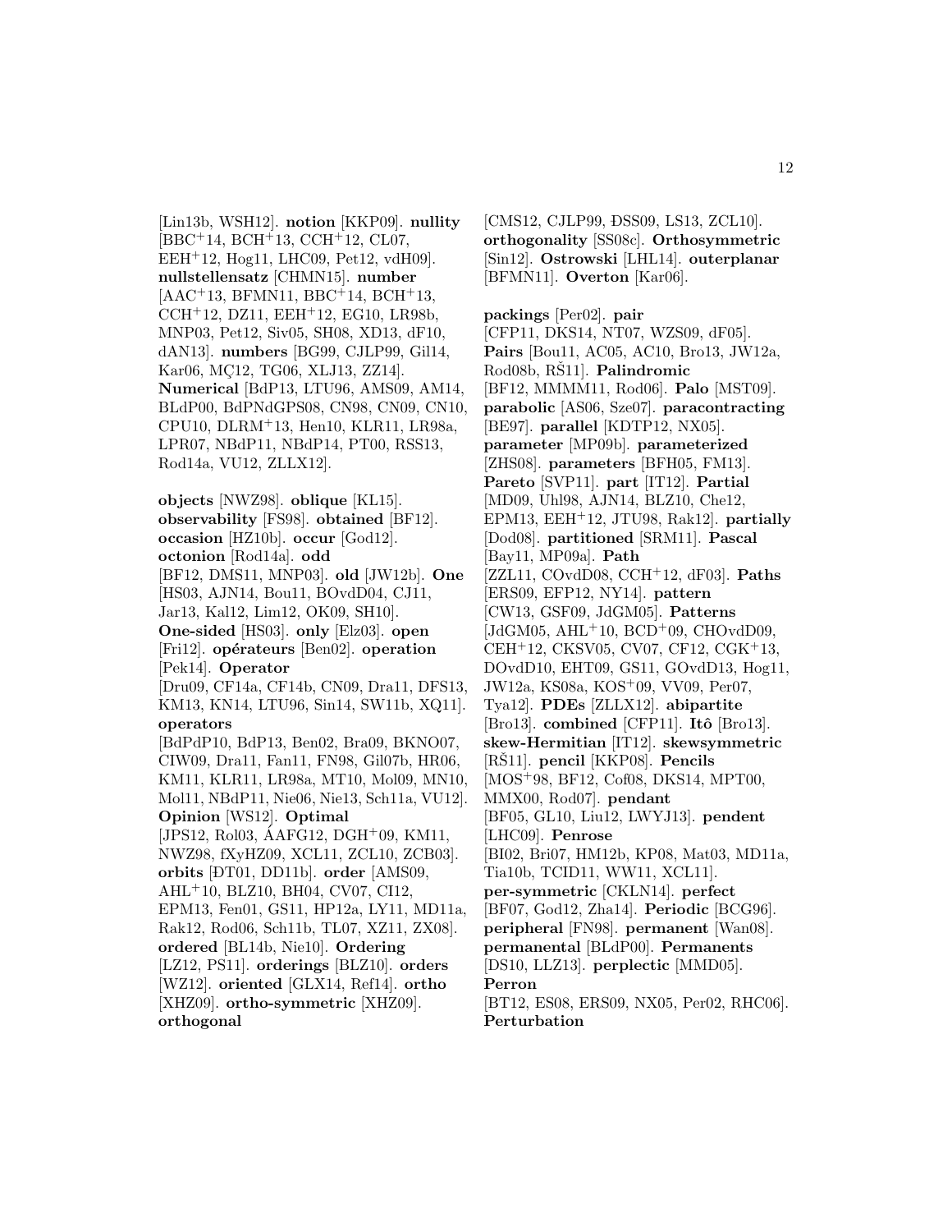[Lin13b, WSH12]. **notion** [KKP09]. **nullity** [BBC+14, BCH+13, CCH+12, CL07, EEH+12, Hog11, LHC09, Pet12, vdH09]. **nullstellensatz** [CHMN15]. **number** [AAC+13, BFMN11, BBC+14, BCH+13, CCH+12, DZ11, EEH+12, EG10, LR98b, MNP03, Pet12, Siv05, SH08, XD13, dF10, dAN13]. **numbers** [BG99, CJLP99, Gil14, Kar06, MÇ12, TG06, XLJ13, ZZ14]. **Numerical** [BdP13, LTU96, AMS09, AM14, BLdP00, BdPNdGPS08, CN98, CN09, CN10, CPU10, DLRM+13, Hen10, KLR11, LR98a, LPR07, NBdP11, NBdP14, PT00, RSS13, Rod14a, VU12, ZLLX12].

**objects** [NWZ98]. **oblique** [KL15]. **observability** [FS98]. **obtained** [BF12]. **occasion** [HZ10b]. **occur** [God12]. **octonion** [Rod14a]. **odd** [BF12, DMS11, MNP03]. **old** [JW12b]. **One** [HS03, AJN14, Bou11, BOvdD04, CJ11, Jar13, Kal12, Lim12, OK09, SH10]. **One-sided** [HS03]. **only** [Elz03]. **open** [Fri12]. **opérateurs** [Ben02]. **operation** [Pek14]. **Operator** [Dru09, CF14a, CF14b, CN09, Dra11, DFS13, KM13, KN14, LTU96, Sin14, SW11b, XQ11]. **operators** [BdPdP10, BdP13, Ben02, Bra09, BKNO07, CIW09, Dra11, Fan11, FN98, Gil07b, HR06, KM11, KLR11, LR98a, MT10, Mol09, MN10, Mol11, NBdP11, Nie06, Nie13, Sch11a, VU12]. **Opinion** [WS12]. **Optimal** [JPS12, Rol03, ÁAFG12, DGH+09, KM11, NWZ98, fXyHZ09, XCL11, ZCL10, ZCB03]. **orbits** [ĐT01, DD11b]. **order** [AMS09, AHL+10, BLZ10, BH04, CV07, CI12, EPM13, Fen01, GS11, HP12a, LY11, MD11a, Rak12, Rod06, Sch11b, TL07, XZ11, ZX08]. **ordered** [BL14b, Nie10]. **Ordering** [LZ12, PS11]. **orderings** [BLZ10]. **orders** [WZ12]. **oriented** [GLX14, Ref14]. **ortho** [XHZ09]. **ortho-symmetric** [XHZ09]. **orthogonal** [CMS12, CJLP99, ĐSS09, LS13, ZCL10]. **orthogonality** [SS08c]. **Orthosymmetric** [Sin12]. **Ostrowski** [LHL14]. **outerplanar** [BFMN11]. **Overton** [Kar06].

**packings** [Per02]. **pair** [CFP11, DKS14, NT07, WZS09, dF05]. **Pairs** [Bou11, AC05, AC10, Bro13, JW12a, Rod08b, RŠ11]. **Palindromic** [BF12, MMMM11, Rod06]. **Palo** [MST09]. **parabolic** [AS06, Sze07]. **paracontracting** [BE97]. **parallel** [KDTP12, NX05]. **parameter** [MP09b]. **parameterized** [ZHS08]. **parameters** [BFH05, FM13]. **Pareto** [SVP11]. **part** [IT12]. **Partial** [MD09, Uhl98, AJN14, BLZ10, Che12, EPM13, EEH+12, JTU98, Rak12]. **partially** [Dod08]. **partitioned** [SRM11]. **Pascal** [Bay11, MP09a]. **Path** [ZZL11, COvdD08, CCH+12, dF03]. **Paths** [ERS09, EFP12, NY14]. **pattern** [CW13, GSF09, JdGM05]. **Patterns** [JdGM05, AHL+10, BCD+09, CHOvdD09, CEH+12, CKSV05, CV07, CF12, CGK+13, DOvdD10, EHT09, GS11, GOvdD13, Hog11, JW12a, KS08a, KOS+09, VV09, Per07, Tya12]. **PDEs** [ZLLX12]. **abipartite** [Bro13]. **combined** [CFP11]. **Itô** [Bro13]. **skew-Hermitian** [IT12]. **skewsymmetric** [RŠ11]. **pencil** [KKP08]. **Pencils** [MOS+98, BF12, Cof08, DKS14, MPT00, MMX00, Rod07]. **pendant** [BF05, GL10, Liu12, LWYJ13]. **pendent** [LHC09]. **Penrose** [BI02, Bri07, HM12b, KP08, Mat03, MD11a, Tia10b, TCID11, WW11, XCL11]. **per-symmetric** [CKLN14]. **perfect** [BF07, God12, Zha14]. **Periodic** [BCG96]. **peripheral** [FN98]. **permanent** [Wan08]. **permanental** [BLdP00]. **Permanents** [DS10, LLZ13]. **perplectic** [MMD05]. **Perron** [BT12, ES08, ERS09, NX05, Per02, RHC06]. **Perturbation**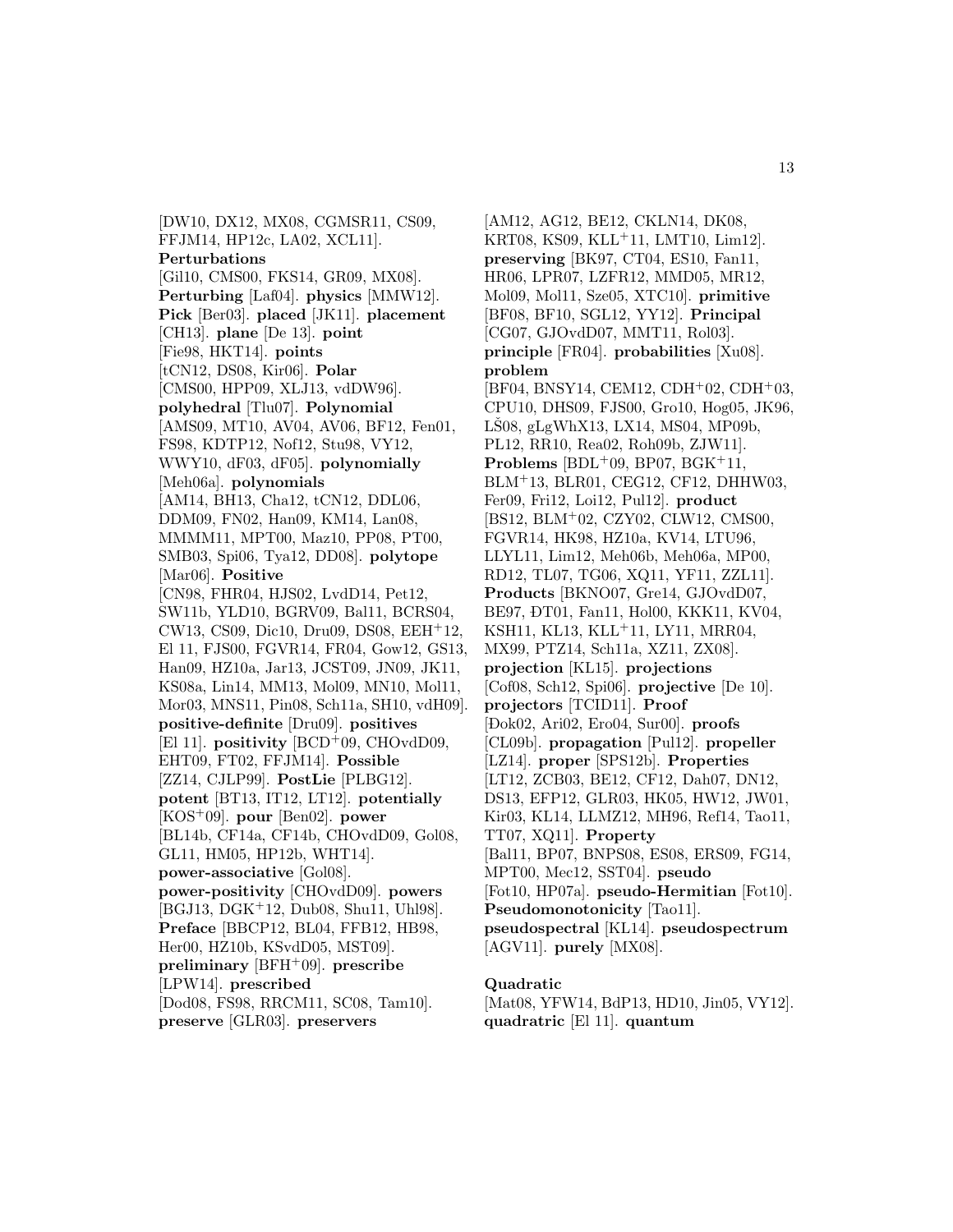[DW10, DX12, MX08, CGMSR11, CS09, FFJM14, HP12c, LA02, XCL11]. **Perturbations** [Gil10, CMS00, FKS14, GR09, MX08]. **Perturbing** [Laf04]. **physics** [MMW12]. **Pick** [Ber03]. **placed** [JK11]. **placement** [CH13]. **plane** [De 13]. **point** [Fie98, HKT14]. **points** [tCN12, DS08, Kir06]. **Polar** [CMS00, HPP09, XLJ13, vdDW96]. **polyhedral** [Tlu07]. **Polynomial** [AMS09, MT10, AV04, AV06, BF12, Fen01, FS98, KDTP12, Nof12, Stu98, VY12, WWY10, dF03, dF05]. **polynomially** [Meh06a]. **polynomials** [AM14, BH13, Cha12, tCN12, DDL06, DDM09, FN02, Han09, KM14, Lan08, MMMM11, MPT00, Maz10, PP08, PT00, SMB03, Spi06, Tya12, DD08]. **polytope** [Mar06]. **Positive** [CN98, FHR04, HJS02, LvdD14, Pet12, SW11b, YLD10, BGRV09, Bal11, BCRS04, CW13, CS09, Dic10, Dru09, DS08, EEH+12, El 11, FJS00, FGVR14, FR04, Gow12, GS13, Han09, HZ10a, Jar13, JCST09, JN09, JK11, KS08a, Lin14, MM13, Mol09, MN10, Mol11, Mor03, MNS11, Pin08, Sch11a, SH10, vdH09]. **positive-definite** [Dru09]. **positives** [El 11]. **positivity** [BCD+09, CHOvdD09, EHT09, FT02, FFJM14]. **Possible** [ZZ14, CJLP99]. **PostLie** [PLBG12]. **potent** [BT13, IT12, LT12]. **potentially** [KOS+09]. **pour** [Ben02]. **power** [BL14b, CF14a, CF14b, CHOvdD09, Gol08, GL11, HM05, HP12b, WHT14]. **power-associative** [Gol08]. **power-positivity** [CHOvdD09]. **powers** [BGJ13, DGK+12, Dub08, Shu11, Uhl98]. **Preface** [BBCP12, BL04, FFB12, HB98, Her00, HZ10b, KSvdD05, MST09]. **preliminary** [BFH+09]. **prescribe** [LPW14]. **prescribed** [Dod08, FS98, RRCM11, SC08, Tam10]. **preserve** [GLR03]. **preservers** [AM12, AG12, BE12, CKLN14, DK08, KRT08, KS09, KLL+11, LMT10, Lim12]. **preserving** [BK97, CT04, ES10, Fan11, HR06, LPR07, LZFR12, MMD05, MR12, Mol09, Mol11, Sze05, XTC10]. **primitive** [BF08, BF10, SGL12, YY12]. **Principal** [CG07, GJOvdD07, MMT11, Rol03]. **principle** [FR04]. **probabilities** [Xu08]. **problem** [BF04, BNSY14, CEM12, CDH+02, CDH+03, CPU10, DHS09, FJS00, Gro10, Hog05, JK96, LŠ08, gLgWhX13, LX14, MS04, MP09b, PL12, RR10, Rea02, Roh09b, ZJW11]. **Problems** [BDL+09, BP07, BGK+11, BLM+13, BLR01, CEG12, CF12, DHHW03, Fer09, Fri12, Loi12, Pul12]. **product** [BS12, BLM+02, CZY02, CLW12, CMS00, FGVR14, HK98, HZ10a, KV14, LTU96, LLYL11, Lim12, Meh06b, Meh06a, MP00, RD12, TL07, TG06, XQ11, YF11, ZZL11]. **Products** [BKNO07, Gre14, GJOvdD07, BE97, ĐT01, Fan11, Hol00, KKK11, KV04, KSH11, KL13, KLL+11, LY11, MRR04, MX99, PTZ14, Sch11a, XZ11, ZX08]. **projection** [KL15]. **projections** [Cof08, Sch12, Spi06]. **projective** [De 10]. **projectors** [TCID11]. **Proof** [Đok02, Ari02, Ero04, Sur00]. **proofs** [CL09b]. **propagation** [Pul12]. **propeller** [LZ14]. **proper** [SPS12b]. **Properties** [LT12, ZCB03, BE12, CF12, Dah07, DN12, DS13, EFP12, GLR03, HK05, HW12, JW01, Kir03, KL14, LLMZ12, MH96, Ref14, Tao11, TT07, XQ11]. **Property** [Bal11, BP07, BNPS08, ES08, ERS09, FG14, MPT00, Mec12, SST04]. **pseudo** [Fot10, HP07a]. **pseudo-Hermitian** [Fot10]. **Pseudomonotonicity** [Tao11]. **pseudospectral** [KL14]. **pseudospectrum** [AGV11]. **purely** [MX08].

**Quadratic** [Mat08, YFW14, BdP13, HD10, Jin05, VY12]. **quadratric** [El 11]. **quantum**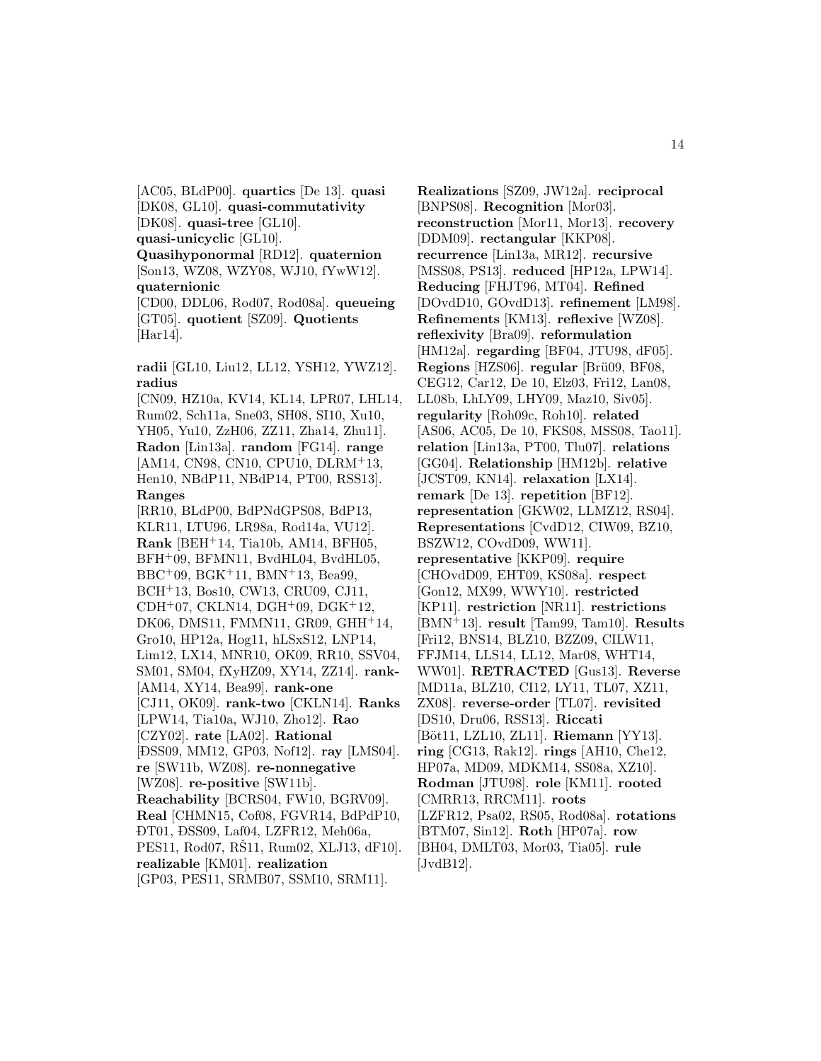[AC05, BLdP00]. **quartics** [De 13]. **quasi** [DK08, GL10]. **quasi-commutativity** [DK08]. **quasi-tree** [GL10]. **quasi-unicyclic** [GL10]. **Quasihyponormal** [RD12]. **quaternion** [Son13, WZ08, WZY08, WJ10, fYwW12]. **quaternionic** [CD00, DDL06, Rod07, Rod08a]. **queueing** [GT05]. **quotient** [SZ09]. **Quotients** [Har14].

**radii** [GL10, Liu12, LL12, YSH12, YWZ12]. **radius** [CN09, HZ10a, KV14, KL14, LPR07, LHL14, Rum02, Sch11a, Sne03, SH08, SI10, Xu10, YH05, Yu10, ZzH06, ZZ11, Zha14, Zhu11]. **Radon** [Lin13a]. **random** [FG14]. **range** [AM14, CN98, CN10, CPU10, DLRM+13, Hen10, NBdP11, NBdP14, PT00, RSS13]. **Ranges** [RR10, BLdP00, BdPNdGPS08, BdP13, KLR11, LTU96, LR98a, Rod14a, VU12]. **Rank** [BEH+14, Tia10b, AM14, BFH05, BFH+09, BFMN11, BvdHL04, BvdHL05, BBC+09, BGK+11, BMN+13, Bea99, BCH+13, Bos10, CW13, CRU09, CJ11, CDH+07, CKLN14, DGH+09, DGK+12, DK06, DMS11, FMMN11, GR09, GHH+14, Gro10, HP12a, Hog11, hLSxS12, LNP14, Lim12, LX14, MNR10, OK09, RR10, SSV04, SM01, SM04, fXyHZ09, XY14, ZZ14]. **rank-** [AM14, XY14, Bea99]. **rank-one** [CJ11, OK09]. **rank-two** [CKLN14]. **Ranks** [LPW14, Tia10a, WJ10, Zho12]. **Rao** [CZY02]. **rate** [LA02]. **Rational** [ĐSS09, MM12, GP03, Nof12]. **ray** [LMS04]. **re** [SW11b, WZ08]. **re-nonnegative** [WZ08]. **re-positive** [SW11b]. **Reachability** [BCRS04, FW10, BGRV09]. **Real** [CHMN15, Cof08, FGVR14, BdPdP10, ĐT01, ĐSS09, Laf04, LZFR12, Meh06a, PES11, Rod07, RŠ11, Rum02, XLJ13, dF10]. **realizable** [KM01]. **realization** [GP03, PES11, SRMB07, SSM10, SRM11]. **Realizations** [SZ09, JW12a]. **reciprocal** [BNPS08]. **Recognition** [Mor03]. **reconstruction** [Mor11, Mor13]. **recovery** [DDM09]. **rectangular** [KKP08]. **recurrence** [Lin13a, MR12]. **recursive** [MSS08, PS13]. **reduced** [HP12a, LPW14]. **Reducing** [FHJT96, MT04]. **Refined** [DOvdD10, GOvdD13]. **refinement** [LM98]. **Refinements** [KM13]. **reflexive** [WZ08]. **reflexivity** [Bra09]. **reformulation** [HM12a]. **regarding** [BF04, JTU98, dF05]. **Regions** [HZS06]. **regular** [Brü09, BF08, CEG12, Car12, De 10, Elz03, Fri12, Lan08, LL08b, LhLY09, LHY09, Maz10, Siv05]. **regularity** [Roh09c, Roh10]. **related** [AS06, AC05, De 10, FKS08, MSS08, Tao11]. **relation** [Lin13a, PT00, Tlu07]. **relations** [GG04]. **Relationship** [HM12b]. **relative** [JCST09, KN14]. **relaxation** [LX14]. **remark** [De 13]. **repetition** [BF12]. **representation** [GKW02, LLMZ12, RS04]. **Representations** [CvdD12, CIW09, BZ10, BSZW12, COvdD09, WW11]. **representative** [KKP09]. **require** [CHOvdD09, EHT09, KS08a]. **respect** [Gon12, MX99, WWY10]. **restricted** [KP11]. **restriction** [NR11]. **restrictions** [BMN+13]. **result** [Tam99, Tam10]. **Results** [Fri12, BNS14, BLZ10, BZZ09, CILW11, FFJM14, LLS14, LL12, Mar08, WHT14, WW01]. **RETRACTED** [Gus13]. **Reverse** [MD11a, BLZ10, CI12, LY11, TL07, XZ11, ZX08]. **reverse-order** [TL07]. **revisited** [DS10, Dru06, RSS13]. **Riccati** [Böt11, LZL10, ZL11]. **Riemann** [YY13]. **ring** [CG13, Rak12]. **rings** [AH10, Che12, HP07a, MD09, MDKM14, SS08a, XZ10]. **Rodman** [JTU98]. **role** [KM11]. **rooted** [CMRR13, RRCM11]. **roots** [LZFR12, Psa02, RS05, Rod08a]. **rotations** [BTM07, Sin12]. **Roth** [HP07a]. **row** [BH04, DMLT03, Mor03, Tia05]. **rule** [JvdB12].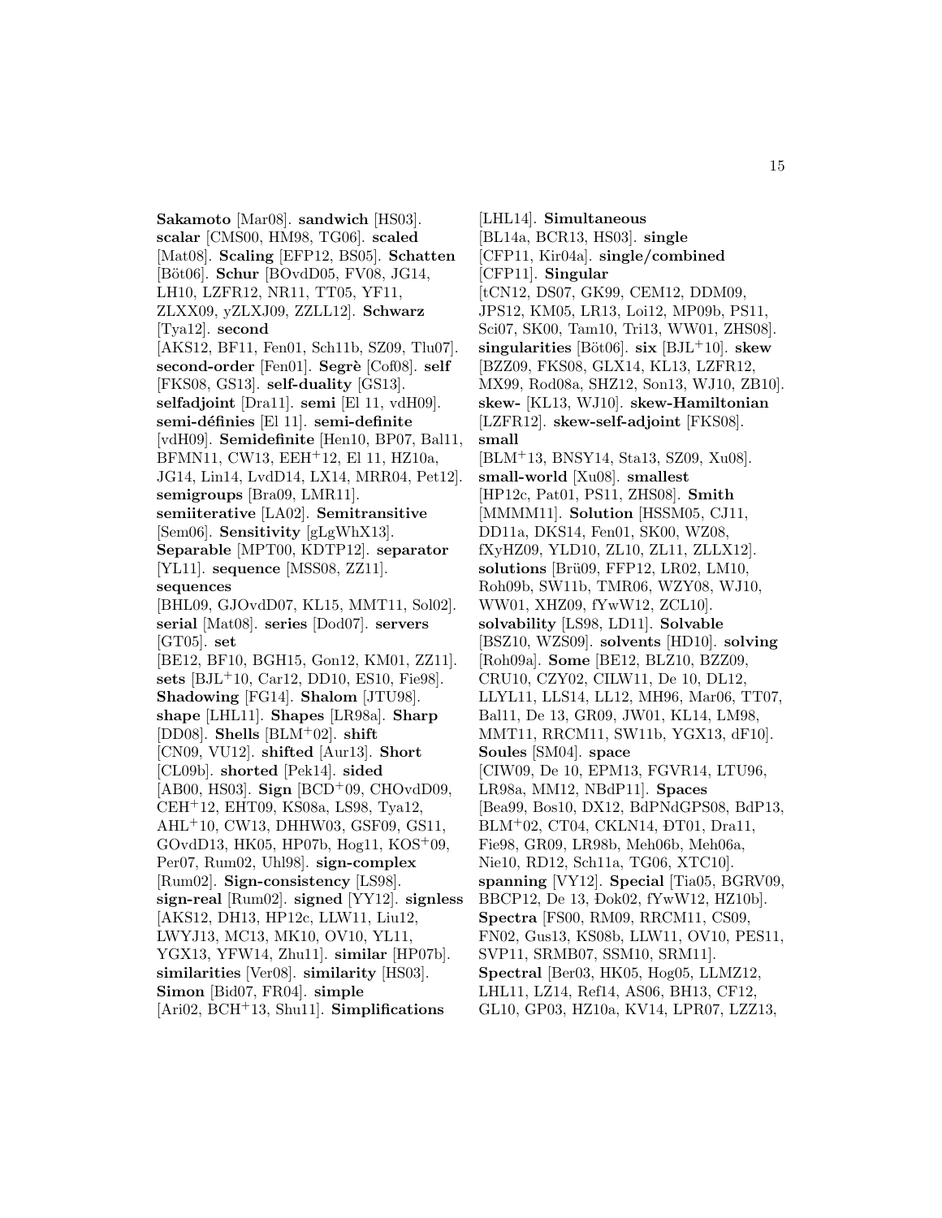**Sakamoto** [Mar08]. **sandwich** [HS03]. **scalar** [CMS00, HM98, TG06]. **scaled** [Mat08]. **Scaling** [EFP12, BS05]. **Schatten** [Böt06]. **Schur** [BOvdD05, FV08, JG14, LH10, LZFR12, NR11, TT05, YF11, ZLXX09, yZLXJ09, ZZLL12]. **Schwarz** [Tya12]. **second** [AKS12, BF11, Fen01, Sch11b, SZ09, Tlu07]. **second-order** [Fen01]. **Segrè** [Cof08]. **self** [FKS08, GS13]. **self-duality** [GS13]. **selfadjoint** [Dra11]. **semi** [El 11, vdH09]. **semi-définies** [El 11]. **semi-definite** [vdH09]. **Semidefinite** [Hen10, BP07, Bal11, BFMN11, CW13, EEH[+]12, El 11, HZ10a, JG14, Lin14, LvdD14, LX14, MRR04, Pet12]. **semigroups** [Bra09, LMR11]. **semiiterative** [LA02]. **Semitransitive** [Sem06]. **Sensitivity** [gLgWhX13]. **Separable** [MPT00, KDTP12]. **separator** [YL11]. **sequence** [MSS08, ZZ11]. **sequences** [BHL09, GJOvdD07, KL15, MMT11, Sol02]. **serial** [Mat08]. **series** [Dod07]. **servers** [GT05]. **set** [BE12, BF10, BGH15, Gon12, KM01, ZZ11]. **sets** [BJL[+]10, Car12, DD10, ES10, Fie98]. **Shadowing** [FG14]. **Shalom** [JTU98]. **shape** [LHL11]. **Shapes** [LR98a]. **Sharp** [DD08]. **Shells** [BLM[+]02]. **shift** [CN09, VU12]. **shifted** [Aur13]. **Short** [CL09b]. **shorted** [Pek14]. **sided** [AB00, HS03]. **Sign** [BCD[+]09, CHOvdD09, CEH[+]12, EHT09, KS08a, LS98, Tya12, AHL[+]10, CW13, DHHW03, GSF09, GS11, GOvdD13, HK05, HP07b, Hog11, KOS[+]09, Per07, Rum02, Uhl98]. **sign-complex** [Rum02]. **Sign-consistency** [LS98]. **sign-real** [Rum02]. **signed** [YY12]. **signless** [AKS12, DH13, HP12c, LLW11, Liu12, LWYJ13, MC13, MK10, OV10, YL11, YGX13, YFW14, Zhu11]. **similar** [HP07b]. **similarities** [Ver08]. **similarity** [HS03]. **Simon** [Bid07, FR04]. **simple** [Ari02, BCH[+]13, Shu11]. **Simplifications** [LHL14]. **Simultaneous** [BL14a, BCR13, HS03]. **single** [CFP11, Kir04a]. **single/combined** [CFP11]. **Singular** [tCN12, DS07, GK99, CEM12, DDM09, JPS12, KM05, LR13, Loi12, MP09b, PS11, Sci07, SK00, Tam10, Tri13, WW01, ZHS08]. **singularities** [Böt06]. **six** [BJL[+]10]. **skew** [BZZ09, FKS08, GLX14, KL13, LZFR12, MX99, Rod08a, SHZ12, Son13, WJ10, ZB10]. **skew-** [KL13, WJ10]. **skew-Hamiltonian** [LZFR12]. **skew-self-adjoint** [FKS08]. **small** [BLM[+]13, BNSY14, Sta13, SZ09, Xu08]. **small-world** [Xu08]. **smallest** [HP12c, Pat01, PS11, ZHS08]. **Smith** [MMMM11]. **Solution** [HSSM05, CJ11, DD11a, DKS14, Fen01, SK00, WZ08, fXyHZ09, YLD10, ZL10, ZL11, ZLLX12]. **solutions** [Brü09, FFP12, LR02, LM10, Roh09b, SW11b, TMR06, WZY08, WJ10, WW01, XHZ09, fYwW12, ZCL10]. **solvability** [LS98, LD11]. **Solvable** [BSZ10, WZS09]. **solvents** [HD10]. **solving** [Roh09a]. **Some** [BE12, BLZ10, BZZ09, CRU10, CZY02, CILW11, De 10, DL12, LLYL11, LLS14, LL12, MH96, Mar06, TT07, Bal11, De 13, GR09, JW01, KL14, LM98, MMT11, RRCM11, SW11b, YGX13, dF10]. **Soules** [SM04]. **space** [CIW09, De 10, EPM13, FGVR14, LTU96, LR98a, MM12, NBdP11]. **Spaces** [Bea99, Bos10, DX12, BdPNdGPS08, BdP13, BLM[+]02, CT04, CKLN14, ĐT01, Dra11, Fie98, GR09, LR98b, Meh06b, Meh06a, Nie10, RD12, Sch11a, TG06, XTC10]. **spanning** [VY12]. **Special** [Tia05, BGRV09, BBCP12, De 13, Đok02, fYwW12, HZ10b]. **Spectra** [FS00, RM09, RRCM11, CS09, FN02, Gus13, KS08b, LLW11, OV10, PES11, SVP11, SRMB07, SSM10, SRM11]. **Spectral** [Ber03, HK05, Hog05, LLMZ12, LHL11, LZ14, Ref14, AS06, BH13, CF12, GL10, GP03, HZ10a, KV14, LPR07, LZZ13,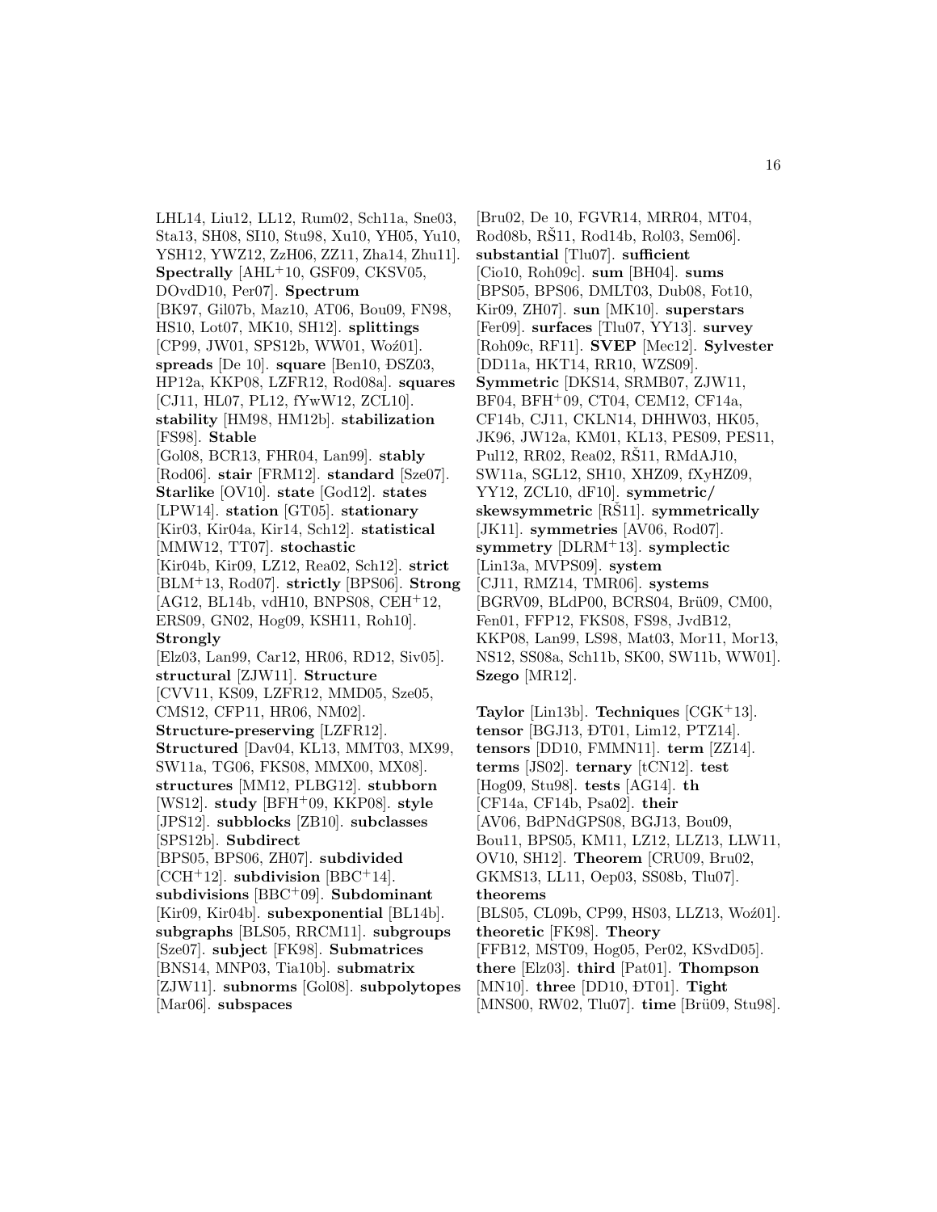LHL14, Liu12, LL12, Rum02, Sch11a, Sne03, Sta13, SH08, SI10, Stu98, Xu10, YH05, Yu10, YSH12, YWZ12, ZzH06, ZZ11, Zha14, Zhu11]. **Spectrally** [AHL+10, GSF09, CKSV05, DOvdD10, Per07]. **Spectrum** [BK97, Gil07b, Maz10, AT06, Bou09, FN98, HS10, Lot07, MK10, SH12]. **splittings** [CP99, JW01, SPS12b, WW01, Woź01]. **spreads** [De 10]. **square** [Ben10, ĐSZ03, HP12a, KKP08, LZFR12, Rod08a]. **squares** [CJ11, HL07, PL12, fYwW12, ZCL10]. **stability** [HM98, HM12b]. **stabilization** [FS98]. **Stable** [Gol08, BCR13, FHR04, Lan99]. **stably** [Rod06]. **stair** [FRM12]. **standard** [Sze07]. **Starlike** [OV10]. **state** [God12]. **states** [LPW14]. **station** [GT05]. **stationary** [Kir03, Kir04a, Kir14, Sch12]. **statistical** [MMW12, TT07]. **stochastic** [Kir04b, Kir09, LZ12, Rea02, Sch12]. **strict** [BLM+13, Rod07]. **strictly** [BPS06]. **Strong** [AG12, BL14b, vdH10, BNPS08, CEH+12, ERS09, GN02, Hog09, KSH11, Roh10]. **Strongly** [Elz03, Lan99, Car12, HR06, RD12, Siv05]. **structural** [ZJW11]. **Structure** [CVV11, KS09, LZFR12, MMD05, Sze05, CMS12, CFP11, HR06, NM02]. **Structure-preserving** [LZFR12]. **Structured** [Dav04, KL13, MMT03, MX99, SW11a, TG06, FKS08, MMX00, MX08]. **structures** [MM12, PLBG12]. **stubborn** [WS12]. **study** [BFH+09, KKP08]. **style** [JPS12]. **subblocks** [ZB10]. **subclasses** [SPS12b]. **Subdirect** [BPS05, BPS06, ZH07]. **subdivided** [CCH+12]. **subdivision** [BBC+14]. **subdivisions** [BBC+09]. **Subdominant** [Kir09, Kir04b]. **subexponential** [BL14b]. **subgraphs** [BLS05, RRCM11]. **subgroups** [Sze07]. **subject** [FK98]. **Submatrices** [BNS14, MNP03, Tia10b]. **submatrix** [ZJW11]. **subnorms** [Gol08]. **subpolytopes** [Mar06]. **subspaces** [Bru02, De 10, FGVR14, MRR04, MT04, Rod08b, RŠ11, Rod14b, Rol03, Sem06]. **substantial** [Tlu07]. **sufficient** [Cio10, Roh09c]. **sum** [BH04]. **sums** [BPS05, BPS06, DMLT03, Dub08, Fot10, Kir09, ZH07]. **sun** [MK10]. **superstars** [Fer09]. **surfaces** [Tlu07, YY13]. **survey** [Roh09c, RF11]. **SVEP** [Mec12]. **Sylvester** [DD11a, HKT14, RR10, WZS09]. **Symmetric** [DKS14, SRMB07, ZJW11, BF04, BFH+09, CT04, CEM12, CF14a, CF14b, CJ11, CKLN14, DHHW03, HK05, JK96, JW12a, KM01, KL13, PES09, PES11, Pul12, RR02, Rea02, RŠ11, RMdAJ10, SW11a, SGL12, SH10, XHZ09, fXyHZ09, YY12, ZCL10, dF10]. **symmetric/ skewsymmetric** [RŠ11]. **symmetrically** [JK11]. **symmetries** [AV06, Rod07]. **symmetry** [DLRM+13]. **symplectic** [Lin13a, MVPS09]. **system** [CJ11, RMZ14, TMR06]. **systems** [BGRV09, BLdP00, BCRS04, Brü09, CM00, Fen01, FFP12, FKS08, FS98, JvdB12, KKP08, Lan99, LS98, Mat03, Mor11, Mor13, NS12, SS08a, Sch11b, SK00, SW11b, WW01]. **Szego** [MR12].

**Taylor** [Lin13b]. **Techniques** [CGK+13]. **tensor** [BGJ13, ĐT01, Lim12, PTZ14]. **tensors** [DD10, FMMN11]. **term** [ZZ14]. **terms** [JS02]. **ternary** [tCN12]. **test** [Hog09, Stu98]. **tests** [AG14]. **th** [CF14a, CF14b, Psa02]. **their** [AV06, BdPNdGPS08, BGJ13, Bou09, Bou11, BPS05, KM11, LZ12, LLZ13, LLW11, OV10, SH12]. **Theorem** [CRU09, Bru02, GKMS13, LL11, Oep03, SS08b, Tlu07]. **theorems** [BLS05, CL09b, CP99, HS03, LLZ13, Woź01]. **theoretic** [FK98]. **Theory** [FFB12, MST09, Hog05, Per02, KSvdD05]. **there** [Elz03]. **third** [Pat01]. **Thompson** [MN10]. **three** [DD10, ĐT01]. **Tight** [MNS00, RW02, Tlu07]. **time** [Brü09, Stu98].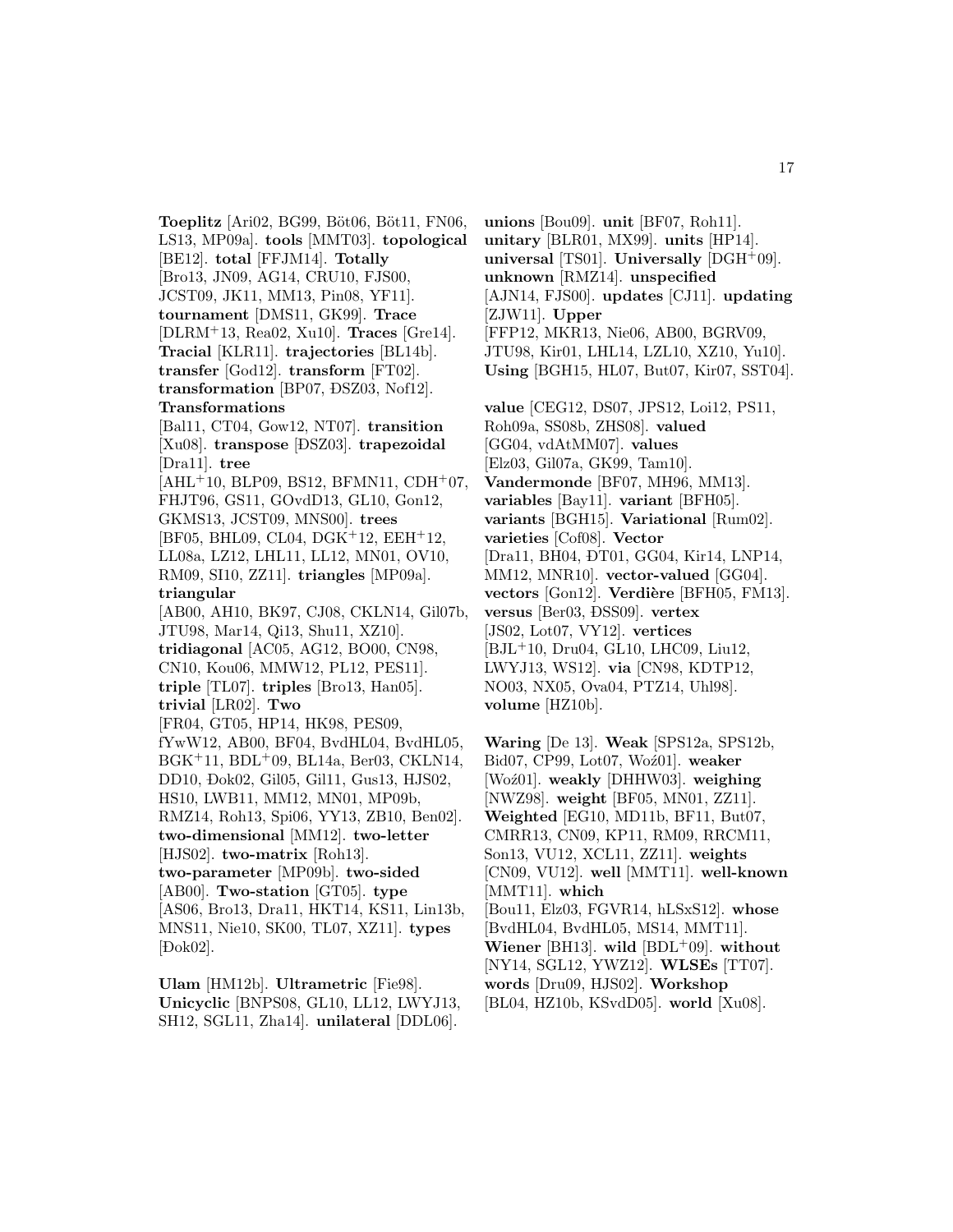**Toeplitz** [Ari02, BG99, Böt06, Böt11, FN06, LS13, MP09a]. **tools** [MMT03]. **topological** [BE12]. **total** [FFJM14]. **Totally** [Bro13, JN09, AG14, CRU10, FJS00, JCST09, JK11, MM13, Pin08, YF11]. **tournament** [DMS11, GK99]. **Trace** [DLRM+13, Rea02, Xu10]. **Traces** [Gre14]. **Tracial** [KLR11]. **trajectories** [BL14b]. **transfer** [God12]. **transform** [FT02]. **transformation** [BP07, ĐSZ03, Nof12]. **Transformations** [Bal11, CT04, Gow12, NT07]. **transition** [Xu08]. **transpose** [ĐSZ03]. **trapezoidal** [Dra11]. **tree** [AHL+10, BLP09, BS12, BFMN11, CDH+07, FHJT96, GS11, GOvdD13, GL10, Gon12, GKMS13, JCST09, MNS00]. **trees** [BF05, BHL09, CL04, DGK+12, EEH+12, LL08a, LZ12, LHL11, LL12, MN01, OV10, RM09, SI10, ZZ11]. **triangles** [MP09a]. **triangular** [AB00, AH10, BK97, CJ08, CKLN14, Gil07b, JTU98, Mar14, Qi13, Shu11, XZ10]. **tridiagonal** [AC05, AG12, BO00, CN98, CN10, Kou06, MMW12, PL12, PES11]. **triple** [TL07]. **triples** [Bro13, Han05]. **trivial** [LR02]. **Two** [FR04, GT05, HP14, HK98, PES09, fYwW12, AB00, BF04, BvdHL04, BvdHL05, BGK+11, BDL+09, BL14a, Ber03, CKLN14, DD10, Đok02, Gil05, Gil11, Gus13, HJS02, HS10, LWB11, MM12, MN01, MP09b, RMZ14, Roh13, Spi06, YY13, ZB10, Ben02]. **two-dimensional** [MM12]. **two-letter** [HJS02]. **two-matrix** [Roh13]. **two-parameter** [MP09b]. **two-sided** [AB00]. **Two-station** [GT05]. **type** [AS06, Bro13, Dra11, HKT14, KS11, Lin13b, MNS11, Nie10, SK00, TL07, XZ11]. **types** [Đok02].

**Ulam** [HM12b]. **Ultrametric** [Fie98]. **Unicyclic** [BNPS08, GL10, LL12, LWYJ13, SH12, SGL11, Zha14]. **unilateral** [DDL06]. **unions** [Bou09]. **unit** [BF07, Roh11]. **unitary** [BLR01, MX99]. **units** [HP14]. **universal** [TS01]. **Universally** [DGH+09]. **unknown** [RMZ14]. **unspecified** [AJN14, FJS00]. **updates** [CJ11]. **updating** [ZJW11]. **Upper** [FFP12, MKR13, Nie06, AB00, BGRV09, JTU98, Kir01, LHL14, LZL10, XZ10, Yu10]. **Using** [BGH15, HL07, But07, Kir07, SST04].

**value** [CEG12, DS07, JPS12, Loi12, PS11, Roh09a, SS08b, ZHS08]. **valued** [GG04, vdAtMM07]. **values** [Elz03, Gil07a, GK99, Tam10]. **Vandermonde** [BF07, MH96, MM13]. **variables** [Bay11]. **variant** [BFH05]. **variants** [BGH15]. **Variational** [Rum02]. **varieties** [Cof08]. **Vector** [Dra11, BH04, ĐT01, GG04, Kir14, LNP14, MM12, MNR10]. **vector-valued** [GG04]. **vectors** [Gon12]. **Verdière** [BFH05, FM13]. **versus** [Ber03, ĐSS09]. **vertex** [JS02, Lot07, VY12]. **vertices** [BJL+10, Dru04, GL10, LHC09, Liu12, LWYJ13, WS12]. **via** [CN98, KDTP12, NO03, NX05, Ova04, PTZ14, Uhl98]. **volume** [HZ10b].

**Waring** [De 13]. **Weak** [SPS12a, SPS12b, Bid07, CP99, Lot07, Woź01]. **weaker** [Woź01]. **weakly** [DHHW03]. **weighing** [NWZ98]. **weight** [BF05, MN01, ZZ11]. **Weighted** [EG10, MD11b, BF11, But07, CMRR13, CN09, KP11, RM09, RRCM11, Son13, VU12, XCL11, ZZ11]. **weights** [CN09, VU12]. **well** [MMT11]. **well-known** [MMT11]. **which** [Bou11, Elz03, FGVR14, hLSxS12]. **whose** [BvdHL04, BvdHL05, MS14, MMT11]. **Wiener** [BH13]. **wild** [BDL+09]. **without** [NY14, SGL12, YWZ12]. **WLSEs** [TT07]. **words** [Dru09, HJS02]. **Workshop** [BL04, HZ10b, KSvdD05]. **world** [Xu08].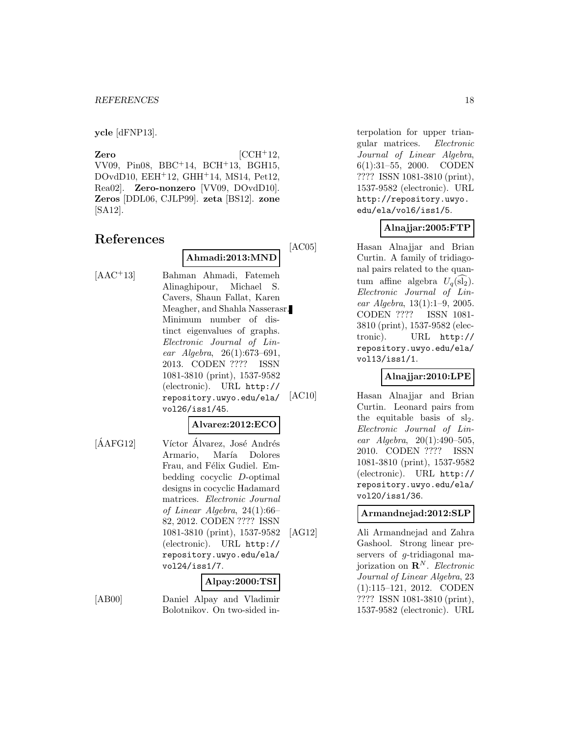**ycle** [dFNP13].

**Zero** [CCH+12, VV09, Pin08, BBC+14, BCH+13, BGH15, DOvdD10, EEH+12, GHH+14, MS14, Pet12, Rea02]. **Zero-nonzero** [VV09, DOvdD10]. **Zeros** [DDL06, CJLP99]. **zeta** [BS12]. **zone** [SA12].

# References

**Ahmadi:2013:MND**

[AAC+13] Bahman Ahmadi, Fatemeh Alinaghipour, Michael S. Cavers, Shaun Fallat, Karen Meagher, and Shahla Nasserasr. Minimum number of distinct eigenvalues of graphs. *Electronic Journal of Linear Algebra*, 26(1):673–691, 2013. CODEN ???? ISSN 1081-3810 (print), 1537-9582 (electronic). URL http://repository.uwyo.edu/ela/vol26/iss1/45.

**Alvarez:2012:ECO**

[ÁAFG12] Víctor Álvarez, José Andrés Armario, María Dolores Frau, and Félix Gudiel. Embedding cocyclic $D$-optimal designs in cocyclic Hadamard matrices. *Electronic Journal of Linear Algebra*, 24(1):66–82, 2012. CODEN ???? ISSN 1081-3810 (print), 1537-9582 (electronic). URL http://repository.uwyo.edu/ela/vol24/iss1/7.

**Alpay:2000:TSI**

[AB00] Daniel Alpay and Vladimir Bolotnikov. On two-sided interpolation for upper triangular matrices. *Electronic Journal of Linear Algebra*, 6(1):31–55, 2000. CODEN ???? ISSN 1081-3810 (print), 1537-9582 (electronic). URL http://repository.uwyo.edu/ela/vol6/iss1/5.

**Alnajjar:2005:FTP**

[AC05] Hasan Alnajjar and Brian Curtin. A family of tridiagonal pairs related to the quantum affine algebra $U_q(\widehat{\mathrm{sl}_2})$. *Electronic Journal of Linear Algebra*, 13(1):1–9, 2005. CODEN ???? ISSN 1081-3810 (print), 1537-9582 (electronic). URL http://repository.uwyo.edu/ela/vol13/iss1/1.

**Alnajjar:2010:LPE**

[AC10] Hasan Alnajjar and Brian Curtin. Leonard pairs from the equitable basis of $\mathrm{sl}_2$. *Electronic Journal of Linear Algebra*, 20(1):490–505, 2010. CODEN ???? ISSN 1081-3810 (print), 1537-9582 (electronic). URL http://repository.uwyo.edu/ela/vol20/iss1/36.

**Armandnejad:2012:SLP**

[AG12] Ali Armandnejad and Zahra Gashool. Strong linear preservers of $g$-tridiagonal majorization on $\mathbf{R}^N$. *Electronic Journal of Linear Algebra*, 23 (1):115–121, 2012. CODEN ???? ISSN 1081-3810 (print), 1537-9582 (electronic). URL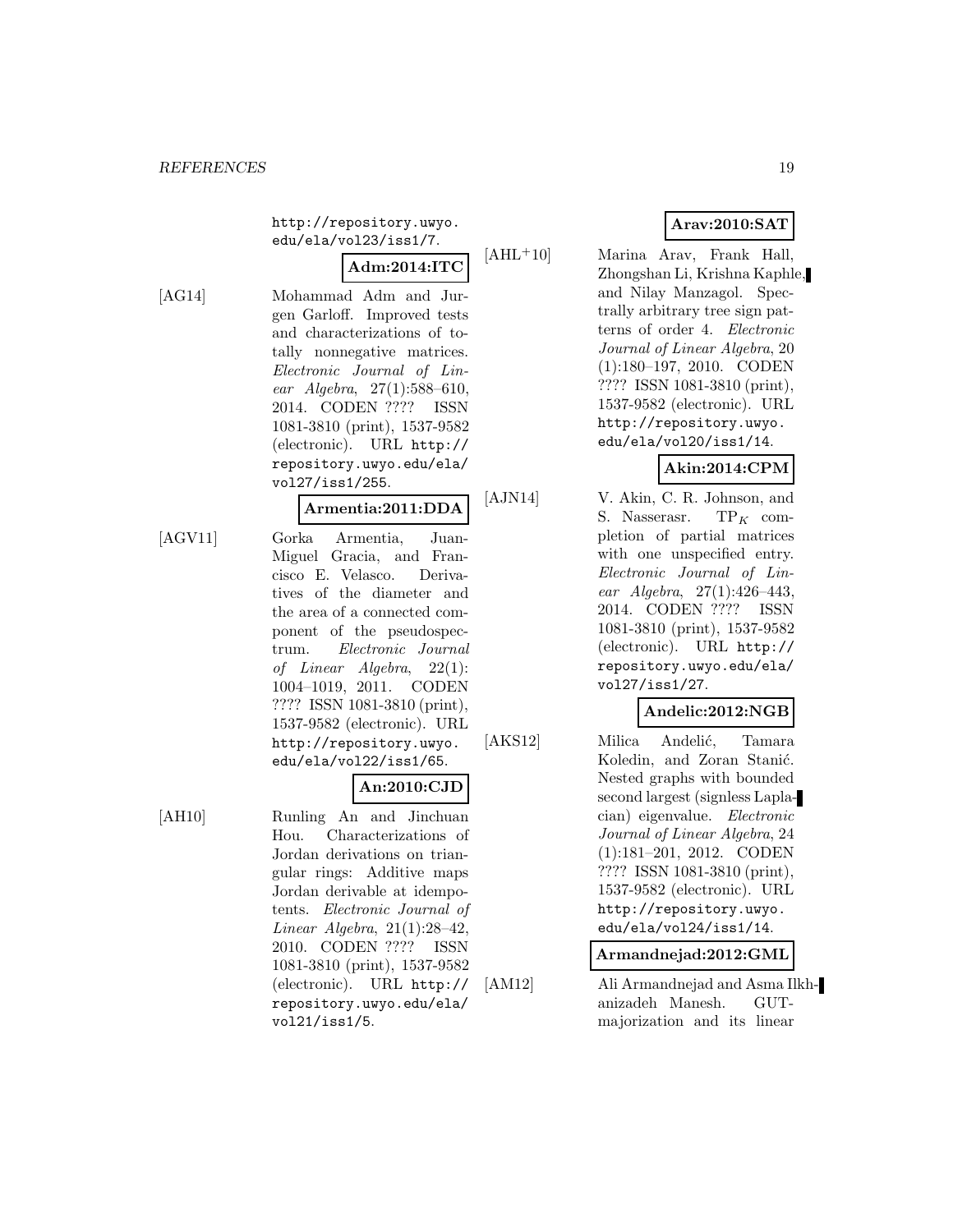http://repository.uwyo.edu/ela/vol23/iss1/7.

**Adm:2014:ITC**

[AG14] Mohammad Adm and Jurgen Garloff. Improved tests and characterizations of totally nonnegative matrices. *Electronic Journal of Linear Algebra*, 27(1):588–610, 2014. CODEN ???? ISSN 1081-3810 (print), 1537-9582 (electronic). URL http://repository.uwyo.edu/ela/vol27/iss1/255.

**Armentia:2011:DDA**

[AGV11] Gorka Armentia, Juan-Miguel Gracia, and Francisco E. Velasco. Derivatives of the diameter and the area of a connected component of the pseudospectrum. *Electronic Journal of Linear Algebra*, 22(1):1004–1019, 2011. CODEN ???? ISSN 1081-3810 (print), 1537-9582 (electronic). URL http://repository.uwyo.edu/ela/vol22/iss1/65.

**An:2010:CJD**

[AH10] Runling An and Jinchuan Hou. Characterizations of Jordan derivations on triangular rings: Additive maps Jordan derivable at idempotents. *Electronic Journal of Linear Algebra*, 21(1):28–42, 2010. CODEN ???? ISSN 1081-3810 (print), 1537-9582 (electronic). URL http://repository.uwyo.edu/ela/vol21/iss1/5.

**Arav:2010:SAT**

[AHL+10] Marina Arav, Frank Hall, Zhongshan Li, Krishna Kaphle, and Nilay Manzagol. Spectrally arbitrary tree sign patterns of order 4. *Electronic Journal of Linear Algebra*, 20(1):180–197, 2010. CODEN ???? ISSN 1081-3810 (print), 1537-9582 (electronic). URL http://repository.uwyo.edu/ela/vol20/iss1/14.

**Akin:2014:CPM**

[AJN14] V. Akin, C. R. Johnson, and S. Nasserasr. $\mathrm{TP}_K$ completion of partial matrices with one unspecified entry. *Electronic Journal of Linear Algebra*, 27(1):426–443, 2014. CODEN ???? ISSN 1081-3810 (print), 1537-9582 (electronic). URL http://repository.uwyo.edu/ela/vol27/iss1/27.

**Andelic:2012:NGB**

[AKS12] Milica Andelić, Tamara Koledin, and Zoran Stanić. Nested graphs with bounded second largest (signless Laplacian) eigenvalue. *Electronic Journal of Linear Algebra*, 24(1):181–201, 2012. CODEN ???? ISSN 1081-3810 (print), 1537-9582 (electronic). URL http://repository.uwyo.edu/ela/vol24/iss1/14.

**Armandnejad:2012:GML**

[AM12] Ali Armandnejad and Asma Ilkhanizadeh Manesh. GUT-majorization and its linear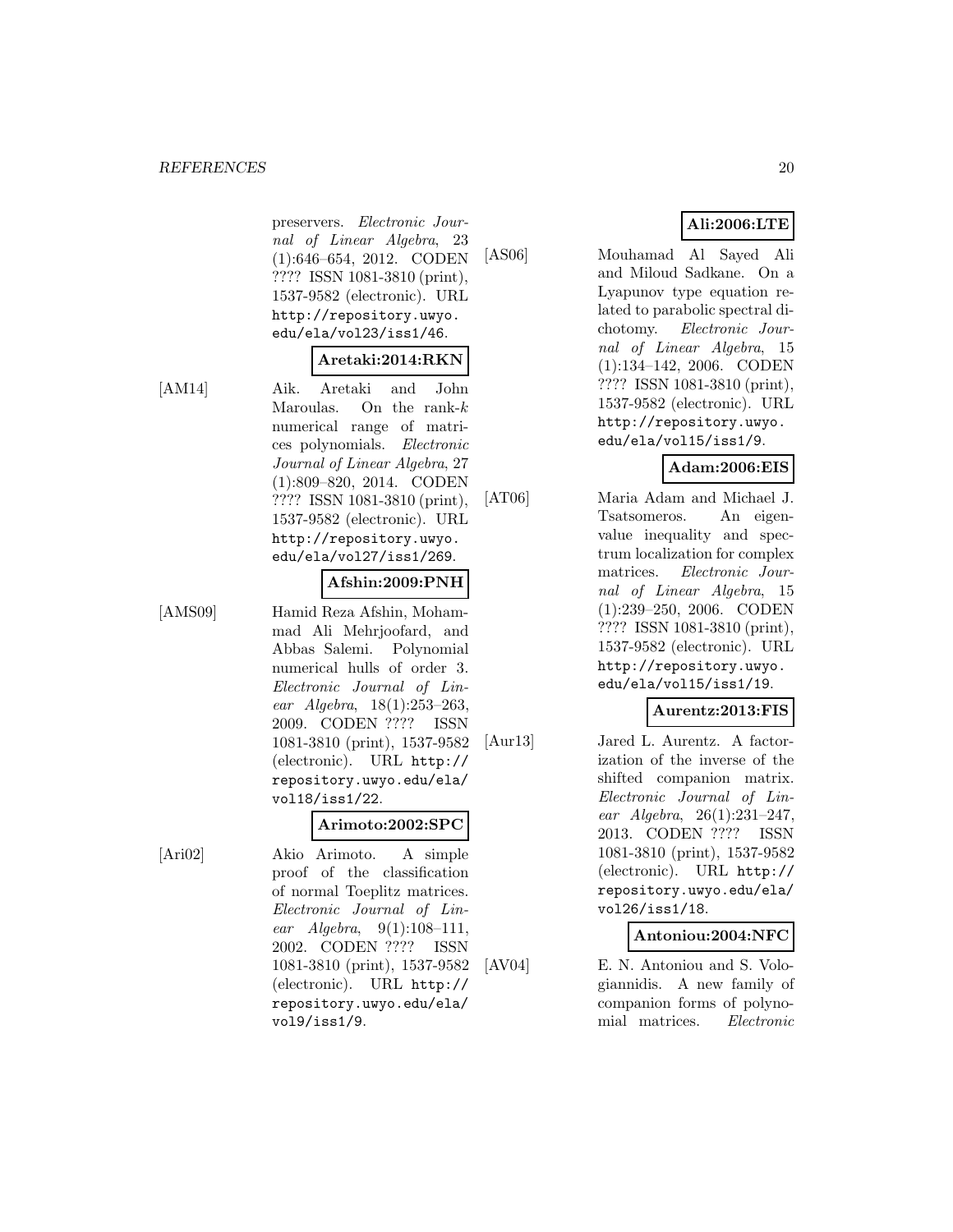preservers. *Electronic Journal of Linear Algebra*, 23 (1):646–654, 2012. CODEN ???? ISSN 1081-3810 (print), 1537-9582 (electronic). URL http://repository.uwyo.edu/ela/vol23/iss1/46.

**Aretaki:2014:RKN**

[AM14] Aik. Aretaki and John Maroulas. On the rank-$k$ numerical range of matrices polynomials. *Electronic Journal of Linear Algebra*, 27 (1):809–820, 2014. CODEN ???? ISSN 1081-3810 (print), 1537-9582 (electronic). URL http://repository.uwyo.edu/ela/vol27/iss1/269.

**Afshin:2009:PNH**

[AMS09] Hamid Reza Afshin, Mohammad Ali Mehrjoofard, and Abbas Salemi. Polynomial numerical hulls of order 3. *Electronic Journal of Linear Algebra*, 18(1):253–263, 2009. CODEN ???? ISSN 1081-3810 (print), 1537-9582 (electronic). URL http://repository.uwyo.edu/ela/vol18/iss1/22.

**Arimoto:2002:SPC**

[Ari02] Akio Arimoto. A simple proof of the classification of normal Toeplitz matrices. *Electronic Journal of Linear Algebra*, 9(1):108–111, 2002. CODEN ???? ISSN 1081-3810 (print), 1537-9582 (electronic). URL http://repository.uwyo.edu/ela/vol9/iss1/9.

**Ali:2006:LTE**

[AS06] Mouhamad Al Sayed Ali and Miloud Sadkane. On a Lyapunov type equation related to parabolic spectral dichotomy. *Electronic Journal of Linear Algebra*, 15 (1):134–142, 2006. CODEN ???? ISSN 1081-3810 (print), 1537-9582 (electronic). URL http://repository.uwyo.edu/ela/vol15/iss1/9.

**Adam:2006:EIS**

[AT06] Maria Adam and Michael J. Tsatsomeros. An eigenvalue inequality and spectrum localization for complex matrices. *Electronic Journal of Linear Algebra*, 15 (1):239–250, 2006. CODEN ???? ISSN 1081-3810 (print), 1537-9582 (electronic). URL http://repository.uwyo.edu/ela/vol15/iss1/19.

**Aurentz:2013:FIS**

[Aur13] Jared L. Aurentz. A factorization of the inverse of the shifted companion matrix. *Electronic Journal of Linear Algebra*, 26(1):231–247, 2013. CODEN ???? ISSN 1081-3810 (print), 1537-9582 (electronic). URL http://repository.uwyo.edu/ela/vol26/iss1/18.

**Antoniou:2004:NFC**

[AV04] E. N. Antoniou and S. Vologiannidis. A new family of companion forms of polynomial matrices. *Electronic*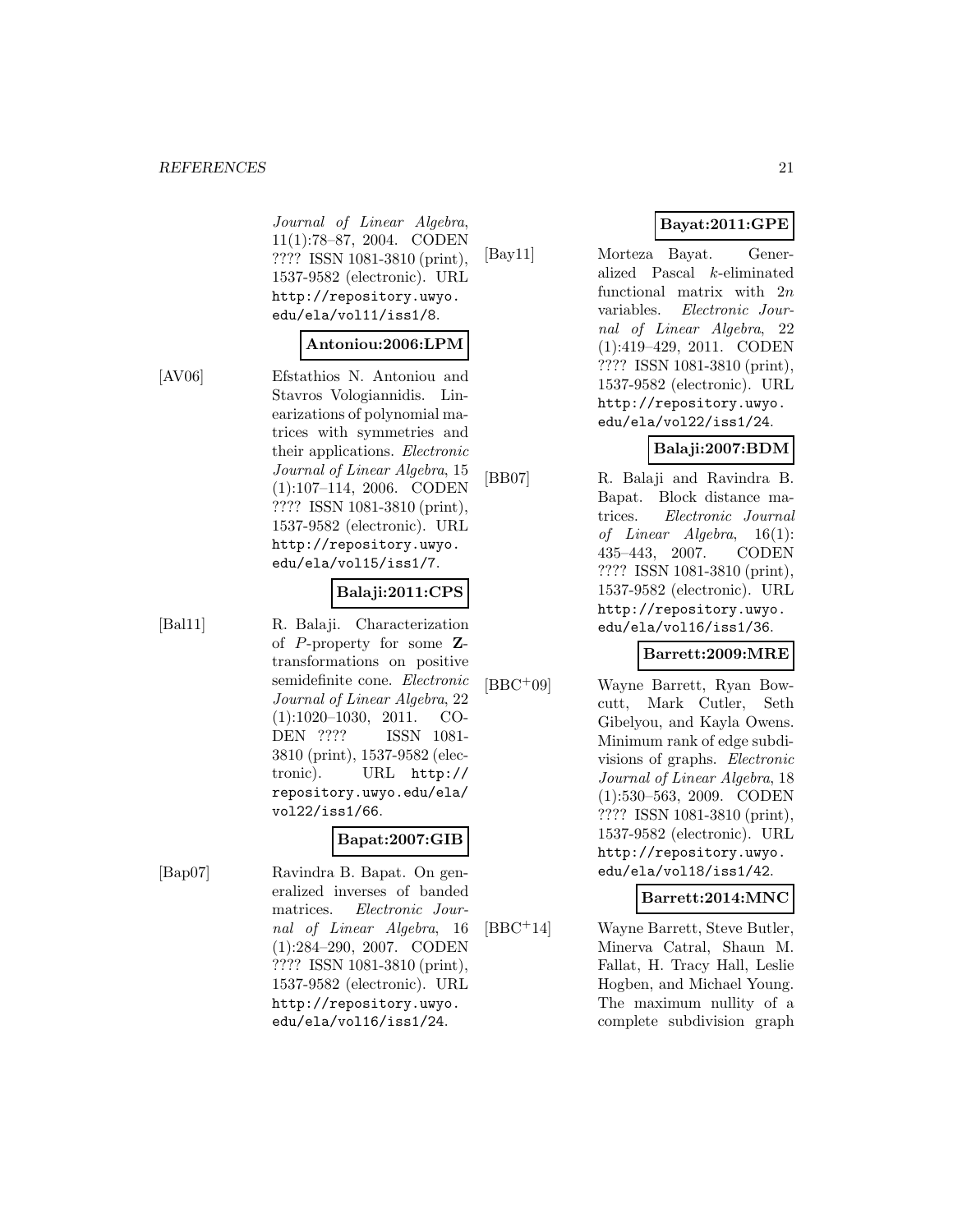Journal of Linear Algebra*, 11(1):78–87, 2004. CODEN ???? ISSN 1081-3810 (print), 1537-9582 (electronic). URL http://repository.uwyo.edu/ela/vol11/iss1/8.

**Antoniou:2006:LPM**

[AV06] Efstathios N. Antoniou and Stavros Vologiannidis. Linearizations of polynomial matrices with symmetries and their applications. *Electronic Journal of Linear Algebra*, 15 (1):107–114, 2006. CODEN ???? ISSN 1081-3810 (print), 1537-9582 (electronic). URL http://repository.uwyo.edu/ela/vol15/iss1/7.

**Balaji:2011:CPS**

[Bal11] R. Balaji. Characterization of $P$-property for some **Z**-transformations on positive semidefinite cone. *Electronic Journal of Linear Algebra*, 22 (1):1020–1030, 2011. CODEN ???? ISSN 1081-3810 (print), 1537-9582 (electronic). URL http://repository.uwyo.edu/ela/vol22/iss1/66.

**Bapat:2007:GIB**

[Bap07] Ravindra B. Bapat. On generalized inverses of banded matrices. *Electronic Journal of Linear Algebra*, 16 (1):284–290, 2007. CODEN ???? ISSN 1081-3810 (print), 1537-9582 (electronic). URL http://repository.uwyo.edu/ela/vol16/iss1/24.

**Bayat:2011:GPE**

[Bay11] Morteza Bayat. Generalized Pascal $k$-eliminated functional matrix with $2n$ variables. *Electronic Journal of Linear Algebra*, 22 (1):419–429, 2011. CODEN ???? ISSN 1081-3810 (print), 1537-9582 (electronic). URL http://repository.uwyo.edu/ela/vol22/iss1/24.

**Balaji:2007:BDM**

[BB07] R. Balaji and Ravindra B. Bapat. Block distance matrices. *Electronic Journal of Linear Algebra*, 16(1): 435–443, 2007. CODEN ???? ISSN 1081-3810 (print), 1537-9582 (electronic). URL http://repository.uwyo.edu/ela/vol16/iss1/36.

**Barrett:2009:MRE**

[BBC+09] Wayne Barrett, Ryan Bowcutt, Mark Cutler, Seth Gibelyou, and Kayla Owens. Minimum rank of edge subdivisions of graphs. *Electronic Journal of Linear Algebra*, 18 (1):530–563, 2009. CODEN ???? ISSN 1081-3810 (print), 1537-9582 (electronic). URL http://repository.uwyo.edu/ela/vol18/iss1/42.

**Barrett:2014:MNC**

[BBC+14] Wayne Barrett, Steve Butler, Minerva Catral, Shaun M. Fallat, H. Tracy Hall, Leslie Hogben, and Michael Young. The maximum nullity of a complete subdivision graph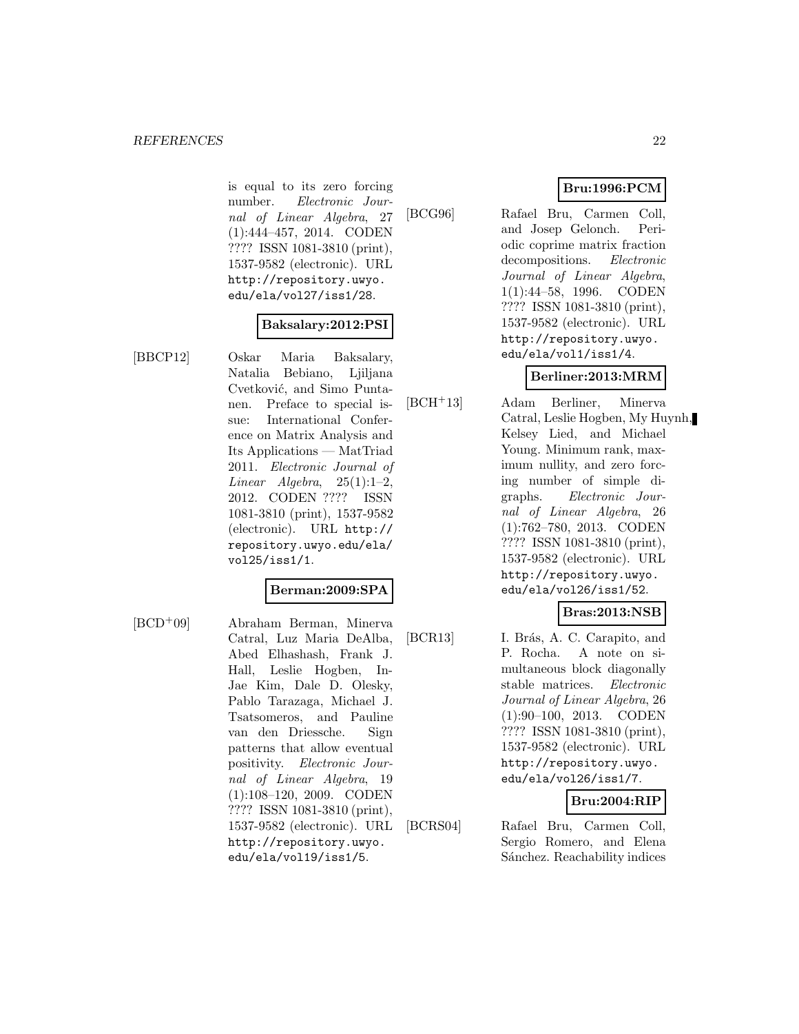is equal to its zero forcing number. *Electronic Journal of Linear Algebra*, 27 (1):444–457, 2014. CODEN ???? ISSN 1081-3810 (print), 1537-9582 (electronic). URL http://repository.uwyo.edu/ela/vol27/iss1/28.

**Baksalary:2012:PSI**

[BBCP12] Oskar Maria Baksalary, Natalia Bebiano, Ljiljana Cvetković, and Simo Puntanen. Preface to special issue: International Conference on Matrix Analysis and Its Applications — MatTriad 2011. *Electronic Journal of Linear Algebra*, 25(1):1–2, 2012. CODEN ???? ISSN 1081-3810 (print), 1537-9582 (electronic). URL http://repository.uwyo.edu/ela/vol25/iss1/1.

**Berman:2009:SPA**

[BCD+09] Abraham Berman, Minerva Catral, Luz Maria DeAlba, Abed Elhashash, Frank J. Hall, Leslie Hogben, In-Jae Kim, Dale D. Olesky, Pablo Tarazaga, Michael J. Tsatsomeros, and Pauline van den Driessche. Sign patterns that allow eventual positivity. *Electronic Journal of Linear Algebra*, 19 (1):108–120, 2009. CODEN ???? ISSN 1081-3810 (print), 1537-9582 (electronic). URL http://repository.uwyo.edu/ela/vol19/iss1/5.

**Bru:1996:PCM**

[BCG96] Rafael Bru, Carmen Coll, and Josep Gelonch. Periodic coprime matrix fraction decompositions. *Electronic Journal of Linear Algebra*, 1(1):44–58, 1996. CODEN ???? ISSN 1081-3810 (print), 1537-9582 (electronic). URL http://repository.uwyo.edu/ela/vol1/iss1/4.

**Berliner:2013:MRM**

[BCH+13] Adam Berliner, Minerva Catral, Leslie Hogben, My Huynh, Kelsey Lied, and Michael Young. Minimum rank, maximum nullity, and zero forcing number of simple digraphs. *Electronic Journal of Linear Algebra*, 26 (1):762–780, 2013. CODEN ???? ISSN 1081-3810 (print), 1537-9582 (electronic). URL http://repository.uwyo.edu/ela/vol26/iss1/52.

**Bras:2013:NSB**

[BCR13] I. Brás, A. C. Carapito, and P. Rocha. A note on simultaneous block diagonally stable matrices. *Electronic Journal of Linear Algebra*, 26 (1):90–100, 2013. CODEN ???? ISSN 1081-3810 (print), 1537-9582 (electronic). URL http://repository.uwyo.edu/ela/vol26/iss1/7.

**Bru:2004:RIP**

[BCRS04] Rafael Bru, Carmen Coll, Sergio Romero, and Elena Sánchez. Reachability indices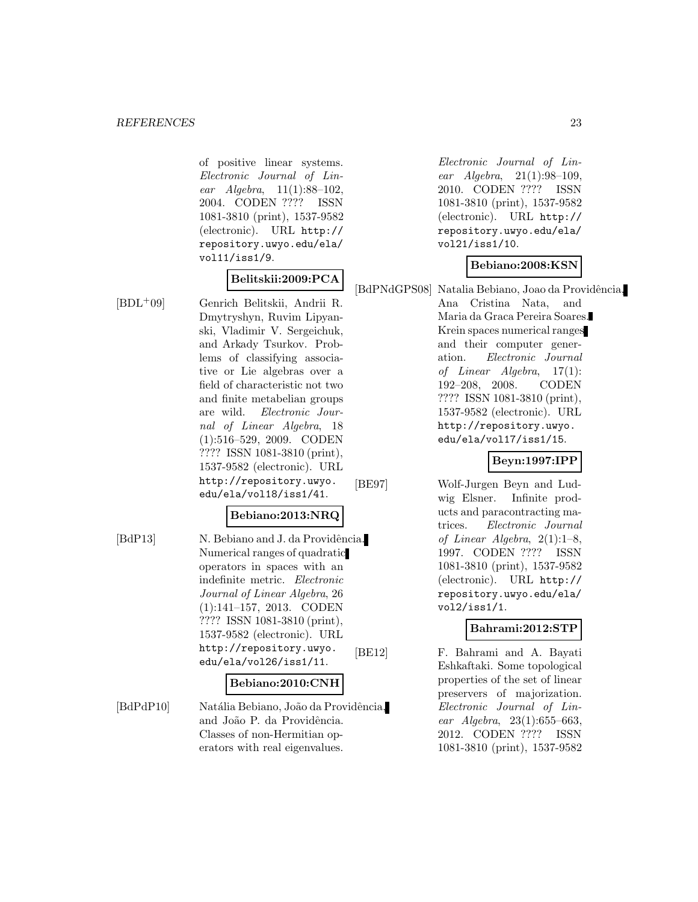of positive linear systems. *Electronic Journal of Linear Algebra*, 11(1):88–102, 2004. CODEN ???? ISSN 1081-3810 (print), 1537-9582 (electronic). URL http://repository.uwyo.edu/ela/vol11/iss1/9.

**Belitskii:2009:PCA**

[BDL+09] Genrich Belitskii, Andrii R. Dmytryshyn, Ruvim Lipyanski, Vladimir V. Sergeichuk, and Arkady Tsurkov. Problems of classifying associative or Lie algebras over a field of characteristic not two and finite metabelian groups are wild. *Electronic Journal of Linear Algebra*, 18 (1):516–529, 2009. CODEN ???? ISSN 1081-3810 (print), 1537-9582 (electronic). URL http://repository.uwyo.edu/ela/vol18/iss1/41.

**Bebiano:2013:NRQ**

[BdP13] N. Bebiano and J. da Providência. Numerical ranges of quadratic operators in spaces with an indefinite metric. *Electronic Journal of Linear Algebra*, 26 (1):141–157, 2013. CODEN ???? ISSN 1081-3810 (print), 1537-9582 (electronic). URL http://repository.uwyo.edu/ela/vol26/iss1/11.

**Bebiano:2010:CNH**

[BdPdP10] Natália Bebiano, João da Providência, and João P. da Providência. Classes of non-Hermitian operators with real eigenvalues. *Electronic Journal of Linear Algebra*, 21(1):98–109, 2010. CODEN ???? ISSN 1081-3810 (print), 1537-9582 (electronic). URL http://repository.uwyo.edu/ela/vol21/iss1/10.

**Bebiano:2008:KSN**

[BdPNdGPS08] Natalia Bebiano, Joao da Providência, Ana Cristina Nata, and Maria da Graca Pereira Soares. Krein spaces numerical ranges and their computer generation. *Electronic Journal of Linear Algebra*, 17(1): 192–208, 2008. CODEN ???? ISSN 1081-3810 (print), 1537-9582 (electronic). URL http://repository.uwyo.edu/ela/vol17/iss1/15.

**Beyn:1997:IPP**

[BE97] Wolf-Jurgen Beyn and Ludwig Elsner. Infinite products and paracontracting matrices. *Electronic Journal of Linear Algebra*, 2(1):1–8, 1997. CODEN ???? ISSN 1081-3810 (print), 1537-9582 (electronic). URL http://repository.uwyo.edu/ela/vol2/iss1/1.

**Bahrami:2012:STP**

[BE12] F. Bahrami and A. Bayati Eshkaftaki. Some topological properties of the set of linear preservers of majorization. *Electronic Journal of Linear Algebra*, 23(1):655–663, 2012. CODEN ???? ISSN 1081-3810 (print), 1537-9582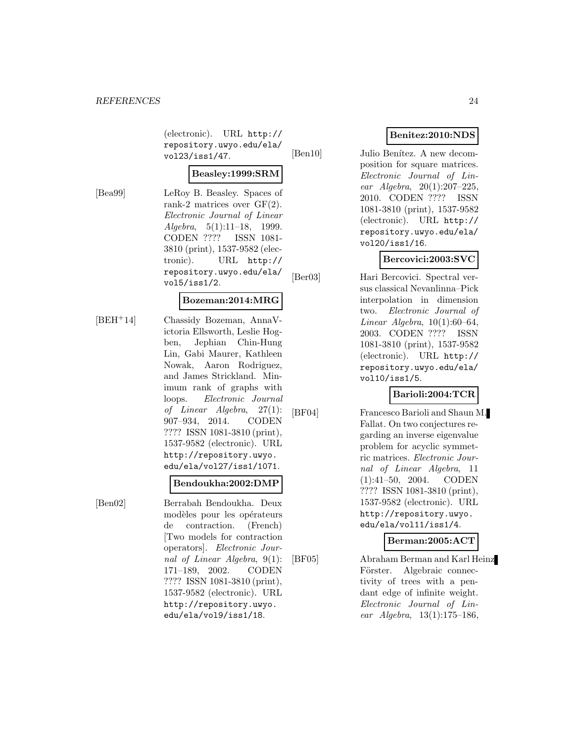(electronic). URL http://repository.uwyo.edu/ela/vol23/iss1/47.

**Beasley:1999:SRM**

[Bea99] LeRoy B. Beasley. Spaces of rank-2 matrices over GF(2). *Electronic Journal of Linear Algebra*, 5(1):11–18, 1999. CODEN ???? ISSN 1081-3810 (print), 1537-9582 (electronic). URL http://repository.uwyo.edu/ela/vol5/iss1/2.

**Bozeman:2014:MRG**

[BEH+14] Chassidy Bozeman, AnnaVictoria Ellsworth, Leslie Hogben, Jephian Chin-Hung Lin, Gabi Maurer, Kathleen Nowak, Aaron Rodriguez, and James Strickland. Minimum rank of graphs with loops. *Electronic Journal of Linear Algebra*, 27(1):907–934, 2014. CODEN ???? ISSN 1081-3810 (print), 1537-9582 (electronic). URL http://repository.uwyo.edu/ela/vol27/iss1/1071.

**Bendoukha:2002:DMP**

[Ben02] Berrabah Bendoukha. Deux modèles pour les opérateurs de contraction. (French) [Two models for contraction operators]. *Electronic Journal of Linear Algebra*, 9(1):171–189, 2002. CODEN ???? ISSN 1081-3810 (print), 1537-9582 (electronic). URL http://repository.uwyo.edu/ela/vol9/iss1/18.

**Benitez:2010:NDS**

[Ben10] Julio Benítez. A new decomposition for square matrices. *Electronic Journal of Linear Algebra*, 20(1):207–225, 2010. CODEN ???? ISSN 1081-3810 (print), 1537-9582 (electronic). URL http://repository.uwyo.edu/ela/vol20/iss1/16.

**Bercovici:2003:SVC**

[Ber03] Hari Bercovici. Spectral versus classical Nevanlinna–Pick interpolation in dimension two. *Electronic Journal of Linear Algebra*, 10(1):60–64, 2003. CODEN ???? ISSN 1081-3810 (print), 1537-9582 (electronic). URL http://repository.uwyo.edu/ela/vol10/iss1/5.

**Barioli:2004:TCR**

[BF04] Francesco Barioli and Shaun M. Fallat. On two conjectures regarding an inverse eigenvalue problem for acyclic symmetric matrices. *Electronic Journal of Linear Algebra*, 11(1):41–50, 2004. CODEN ???? ISSN 1081-3810 (print), 1537-9582 (electronic). URL http://repository.uwyo.edu/ela/vol11/iss1/4.

**Berman:2005:ACT**

[BF05] Abraham Berman and Karl Heinz Förster. Algebraic connectivity of trees with a pendant edge of infinite weight. *Electronic Journal of Linear Algebra*, 13(1):175–186,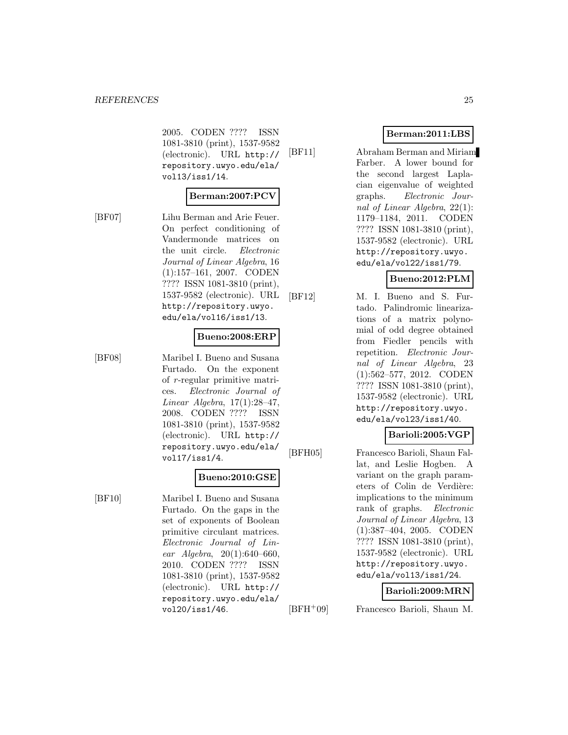2005. CODEN ???? ISSN 1081-3810 (print), 1537-9582 (electronic). URL http://repository.uwyo.edu/ela/vol13/iss1/14.

**Berman:2007:PCV**

[BF07] Lihu Berman and Arie Feuer. On perfect conditioning of Vandermonde matrices on the unit circle. *Electronic Journal of Linear Algebra*, 16 (1):157–161, 2007. CODEN ???? ISSN 1081-3810 (print), 1537-9582 (electronic). URL http://repository.uwyo.edu/ela/vol16/iss1/13.

**Bueno:2008:ERP**

[BF08] Maribel I. Bueno and Susana Furtado. On the exponent of $r$-regular primitive matrices. *Electronic Journal of Linear Algebra*, 17(1):28–47, 2008. CODEN ???? ISSN 1081-3810 (print), 1537-9582 (electronic). URL http://repository.uwyo.edu/ela/vol17/iss1/4.

**Bueno:2010:GSE**

[BF10] Maribel I. Bueno and Susana Furtado. On the gaps in the set of exponents of Boolean primitive circulant matrices. *Electronic Journal of Linear Algebra*, 20(1):640–660, 2010. CODEN ???? ISSN 1081-3810 (print), 1537-9582 (electronic). URL http://repository.uwyo.edu/ela/vol20/iss1/46.

**Berman:2011:LBS**

[BF11] Abraham Berman and Miriam Farber. A lower bound for the second largest Laplacian eigenvalue of weighted graphs. *Electronic Journal of Linear Algebra*, 22(1): 1179–1184, 2011. CODEN ???? ISSN 1081-3810 (print), 1537-9582 (electronic). URL http://repository.uwyo.edu/ela/vol22/iss1/79.

**Bueno:2012:PLM**

[BF12] M. I. Bueno and S. Furtado. Palindromic linearizations of a matrix polynomial of odd degree obtained from Fiedler pencils with repetition. *Electronic Journal of Linear Algebra*, 23 (1):562–577, 2012. CODEN ???? ISSN 1081-3810 (print), 1537-9582 (electronic). URL http://repository.uwyo.edu/ela/vol23/iss1/40.

**Barioli:2005:VGP**

[BFH05] Francesco Barioli, Shaun Fallat, and Leslie Hogben. A variant on the graph parameters of Colin de Verdière: implications to the minimum rank of graphs. *Electronic Journal of Linear Algebra*, 13 (1):387–404, 2005. CODEN ???? ISSN 1081-3810 (print), 1537-9582 (electronic). URL http://repository.uwyo.edu/ela/vol13/iss1/24.

**Barioli:2009:MRN**

[BFH+09] Francesco Barioli, Shaun M.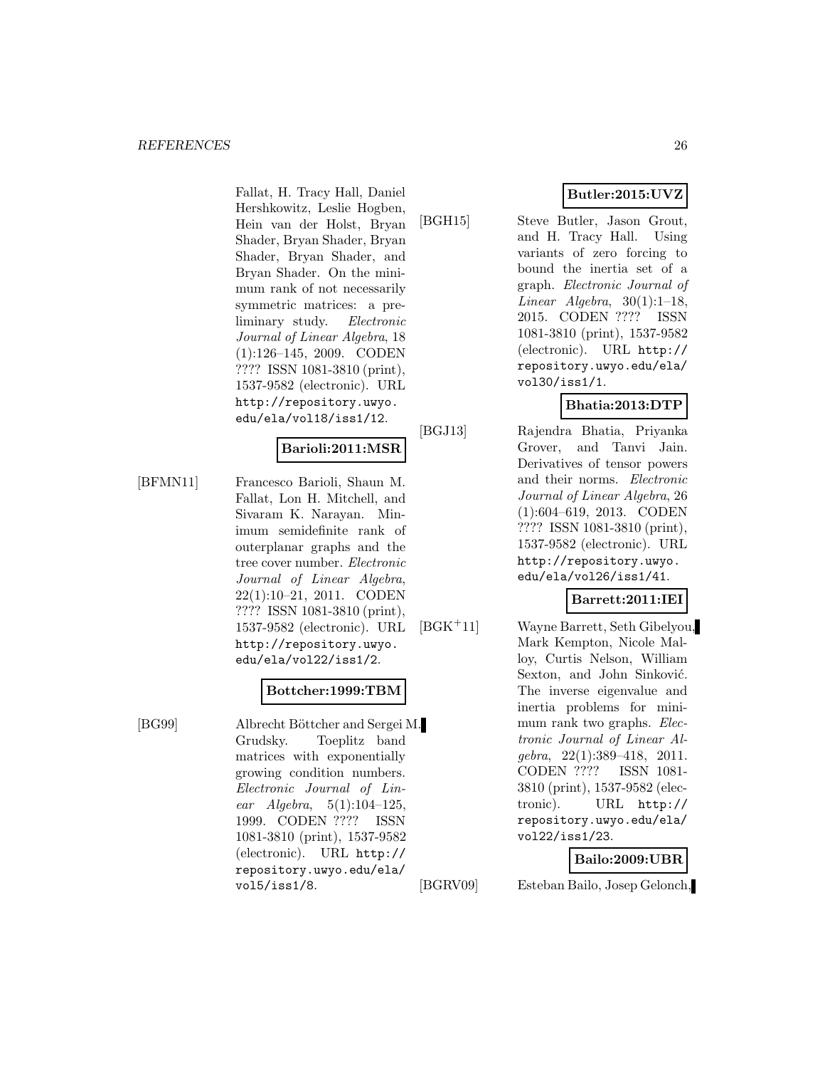Fallat, H. Tracy Hall, Daniel Hershkowitz, Leslie Hogben, Hein van der Holst, Bryan Shader, Bryan Shader, Bryan Shader, Bryan Shader, and Bryan Shader. On the minimum rank of not necessarily symmetric matrices: a preliminary study. *Electronic Journal of Linear Algebra*, 18 (1):126–145, 2009. CODEN ???? ISSN 1081-3810 (print), 1537-9582 (electronic). URL http://repository.uwyo.edu/ela/vol18/iss1/12.

**Barioli:2011:MSR**

[BFMN11] Francesco Barioli, Shaun M. Fallat, Lon H. Mitchell, and Sivaram K. Narayan. Minimum semidefinite rank of outerplanar graphs and the tree cover number. *Electronic Journal of Linear Algebra*, 22(1):10–21, 2011. CODEN ???? ISSN 1081-3810 (print), 1537-9582 (electronic). URL http://repository.uwyo.edu/ela/vol22/iss1/2.

**Bottcher:1999:TBM**

[BG99] Albrecht Böttcher and Sergei M. Grudsky. Toeplitz band matrices with exponentially growing condition numbers. *Electronic Journal of Linear Algebra*, 5(1):104–125, 1999. CODEN ???? ISSN 1081-3810 (print), 1537-9582 (electronic). URL http://repository.uwyo.edu/ela/vol5/iss1/8.

**Butler:2015:UVZ**

[BGH15] Steve Butler, Jason Grout, and H. Tracy Hall. Using variants of zero forcing to bound the inertia set of a graph. *Electronic Journal of Linear Algebra*, 30(1):1–18, 2015. CODEN ???? ISSN 1081-3810 (print), 1537-9582 (electronic). URL http://repository.uwyo.edu/ela/vol30/iss1/1.

**Bhatia:2013:DTP**

[BGJ13] Rajendra Bhatia, Priyanka Grover, and Tanvi Jain. Derivatives of tensor powers and their norms. *Electronic Journal of Linear Algebra*, 26 (1):604–619, 2013. CODEN ???? ISSN 1081-3810 (print), 1537-9582 (electronic). URL http://repository.uwyo.edu/ela/vol26/iss1/41.

**Barrett:2011:IEI**

[BGK+11] Wayne Barrett, Seth Gibelyou, Mark Kempton, Nicole Malloy, Curtis Nelson, William Sexton, and John Sinković. The inverse eigenvalue and inertia problems for minimum rank two graphs. *Electronic Journal of Linear Algebra*, 22(1):389–418, 2011. CODEN ???? ISSN 1081-3810 (print), 1537-9582 (electronic). URL http://repository.uwyo.edu/ela/vol22/iss1/23.

**Bailo:2009:UBR**

[BGRV09] Esteban Bailo, Josep Gelonch,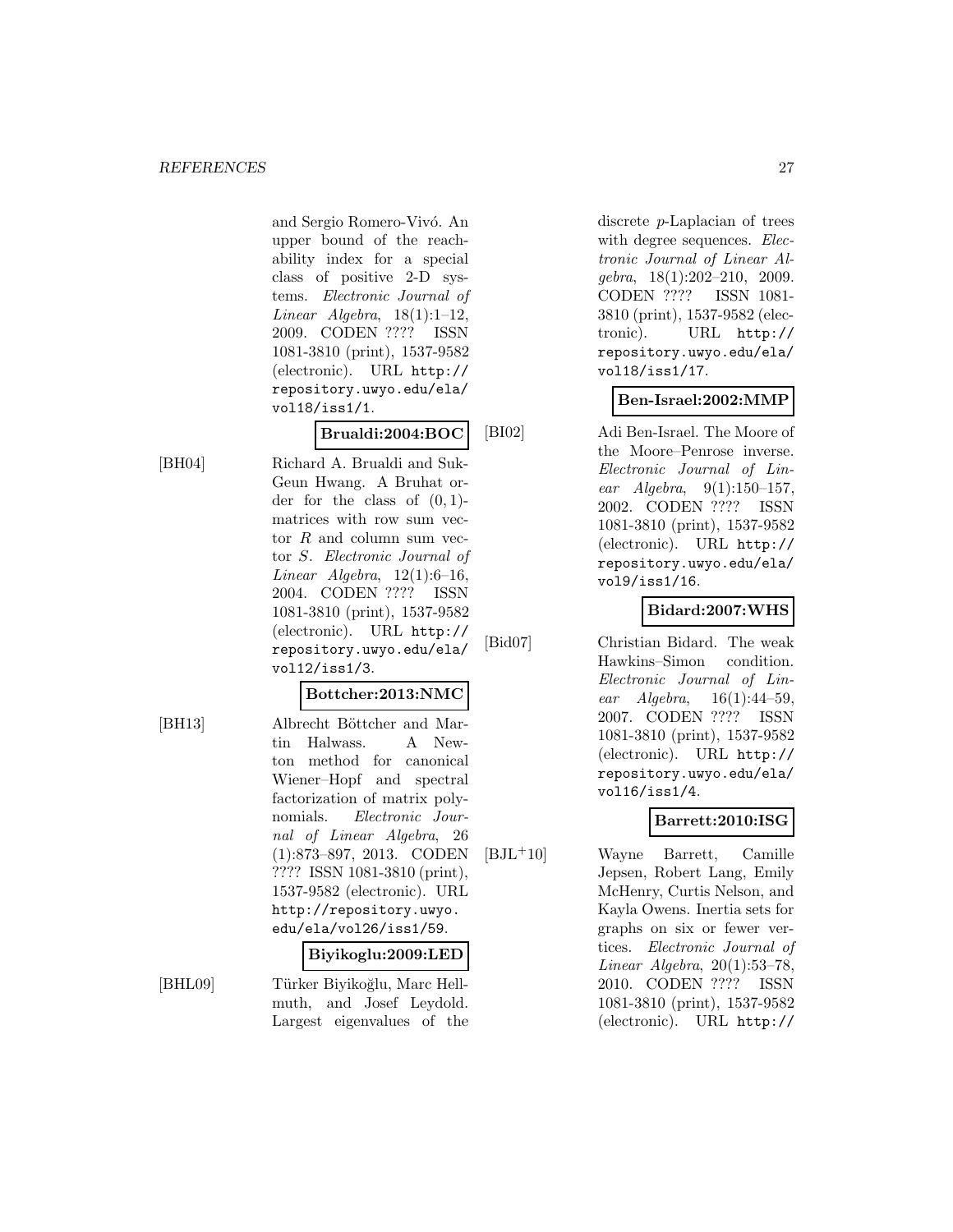and Sergio Romero-Vivó. An upper bound of the reachability index for a special class of positive 2-D systems. *Electronic Journal of Linear Algebra*, 18(1):1–12, 2009. CODEN ???? ISSN 1081-3810 (print), 1537-9582 (electronic). URL http://repository.uwyo.edu/ela/vol18/iss1/1.

**Brualdi:2004:BOC**

[BH04] Richard A. Brualdi and Suk-Geun Hwang. A Bruhat order for the class of $(0, 1)$-matrices with row sum vector $R$ and column sum vector $S$. *Electronic Journal of Linear Algebra*, 12(1):6–16, 2004. CODEN ???? ISSN 1081-3810 (print), 1537-9582 (electronic). URL http://repository.uwyo.edu/ela/vol12/iss1/3.

**Bottcher:2013:NMC**

[BH13] Albrecht Böttcher and Martin Halwass. A Newton method for canonical Wiener–Hopf and spectral factorization of matrix polynomials. *Electronic Journal of Linear Algebra*, 26 (1):873–897, 2013. CODEN ???? ISSN 1081-3810 (print), 1537-9582 (electronic). URL http://repository.uwyo.edu/ela/vol26/iss1/59.

**Biyikoglu:2009:LED**

[BHL09] Türker Biyikoğlu, Marc Hellmuth, and Josef Leydold. Largest eigenvalues of the discrete $p$-Laplacian of trees with degree sequences. *Electronic Journal of Linear Algebra*, 18(1):202–210, 2009. CODEN ???? ISSN 1081-3810 (print), 1537-9582 (electronic). URL http://repository.uwyo.edu/ela/vol18/iss1/17.

**Ben-Israel:2002:MMP**

[BI02] Adi Ben-Israel. The Moore of the Moore–Penrose inverse. *Electronic Journal of Linear Algebra*, 9(1):150–157, 2002. CODEN ???? ISSN 1081-3810 (print), 1537-9582 (electronic). URL http://repository.uwyo.edu/ela/vol9/iss1/16.

**Bidard:2007:WHS**

[Bid07] Christian Bidard. The weak Hawkins–Simon condition. *Electronic Journal of Linear Algebra*, 16(1):44–59, 2007. CODEN ???? ISSN 1081-3810 (print), 1537-9582 (electronic). URL http://repository.uwyo.edu/ela/vol16/iss1/4.

**Barrett:2010:ISG**

[BJL+10] Wayne Barrett, Camille Jepsen, Robert Lang, Emily McHenry, Curtis Nelson, and Kayla Owens. Inertia sets for graphs on six or fewer vertices. *Electronic Journal of Linear Algebra*, 20(1):53–78, 2010. CODEN ???? ISSN 1081-3810 (print), 1537-9582 (electronic). URL http://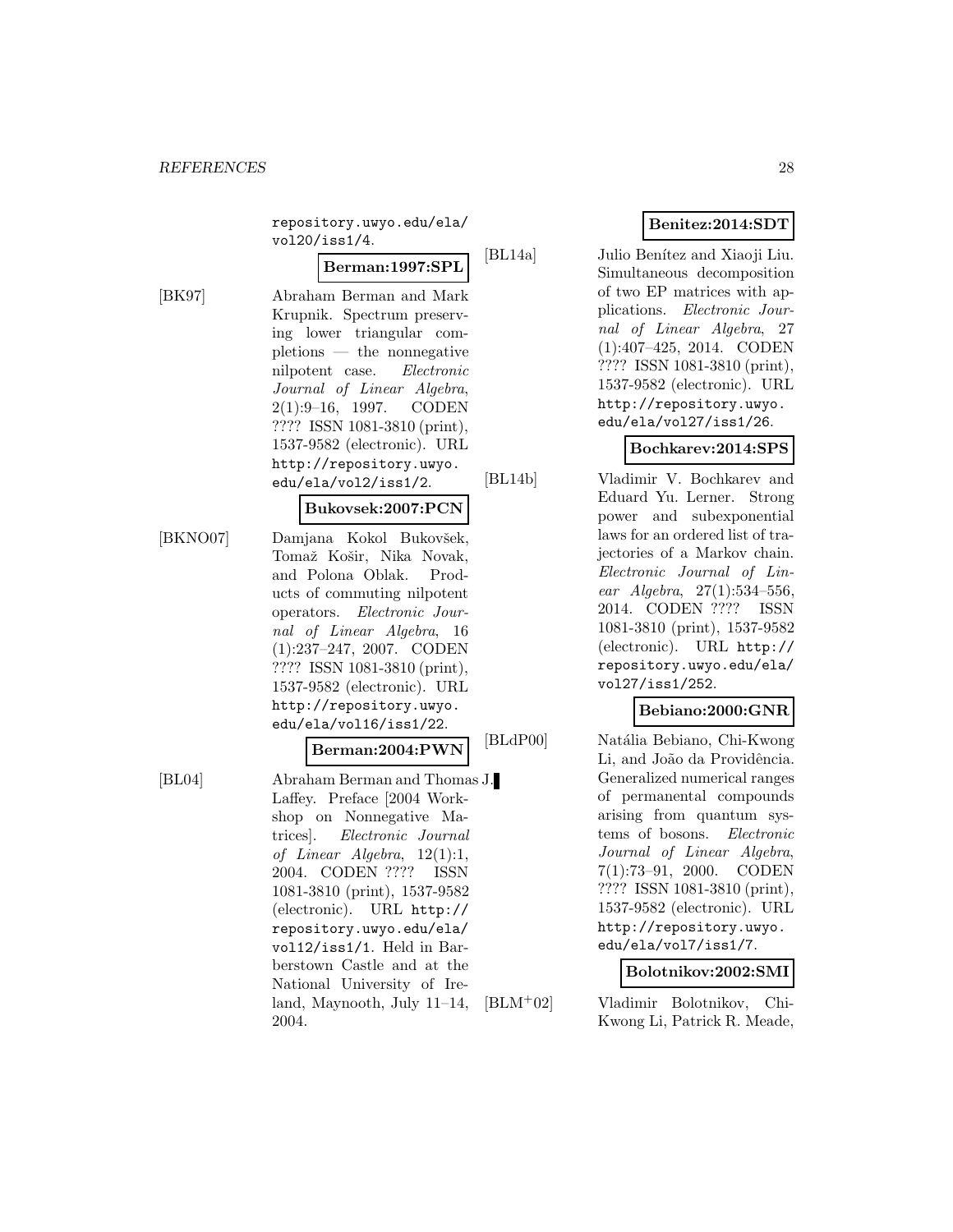repository.uwyo.edu/ela/vol20/iss1/4.

**Berman:1997:SPL**

[BK97] Abraham Berman and Mark Krupnik. Spectrum preserving lower triangular completions — the nonnegative nilpotent case. *Electronic Journal of Linear Algebra*, 2(1):9–16, 1997. CODEN ???? ISSN 1081-3810 (print), 1537-9582 (electronic). URL http://repository.uwyo.edu/ela/vol2/iss1/2.

**Bukovsek:2007:PCN**

[BKNO07] Damjana Kokol Bukovšek, Tomaž Košir, Nika Novak, and Polona Oblak. Products of commuting nilpotent operators. *Electronic Journal of Linear Algebra*, 16 (1):237–247, 2007. CODEN ???? ISSN 1081-3810 (print), 1537-9582 (electronic). URL http://repository.uwyo.edu/ela/vol16/iss1/22.

**Berman:2004:PWN**

[BL04] Abraham Berman and Thomas J. Laffey. Preface [2004 Workshop on Nonnegative Matrices]. *Electronic Journal of Linear Algebra*, 12(1):1, 2004. CODEN ???? ISSN 1081-3810 (print), 1537-9582 (electronic). URL http://repository.uwyo.edu/ela/vol12/iss1/1. Held in Barberstown Castle and at the National University of Ireland, Maynooth, July 11–14, 2004.

**Benitez:2014:SDT**

[BL14a] Julio Benítez and Xiaoji Liu. Simultaneous decomposition of two EP matrices with applications. *Electronic Journal of Linear Algebra*, 27 (1):407–425, 2014. CODEN ???? ISSN 1081-3810 (print), 1537-9582 (electronic). URL http://repository.uwyo.edu/ela/vol27/iss1/26.

**Bochkarev:2014:SPS**

[BL14b] Vladimir V. Bochkarev and Eduard Yu. Lerner. Strong power and subexponential laws for an ordered list of trajectories of a Markov chain. *Electronic Journal of Linear Algebra*, 27(1):534–556, 2014. CODEN ???? ISSN 1081-3810 (print), 1537-9582 (electronic). URL http://repository.uwyo.edu/ela/vol27/iss1/252.

**Bebiano:2000:GNR**

[BLdP00] Natália Bebiano, Chi-Kwong Li, and João da Providência. Generalized numerical ranges of permanental compounds arising from quantum systems of bosons. *Electronic Journal of Linear Algebra*, 7(1):73–91, 2000. CODEN ???? ISSN 1081-3810 (print), 1537-9582 (electronic). URL http://repository.uwyo.edu/ela/vol7/iss1/7.

**Bolotnikov:2002:SMI**

[BLM+02] Vladimir Bolotnikov, Chi-Kwong Li, Patrick R. Meade,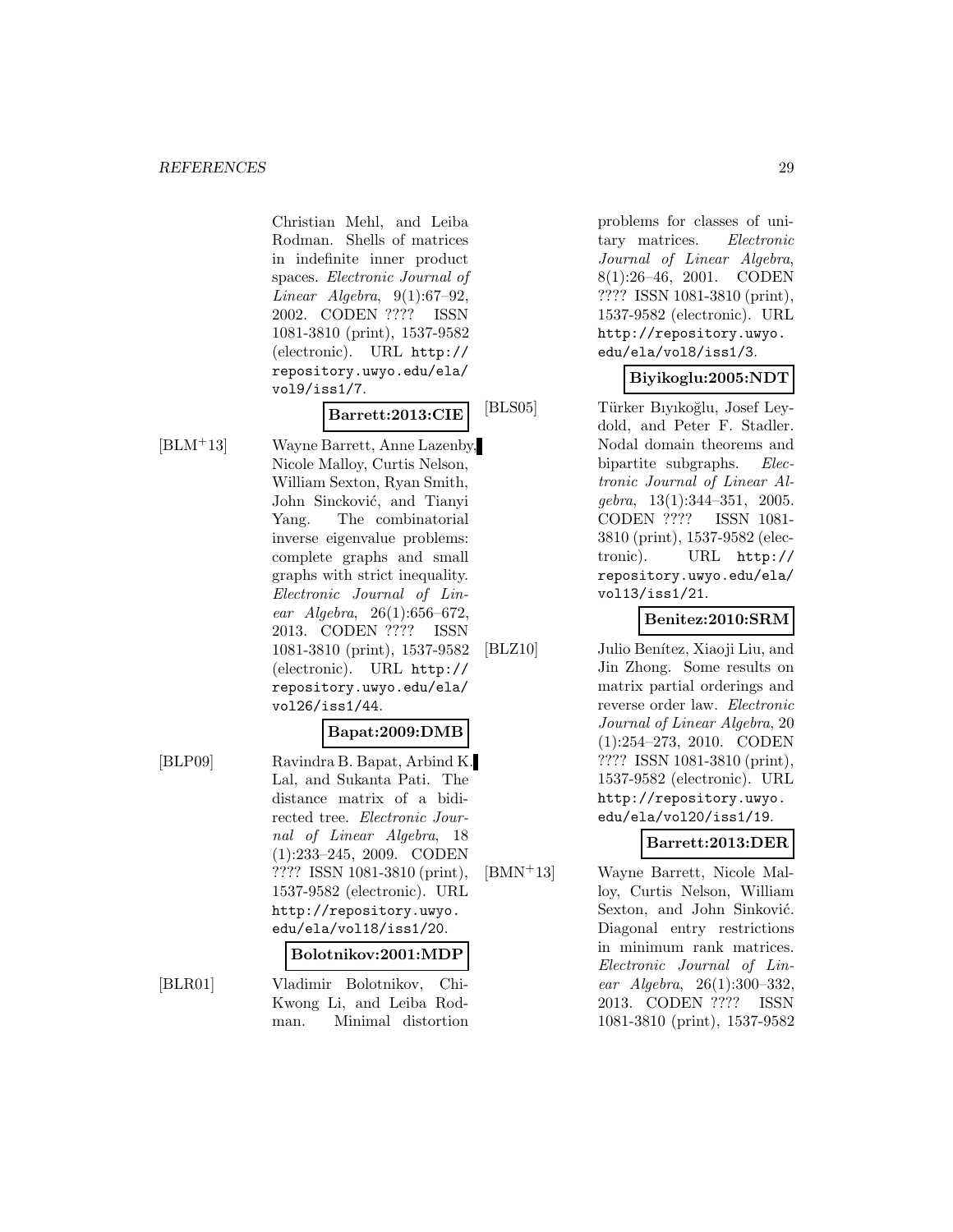Christian Mehl, and Leiba Rodman. Shells of matrices in indefinite inner product spaces. *Electronic Journal of Linear Algebra*, 9(1):67–92, 2002. CODEN ???? ISSN 1081-3810 (print), 1537-9582 (electronic). URL http://repository.uwyo.edu/ela/vol9/iss1/7.

**Barrett:2013:CIE**

[BLM+13] Wayne Barrett, Anne Lazenby, Nicole Malloy, Curtis Nelson, William Sexton, Ryan Smith, John Sinkcović, and Tianyi Yang. The combinatorial inverse eigenvalue problems: complete graphs and small graphs with strict inequality. *Electronic Journal of Linear Algebra*, 26(1):656–672, 2013. CODEN ???? ISSN 1081-3810 (print), 1537-9582 (electronic). URL http://repository.uwyo.edu/ela/vol26/iss1/44.

**Bapat:2009:DMB**

[BLP09] Ravindra B. Bapat, Arbind K. Lal, and Sukanta Pati. The distance matrix of a bidirected tree. *Electronic Journal of Linear Algebra*, 18 (1):233–245, 2009. CODEN ???? ISSN 1081-3810 (print), 1537-9582 (electronic). URL http://repository.uwyo.edu/ela/vol18/iss1/20.

**Bolotnikov:2001:MDP**

[BLR01] Vladimir Bolotnikov, Chi-Kwong Li, and Leiba Rodman. Minimal distortion problems for classes of unitary matrices. *Electronic Journal of Linear Algebra*, 8(1):26–46, 2001. CODEN ???? ISSN 1081-3810 (print), 1537-9582 (electronic). URL http://repository.uwyo.edu/ela/vol8/iss1/3.

**Biyikoglu:2005:NDT**

[BLS05] Türker Bıyıkoğlu, Josef Leydold, and Peter F. Stadler. Nodal domain theorems and bipartite subgraphs. *Electronic Journal of Linear Algebra*, 13(1):344–351, 2005. CODEN ???? ISSN 1081-3810 (print), 1537-9582 (electronic). URL http://repository.uwyo.edu/ela/vol13/iss1/21.

**Benitez:2010:SRM**

[BLZ10] Julio Benítez, Xiaoji Liu, and Jin Zhong. Some results on matrix partial orderings and reverse order law. *Electronic Journal of Linear Algebra*, 20 (1):254–273, 2010. CODEN ???? ISSN 1081-3810 (print), 1537-9582 (electronic). URL http://repository.uwyo.edu/ela/vol20/iss1/19.

**Barrett:2013:DER**

[BMN+13] Wayne Barrett, Nicole Malloy, Curtis Nelson, William Sexton, and John Sinković. Diagonal entry restrictions in minimum rank matrices. *Electronic Journal of Linear Algebra*, 26(1):300–332, 2013. CODEN ???? ISSN 1081-3810 (print), 1537-9582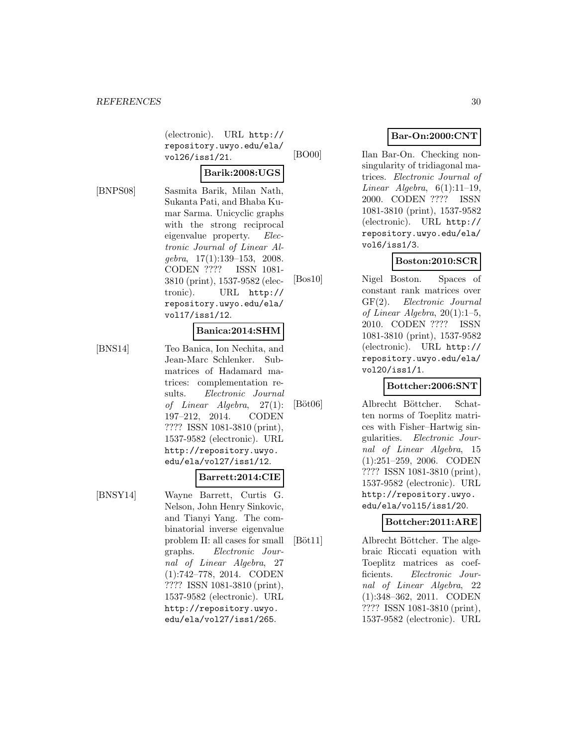(electronic). URL http://repository.uwyo.edu/ela/vol26/iss1/21.

**Barik:2008:UGS**

[BNPS08] Sasmita Barik, Milan Nath, Sukanta Pati, and Bhaba Kumar Sarma. Unicyclic graphs with the strong reciprocal eigenvalue property. *Electronic Journal of Linear Algebra*, 17(1):139–153, 2008. CODEN ???? ISSN 1081-3810 (print), 1537-9582 (electronic). URL http://repository.uwyo.edu/ela/vol17/iss1/12.

**Banica:2014:SHM**

[BNS14] Teo Banica, Ion Nechita, and Jean-Marc Schlenker. Submatrices of Hadamard matrices: complementation results. *Electronic Journal of Linear Algebra*, 27(1): 197–212, 2014. CODEN ???? ISSN 1081-3810 (print), 1537-9582 (electronic). URL http://repository.uwyo.edu/ela/vol27/iss1/12.

**Barrett:2014:CIE**

[BNSY14] Wayne Barrett, Curtis G. Nelson, John Henry Sinkovic, and Tianyi Yang. The combinatorial inverse eigenvalue problem II: all cases for small graphs. *Electronic Journal of Linear Algebra*, 27 (1):742–778, 2014. CODEN ???? ISSN 1081-3810 (print), 1537-9582 (electronic). URL http://repository.uwyo.edu/ela/vol27/iss1/265.

**Bar-On:2000:CNT**

[BO00] Ilan Bar-On. Checking nonsingularity of tridiagonal matrices. *Electronic Journal of Linear Algebra*, 6(1):11–19, 2000. CODEN ???? ISSN 1081-3810 (print), 1537-9582 (electronic). URL http://repository.uwyo.edu/ela/vol6/iss1/3.

**Boston:2010:SCR**

[Bos10] Nigel Boston. Spaces of constant rank matrices over GF(2). *Electronic Journal of Linear Algebra*, 20(1):1–5, 2010. CODEN ???? ISSN 1081-3810 (print), 1537-9582 (electronic). URL http://repository.uwyo.edu/ela/vol20/iss1/1.

**Bottcher:2006:SNT**

[Böt06] Albrecht Böttcher. Schatten norms of Toeplitz matrices with Fisher–Hartwig singularities. *Electronic Journal of Linear Algebra*, 15 (1):251–259, 2006. CODEN ???? ISSN 1081-3810 (print), 1537-9582 (electronic). URL http://repository.uwyo.edu/ela/vol15/iss1/20.

**Bottcher:2011:ARE**

[Böt11] Albrecht Böttcher. The algebraic Riccati equation with Toeplitz matrices as coefficients. *Electronic Journal of Linear Algebra*, 22 (1):348–362, 2011. CODEN ???? ISSN 1081-3810 (print), 1537-9582 (electronic). URL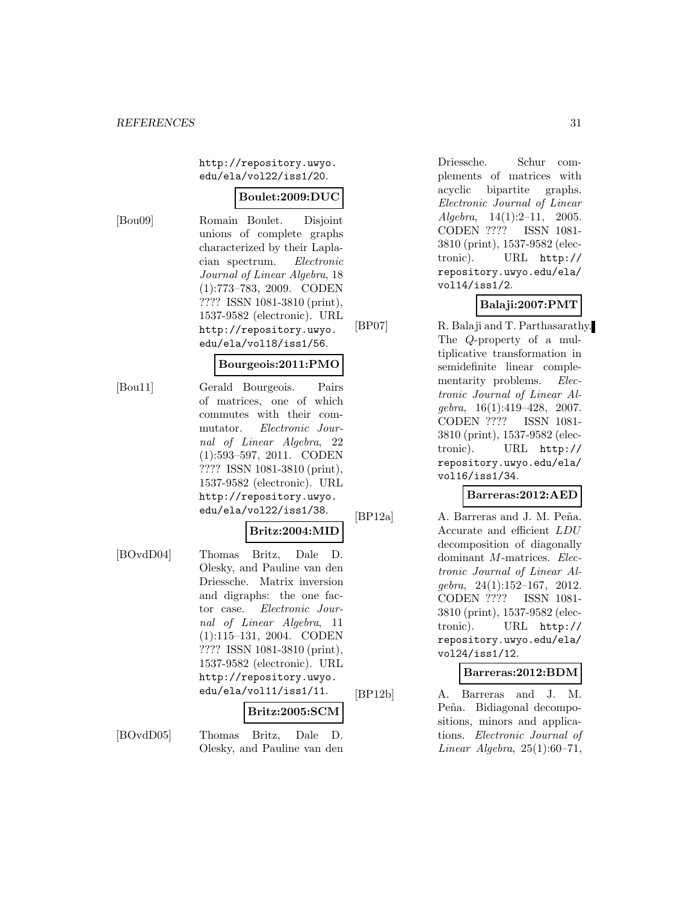http://repository.uwyo.edu/ela/vol22/iss1/20.

**Boulet:2009:DUC**

[Bou09] Romain Boulet. Disjoint unions of complete graphs characterized by their Laplacian spectrum. *Electronic Journal of Linear Algebra*, 18 (1):773–783, 2009. CODEN ???? ISSN 1081-3810 (print), 1537-9582 (electronic). URL http://repository.uwyo.edu/ela/vol18/iss1/56.

**Bourgeois:2011:PMO**

[Bou11] Gerald Bourgeois. Pairs of matrices, one of which commutes with their commutator. *Electronic Journal of Linear Algebra*, 22 (1):593–597, 2011. CODEN ???? ISSN 1081-3810 (print), 1537-9582 (electronic). URL http://repository.uwyo.edu/ela/vol22/iss1/38.

**Britz:2004:MID**

[BOvdD04] Thomas Britz, Dale D. Olesky, and Pauline van den Driessche. Matrix inversion and digraphs: the one factor case. *Electronic Journal of Linear Algebra*, 11 (1):115–131, 2004. CODEN ???? ISSN 1081-3810 (print), 1537-9582 (electronic). URL http://repository.uwyo.edu/ela/vol11/iss1/11.

**Britz:2005:SCM**

[BOvdD05] Thomas Britz, Dale D. Olesky, and Pauline van den Driessche. Schur complements of matrices with acyclic bipartite graphs. *Electronic Journal of Linear Algebra*, 14(1):2–11, 2005. CODEN ???? ISSN 1081-3810 (print), 1537-9582 (electronic). URL http://repository.uwyo.edu/ela/vol14/iss1/2.

**Balaji:2007:PMT**

[BP07] R. Balaji and T. Parthasarathy. The $Q$-property of a multiplicative transformation in semidefinite linear complementarity problems. *Electronic Journal of Linear Algebra*, 16(1):419–428, 2007. CODEN ???? ISSN 1081-3810 (print), 1537-9582 (electronic). URL http://repository.uwyo.edu/ela/vol16/iss1/34.

**Barreras:2012:AED**

[BP12a] A. Barreras and J. M. Peña. Accurate and efficient $LDU$ decomposition of diagonally dominant $M$-matrices. *Electronic Journal of Linear Algebra*, 24(1):152–167, 2012. CODEN ???? ISSN 1081-3810 (print), 1537-9582 (electronic). URL http://repository.uwyo.edu/ela/vol24/iss1/12.

**Barreras:2012:BDM**

[BP12b] A. Barreras and J. M. Peña. Bidiagonal decompositions, minors and applications. *Electronic Journal of Linear Algebra*, 25(1):60–71,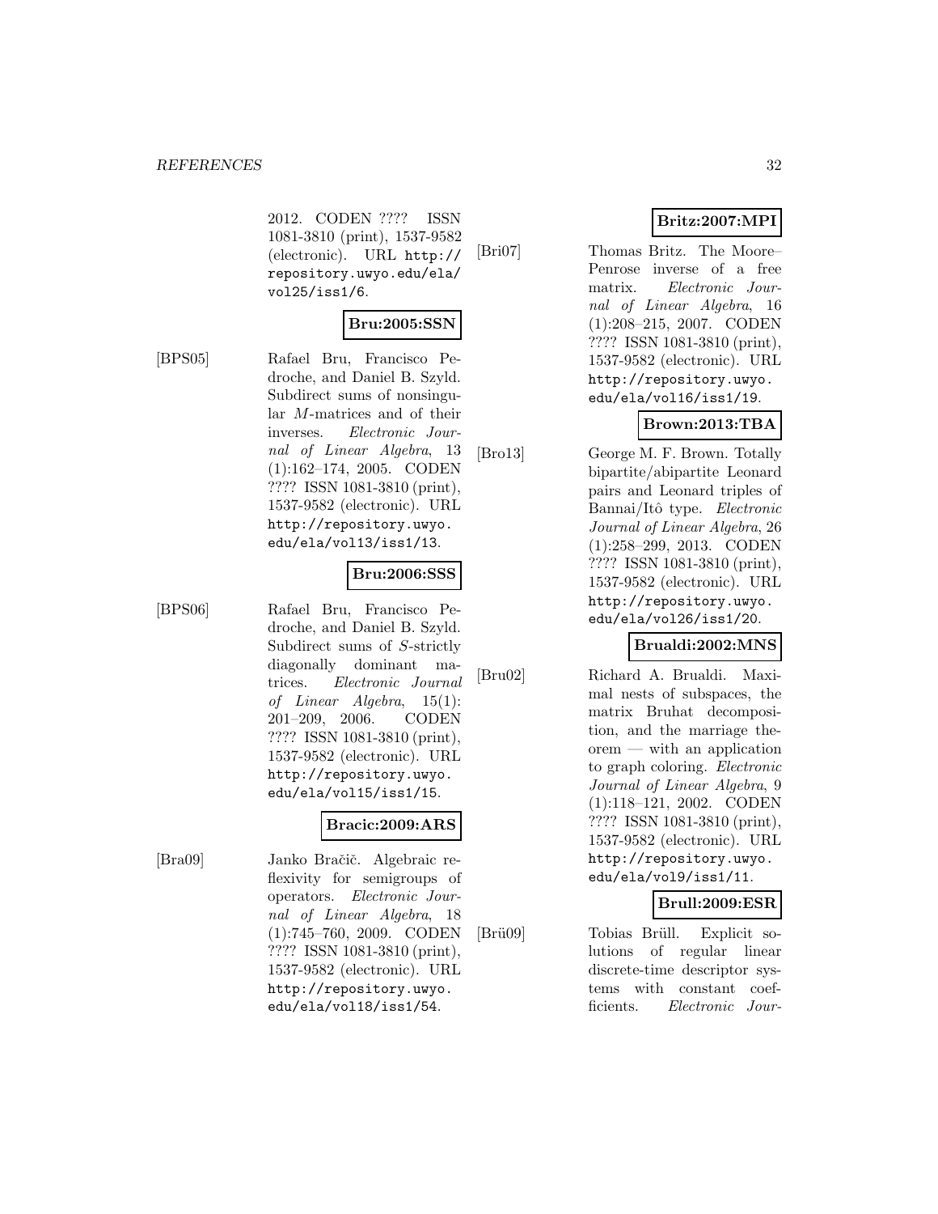2012. CODEN ???? ISSN 1081-3810 (print), 1537-9582 (electronic). URL http://repository.uwyo.edu/ela/vol25/iss1/6.

**Bru:2005:SSN**

[BPS05] Rafael Bru, Francisco Pedroche, and Daniel B. Szyld. Subdirect sums of nonsingular $M$-matrices and of their inverses. *Electronic Journal of Linear Algebra*, 13 (1):162–174, 2005. CODEN ???? ISSN 1081-3810 (print), 1537-9582 (electronic). URL http://repository.uwyo.edu/ela/vol13/iss1/13.

**Bru:2006:SSS**

[BPS06] Rafael Bru, Francisco Pedroche, and Daniel B. Szyld. Subdirect sums of $S$-strictly diagonally dominant matrices. *Electronic Journal of Linear Algebra*, 15(1): 201–209, 2006. CODEN ???? ISSN 1081-3810 (print), 1537-9582 (electronic). URL http://repository.uwyo.edu/ela/vol15/iss1/15.

**Bracic:2009:ARS**

[Bra09] Janko Bračič. Algebraic reflexivity for semigroups of operators. *Electronic Journal of Linear Algebra*, 18 (1):745–760, 2009. CODEN ???? ISSN 1081-3810 (print), 1537-9582 (electronic). URL http://repository.uwyo.edu/ela/vol18/iss1/54.

**Britz:2007:MPI**

[Bri07] Thomas Britz. The Moore–Penrose inverse of a free matrix. *Electronic Journal of Linear Algebra*, 16 (1):208–215, 2007. CODEN ???? ISSN 1081-3810 (print), 1537-9582 (electronic). URL http://repository.uwyo.edu/ela/vol16/iss1/19.

**Brown:2013:TBA**

[Bro13] George M. F. Brown. Totally bipartite/abipartite Leonard pairs and Leonard triples of Bannai/Itô type. *Electronic Journal of Linear Algebra*, 26 (1):258–299, 2013. CODEN ???? ISSN 1081-3810 (print), 1537-9582 (electronic). URL http://repository.uwyo.edu/ela/vol26/iss1/20.

**Brualdi:2002:MNS**

[Bru02] Richard A. Brualdi. Maximal nests of subspaces, the matrix Bruhat decomposition, and the marriage theorem — with an application to graph coloring. *Electronic Journal of Linear Algebra*, 9 (1):118–121, 2002. CODEN ???? ISSN 1081-3810 (print), 1537-9582 (electronic). URL http://repository.uwyo.edu/ela/vol9/iss1/11.

**Brull:2009:ESR**

[Brü09] Tobias Brüll. Explicit solutions of regular linear discrete-time descriptor systems with constant coefficients. *Electronic Jour-*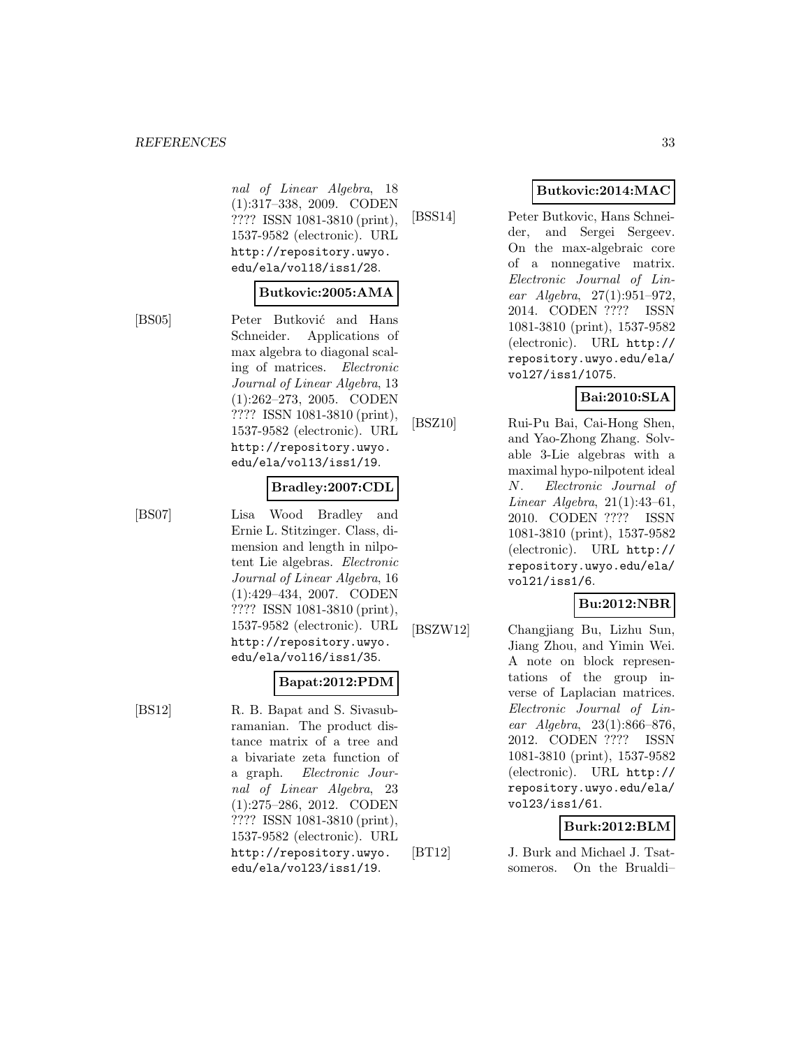*nal of Linear Algebra*, 18 (1):317–338, 2009. CODEN ???? ISSN 1081-3810 (print), 1537-9582 (electronic). URL http://repository.uwyo.edu/ela/vol18/iss1/28.

**Butkovic:2005:AMA**

[BS05] Peter Butković and Hans Schneider. Applications of max algebra to diagonal scaling of matrices. *Electronic Journal of Linear Algebra*, 13 (1):262–273, 2005. CODEN ???? ISSN 1081-3810 (print), 1537-9582 (electronic). URL http://repository.uwyo.edu/ela/vol13/iss1/19.

**Bradley:2007:CDL**

[BS07] Lisa Wood Bradley and Ernie L. Stitzinger. Class, dimension and length in nilpotent Lie algebras. *Electronic Journal of Linear Algebra*, 16 (1):429–434, 2007. CODEN ???? ISSN 1081-3810 (print), 1537-9582 (electronic). URL http://repository.uwyo.edu/ela/vol16/iss1/35.

**Bapat:2012:PDM**

[BS12] R. B. Bapat and S. Sivasubramanian. The product distance matrix of a tree and a bivariate zeta function of a graph. *Electronic Journal of Linear Algebra*, 23 (1):275–286, 2012. CODEN ???? ISSN 1081-3810 (print), 1537-9582 (electronic). URL http://repository.uwyo.edu/ela/vol23/iss1/19.

**Butkovic:2014:MAC**

[BSS14] Peter Butkovic, Hans Schneider, and Sergei Sergeev. On the max-algebraic core of a nonnegative matrix. *Electronic Journal of Linear Algebra*, 27(1):951–972, 2014. CODEN ???? ISSN 1081-3810 (print), 1537-9582 (electronic). URL http://repository.uwyo.edu/ela/vol27/iss1/1075.

**Bai:2010:SLA**

[BSZ10] Rui-Pu Bai, Cai-Hong Shen, and Yao-Zhong Zhang. Solvable 3-Lie algebras with a maximal hypo-nilpotent ideal $N$. *Electronic Journal of Linear Algebra*, 21(1):43–61, 2010. CODEN ???? ISSN 1081-3810 (print), 1537-9582 (electronic). URL http://repository.uwyo.edu/ela/vol21/iss1/6.

**Bu:2012:NBR**

[BSZW12] Changjiang Bu, Lizhu Sun, Jiang Zhou, and Yimin Wei. A note on block representations of the group inverse of Laplacian matrices. *Electronic Journal of Linear Algebra*, 23(1):866–876, 2012. CODEN ???? ISSN 1081-3810 (print), 1537-9582 (electronic). URL http://repository.uwyo.edu/ela/vol23/iss1/61.

**Burk:2012:BLM**

[BT12] J. Burk and Michael J. Tsatsomeros. On the Brualdi–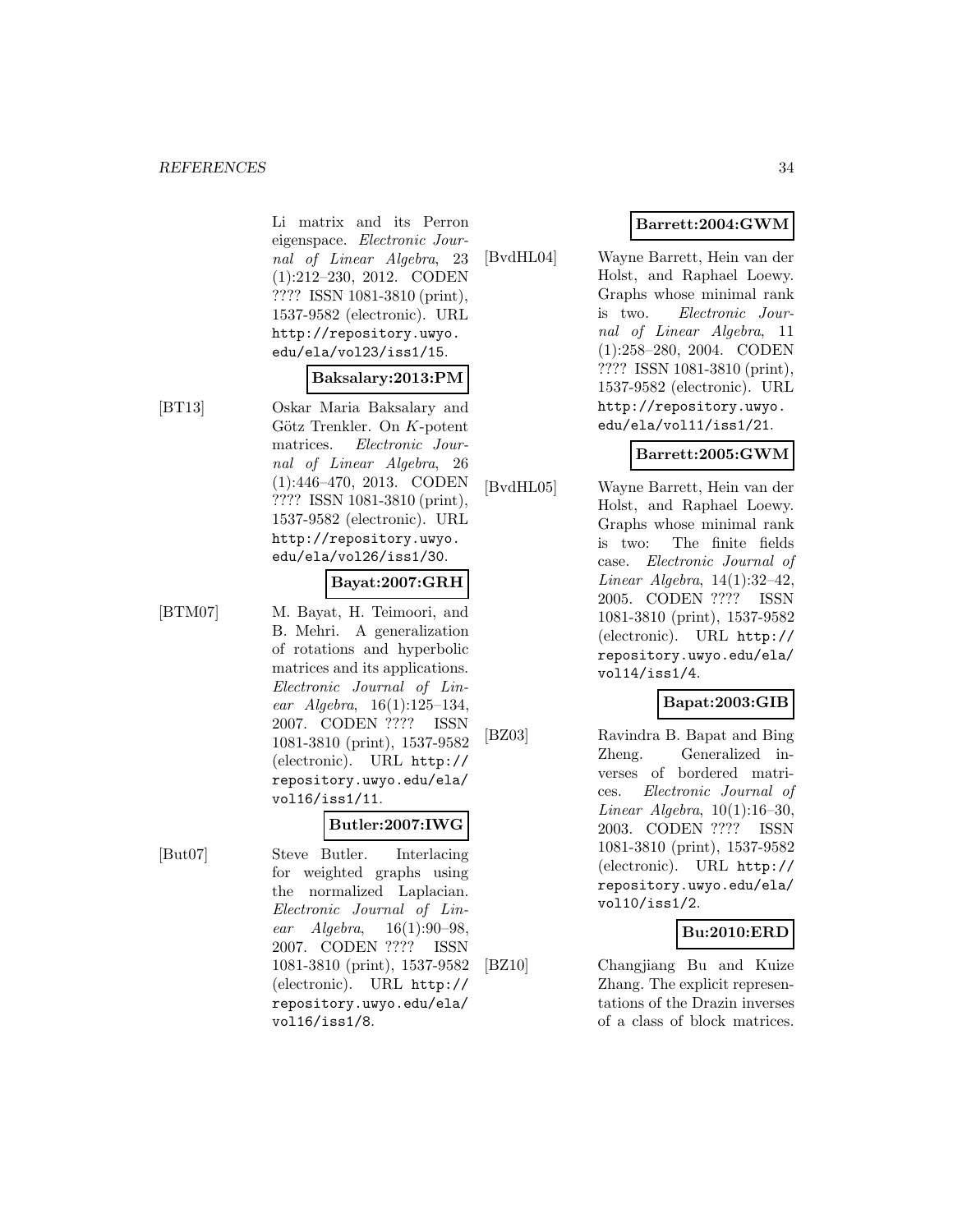Li matrix and its Perron eigenspace. *Electronic Journal of Linear Algebra*, 23 (1):212–230, 2012. CODEN ???? ISSN 1081-3810 (print), 1537-9582 (electronic). URL http://repository.uwyo.edu/ela/vol23/iss1/15.

**Baksalary:2013:PM**

[BT13] Oskar Maria Baksalary and Götz Trenkler. On $K$-potent matrices. *Electronic Journal of Linear Algebra*, 26 (1):446–470, 2013. CODEN ???? ISSN 1081-3810 (print), 1537-9582 (electronic). URL http://repository.uwyo.edu/ela/vol26/iss1/30.

**Bayat:2007:GRH**

[BTM07] M. Bayat, H. Teimoori, and B. Mehri. A generalization of rotations and hyperbolic matrices and its applications. *Electronic Journal of Linear Algebra*, 16(1):125–134, 2007. CODEN ???? ISSN 1081-3810 (print), 1537-9582 (electronic). URL http://repository.uwyo.edu/ela/vol16/iss1/11.

**Butler:2007:IWG**

[But07] Steve Butler. Interlacing for weighted graphs using the normalized Laplacian. *Electronic Journal of Linear Algebra*, 16(1):90–98, 2007. CODEN ???? ISSN 1081-3810 (print), 1537-9582 (electronic). URL http://repository.uwyo.edu/ela/vol16/iss1/8.

**Barrett:2004:GWM**

[BvdHL04] Wayne Barrett, Hein van der Holst, and Raphael Loewy. Graphs whose minimal rank is two. *Electronic Journal of Linear Algebra*, 11 (1):258–280, 2004. CODEN ???? ISSN 1081-3810 (print), 1537-9582 (electronic). URL http://repository.uwyo.edu/ela/vol11/iss1/21.

**Barrett:2005:GWM**

[BvdHL05] Wayne Barrett, Hein van der Holst, and Raphael Loewy. Graphs whose minimal rank is two: The finite fields case. *Electronic Journal of Linear Algebra*, 14(1):32–42, 2005. CODEN ???? ISSN 1081-3810 (print), 1537-9582 (electronic). URL http://repository.uwyo.edu/ela/vol14/iss1/4.

**Bapat:2003:GIB**

[BZ03] Ravindra B. Bapat and Bing Zheng. Generalized inverses of bordered matrices. *Electronic Journal of Linear Algebra*, 10(1):16–30, 2003. CODEN ???? ISSN 1081-3810 (print), 1537-9582 (electronic). URL http://repository.uwyo.edu/ela/vol10/iss1/2.

**Bu:2010:ERD**

[BZ10] Changjiang Bu and Kuize Zhang. The explicit representations of the Drazin inverses of a class of block matrices.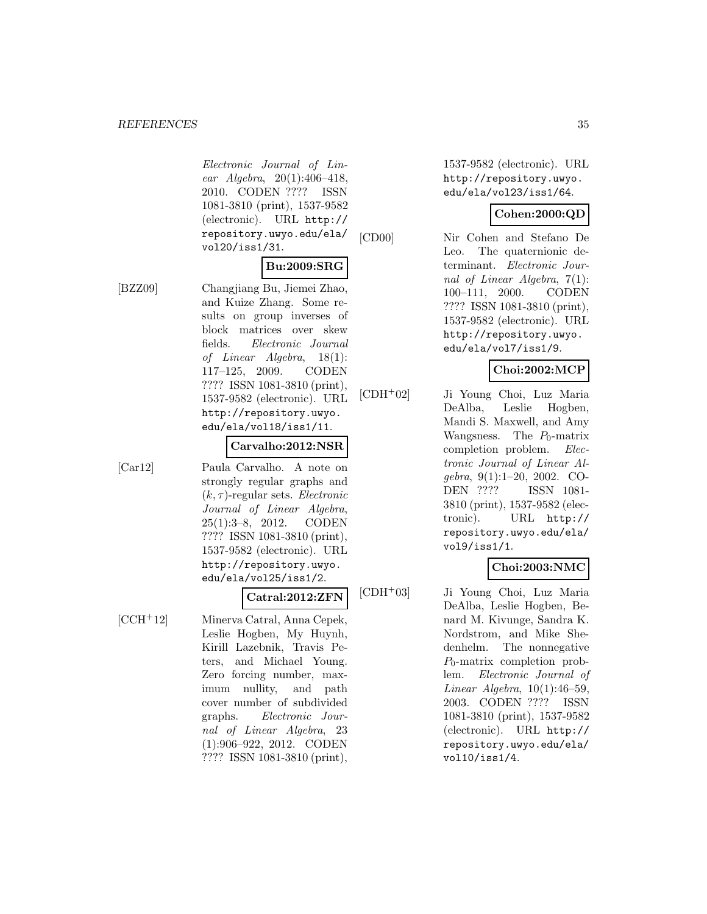*Electronic Journal of Linear Algebra*, 20(1):406–418, 2010. CODEN ???? ISSN 1081-3810 (print), 1537-9582 (electronic). URL http://repository.uwyo.edu/ela/vol20/iss1/31.

**Bu:2009:SRG**

[BZZ09] Changjiang Bu, Jiemei Zhao, and Kuize Zhang. Some results on group inverses of block matrices over skew fields. *Electronic Journal of Linear Algebra*, 18(1): 117–125, 2009. CODEN ???? ISSN 1081-3810 (print), 1537-9582 (electronic). URL http://repository.uwyo.edu/ela/vol18/iss1/11.

**Carvalho:2012:NSR**

[Car12] Paula Carvalho. A note on strongly regular graphs and $(k, \tau)$-regular sets. *Electronic Journal of Linear Algebra*, 25(1):3–8, 2012. CODEN ???? ISSN 1081-3810 (print), 1537-9582 (electronic). URL http://repository.uwyo.edu/ela/vol25/iss1/2.

**Catral:2012:ZFN**

[CCH+12] Minerva Catral, Anna Cepek, Leslie Hogben, My Huynh, Kirill Lazebnik, Travis Peters, and Michael Young. Zero forcing number, maximum nullity, and path cover number of subdivided graphs. *Electronic Journal of Linear Algebra*, 23 (1):906–922, 2012. CODEN ???? ISSN 1081-3810 (print), 1537-9582 (electronic). URL http://repository.uwyo.edu/ela/vol23/iss1/64.

**Cohen:2000:QD**

[CD00] Nir Cohen and Stefano De Leo. The quaternionic determinant. *Electronic Journal of Linear Algebra*, 7(1): 100–111, 2000. CODEN ???? ISSN 1081-3810 (print), 1537-9582 (electronic). URL http://repository.uwyo.edu/ela/vol7/iss1/9.

**Choi:2002:MCP**

[CDH+02] Ji Young Choi, Luz Maria DeAlba, Leslie Hogben, Mandi S. Maxwell, and Amy Wangsness. The $P_0$-matrix completion problem. *Electronic Journal of Linear Algebra*, 9(1):1–20, 2002. CODEN ???? ISSN 1081-3810 (print), 1537-9582 (electronic). URL http://repository.uwyo.edu/ela/vol9/iss1/1.

**Choi:2003:NMC**

[CDH+03] Ji Young Choi, Luz Maria DeAlba, Leslie Hogben, Benard M. Kivunge, Sandra K. Nordstrom, and Mike Shedenhelm. The nonnegative $P_0$-matrix completion problem. *Electronic Journal of Linear Algebra*, 10(1):46–59, 2003. CODEN ???? ISSN 1081-3810 (print), 1537-9582 (electronic). URL http://repository.uwyo.edu/ela/vol10/iss1/4.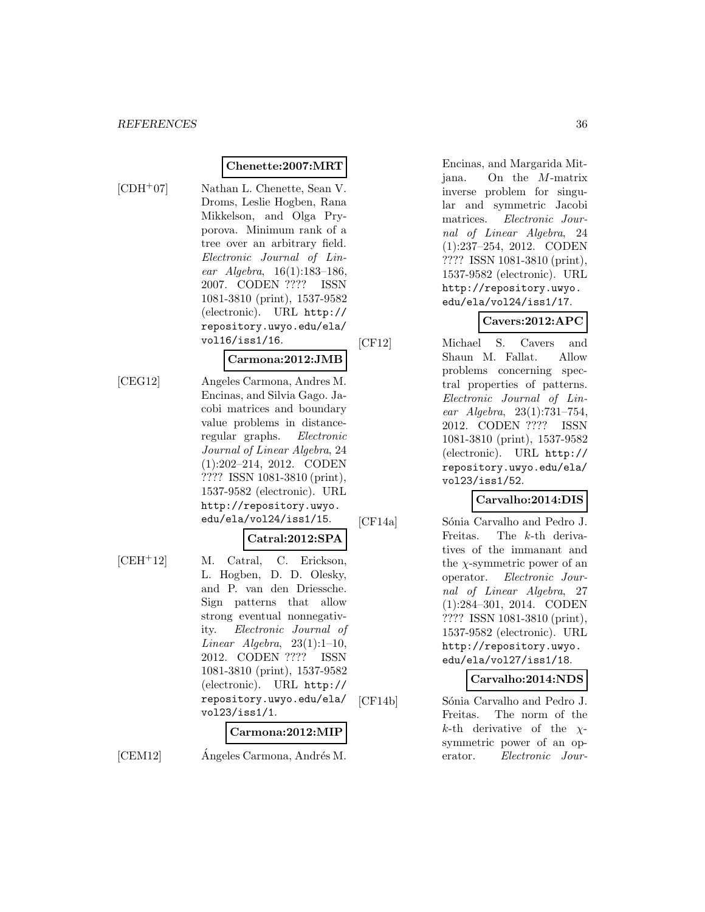**Chenette:2007:MRT**

[CDH[+]07] Nathan L. Chenette, Sean V. Droms, Leslie Hogben, Rana Mikkelson, and Olga Pryporova. Minimum rank of a tree over an arbitrary field. *Electronic Journal of Linear Algebra*, 16(1):183–186, 2007. CODEN ???? ISSN 1081-3810 (print), 1537-9582 (electronic). URL http://repository.uwyo.edu/ela/vol16/iss1/16.

**Carmona:2012:JMB**

[CEG12] Angeles Carmona, Andres M. Encinas, and Silvia Gago. Jacobi matrices and boundary value problems in distance-regular graphs. *Electronic Journal of Linear Algebra*, 24 (1):202–214, 2012. CODEN ???? ISSN 1081-3810 (print), 1537-9582 (electronic). URL http://repository.uwyo.edu/ela/vol24/iss1/15.

**Catral:2012:SPA**

[CEH[+]12] M. Catral, C. Erickson, L. Hogben, D. D. Olesky, and P. van den Driessche. Sign patterns that allow strong eventual nonnegativity. *Electronic Journal of Linear Algebra*, 23(1):1–10, 2012. CODEN ???? ISSN 1081-3810 (print), 1537-9582 (electronic). URL http://repository.uwyo.edu/ela/vol23/iss1/1.

**Carmona:2012:MIP**

[CEM12] Ángeles Carmona, Andrés M. Encinas, and Margarida Mitjana. On the $M$-matrix inverse problem for singular and symmetric Jacobi matrices. *Electronic Journal of Linear Algebra*, 24 (1):237–254, 2012. CODEN ???? ISSN 1081-3810 (print), 1537-9582 (electronic). URL http://repository.uwyo.edu/ela/vol24/iss1/17.

**Cavers:2012:APC**

[CF12] Michael S. Cavers and Shaun M. Fallat. Allow problems concerning spectral properties of patterns. *Electronic Journal of Linear Algebra*, 23(1):731–754, 2012. CODEN ???? ISSN 1081-3810 (print), 1537-9582 (electronic). URL http://repository.uwyo.edu/ela/vol23/iss1/52.

**Carvalho:2014:DIS**

[CF14a] Sónia Carvalho and Pedro J. Freitas. The $k$-th derivatives of the immanant and the $\chi$-symmetric power of an operator. *Electronic Journal of Linear Algebra*, 27 (1):284–301, 2014. CODEN ???? ISSN 1081-3810 (print), 1537-9582 (electronic). URL http://repository.uwyo.edu/ela/vol27/iss1/18.

**Carvalho:2014:NDS**

[CF14b] Sónia Carvalho and Pedro J. Freitas. The norm of the $k$-th derivative of the $\chi$-symmetric power of an operator. *Electronic Jour-*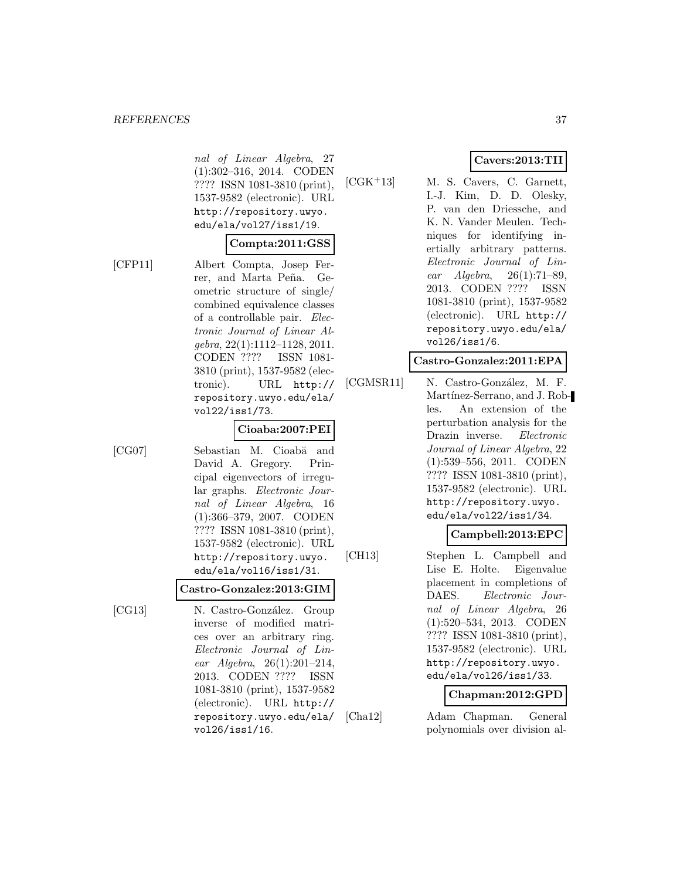*nal of Linear Algebra*, 27 (1):302–316, 2014. CODEN ???? ISSN 1081-3810 (print), 1537-9582 (electronic). URL http://repository.uwyo.edu/ela/vol27/iss1/19.

**Compta:2011:GSS**

[CFP11] Albert Compta, Josep Ferrer, and Marta Peña. Geometric structure of single/combined equivalence classes of a controllable pair. *Electronic Journal of Linear Algebra*, 22(1):1112–1128, 2011. CODEN ???? ISSN 1081-3810 (print), 1537-9582 (electronic). URL http://repository.uwyo.edu/ela/vol22/iss1/73.

**Cioaba:2007:PEI**

[CG07] Sebastian M. Cioabă and David A. Gregory. Principal eigenvectors of irregular graphs. *Electronic Journal of Linear Algebra*, 16 (1):366–379, 2007. CODEN ???? ISSN 1081-3810 (print), 1537-9582 (electronic). URL http://repository.uwyo.edu/ela/vol16/iss1/31.

**Castro-Gonzalez:2013:GIM**

[CG13] N. Castro-González. Group inverse of modified matrices over an arbitrary ring. *Electronic Journal of Linear Algebra*, 26(1):201–214, 2013. CODEN ???? ISSN 1081-3810 (print), 1537-9582 (electronic). URL http://repository.uwyo.edu/ela/vol26/iss1/16.

**Cavers:2013:TII**

[CGK+13] M. S. Cavers, C. Garnett, I.-J. Kim, D. D. Olesky, P. van den Driessche, and K. N. Vander Meulen. Techniques for identifying inertially arbitrary patterns. *Electronic Journal of Linear Algebra*, 26(1):71–89, 2013. CODEN ???? ISSN 1081-3810 (print), 1537-9582 (electronic). URL http://repository.uwyo.edu/ela/vol26/iss1/6.

**Castro-Gonzalez:2011:EPA**

[CGMSR11] N. Castro-González, M. F. Martínez-Serrano, and J. Robles. An extension of the perturbation analysis for the Drazin inverse. *Electronic Journal of Linear Algebra*, 22 (1):539–556, 2011. CODEN ???? ISSN 1081-3810 (print), 1537-9582 (electronic). URL http://repository.uwyo.edu/ela/vol22/iss1/34.

**Campbell:2013:EPC**

[CH13] Stephen L. Campbell and Lise E. Holte. Eigenvalue placement in completions of DAES. *Electronic Journal of Linear Algebra*, 26 (1):520–534, 2013. CODEN ???? ISSN 1081-3810 (print), 1537-9582 (electronic). URL http://repository.uwyo.edu/ela/vol26/iss1/33.

**Chapman:2012:GPD**

[Cha12] Adam Chapman. General polynomials over division al-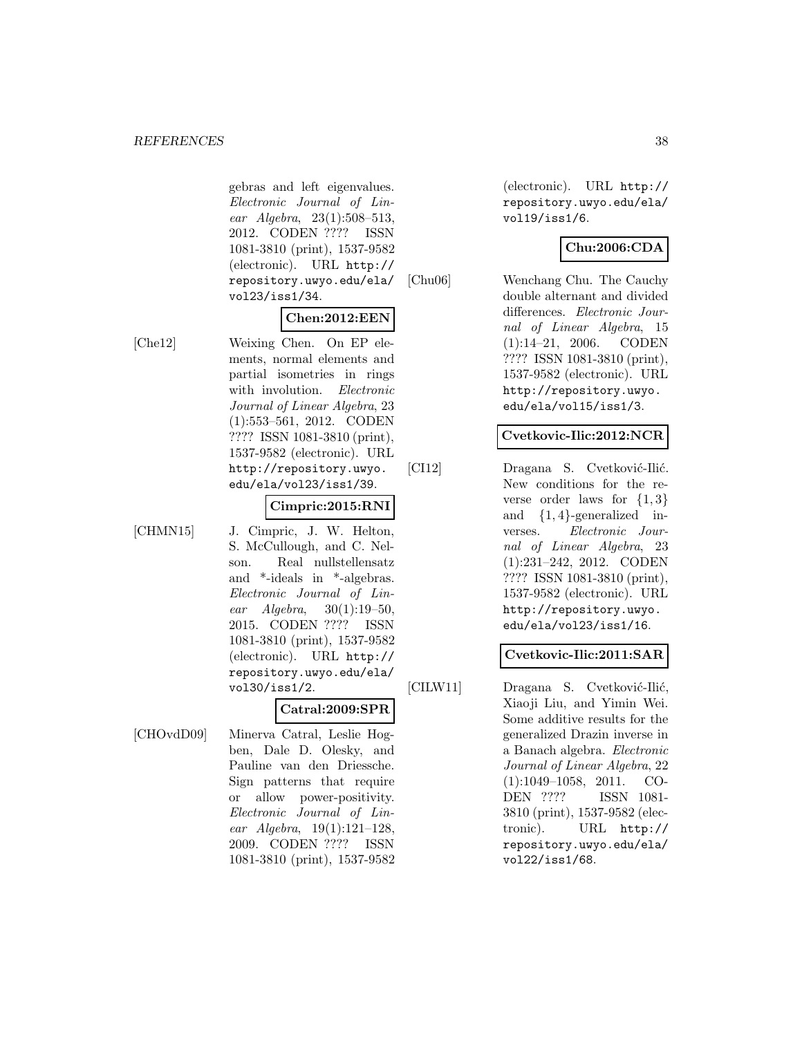gebras and left eigenvalues. *Electronic Journal of Linear Algebra*, 23(1):508–513, 2012. CODEN ???? ISSN 1081-3810 (print), 1537-9582 (electronic). URL http://repository.uwyo.edu/ela/vol23/iss1/34.

**Chen:2012:EEN**

[Che12] Weixing Chen. On EP elements, normal elements and partial isometries in rings with involution. *Electronic Journal of Linear Algebra*, 23 (1):553–561, 2012. CODEN ???? ISSN 1081-3810 (print), 1537-9582 (electronic). URL http://repository.uwyo.edu/ela/vol23/iss1/39.

**Cimpric:2015:RNI**

[CHMN15] J. Cimpric, J. W. Helton, S. McCullough, and C. Nelson. Real nullstellensatz and *-ideals in *-algebras. *Electronic Journal of Linear Algebra*, 30(1):19–50, 2015. CODEN ???? ISSN 1081-3810 (print), 1537-9582 (electronic). URL http://repository.uwyo.edu/ela/vol30/iss1/2.

**Catral:2009:SPR**

[CHOvdD09] Minerva Catral, Leslie Hogben, Dale D. Olesky, and Pauline van den Driessche. Sign patterns that require or allow power-positivity. *Electronic Journal of Linear Algebra*, 19(1):121–128, 2009. CODEN ???? ISSN 1081-3810 (print), 1537-9582 (electronic). URL http://repository.uwyo.edu/ela/vol19/iss1/6.

**Chu:2006:CDA**

[Chu06] Wenchang Chu. The Cauchy double alternant and divided differences. *Electronic Journal of Linear Algebra*, 15 (1):14–21, 2006. CODEN ???? ISSN 1081-3810 (print), 1537-9582 (electronic). URL http://repository.uwyo.edu/ela/vol15/iss1/3.

**Cvetkovic-Ilic:2012:NCR**

[CI12] Dragana S. Cvetković-Ilić. New conditions for the reverse order laws for $\{1,3\}$ and $\{1,4\}$-generalized inverses. *Electronic Journal of Linear Algebra*, 23 (1):231–242, 2012. CODEN ???? ISSN 1081-3810 (print), 1537-9582 (electronic). URL http://repository.uwyo.edu/ela/vol23/iss1/16.

**Cvetkovic-Ilic:2011:SAR**

[CILW11] Dragana S. Cvetković-Ilić, Xiaoji Liu, and Yimin Wei. Some additive results for the generalized Drazin inverse in a Banach algebra. *Electronic Journal of Linear Algebra*, 22 (1):1049–1058, 2011. CODEN ???? ISSN 1081-3810 (print), 1537-9582 (electronic). URL http://repository.uwyo.edu/ela/vol22/iss1/68.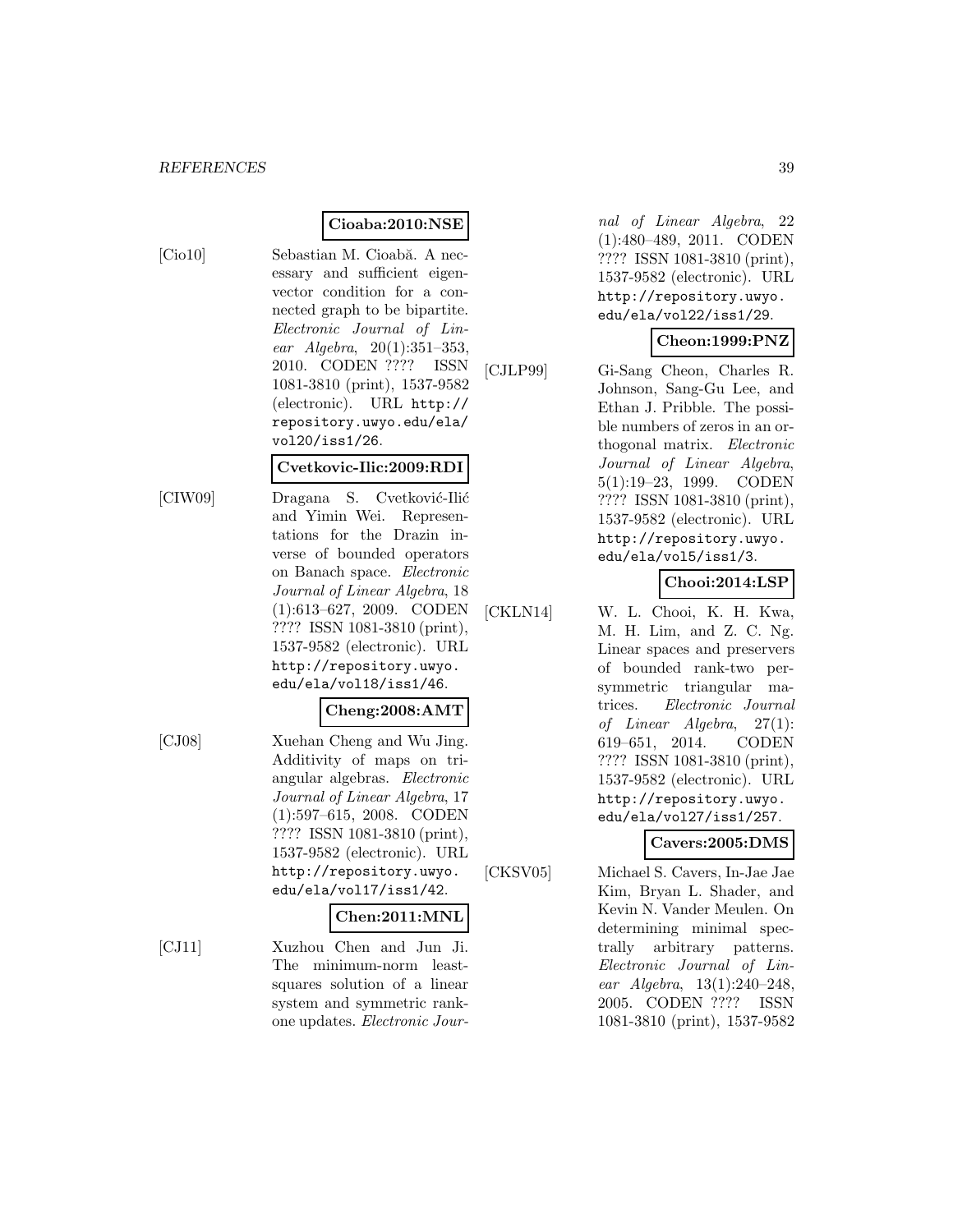**Cioaba:2010:NSE**

[Cio10] Sebastian M. Cioabă. A necessary and sufficient eigenvector condition for a connected graph to be bipartite. *Electronic Journal of Linear Algebra*, 20(1):351–353, 2010. CODEN ???? ISSN 1081-3810 (print), 1537-9582 (electronic). URL http://repository.uwyo.edu/ela/vol20/iss1/26.

**Cvetkovic-Ilic:2009:RDI**

[CIW09] Dragana S. Cvetković-Ilić and Yimin Wei. Representations for the Drazin inverse of bounded operators on Banach space. *Electronic Journal of Linear Algebra*, 18 (1):613–627, 2009. CODEN ???? ISSN 1081-3810 (print), 1537-9582 (electronic). URL http://repository.uwyo.edu/ela/vol18/iss1/46.

**Cheng:2008:AMT**

[CJ08] Xuehan Cheng and Wu Jing. Additivity of maps on triangular algebras. *Electronic Journal of Linear Algebra*, 17 (1):597–615, 2008. CODEN ???? ISSN 1081-3810 (print), 1537-9582 (electronic). URL http://repository.uwyo.edu/ela/vol17/iss1/42.

**Chen:2011:MNL**

[CJ11] Xuzhou Chen and Jun Ji. The minimum-norm least-squares solution of a linear system and symmetric rank-one updates. *Electronic Journal of Linear Algebra*, 22 (1):480–489, 2011. CODEN ???? ISSN 1081-3810 (print), 1537-9582 (electronic). URL http://repository.uwyo.edu/ela/vol22/iss1/29.

**Cheon:1999:PNZ**

[CJLP99] Gi-Sang Cheon, Charles R. Johnson, Sang-Gu Lee, and Ethan J. Pribble. The possible numbers of zeros in an orthogonal matrix. *Electronic Journal of Linear Algebra*, 5(1):19–23, 1999. CODEN ???? ISSN 1081-3810 (print), 1537-9582 (electronic). URL http://repository.uwyo.edu/ela/vol5/iss1/3.

**Chooi:2014:LSP**

[CKLN14] W. L. Chooi, K. H. Kwa, M. H. Lim, and Z. C. Ng. Linear spaces and preservers of bounded rank-two per-symmetric triangular matrices. *Electronic Journal of Linear Algebra*, 27(1): 619–651, 2014. CODEN ???? ISSN 1081-3810 (print), 1537-9582 (electronic). URL http://repository.uwyo.edu/ela/vol27/iss1/257.

**Cavers:2005:DMS**

[CKSV05] Michael S. Cavers, In-Jae Jae Kim, Bryan L. Shader, and Kevin N. Vander Meulen. On determining minimal spectrally arbitrary patterns. *Electronic Journal of Linear Algebra*, 13(1):240–248, 2005. CODEN ???? ISSN 1081-3810 (print), 1537-9582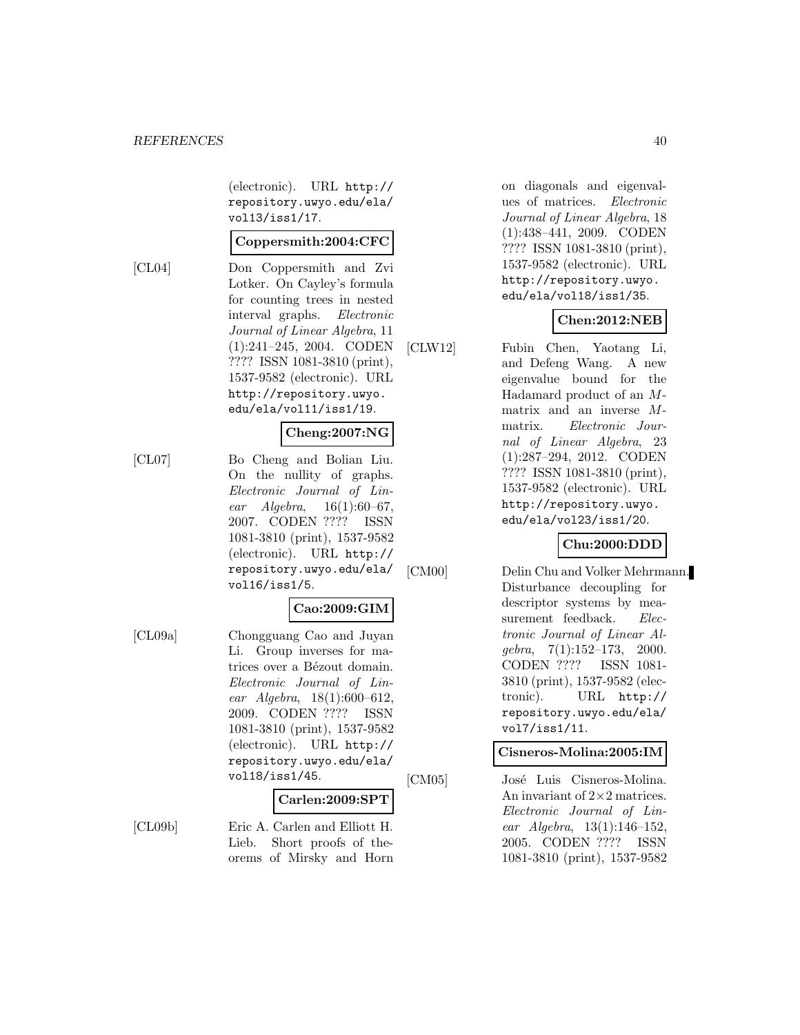(electronic). URL http://repository.uwyo.edu/ela/vol13/iss1/17.

**Coppersmith:2004:CFC**

[CL04] Don Coppersmith and Zvi Lotker. On Cayley's formula for counting trees in nested interval graphs. *Electronic Journal of Linear Algebra*, 11 (1):241–245, 2004. CODEN ???? ISSN 1081-3810 (print), 1537-9582 (electronic). URL http://repository.uwyo.edu/ela/vol11/iss1/19.

**Cheng:2007:NG**

[CL07] Bo Cheng and Bolian Liu. On the nullity of graphs. *Electronic Journal of Linear Algebra*, 16(1):60–67, 2007. CODEN ???? ISSN 1081-3810 (print), 1537-9582 (electronic). URL http://repository.uwyo.edu/ela/vol16/iss1/5.

**Cao:2009:GIM**

[CL09a] Chongguang Cao and Juyan Li. Group inverses for matrices over a Bézout domain. *Electronic Journal of Linear Algebra*, 18(1):600–612, 2009. CODEN ???? ISSN 1081-3810 (print), 1537-9582 (electronic). URL http://repository.uwyo.edu/ela/vol18/iss1/45.

**Carlen:2009:SPT**

[CL09b] Eric A. Carlen and Elliott H. Lieb. Short proofs of theorems of Mirsky and Horn on diagonals and eigenvalues of matrices. *Electronic Journal of Linear Algebra*, 18 (1):438–441, 2009. CODEN ???? ISSN 1081-3810 (print), 1537-9582 (electronic). URL http://repository.uwyo.edu/ela/vol18/iss1/35.

**Chen:2012:NEB**

[CLW12] Fubin Chen, Yaotang Li, and Defeng Wang. A new eigenvalue bound for the Hadamard product of an $M$-matrix and an inverse $M$-matrix. *Electronic Journal of Linear Algebra*, 23 (1):287–294, 2012. CODEN ???? ISSN 1081-3810 (print), 1537-9582 (electronic). URL http://repository.uwyo.edu/ela/vol23/iss1/20.

**Chu:2000:DDD**

[CM00] Delin Chu and Volker Mehrmann. Disturbance decoupling for descriptor systems by measurement feedback. *Electronic Journal of Linear Algebra*, 7(1):152–173, 2000. CODEN ???? ISSN 1081-3810 (print), 1537-9582 (electronic). URL http://repository.uwyo.edu/ela/vol7/iss1/11.

**Cisneros-Molina:2005:IM**

[CM05] José Luis Cisneros-Molina. An invariant of $2\times 2$ matrices. *Electronic Journal of Linear Algebra*, 13(1):146–152, 2005. CODEN ???? ISSN 1081-3810 (print), 1537-9582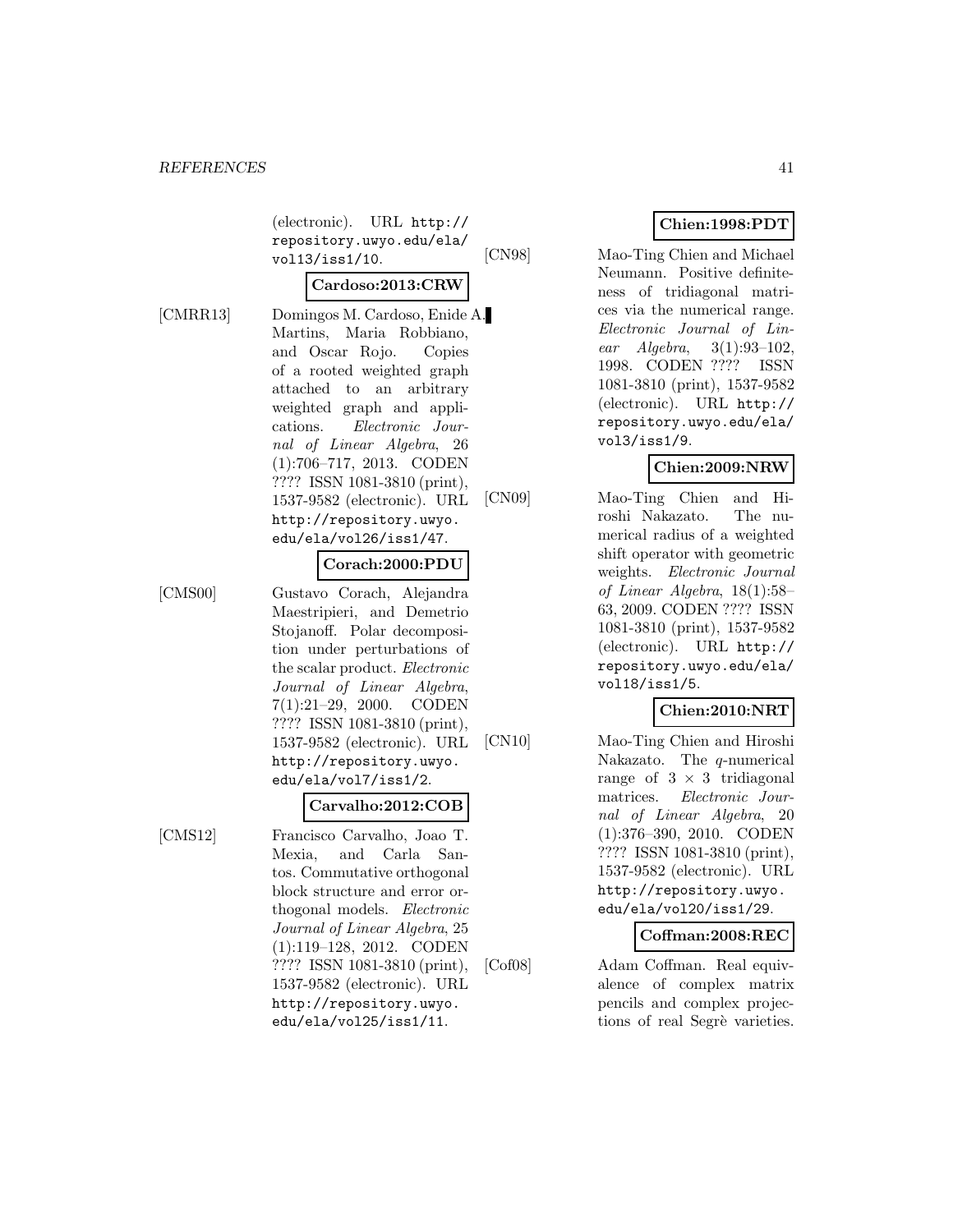(electronic). URL http://repository.uwyo.edu/ela/vol13/iss1/10.

**Cardoso:2013:CRW**

[CMRR13] Domingos M. Cardoso, Enide A. Martins, Maria Robbiano, and Oscar Rojo. Copies of a rooted weighted graph attached to an arbitrary weighted graph and applications. *Electronic Journal of Linear Algebra*, 26 (1):706–717, 2013. CODEN ???? ISSN 1081-3810 (print), 1537-9582 (electronic). URL http://repository.uwyo.edu/ela/vol26/iss1/47.

**Corach:2000:PDU**

[CMS00] Gustavo Corach, Alejandra Maestripieri, and Demetrio Stojanoff. Polar decomposition under perturbations of the scalar product. *Electronic Journal of Linear Algebra*, 7(1):21–29, 2000. CODEN ???? ISSN 1081-3810 (print), 1537-9582 (electronic). URL http://repository.uwyo.edu/ela/vol7/iss1/2.

**Carvalho:2012:COB**

[CMS12] Francisco Carvalho, Joao T. Mexia, and Carla Santos. Commutative orthogonal block structure and error orthogonal models. *Electronic Journal of Linear Algebra*, 25 (1):119–128, 2012. CODEN ???? ISSN 1081-3810 (print), 1537-9582 (electronic). URL http://repository.uwyo.edu/ela/vol25/iss1/11.

**Chien:1998:PDT**

[CN98] Mao-Ting Chien and Michael Neumann. Positive definiteness of tridiagonal matrices via the numerical range. *Electronic Journal of Linear Algebra*, 3(1):93–102, 1998. CODEN ???? ISSN 1081-3810 (print), 1537-9582 (electronic). URL http://repository.uwyo.edu/ela/vol3/iss1/9.

**Chien:2009:NRW**

[CN09] Mao-Ting Chien and Hiroshi Nakazato. The numerical radius of a weighted shift operator with geometric weights. *Electronic Journal of Linear Algebra*, 18(1):58–63, 2009. CODEN ???? ISSN 1081-3810 (print), 1537-9582 (electronic). URL http://repository.uwyo.edu/ela/vol18/iss1/5.

**Chien:2010:NRT**

[CN10] Mao-Ting Chien and Hiroshi Nakazato. The $q$-numerical range of $3 \times 3$ tridiagonal matrices. *Electronic Journal of Linear Algebra*, 20 (1):376–390, 2010. CODEN ???? ISSN 1081-3810 (print), 1537-9582 (electronic). URL http://repository.uwyo.edu/ela/vol20/iss1/29.

**Coffman:2008:REC**

[Cof08] Adam Coffman. Real equivalence of complex matrix pencils and complex projections of real Segrè varieties.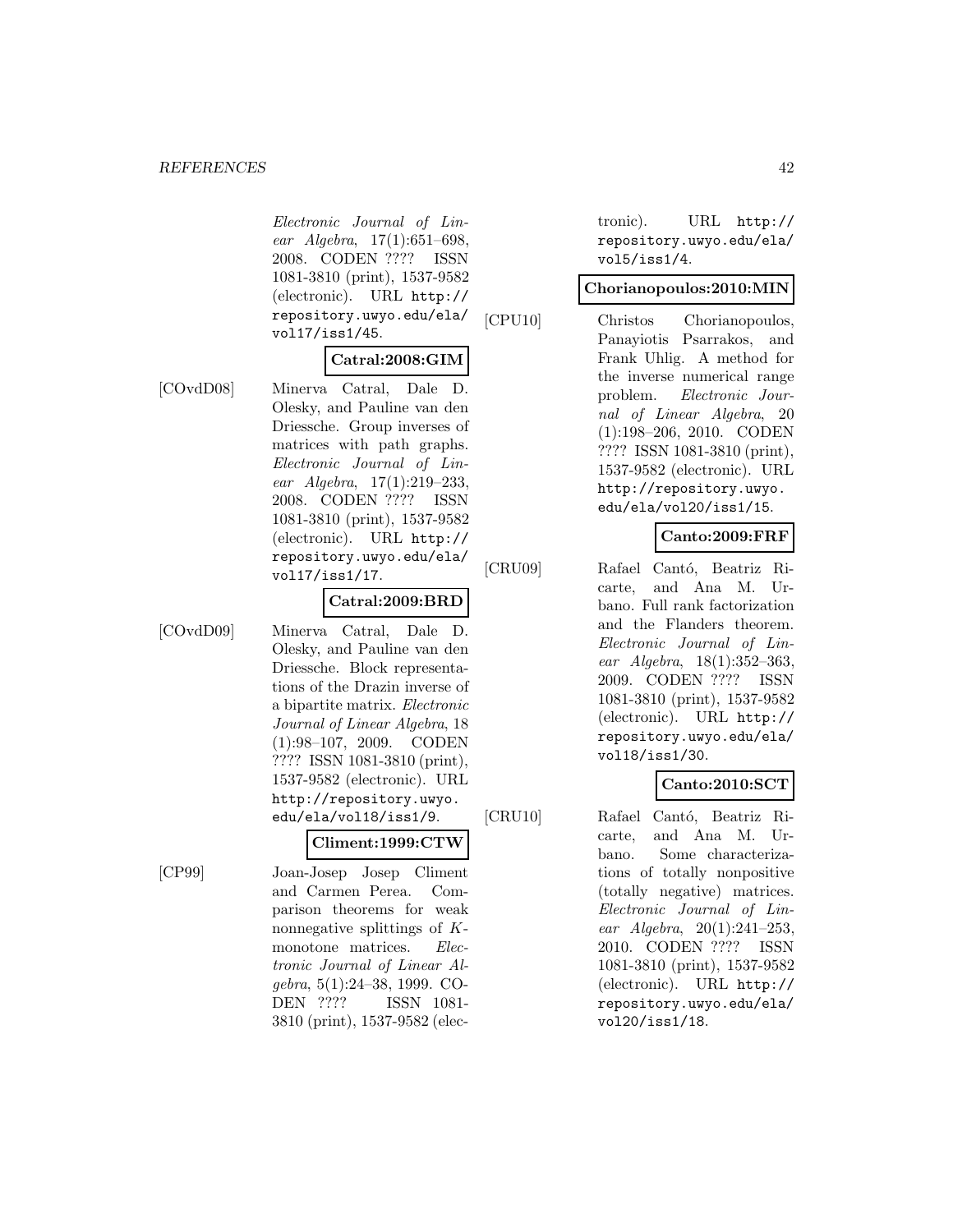*Electronic Journal of Linear Algebra*, 17(1):651–698, 2008. CODEN ???? ISSN 1081-3810 (print), 1537-9582 (electronic). URL http://repository.uwyo.edu/ela/vol17/iss1/45.

**Catral:2008:GIM**

[COvdD08] Minerva Catral, Dale D. Olesky, and Pauline van den Driessche. Group inverses of matrices with path graphs. *Electronic Journal of Linear Algebra*, 17(1):219–233, 2008. CODEN ???? ISSN 1081-3810 (print), 1537-9582 (electronic). URL http://repository.uwyo.edu/ela/vol17/iss1/17.

**Catral:2009:BRD**

[COvdD09] Minerva Catral, Dale D. Olesky, and Pauline van den Driessche. Block representations of the Drazin inverse of a bipartite matrix. *Electronic Journal of Linear Algebra*, 18 (1):98–107, 2009. CODEN ???? ISSN 1081-3810 (print), 1537-9582 (electronic). URL http://repository.uwyo.edu/ela/vol18/iss1/9.

**Climent:1999:CTW**

[CP99] Joan-Josep Josep Climent and Carmen Perea. Comparison theorems for weak nonnegative splittings of $K$-monotone matrices. *Electronic Journal of Linear Algebra*, 5(1):24–38, 1999. CODEN ???? ISSN 1081-3810 (print), 1537-9582 (electronic). URL http://repository.uwyo.edu/ela/vol5/iss1/4.

**Chorianopoulos:2010:MIN**

[CPU10] Christos Chorianopoulos, Panayiotis Psarrakos, and Frank Uhlig. A method for the inverse numerical range problem. *Electronic Journal of Linear Algebra*, 20 (1):198–206, 2010. CODEN ???? ISSN 1081-3810 (print), 1537-9582 (electronic). URL http://repository.uwyo.edu/ela/vol20/iss1/15.

**Canto:2009:FRF**

[CRU09] Rafael Cantó, Beatriz Ricarte, and Ana M. Urbano. Full rank factorization and the Flanders theorem. *Electronic Journal of Linear Algebra*, 18(1):352–363, 2009. CODEN ???? ISSN 1081-3810 (print), 1537-9582 (electronic). URL http://repository.uwyo.edu/ela/vol18/iss1/30.

**Canto:2010:SCT**

[CRU10] Rafael Cantó, Beatriz Ricarte, and Ana M. Urbano. Some characterizations of totally nonpositive (totally negative) matrices. *Electronic Journal of Linear Algebra*, 20(1):241–253, 2010. CODEN ???? ISSN 1081-3810 (print), 1537-9582 (electronic). URL http://repository.uwyo.edu/ela/vol20/iss1/18.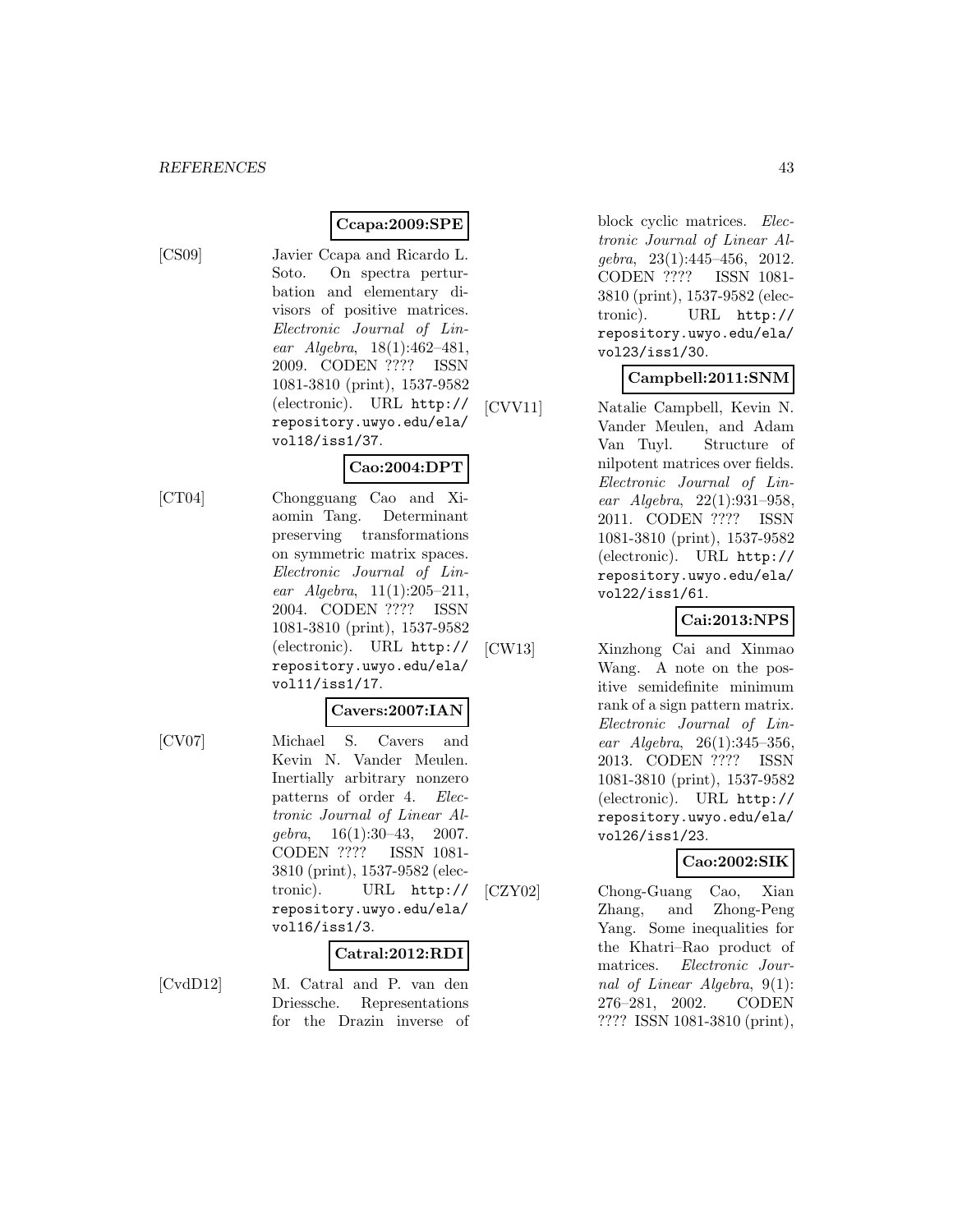**Ccapa:2009:SPE**

[CS09] Javier Ccapa and Ricardo L. Soto. On spectra perturbation and elementary divisors of positive matrices. *Electronic Journal of Linear Algebra*, 18(1):462–481, 2009. CODEN ???? ISSN 1081-3810 (print), 1537-9582 (electronic). URL `http://repository.uwyo.edu/ela/vol18/iss1/37`.

**Cao:2004:DPT**

[CT04] Chongguang Cao and Xiaomin Tang. Determinant preserving transformations on symmetric matrix spaces. *Electronic Journal of Linear Algebra*, 11(1):205–211, 2004. CODEN ???? ISSN 1081-3810 (print), 1537-9582 (electronic). URL `http://repository.uwyo.edu/ela/vol11/iss1/17`.

**Cavers:2007:IAN**

[CV07] Michael S. Cavers and Kevin N. Vander Meulen. Inertially arbitrary nonzero patterns of order 4. *Electronic Journal of Linear Algebra*, 16(1):30–43, 2007. CODEN ???? ISSN 1081-3810 (print), 1537-9582 (electronic). URL `http://repository.uwyo.edu/ela/vol16/iss1/3`.

**Catral:2012:RDI**

[CvdD12] M. Catral and P. van den Driessche. Representations for the Drazin inverse of block cyclic matrices. *Electronic Journal of Linear Algebra*, 23(1):445–456, 2012. CODEN ???? ISSN 1081-3810 (print), 1537-9582 (electronic). URL `http://repository.uwyo.edu/ela/vol23/iss1/30`.

**Campbell:2011:SNM**

[CVV11] Natalie Campbell, Kevin N. Vander Meulen, and Adam Van Tuyl. Structure of nilpotent matrices over fields. *Electronic Journal of Linear Algebra*, 22(1):931–958, 2011. CODEN ???? ISSN 1081-3810 (print), 1537-9582 (electronic). URL `http://repository.uwyo.edu/ela/vol22/iss1/61`.

**Cai:2013:NPS**

[CW13] Xinzhong Cai and Xinmao Wang. A note on the positive semidefinite minimum rank of a sign pattern matrix. *Electronic Journal of Linear Algebra*, 26(1):345–356, 2013. CODEN ???? ISSN 1081-3810 (print), 1537-9582 (electronic). URL `http://repository.uwyo.edu/ela/vol26/iss1/23`.

**Cao:2002:SIK**

[CZY02] Chong-Guang Cao, Xian Zhang, and Zhong-Peng Yang. Some inequalities for the Khatri–Rao product of matrices. *Electronic Journal of Linear Algebra*, 9(1): 276–281, 2002. CODEN ???? ISSN 1081-3810 (print),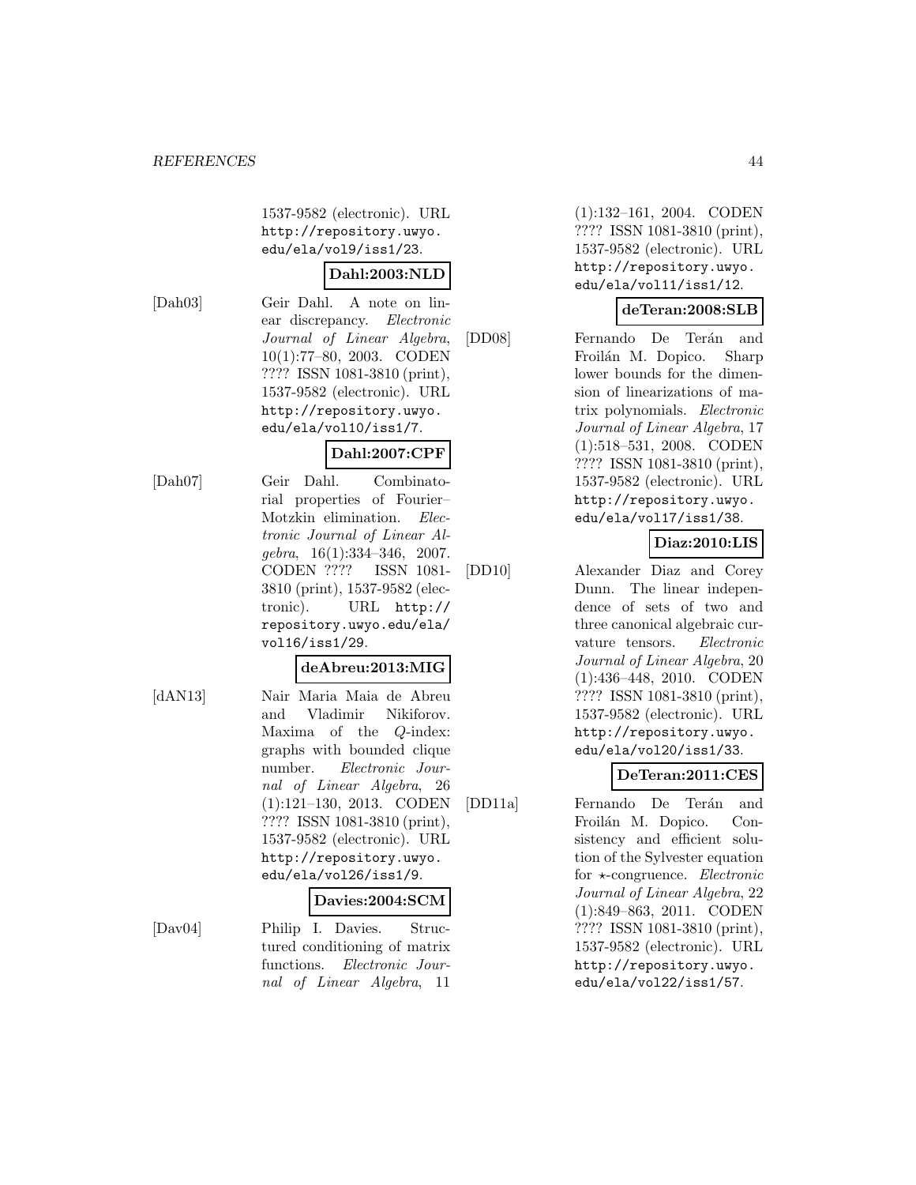1537-9582 (electronic). URL http://repository.uwyo.edu/ela/vol9/iss1/23.

**Dahl:2003:NLD**

[Dah03] Geir Dahl. A note on linear discrepancy. *Electronic Journal of Linear Algebra*, 10(1):77–80, 2003. CODEN ???? ISSN 1081-3810 (print), 1537-9582 (electronic). URL http://repository.uwyo.edu/ela/vol10/iss1/7.

**Dahl:2007:CPF**

[Dah07] Geir Dahl. Combinatorial properties of Fourier–Motzkin elimination. *Electronic Journal of Linear Algebra*, 16(1):334–346, 2007. CODEN ???? ISSN 1081-3810 (print), 1537-9582 (electronic). URL http://repository.uwyo.edu/ela/vol16/iss1/29.

**deAbreu:2013:MIG**

[dAN13] Nair Maria Maia de Abreu and Vladimir Nikiforov. Maxima of the $Q$-index: graphs with bounded clique number. *Electronic Journal of Linear Algebra*, 26 (1):121–130, 2013. CODEN ???? ISSN 1081-3810 (print), 1537-9582 (electronic). URL http://repository.uwyo.edu/ela/vol26/iss1/9.

**Davies:2004:SCM**

[Dav04] Philip I. Davies. Structured conditioning of matrix functions. *Electronic Journal of Linear Algebra*, 11 (1):132–161, 2004. CODEN ???? ISSN 1081-3810 (print), 1537-9582 (electronic). URL http://repository.uwyo.edu/ela/vol11/iss1/12.

**deTeran:2008:SLB**

[DD08] Fernando De Terán and Froilán M. Dopico. Sharp lower bounds for the dimension of linearizations of matrix polynomials. *Electronic Journal of Linear Algebra*, 17 (1):518–531, 2008. CODEN ???? ISSN 1081-3810 (print), 1537-9582 (electronic). URL http://repository.uwyo.edu/ela/vol17/iss1/38.

**Diaz:2010:LIS**

[DD10] Alexander Diaz and Corey Dunn. The linear independence of sets of two and three canonical algebraic curvature tensors. *Electronic Journal of Linear Algebra*, 20 (1):436–448, 2010. CODEN ???? ISSN 1081-3810 (print), 1537-9582 (electronic). URL http://repository.uwyo.edu/ela/vol20/iss1/33.

**DeTeran:2011:CES**

[DD11a] Fernando De Terán and Froilán M. Dopico. Consistency and efficient solution of the Sylvester equation for $\star$-congruence. *Electronic Journal of Linear Algebra*, 22 (1):849–863, 2011. CODEN ???? ISSN 1081-3810 (print), 1537-9582 (electronic). URL http://repository.uwyo.edu/ela/vol22/iss1/57.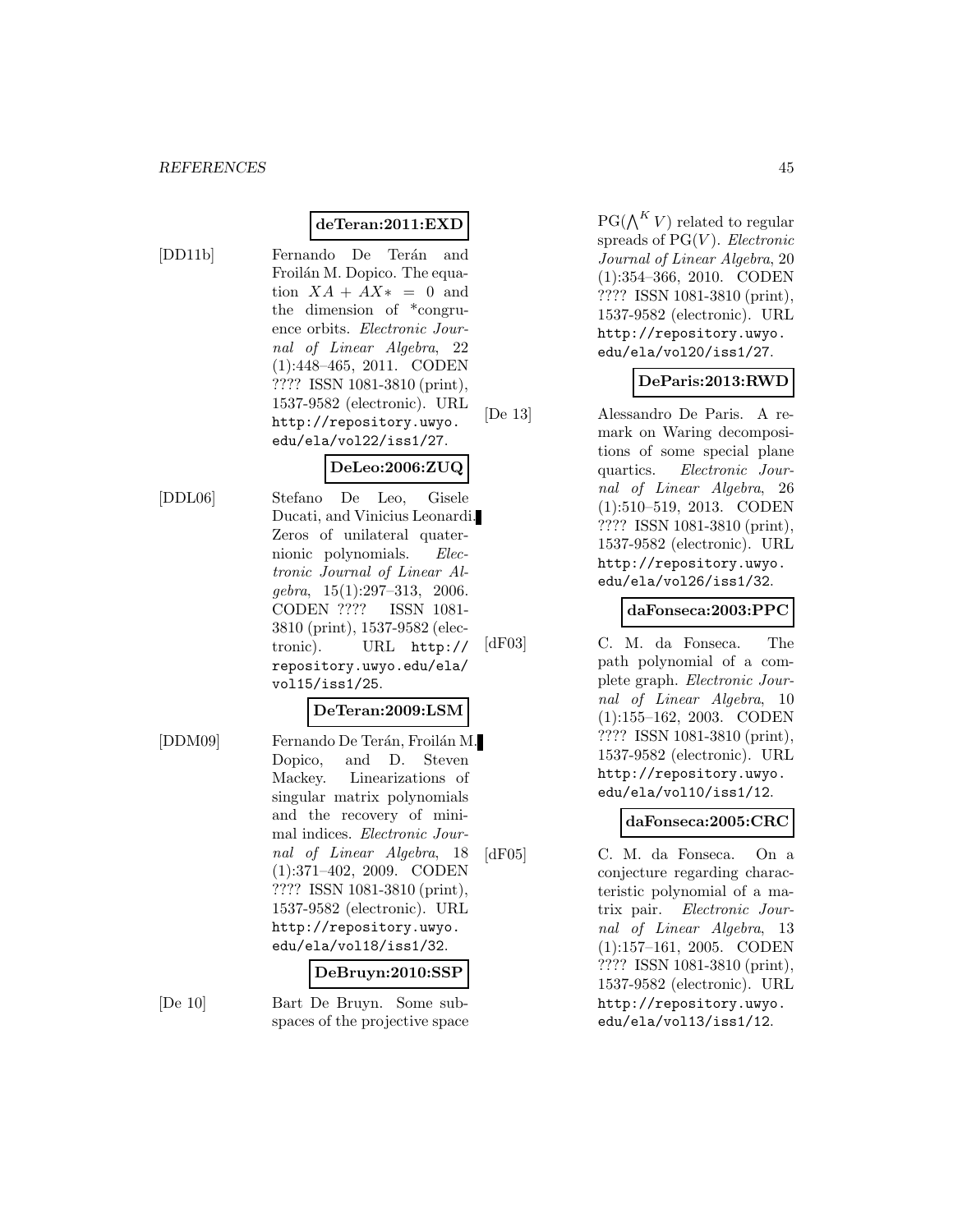**deTeran:2011:EXD**

[DD11b] Fernando De Terán and Froilán M. Dopico. The equation $XA + AX* = 0$ and the dimension of *congruence orbits. *Electronic Journal of Linear Algebra*, 22 (1):448–465, 2011. CODEN ???? ISSN 1081-3810 (print), 1537-9582 (electronic). URL http://repository.uwyo.edu/ela/vol22/iss1/27.

**DeLeo:2006:ZUQ**

[DDL06] Stefano De Leo, Gisele Ducati, and Vinicius Leonardi. Zeros of unilateral quaternionic polynomials. *Electronic Journal of Linear Algebra*, 15(1):297–313, 2006. CODEN ???? ISSN 1081-3810 (print), 1537-9582 (electronic). URL http://repository.uwyo.edu/ela/vol15/iss1/25.

**DeTeran:2009:LSM**

[DDM09] Fernando De Terán, Froilán M. Dopico, and D. Steven Mackey. Linearizations of singular matrix polynomials and the recovery of minimal indices. *Electronic Journal of Linear Algebra*, 18 (1):371–402, 2009. CODEN ???? ISSN 1081-3810 (print), 1537-9582 (electronic). URL http://repository.uwyo.edu/ela/vol18/iss1/32.

**DeBruyn:2010:SSP**

[De 10] Bart De Bruyn. Some subspaces of the projective space $\mathrm{PG}(\bigwedge^K V)$ related to regular spreads of $\mathrm{PG}(V)$. *Electronic Journal of Linear Algebra*, 20 (1):354–366, 2010. CODEN ???? ISSN 1081-3810 (print), 1537-9582 (electronic). URL http://repository.uwyo.edu/ela/vol20/iss1/27.

**DeParis:2013:RWD**

[De 13] Alessandro De Paris. A remark on Waring decompositions of some special plane quartics. *Electronic Journal of Linear Algebra*, 26 (1):510–519, 2013. CODEN ???? ISSN 1081-3810 (print), 1537-9582 (electronic). URL http://repository.uwyo.edu/ela/vol26/iss1/32.

**daFonseca:2003:PPC**

[dF03] C. M. da Fonseca. The path polynomial of a complete graph. *Electronic Journal of Linear Algebra*, 10 (1):155–162, 2003. CODEN ???? ISSN 1081-3810 (print), 1537-9582 (electronic). URL http://repository.uwyo.edu/ela/vol10/iss1/12.

**daFonseca:2005:CRC**

[dF05] C. M. da Fonseca. On a conjecture regarding characteristic polynomial of a matrix pair. *Electronic Journal of Linear Algebra*, 13 (1):157–161, 2005. CODEN ???? ISSN 1081-3810 (print), 1537-9582 (electronic). URL http://repository.uwyo.edu/ela/vol13/iss1/12.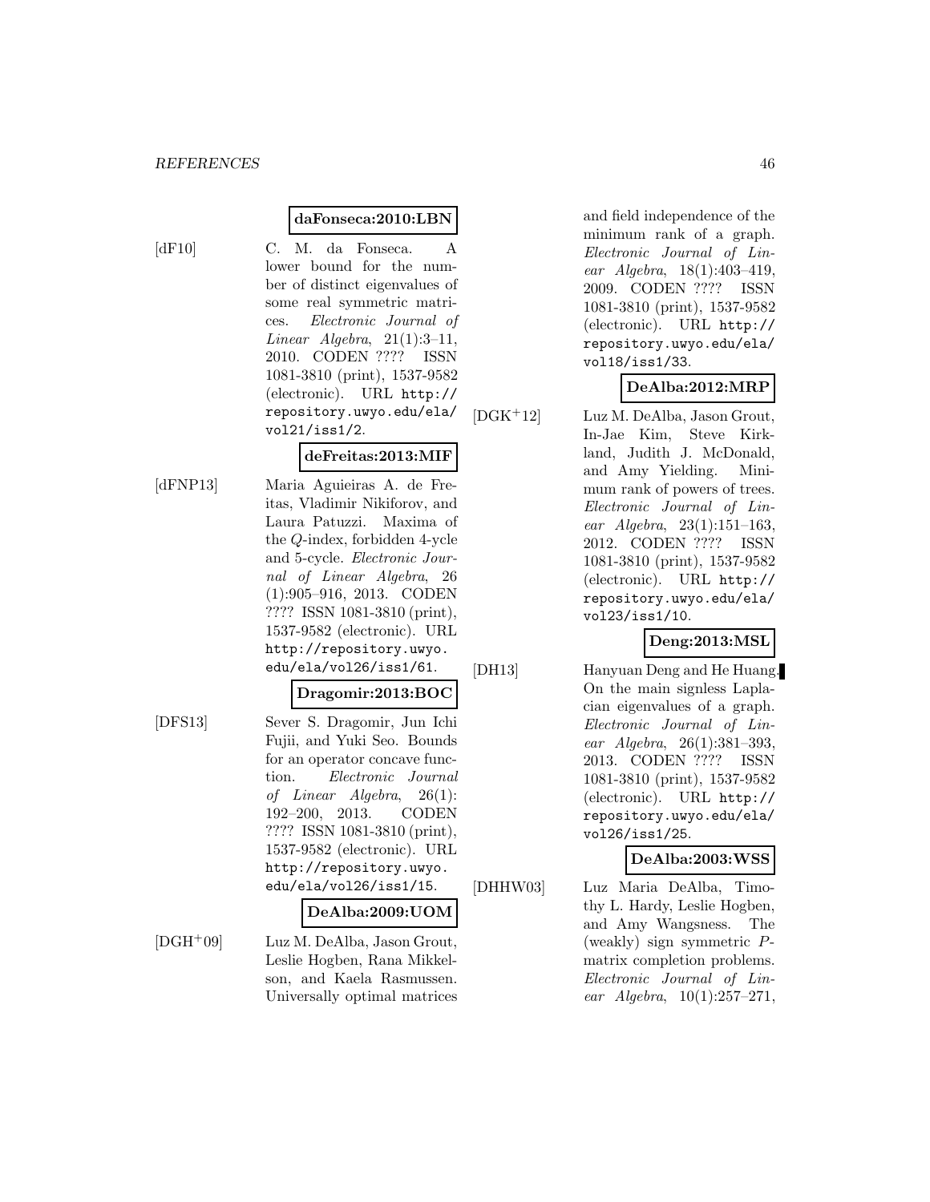**daFonseca:2010:LBN**

[dF10] C. M. da Fonseca. A lower bound for the number of distinct eigenvalues of some real symmetric matrices. *Electronic Journal of Linear Algebra*, 21(1):3–11, 2010. CODEN ???? ISSN 1081-3810 (print), 1537-9582 (electronic). URL http://repository.uwyo.edu/ela/vol21/iss1/2.

**deFreitas:2013:MIF**

[dFNP13] Maria Aguieiras A. de Freitas, Vladimir Nikiforov, and Laura Patuzzi. Maxima of the $Q$-index, forbidden 4-ycle and 5-cycle. *Electronic Journal of Linear Algebra*, 26 (1):905–916, 2013. CODEN ???? ISSN 1081-3810 (print), 1537-9582 (electronic). URL http://repository.uwyo.edu/ela/vol26/iss1/61.

**Dragomir:2013:BOC**

[DFS13] Sever S. Dragomir, Jun Ichi Fujii, and Yuki Seo. Bounds for an operator concave function. *Electronic Journal of Linear Algebra*, 26(1): 192–200, 2013. CODEN ???? ISSN 1081-3810 (print), 1537-9582 (electronic). URL http://repository.uwyo.edu/ela/vol26/iss1/15.

**DeAlba:2009:UOM**

[DGH+09] Luz M. DeAlba, Jason Grout, Leslie Hogben, Rana Mikkelson, and Kaela Rasmussen. Universally optimal matrices and field independence of the minimum rank of a graph. *Electronic Journal of Linear Algebra*, 18(1):403–419, 2009. CODEN ???? ISSN 1081-3810 (print), 1537-9582 (electronic). URL http://repository.uwyo.edu/ela/vol18/iss1/33.

**DeAlba:2012:MRP**

[DGK+12] Luz M. DeAlba, Jason Grout, In-Jae Kim, Steve Kirkland, Judith J. McDonald, and Amy Yielding. Minimum rank of powers of trees. *Electronic Journal of Linear Algebra*, 23(1):151–163, 2012. CODEN ???? ISSN 1081-3810 (print), 1537-9582 (electronic). URL http://repository.uwyo.edu/ela/vol23/iss1/10.

**Deng:2013:MSL**

[DH13] Hanyuan Deng and He Huang. On the main signless Laplacian eigenvalues of a graph. *Electronic Journal of Linear Algebra*, 26(1):381–393, 2013. CODEN ???? ISSN 1081-3810 (print), 1537-9582 (electronic). URL http://repository.uwyo.edu/ela/vol26/iss1/25.

**DeAlba:2003:WSS**

[DHHW03] Luz Maria DeAlba, Timothy L. Hardy, Leslie Hogben, and Amy Wangsness. The (weakly) sign symmetric $P$-matrix completion problems. *Electronic Journal of Linear Algebra*, 10(1):257–271,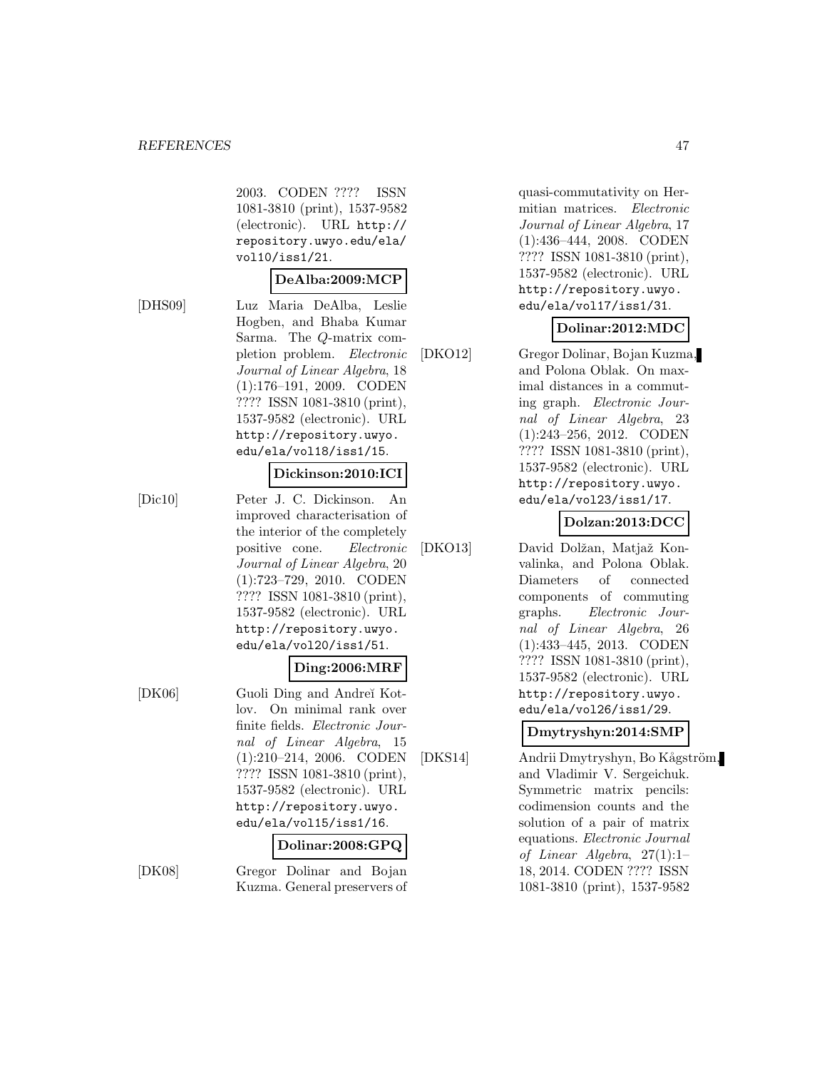2003. CODEN ???? ISSN 1081-3810 (print), 1537-9582 (electronic). URL http://repository.uwyo.edu/ela/vol10/iss1/21.

**DeAlba:2009:MCP**

[DHS09] Luz Maria DeAlba, Leslie Hogben, and Bhaba Kumar Sarma. The $Q$-matrix completion problem. *Electronic Journal of Linear Algebra*, 18 (1):176–191, 2009. CODEN ???? ISSN 1081-3810 (print), 1537-9582 (electronic). URL http://repository.uwyo.edu/ela/vol18/iss1/15.

**Dickinson:2010:ICI**

[Dic10] Peter J. C. Dickinson. An improved characterisation of the interior of the completely positive cone. *Electronic Journal of Linear Algebra*, 20 (1):723–729, 2010. CODEN ???? ISSN 1081-3810 (print), 1537-9582 (electronic). URL http://repository.uwyo.edu/ela/vol20/iss1/51.

**Ding:2006:MRF**

[DK06] Guoli Ding and Andreĭ Kotlov. On minimal rank over finite fields. *Electronic Journal of Linear Algebra*, 15 (1):210–214, 2006. CODEN ???? ISSN 1081-3810 (print), 1537-9582 (electronic). URL http://repository.uwyo.edu/ela/vol15/iss1/16.

**Dolinar:2008:GPQ**

[DK08] Gregor Dolinar and Bojan Kuzma. General preservers of quasi-commutativity on Hermitian matrices. *Electronic Journal of Linear Algebra*, 17 (1):436–444, 2008. CODEN ???? ISSN 1081-3810 (print), 1537-9582 (electronic). URL http://repository.uwyo.edu/ela/vol17/iss1/31.

**Dolinar:2012:MDC**

[DKO12] Gregor Dolinar, Bojan Kuzma, and Polona Oblak. On maximal distances in a commuting graph. *Electronic Journal of Linear Algebra*, 23 (1):243–256, 2012. CODEN ???? ISSN 1081-3810 (print), 1537-9582 (electronic). URL http://repository.uwyo.edu/ela/vol23/iss1/17.

**Dolzan:2013:DCC**

[DKO13] David Dolžan, Matjaž Konvalinka, and Polona Oblak. Diameters of connected components of commuting graphs. *Electronic Journal of Linear Algebra*, 26 (1):433–445, 2013. CODEN ???? ISSN 1081-3810 (print), 1537-9582 (electronic). URL http://repository.uwyo.edu/ela/vol26/iss1/29.

**Dmytryshyn:2014:SMP**

[DKS14] Andrii Dmytryshyn, Bo Kågström, and Vladimir V. Sergeichuk. Symmetric matrix pencils: codimension counts and the solution of a pair of matrix equations. *Electronic Journal of Linear Algebra*, 27(1):1–18, 2014. CODEN ???? ISSN 1081-3810 (print), 1537-9582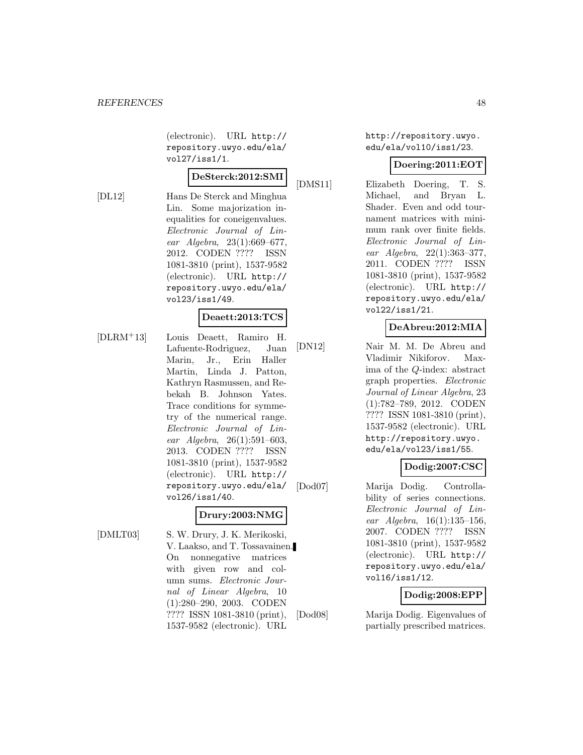(electronic). URL http://repository.uwyo.edu/ela/vol27/iss1/1.

**DeSterck:2012:SMI**

[DL12] Hans De Sterck and Minghua Lin. Some majorization inequalities for coneigenvalues. *Electronic Journal of Linear Algebra*, 23(1):669–677, 2012. CODEN ???? ISSN 1081-3810 (print), 1537-9582 (electronic). URL http://repository.uwyo.edu/ela/vol23/iss1/49.

**Deaett:2013:TCS**

[DLRM+13] Louis Deaett, Ramiro H. Lafuente-Rodriguez, Juan Marin, Jr., Erin Haller Martin, Linda J. Patton, Kathryn Rasmussen, and Rebekah B. Johnson Yates. Trace conditions for symmetry of the numerical range. *Electronic Journal of Linear Algebra*, 26(1):591–603, 2013. CODEN ???? ISSN 1081-3810 (print), 1537-9582 (electronic). URL http://repository.uwyo.edu/ela/vol26/iss1/40.

**Drury:2003:NMG**

[DMLT03] S. W. Drury, J. K. Merikoski, V. Laakso, and T. Tossavainen. On nonnegative matrices with given row and column sums. *Electronic Journal of Linear Algebra*, 10 (1):280–290, 2003. CODEN ???? ISSN 1081-3810 (print), 1537-9582 (electronic). URL http://repository.uwyo.edu/ela/vol10/iss1/23.

**Doering:2011:EOT**

[DMS11] Elizabeth Doering, T. S. Michael, and Bryan L. Shader. Even and odd tournament matrices with minimum rank over finite fields. *Electronic Journal of Linear Algebra*, 22(1):363–377, 2011. CODEN ???? ISSN 1081-3810 (print), 1537-9582 (electronic). URL http://repository.uwyo.edu/ela/vol22/iss1/21.

**DeAbreu:2012:MIA**

[DN12] Nair M. M. De Abreu and Vladimir Nikiforov. Maxima of the $Q$-index: abstract graph properties. *Electronic Journal of Linear Algebra*, 23 (1):782–789, 2012. CODEN ???? ISSN 1081-3810 (print), 1537-9582 (electronic). URL http://repository.uwyo.edu/ela/vol23/iss1/55.

**Dodig:2007:CSC**

[Dod07] Marija Dodig. Controllability of series connections. *Electronic Journal of Linear Algebra*, 16(1):135–156, 2007. CODEN ???? ISSN 1081-3810 (print), 1537-9582 (electronic). URL http://repository.uwyo.edu/ela/vol16/iss1/12.

**Dodig:2008:EPP**

[Dod08] Marija Dodig. Eigenvalues of partially prescribed matrices.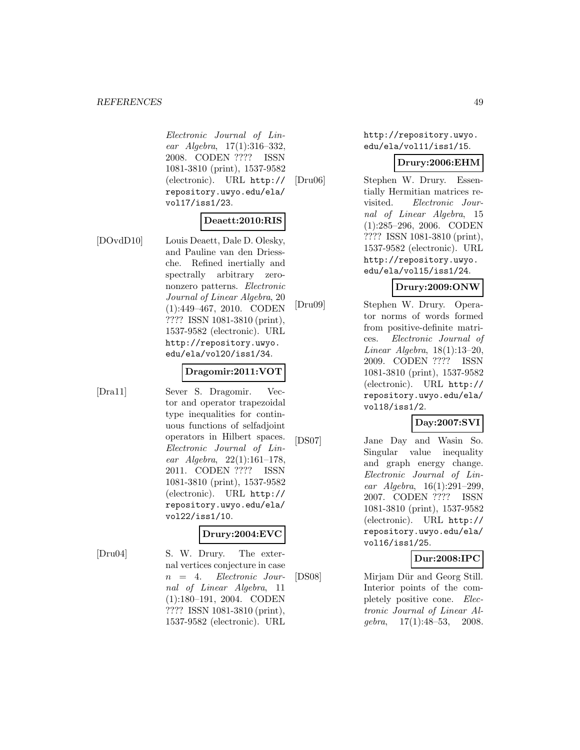*Electronic Journal of Linear Algebra*, 17(1):316–332, 2008. CODEN ???? ISSN 1081-3810 (print), 1537-9582 (electronic). URL http://repository.uwyo.edu/ela/vol17/iss1/23.

**Deaett:2010:RIS**

[DOvdD10] Louis Deaett, Dale D. Olesky, and Pauline van den Driessche. Refined inertially and spectrally arbitrary zero-nonzero patterns. *Electronic Journal of Linear Algebra*, 20 (1):449–467, 2010. CODEN ???? ISSN 1081-3810 (print), 1537-9582 (electronic). URL http://repository.uwyo.edu/ela/vol20/iss1/34.

**Dragomir:2011:VOT**

[Dra11] Sever S. Dragomir. Vector and operator trapezoidal type inequalities for continuous functions of selfadjoint operators in Hilbert spaces. *Electronic Journal of Linear Algebra*, 22(1):161–178, 2011. CODEN ???? ISSN 1081-3810 (print), 1537-9582 (electronic). URL http://repository.uwyo.edu/ela/vol22/iss1/10.

**Drury:2004:EVC**

[Dru04] S. W. Drury. The external vertices conjecture in case $n = 4$. *Electronic Journal of Linear Algebra*, 11 (1):180–191, 2004. CODEN ???? ISSN 1081-3810 (print), 1537-9582 (electronic). URL http://repository.uwyo.edu/ela/vol11/iss1/15.

**Drury:2006:EHM**

[Dru06] Stephen W. Drury. Essentially Hermitian matrices revisited. *Electronic Journal of Linear Algebra*, 15 (1):285–296, 2006. CODEN ???? ISSN 1081-3810 (print), 1537-9582 (electronic). URL http://repository.uwyo.edu/ela/vol15/iss1/24.

**Drury:2009:ONW**

[Dru09] Stephen W. Drury. Operator norms of words formed from positive-definite matrices. *Electronic Journal of Linear Algebra*, 18(1):13–20, 2009. CODEN ???? ISSN 1081-3810 (print), 1537-9582 (electronic). URL http://repository.uwyo.edu/ela/vol18/iss1/2.

**Day:2007:SVI**

[DS07] Jane Day and Wasin So. Singular value inequality and graph energy change. *Electronic Journal of Linear Algebra*, 16(1):291–299, 2007. CODEN ???? ISSN 1081-3810 (print), 1537-9582 (electronic). URL http://repository.uwyo.edu/ela/vol16/iss1/25.

**Dur:2008:IPC**

[DS08] Mirjam Dür and Georg Still. Interior points of the completely positive cone. *Electronic Journal of Linear Algebra*, 17(1):48–53, 2008.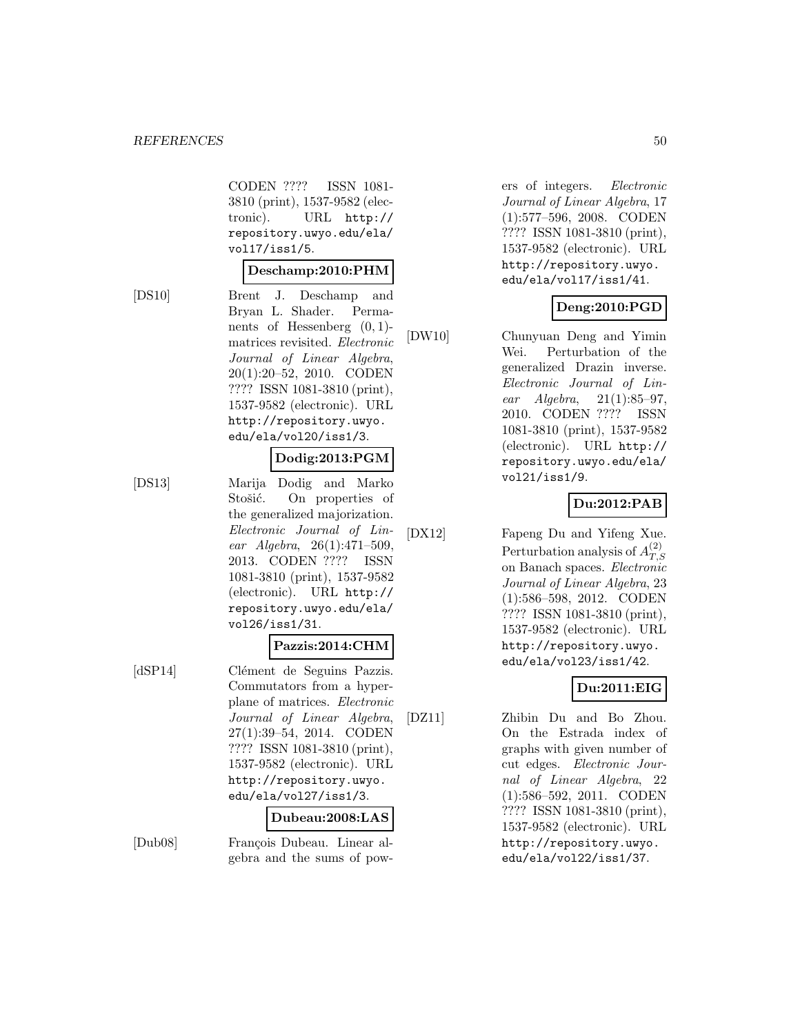CODEN ???? ISSN 1081-3810 (print), 1537-9582 (electronic). URL http://repository.uwyo.edu/ela/vol17/iss1/5.

**Deschamp:2010:PHM**

[DS10] Brent J. Deschamp and Bryan L. Shader. Permanents of Hessenberg $(0,1)$-matrices revisited. *Electronic Journal of Linear Algebra*, 20(1):20–52, 2010. CODEN ???? ISSN 1081-3810 (print), 1537-9582 (electronic). URL http://repository.uwyo.edu/ela/vol20/iss1/3.

**Dodig:2013:PGM**

[DS13] Marija Dodig and Marko Stošić. On properties of the generalized majorization. *Electronic Journal of Linear Algebra*, 26(1):471–509, 2013. CODEN ???? ISSN 1081-3810 (print), 1537-9582 (electronic). URL http://repository.uwyo.edu/ela/vol26/iss1/31.

**Pazzis:2014:CHM**

[dSP14] Clément de Seguins Pazzis. Commutators from a hyperplane of matrices. *Electronic Journal of Linear Algebra*, 27(1):39–54, 2014. CODEN ???? ISSN 1081-3810 (print), 1537-9582 (electronic). URL http://repository.uwyo.edu/ela/vol27/iss1/3.

**Dubeau:2008:LAS**

[Dub08] François Dubeau. Linear algebra and the sums of powers of integers. *Electronic Journal of Linear Algebra*, 17 (1):577–596, 2008. CODEN ???? ISSN 1081-3810 (print), 1537-9582 (electronic). URL http://repository.uwyo.edu/ela/vol17/iss1/41.

**Deng:2010:PGD**

[DW10] Chunyuan Deng and Yimin Wei. Perturbation of the generalized Drazin inverse. *Electronic Journal of Linear Algebra*, 21(1):85–97, 2010. CODEN ???? ISSN 1081-3810 (print), 1537-9582 (electronic). URL http://repository.uwyo.edu/ela/vol21/iss1/9.

**Du:2012:PAB**

[DX12] Fapeng Du and Yifeng Xue. Perturbation analysis of $A^{(2)}_{T,S}$ on Banach spaces. *Electronic Journal of Linear Algebra*, 23 (1):586–598, 2012. CODEN ???? ISSN 1081-3810 (print), 1537-9582 (electronic). URL http://repository.uwyo.edu/ela/vol23/iss1/42.

**Du:2011:EIG**

[DZ11] Zhibin Du and Bo Zhou. On the Estrada index of graphs with given number of cut edges. *Electronic Journal of Linear Algebra*, 22 (1):586–592, 2011. CODEN ???? ISSN 1081-3810 (print), 1537-9582 (electronic). URL http://repository.uwyo.edu/ela/vol22/iss1/37.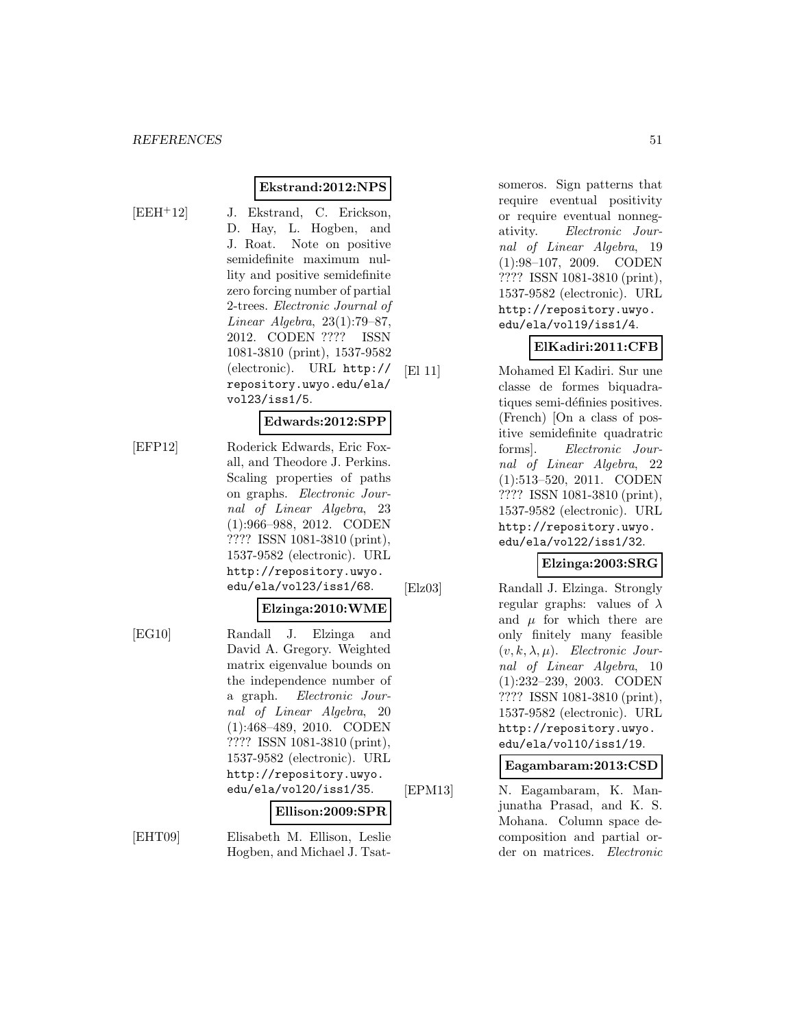**Ekstrand:2012:NPS**

[EEH+12] J. Ekstrand, C. Erickson, D. Hay, L. Hogben, and J. Roat. Note on positive semidefinite maximum nullity and positive semidefinite zero forcing number of partial 2-trees. *Electronic Journal of Linear Algebra*, 23(1):79–87, 2012. CODEN ???? ISSN 1081-3810 (print), 1537-9582 (electronic). URL `http://repository.uwyo.edu/ela/vol23/iss1/5`.

**Edwards:2012:SPP**

[EFP12] Roderick Edwards, Eric Foxall, and Theodore J. Perkins. Scaling properties of paths on graphs. *Electronic Journal of Linear Algebra*, 23 (1):966–988, 2012. CODEN ???? ISSN 1081-3810 (print), 1537-9582 (electronic). URL `http://repository.uwyo.edu/ela/vol23/iss1/68`.

**Elzinga:2010:WME**

[EG10] Randall J. Elzinga and David A. Gregory. Weighted matrix eigenvalue bounds on the independence number of a graph. *Electronic Journal of Linear Algebra*, 20 (1):468–489, 2010. CODEN ???? ISSN 1081-3810 (print), 1537-9582 (electronic). URL `http://repository.uwyo.edu/ela/vol20/iss1/35`.

**Ellison:2009:SPR**

[EHT09] Elisabeth M. Ellison, Leslie Hogben, and Michael J. Tsatsomeros. Sign patterns that require eventual positivity or require eventual nonnegativity. *Electronic Journal of Linear Algebra*, 19 (1):98–107, 2009. CODEN ???? ISSN 1081-3810 (print), 1537-9582 (electronic). URL `http://repository.uwyo.edu/ela/vol19/iss1/4`.

**ElKadiri:2011:CFB**

[El 11] Mohamed El Kadiri. Sur une classe de formes biquadratiques semi-définies positives. (French) [On a class of positive semidefinite quadratric forms]. *Electronic Journal of Linear Algebra*, 22 (1):513–520, 2011. CODEN ???? ISSN 1081-3810 (print), 1537-9582 (electronic). URL `http://repository.uwyo.edu/ela/vol22/iss1/32`.

**Elzinga:2003:SRG**

[Elz03] Randall J. Elzinga. Strongly regular graphs: values of $\lambda$ and $\mu$ for which there are only finitely many feasible $(v, k, \lambda, \mu)$. *Electronic Journal of Linear Algebra*, 10 (1):232–239, 2003. CODEN ???? ISSN 1081-3810 (print), 1537-9582 (electronic). URL `http://repository.uwyo.edu/ela/vol10/iss1/19`.

**Eagambaram:2013:CSD**

[EPM13] N. Eagambaram, K. Manjunatha Prasad, and K. S. Mohana. Column space decomposition and partial order on matrices. *Electronic*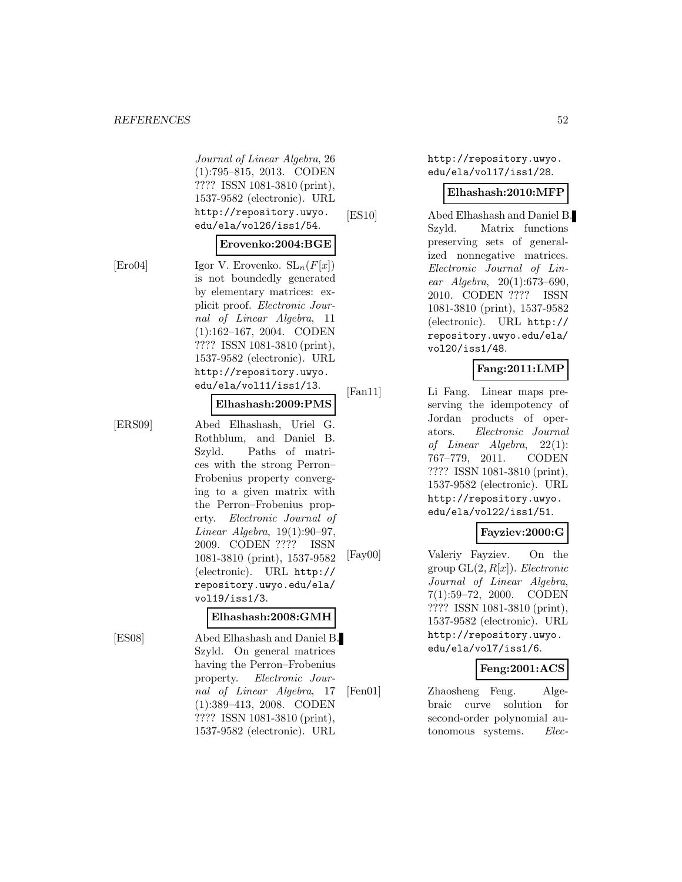*Journal of Linear Algebra*, 26 (1):795–815, 2013. CODEN ???? ISSN 1081-3810 (print), 1537-9582 (electronic). URL http://repository.uwyo.edu/ela/vol26/iss1/54.

**Erovenko:2004:BGE**

[Ero04] Igor V. Erovenko. $\mathrm{SL}_n(F[x])$ is not boundedly generated by elementary matrices: explicit proof. *Electronic Journal of Linear Algebra*, 11 (1):162–167, 2004. CODEN ???? ISSN 1081-3810 (print), 1537-9582 (electronic). URL http://repository.uwyo.edu/ela/vol11/iss1/13.

**Elhashash:2009:PMS**

[ERS09] Abed Elhashash, Uriel G. Rothblum, and Daniel B. Szyld. Paths of matrices with the strong Perron–Frobenius property converging to a given matrix with the Perron–Frobenius property. *Electronic Journal of Linear Algebra*, 19(1):90–97, 2009. CODEN ???? ISSN 1081-3810 (print), 1537-9582 (electronic). URL http://repository.uwyo.edu/ela/vol19/iss1/3.

**Elhashash:2008:GMH**

[ES08] Abed Elhashash and Daniel B. Szyld. On general matrices having the Perron–Frobenius property. *Electronic Journal of Linear Algebra*, 17 (1):389–413, 2008. CODEN ???? ISSN 1081-3810 (print), 1537-9582 (electronic). URL http://repository.uwyo.edu/ela/vol17/iss1/28.

**Elhashash:2010:MFP**

[ES10] Abed Elhashash and Daniel B. Szyld. Matrix functions preserving sets of generalized nonnegative matrices. *Electronic Journal of Linear Algebra*, 20(1):673–690, 2010. CODEN ???? ISSN 1081-3810 (print), 1537-9582 (electronic). URL http://repository.uwyo.edu/ela/vol20/iss1/48.

**Fang:2011:LMP**

[Fan11] Li Fang. Linear maps preserving the idempotency of Jordan products of operators. *Electronic Journal of Linear Algebra*, 22(1): 767–779, 2011. CODEN ???? ISSN 1081-3810 (print), 1537-9582 (electronic). URL http://repository.uwyo.edu/ela/vol22/iss1/51.

**Fayziev:2000:G**

[Fay00] Valeriy Fayziev. On the group $\mathrm{GL}(2, R[x])$. *Electronic Journal of Linear Algebra*, 7(1):59–72, 2000. CODEN ???? ISSN 1081-3810 (print), 1537-9582 (electronic). URL http://repository.uwyo.edu/ela/vol7/iss1/6.

**Feng:2001:ACS**

[Fen01] Zhaosheng Feng. Algebraic curve solution for second-order polynomial autonomous systems. *Elec-*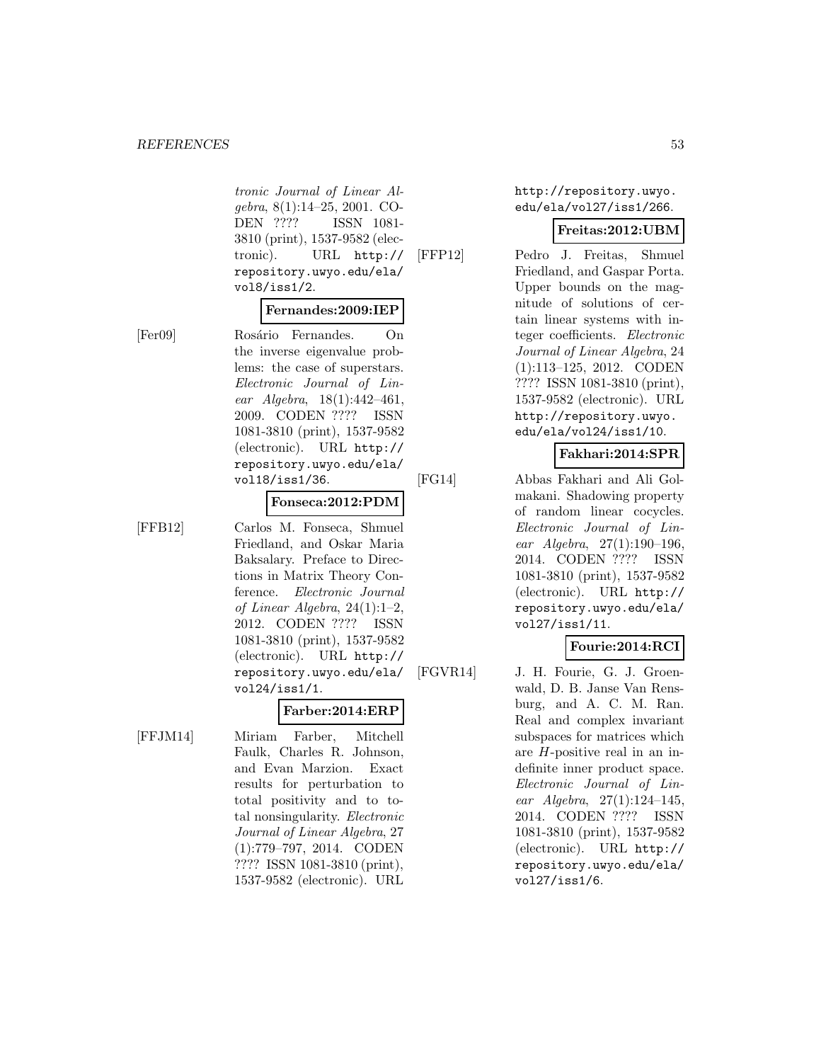tronic Journal of Linear Algebra, 8(1):14–25, 2001. CODEN ???? ISSN 1081-3810 (print), 1537-9582 (electronic). URL http://repository.uwyo.edu/ela/vol8/iss1/2.

**Fernandes:2009:IEP**

[Fer09] Rosário Fernandes. On the inverse eigenvalue problems: the case of superstars. *Electronic Journal of Linear Algebra*, 18(1):442–461, 2009. CODEN ???? ISSN 1081-3810 (print), 1537-9582 (electronic). URL http://repository.uwyo.edu/ela/vol18/iss1/36.

**Fonseca:2012:PDM**

[FFB12] Carlos M. Fonseca, Shmuel Friedland, and Oskar Maria Baksalary. Preface to Directions in Matrix Theory Conference. *Electronic Journal of Linear Algebra*, 24(1):1–2, 2012. CODEN ???? ISSN 1081-3810 (print), 1537-9582 (electronic). URL http://repository.uwyo.edu/ela/vol24/iss1/1.

**Farber:2014:ERP**

[FFJM14] Miriam Farber, Mitchell Faulk, Charles R. Johnson, and Evan Marzion. Exact results for perturbation to total positivity and to total nonsingularity. *Electronic Journal of Linear Algebra*, 27 (1):779–797, 2014. CODEN ???? ISSN 1081-3810 (print), 1537-9582 (electronic). URL http://repository.uwyo.edu/ela/vol27/iss1/266.

**Freitas:2012:UBM**

[FFP12] Pedro J. Freitas, Shmuel Friedland, and Gaspar Porta. Upper bounds on the magnitude of solutions of certain linear systems with integer coefficients. *Electronic Journal of Linear Algebra*, 24 (1):113–125, 2012. CODEN ???? ISSN 1081-3810 (print), 1537-9582 (electronic). URL http://repository.uwyo.edu/ela/vol24/iss1/10.

**Fakhari:2014:SPR**

[FG14] Abbas Fakhari and Ali Golmakani. Shadowing property of random linear cocycles. *Electronic Journal of Linear Algebra*, 27(1):190–196, 2014. CODEN ???? ISSN 1081-3810 (print), 1537-9582 (electronic). URL http://repository.uwyo.edu/ela/vol27/iss1/11.

**Fourie:2014:RCI**

[FGVR14] J. H. Fourie, G. J. Groenwald, D. B. Janse Van Rensburg, and A. C. M. Ran. Real and complex invariant subspaces for matrices which are $H$-positive real in an indefinite inner product space. *Electronic Journal of Linear Algebra*, 27(1):124–145, 2014. CODEN ???? ISSN 1081-3810 (print), 1537-9582 (electronic). URL http://repository.uwyo.edu/ela/vol27/iss1/6.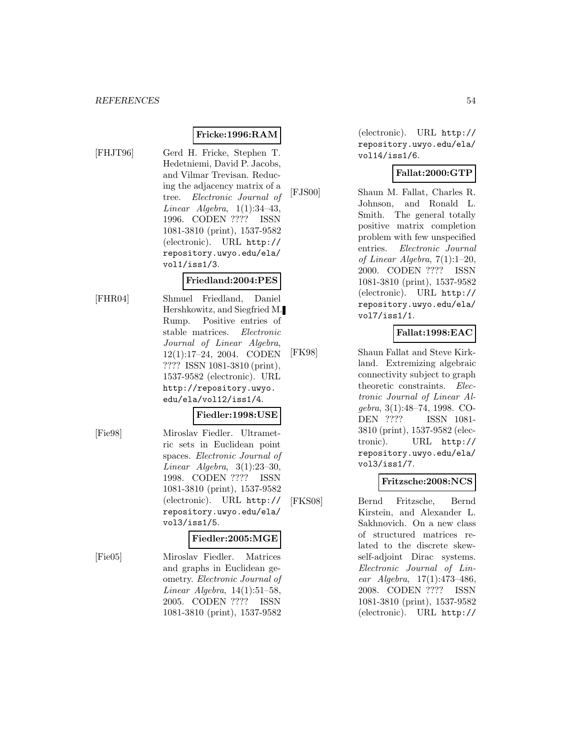**Fricke:1996:RAM**

[FHJT96] Gerd H. Fricke, Stephen T. Hedetniemi, David P. Jacobs, and Vilmar Trevisan. Reducing the adjacency matrix of a tree. *Electronic Journal of Linear Algebra*, 1(1):34–43, 1996. CODEN ???? ISSN 1081-3810 (print), 1537-9582 (electronic). URL http://repository.uwyo.edu/ela/vol1/iss1/3.

**Friedland:2004:PES**

[FHR04] Shmuel Friedland, Daniel Hershkowitz, and Siegfried M. Rump. Positive entries of stable matrices. *Electronic Journal of Linear Algebra*, 12(1):17–24, 2004. CODEN ???? ISSN 1081-3810 (print), 1537-9582 (electronic). URL http://repository.uwyo.edu/ela/vol12/iss1/4.

**Fiedler:1998:USE**

[Fie98] Miroslav Fiedler. Ultrametric sets in Euclidean point spaces. *Electronic Journal of Linear Algebra*, 3(1):23–30, 1998. CODEN ???? ISSN 1081-3810 (print), 1537-9582 (electronic). URL http://repository.uwyo.edu/ela/vol3/iss1/5.

**Fiedler:2005:MGE**

[Fie05] Miroslav Fiedler. Matrices and graphs in Euclidean geometry. *Electronic Journal of Linear Algebra*, 14(1):51–58, 2005. CODEN ???? ISSN 1081-3810 (print), 1537-9582 (electronic). URL http://repository.uwyo.edu/ela/vol14/iss1/6.

**Fallat:2000:GTP**

[FJS00] Shaun M. Fallat, Charles R. Johnson, and Ronald L. Smith. The general totally positive matrix completion problem with few unspecified entries. *Electronic Journal of Linear Algebra*, 7(1):1–20, 2000. CODEN ???? ISSN 1081-3810 (print), 1537-9582 (electronic). URL http://repository.uwyo.edu/ela/vol7/iss1/1.

**Fallat:1998:EAC**

[FK98] Shaun Fallat and Steve Kirkland. Extremizing algebraic connectivity subject to graph theoretic constraints. *Electronic Journal of Linear Algebra*, 3(1):48–74, 1998. CODEN ???? ISSN 1081-3810 (print), 1537-9582 (electronic). URL http://repository.uwyo.edu/ela/vol3/iss1/7.

**Fritzsche:2008:NCS**

[FKS08] Bernd Fritzsche, Bernd Kirstein, and Alexander L. Sakhnovich. On a new class of structured matrices related to the discrete skew-self-adjoint Dirac systems. *Electronic Journal of Linear Algebra*, 17(1):473–486, 2008. CODEN ???? ISSN 1081-3810 (print), 1537-9582 (electronic). URL http://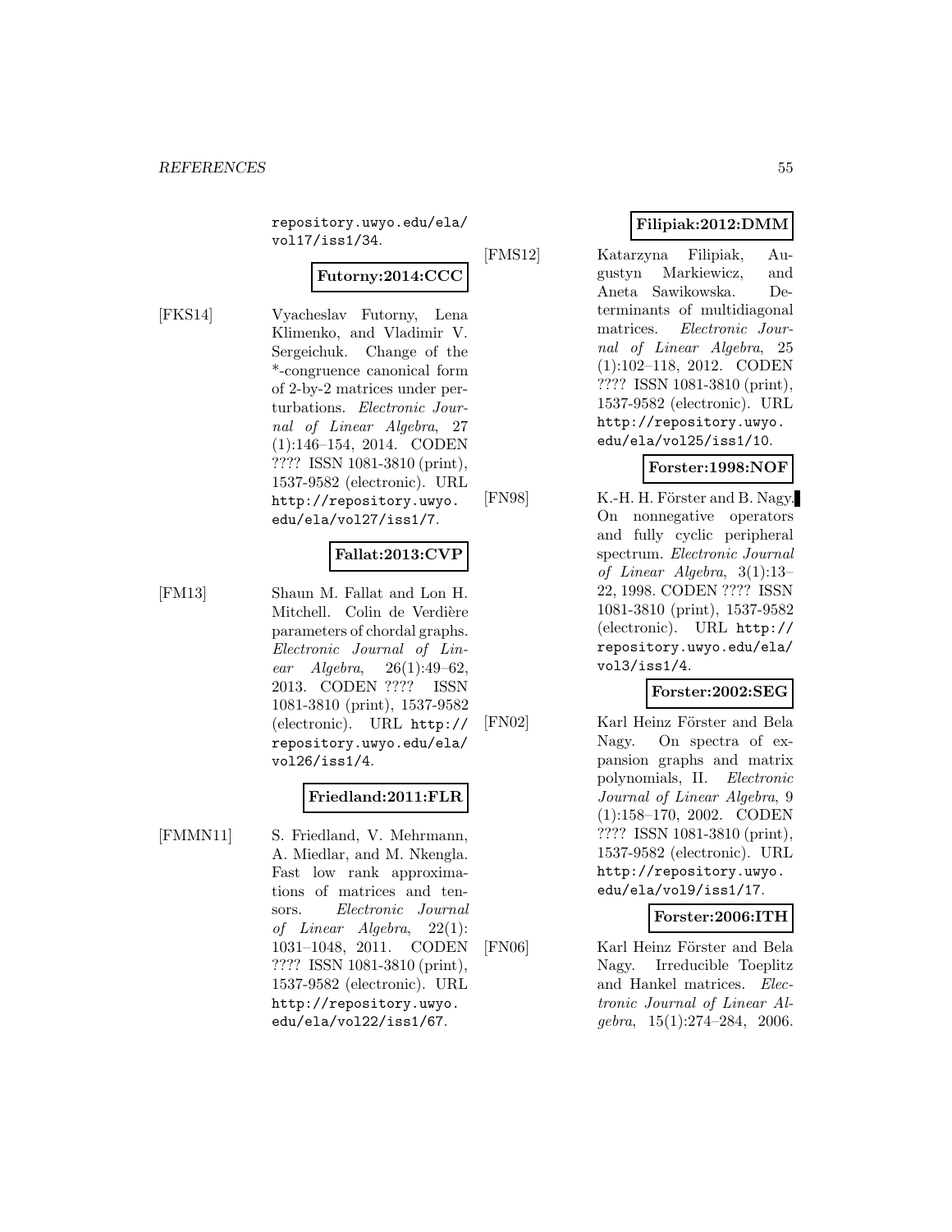repository.uwyo.edu/ela/vol17/iss1/34.

**Futorny:2014:CCC**

[FKS14] Vyacheslav Futorny, Lena Klimenko, and Vladimir V. Sergeichuk. Change of the *-congruence canonical form of 2-by-2 matrices under perturbations. *Electronic Journal of Linear Algebra*, 27 (1):146–154, 2014. CODEN ???? ISSN 1081-3810 (print), 1537-9582 (electronic). URL http://repository.uwyo.edu/ela/vol27/iss1/7.

**Fallat:2013:CVP**

[FM13] Shaun M. Fallat and Lon H. Mitchell. Colin de Verdière parameters of chordal graphs. *Electronic Journal of Linear Algebra*, 26(1):49–62, 2013. CODEN ???? ISSN 1081-3810 (print), 1537-9582 (electronic). URL http://repository.uwyo.edu/ela/vol26/iss1/4.

**Friedland:2011:FLR**

[FMMN11] S. Friedland, V. Mehrmann, A. Miedlar, and M. Nkengla. Fast low rank approximations of matrices and tensors. *Electronic Journal of Linear Algebra*, 22(1): 1031–1048, 2011. CODEN ???? ISSN 1081-3810 (print), 1537-9582 (electronic). URL http://repository.uwyo.edu/ela/vol22/iss1/67.

**Filipiak:2012:DMM**

[FMS12] Katarzyna Filipiak, Augustyn Markiewicz, and Aneta Sawikowska. Determinants of multidiagonal matrices. *Electronic Journal of Linear Algebra*, 25 (1):102–118, 2012. CODEN ???? ISSN 1081-3810 (print), 1537-9582 (electronic). URL http://repository.uwyo.edu/ela/vol25/iss1/10.

**Forster:1998:NOF**

[FN98] K.-H. H. Förster and B. Nagy. On nonnegative operators and fully cyclic peripheral spectrum. *Electronic Journal of Linear Algebra*, 3(1):13–22, 1998. CODEN ???? ISSN 1081-3810 (print), 1537-9582 (electronic). URL http://repository.uwyo.edu/ela/vol3/iss1/4.

**Forster:2002:SEG**

[FN02] Karl Heinz Förster and Bela Nagy. On spectra of expansion graphs and matrix polynomials, II. *Electronic Journal of Linear Algebra*, 9 (1):158–170, 2002. CODEN ???? ISSN 1081-3810 (print), 1537-9582 (electronic). URL http://repository.uwyo.edu/ela/vol9/iss1/17.

**Forster:2006:ITH**

[FN06] Karl Heinz Förster and Bela Nagy. Irreducible Toeplitz and Hankel matrices. *Electronic Journal of Linear Algebra*, 15(1):274–284, 2006.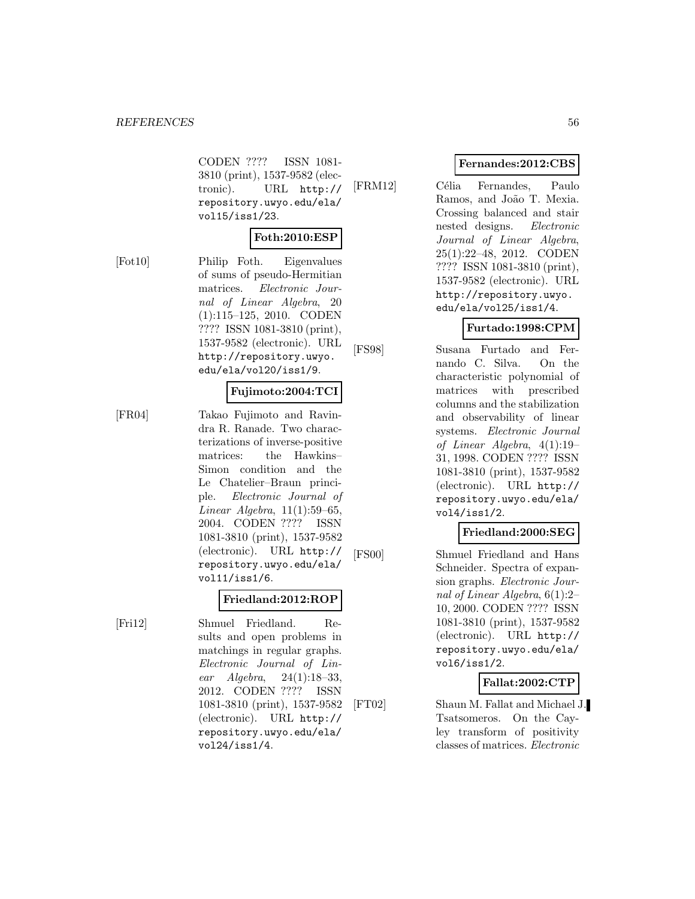CODEN ???? ISSN 1081-3810 (print), 1537-9582 (electronic). URL http://repository.uwyo.edu/ela/vol15/iss1/23.

**Foth:2010:ESP**

[Fot10] Philip Foth. Eigenvalues of sums of pseudo-Hermitian matrices. *Electronic Journal of Linear Algebra*, 20(1):115–125, 2010. CODEN ???? ISSN 1081-3810 (print), 1537-9582 (electronic). URL http://repository.uwyo.edu/ela/vol20/iss1/9.

**Fujimoto:2004:TCI**

[FR04] Takao Fujimoto and Ravindra R. Ranade. Two characterizations of inverse-positive matrices: the Hawkins–Simon condition and the Le Chatelier–Braun principle. *Electronic Journal of Linear Algebra*, 11(1):59–65, 2004. CODEN ???? ISSN 1081-3810 (print), 1537-9582 (electronic). URL http://repository.uwyo.edu/ela/vol11/iss1/6.

**Friedland:2012:ROP**

[Fri12] Shmuel Friedland. Results and open problems in matchings in regular graphs. *Electronic Journal of Linear Algebra*, 24(1):18–33, 2012. CODEN ???? ISSN 1081-3810 (print), 1537-9582 (electronic). URL http://repository.uwyo.edu/ela/vol24/iss1/4.

**Fernandes:2012:CBS**

[FRM12] Célia Fernandes, Paulo Ramos, and João T. Mexia. Crossing balanced and stair nested designs. *Electronic Journal of Linear Algebra*, 25(1):22–48, 2012. CODEN ???? ISSN 1081-3810 (print), 1537-9582 (electronic). URL http://repository.uwyo.edu/ela/vol25/iss1/4.

**Furtado:1998:CPM**

[FS98] Susana Furtado and Fernando C. Silva. On the characteristic polynomial of matrices with prescribed columns and the stabilization and observability of linear systems. *Electronic Journal of Linear Algebra*, 4(1):19–31, 1998. CODEN ???? ISSN 1081-3810 (print), 1537-9582 (electronic). URL http://repository.uwyo.edu/ela/vol4/iss1/2.

**Friedland:2000:SEG**

[FS00] Shmuel Friedland and Hans Schneider. Spectra of expansion graphs. *Electronic Journal of Linear Algebra*, 6(1):2–10, 2000. CODEN ???? ISSN 1081-3810 (print), 1537-9582 (electronic). URL http://repository.uwyo.edu/ela/vol6/iss1/2.

**Fallat:2002:CTP**

[FT02] Shaun M. Fallat and Michael J. Tsatsomeros. On the Cayley transform of positivity classes of matrices. *Electronic*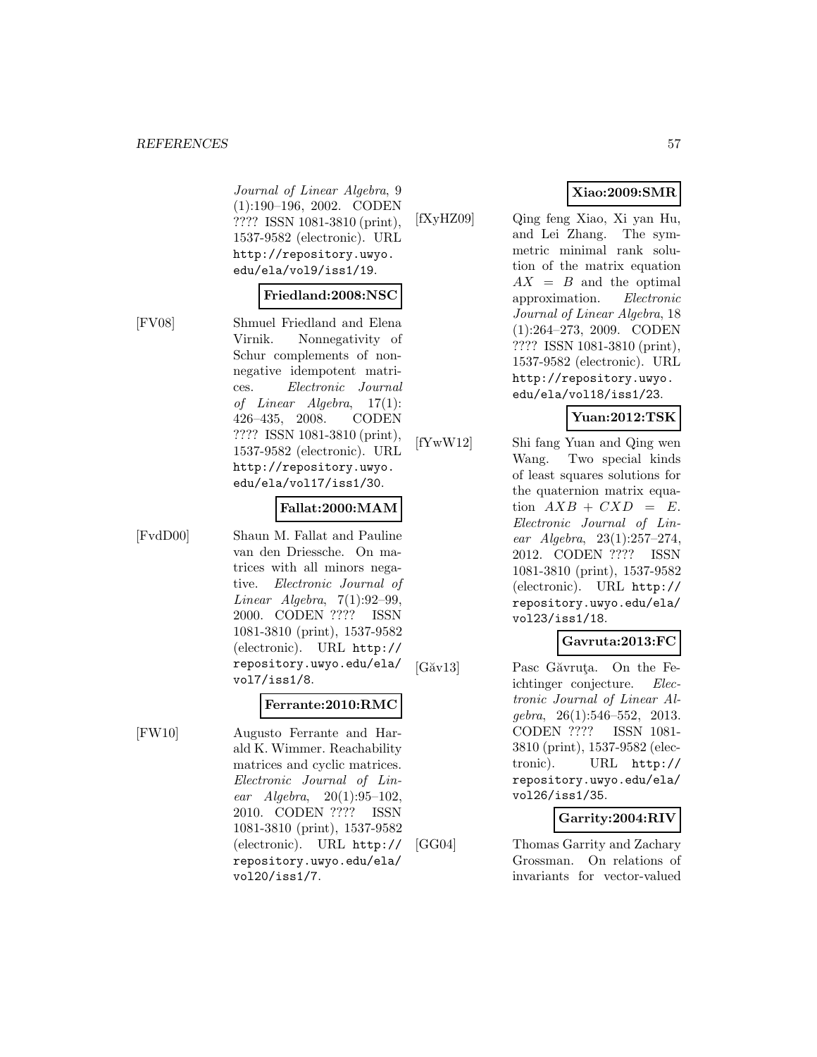*Journal of Linear Algebra*, 9 (1):190–196, 2002. CODEN ???? ISSN 1081-3810 (print), 1537-9582 (electronic). URL http://repository.uwyo.edu/ela/vol9/iss1/19.

**Friedland:2008:NSC**

[FV08] Shmuel Friedland and Elena Virnik. Nonnegativity of Schur complements of nonnegative idempotent matrices. *Electronic Journal of Linear Algebra*, 17(1): 426–435, 2008. CODEN ???? ISSN 1081-3810 (print), 1537-9582 (electronic). URL http://repository.uwyo.edu/ela/vol17/iss1/30.

**Fallat:2000:MAM**

[FvdD00] Shaun M. Fallat and Pauline van den Driessche. On matrices with all minors negative. *Electronic Journal of Linear Algebra*, 7(1):92–99, 2000. CODEN ???? ISSN 1081-3810 (print), 1537-9582 (electronic). URL http://repository.uwyo.edu/ela/vol7/iss1/8.

**Ferrante:2010:RMC**

[FW10] Augusto Ferrante and Harald K. Wimmer. Reachability matrices and cyclic matrices. *Electronic Journal of Linear Algebra*, 20(1):95–102, 2010. CODEN ???? ISSN 1081-3810 (print), 1537-9582 (electronic). URL http://repository.uwyo.edu/ela/vol20/iss1/7.

**Xiao:2009:SMR**

[fXyHZ09] Qing feng Xiao, Xi yan Hu, and Lei Zhang. The symmetric minimal rank solution of the matrix equation $AX = B$ and the optimal approximation. *Electronic Journal of Linear Algebra*, 18 (1):264–273, 2009. CODEN ???? ISSN 1081-3810 (print), 1537-9582 (electronic). URL http://repository.uwyo.edu/ela/vol18/iss1/23.

**Yuan:2012:TSK**

[fYwW12] Shi fang Yuan and Qing wen Wang. Two special kinds of least squares solutions for the quaternion matrix equation $AXB + CXD = E$. *Electronic Journal of Linear Algebra*, 23(1):257–274, 2012. CODEN ???? ISSN 1081-3810 (print), 1537-9582 (electronic). URL http://repository.uwyo.edu/ela/vol23/iss1/18.

**Gavruta:2013:FC**

[Găv13] Pasc Găvruţa. On the Feichtinger conjecture. *Electronic Journal of Linear Algebra*, 26(1):546–552, 2013. CODEN ???? ISSN 1081-3810 (print), 1537-9582 (electronic). URL http://repository.uwyo.edu/ela/vol26/iss1/35.

**Garrity:2004:RIV**

[GG04] Thomas Garrity and Zachary Grossman. On relations of invariants for vector-valued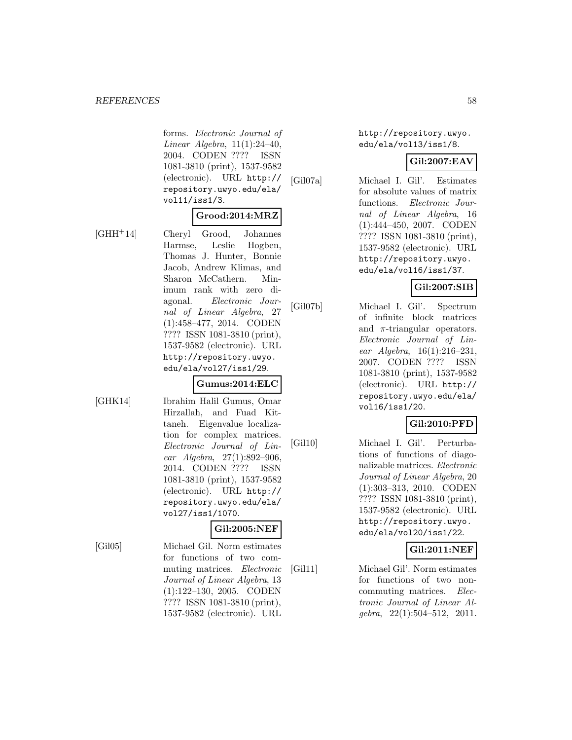forms. *Electronic Journal of Linear Algebra*, 11(1):24–40, 2004. CODEN ???? ISSN 1081-3810 (print), 1537-9582 (electronic). URL http://repository.uwyo.edu/ela/vol11/iss1/3.

**Grood:2014:MRZ**

[GHH+14] Cheryl Grood, Johannes Harmse, Leslie Hogben, Thomas J. Hunter, Bonnie Jacob, Andrew Klimas, and Sharon McCathern. Minimum rank with zero diagonal. *Electronic Journal of Linear Algebra*, 27(1):458–477, 2014. CODEN ???? ISSN 1081-3810 (print), 1537-9582 (electronic). URL http://repository.uwyo.edu/ela/vol27/iss1/29.

**Gumus:2014:ELC**

[GHK14] Ibrahim Halil Gumus, Omar Hirzallah, and Fuad Kittaneh. Eigenvalue localization for complex matrices. *Electronic Journal of Linear Algebra*, 27(1):892–906, 2014. CODEN ???? ISSN 1081-3810 (print), 1537-9582 (electronic). URL http://repository.uwyo.edu/ela/vol27/iss1/1070.

**Gil:2005:NEF**

[Gil05] Michael Gil. Norm estimates for functions of two commuting matrices. *Electronic Journal of Linear Algebra*, 13(1):122–130, 2005. CODEN ???? ISSN 1081-3810 (print), 1537-9582 (electronic). URL http://repository.uwyo.edu/ela/vol13/iss1/8.

**Gil:2007:EAV**

[Gil07a] Michael I. Gil'. Estimates for absolute values of matrix functions. *Electronic Journal of Linear Algebra*, 16(1):444–450, 2007. CODEN ???? ISSN 1081-3810 (print), 1537-9582 (electronic). URL http://repository.uwyo.edu/ela/vol16/iss1/37.

**Gil:2007:SIB**

[Gil07b] Michael I. Gil'. Spectrum of infinite block matrices and $\pi$-triangular operators. *Electronic Journal of Linear Algebra*, 16(1):216–231, 2007. CODEN ???? ISSN 1081-3810 (print), 1537-9582 (electronic). URL http://repository.uwyo.edu/ela/vol16/iss1/20.

**Gil:2010:PFD**

[Gil10] Michael I. Gil'. Perturbations of functions of diagonalizable matrices. *Electronic Journal of Linear Algebra*, 20(1):303–313, 2010. CODEN ???? ISSN 1081-3810 (print), 1537-9582 (electronic). URL http://repository.uwyo.edu/ela/vol20/iss1/22.

**Gil:2011:NEF**

[Gil11] Michael Gil'. Norm estimates for functions of two noncommuting matrices. *Electronic Journal of Linear Algebra*, 22(1):504–512, 2011.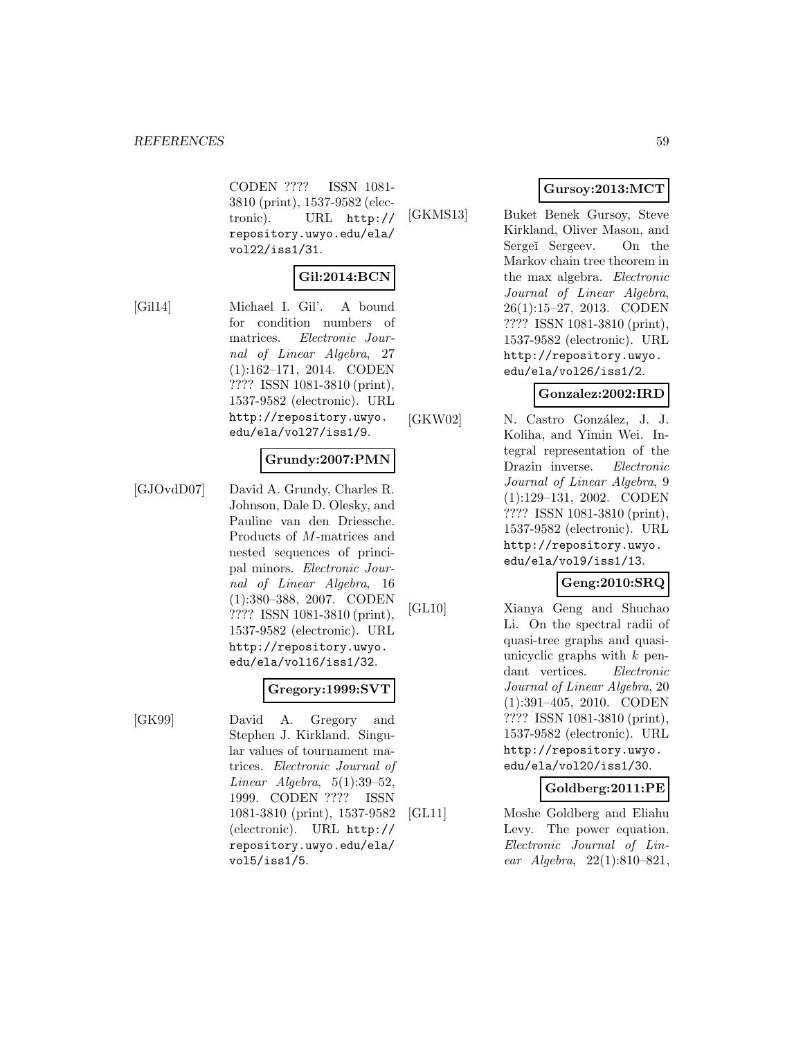CODEN ???? ISSN 1081-3810 (print), 1537-9582 (electronic). URL http://repository.uwyo.edu/ela/vol22/iss1/31.

**Gil:2014:BCN**

[Gil14] Michael I. Gil'. A bound for condition numbers of matrices. *Electronic Journal of Linear Algebra*, 27 (1):162–171, 2014. CODEN ???? ISSN 1081-3810 (print), 1537-9582 (electronic). URL http://repository.uwyo.edu/ela/vol27/iss1/9.

**Grundy:2007:PMN**

[GJOvdD07] David A. Grundy, Charles R. Johnson, Dale D. Olesky, and Pauline van den Driessche. Products of $M$-matrices and nested sequences of principal minors. *Electronic Journal of Linear Algebra*, 16 (1):380–388, 2007. CODEN ???? ISSN 1081-3810 (print), 1537-9582 (electronic). URL http://repository.uwyo.edu/ela/vol16/iss1/32.

**Gregory:1999:SVT**

[GK99] David A. Gregory and Stephen J. Kirkland. Singular values of tournament matrices. *Electronic Journal of Linear Algebra*, 5(1):39–52, 1999. CODEN ???? ISSN 1081-3810 (print), 1537-9582 (electronic). URL http://repository.uwyo.edu/ela/vol5/iss1/5.

**Gursoy:2013:MCT**

[GKMS13] Buket Benek Gursoy, Steve Kirkland, Oliver Mason, and Sergeĭ Sergeev. On the Markov chain tree theorem in the max algebra. *Electronic Journal of Linear Algebra*, 26(1):15–27, 2013. CODEN ???? ISSN 1081-3810 (print), 1537-9582 (electronic). URL http://repository.uwyo.edu/ela/vol26/iss1/2.

**Gonzalez:2002:IRD**

[GKW02] N. Castro González, J. J. Koliha, and Yimin Wei. Integral representation of the Drazin inverse. *Electronic Journal of Linear Algebra*, 9 (1):129–131, 2002. CODEN ???? ISSN 1081-3810 (print), 1537-9582 (electronic). URL http://repository.uwyo.edu/ela/vol9/iss1/13.

**Geng:2010:SRQ**

[GL10] Xianya Geng and Shuchao Li. On the spectral radii of quasi-tree graphs and quasi-unicyclic graphs with $k$ pendant vertices. *Electronic Journal of Linear Algebra*, 20 (1):391–405, 2010. CODEN ???? ISSN 1081-3810 (print), 1537-9582 (electronic). URL http://repository.uwyo.edu/ela/vol20/iss1/30.

**Goldberg:2011:PE**

[GL11] Moshe Goldberg and Eliahu Levy. The power equation. *Electronic Journal of Linear Algebra*, 22(1):810–821,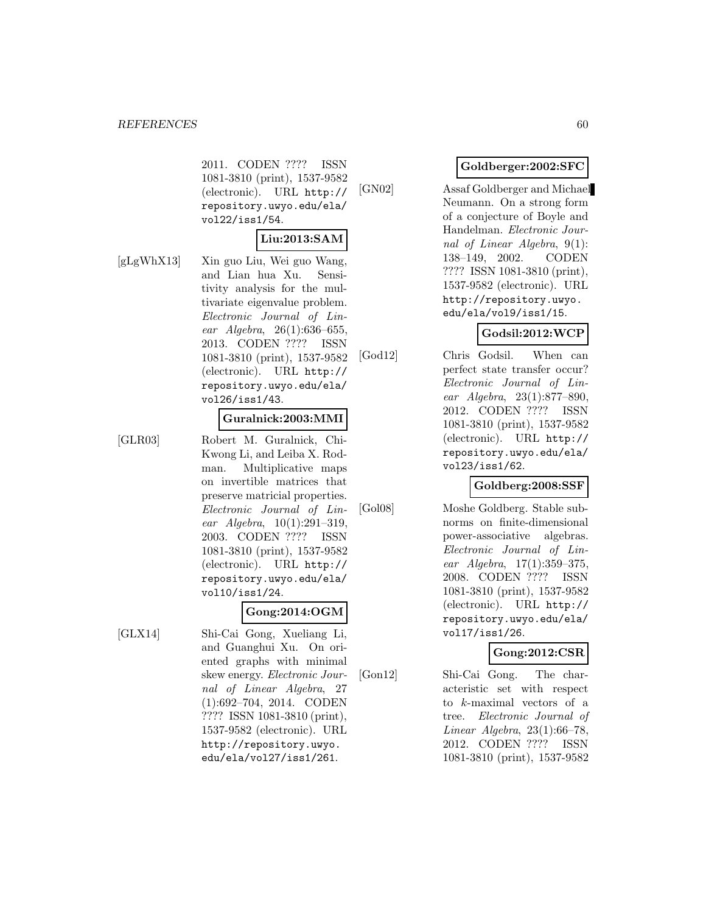2011. CODEN ???? ISSN 1081-3810 (print), 1537-9582 (electronic). URL http://repository.uwyo.edu/ela/vol22/iss1/54.

**Liu:2013:SAM**

[gLgWhX13] Xin guo Liu, Wei guo Wang, and Lian hua Xu. Sensitivity analysis for the multivariate eigenvalue problem. *Electronic Journal of Linear Algebra*, 26(1):636–655, 2013. CODEN ???? ISSN 1081-3810 (print), 1537-9582 (electronic). URL http://repository.uwyo.edu/ela/vol26/iss1/43.

**Guralnick:2003:MMI**

[GLR03] Robert M. Guralnick, Chi-Kwong Li, and Leiba X. Rodman. Multiplicative maps on invertible matrices that preserve matricial properties. *Electronic Journal of Linear Algebra*, 10(1):291–319, 2003. CODEN ???? ISSN 1081-3810 (print), 1537-9582 (electronic). URL http://repository.uwyo.edu/ela/vol10/iss1/24.

**Gong:2014:OGM**

[GLX14] Shi-Cai Gong, Xueliang Li, and Guanghui Xu. On oriented graphs with minimal skew energy. *Electronic Journal of Linear Algebra*, 27 (1):692–704, 2014. CODEN ???? ISSN 1081-3810 (print), 1537-9582 (electronic). URL http://repository.uwyo.edu/ela/vol27/iss1/261.

**Goldberger:2002:SFC**

[GN02] Assaf Goldberger and Michael Neumann. On a strong form of a conjecture of Boyle and Handelman. *Electronic Journal of Linear Algebra*, 9(1): 138–149, 2002. CODEN ???? ISSN 1081-3810 (print), 1537-9582 (electronic). URL http://repository.uwyo.edu/ela/vol9/iss1/15.

**Godsil:2012:WCP**

[God12] Chris Godsil. When can perfect state transfer occur? *Electronic Journal of Linear Algebra*, 23(1):877–890, 2012. CODEN ???? ISSN 1081-3810 (print), 1537-9582 (electronic). URL http://repository.uwyo.edu/ela/vol23/iss1/62.

**Goldberg:2008:SSF**

[Gol08] Moshe Goldberg. Stable subnorms on finite-dimensional power-associative algebras. *Electronic Journal of Linear Algebra*, 17(1):359–375, 2008. CODEN ???? ISSN 1081-3810 (print), 1537-9582 (electronic). URL http://repository.uwyo.edu/ela/vol17/iss1/26.

**Gong:2012:CSR**

[Gon12] Shi-Cai Gong. The characteristic set with respect to $k$-maximal vectors of a tree. *Electronic Journal of Linear Algebra*, 23(1):66–78, 2012. CODEN ???? ISSN 1081-3810 (print), 1537-9582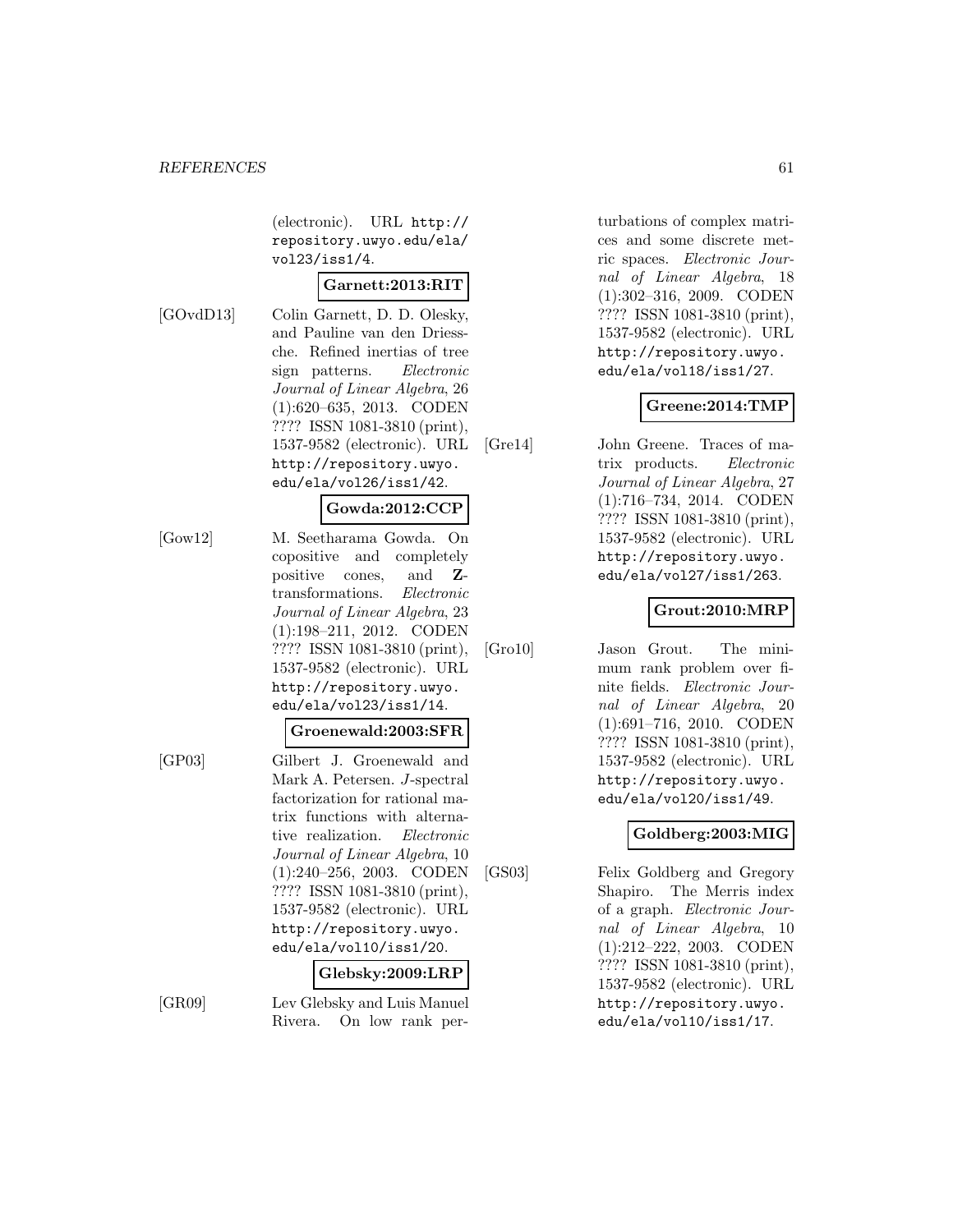(electronic). URL http://repository.uwyo.edu/ela/vol23/iss1/4.

**Garnett:2013:RIT**

[GOvdD13] Colin Garnett, D. D. Olesky, and Pauline van den Driessche. Refined inertias of tree sign patterns. *Electronic Journal of Linear Algebra*, 26 (1):620–635, 2013. CODEN ???? ISSN 1081-3810 (print), 1537-9582 (electronic). URL http://repository.uwyo.edu/ela/vol26/iss1/42.

**Gowda:2012:CCP**

[Gow12] M. Seetharama Gowda. On copositive and completely positive cones, and **Z**-transformations. *Electronic Journal of Linear Algebra*, 23 (1):198–211, 2012. CODEN ???? ISSN 1081-3810 (print), 1537-9582 (electronic). URL http://repository.uwyo.edu/ela/vol23/iss1/14.

**Groenewald:2003:SFR**

[GP03] Gilbert J. Groenewald and Mark A. Petersen. *J*-spectral factorization for rational matrix functions with alternative realization. *Electronic Journal of Linear Algebra*, 10 (1):240–256, 2003. CODEN ???? ISSN 1081-3810 (print), 1537-9582 (electronic). URL http://repository.uwyo.edu/ela/vol10/iss1/20.

**Glebsky:2009:LRP**

[GR09] Lev Glebsky and Luis Manuel Rivera. On low rank perturbations of complex matrices and some discrete metric spaces. *Electronic Journal of Linear Algebra*, 18 (1):302–316, 2009. CODEN ???? ISSN 1081-3810 (print), 1537-9582 (electronic). URL http://repository.uwyo.edu/ela/vol18/iss1/27.

**Greene:2014:TMP**

[Gre14] John Greene. Traces of matrix products. *Electronic Journal of Linear Algebra*, 27 (1):716–734, 2014. CODEN ???? ISSN 1081-3810 (print), 1537-9582 (electronic). URL http://repository.uwyo.edu/ela/vol27/iss1/263.

**Grout:2010:MRP**

[Gro10] Jason Grout. The minimum rank problem over finite fields. *Electronic Journal of Linear Algebra*, 20 (1):691–716, 2010. CODEN ???? ISSN 1081-3810 (print), 1537-9582 (electronic). URL http://repository.uwyo.edu/ela/vol20/iss1/49.

**Goldberg:2003:MIG**

[GS03] Felix Goldberg and Gregory Shapiro. The Merris index of a graph. *Electronic Journal of Linear Algebra*, 10 (1):212–222, 2003. CODEN ???? ISSN 1081-3810 (print), 1537-9582 (electronic). URL http://repository.uwyo.edu/ela/vol10/iss1/17.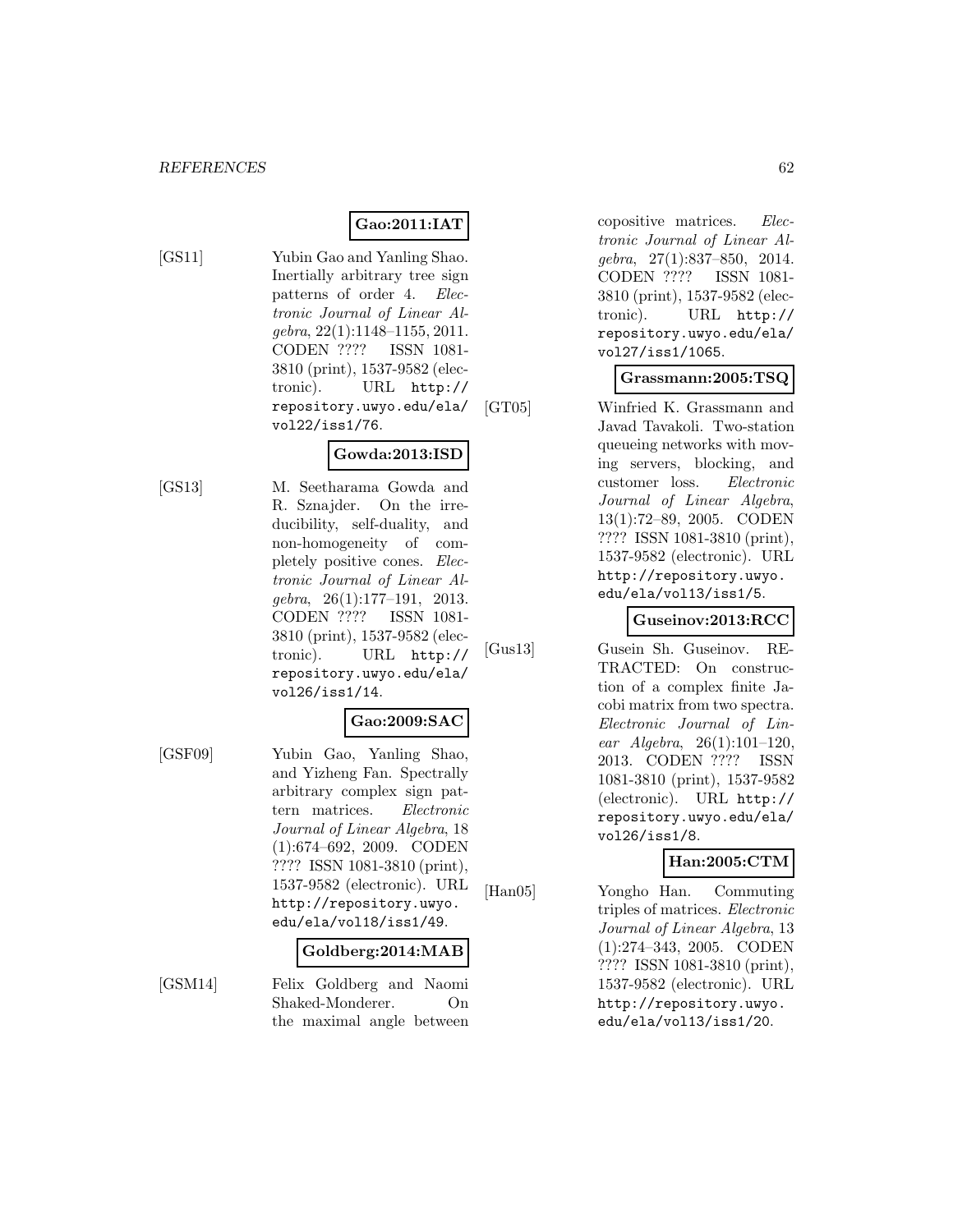**Gao:2011:IAT**

[GS11] Yubin Gao and Yanling Shao. Inertially arbitrary tree sign patterns of order 4. *Electronic Journal of Linear Algebra*, 22(1):1148–1155, 2011. CODEN ???? ISSN 1081-3810 (print), 1537-9582 (electronic). URL http://repository.uwyo.edu/ela/vol22/iss1/76.

**Gowda:2013:ISD**

[GS13] M. Seetharama Gowda and R. Sznajder. On the irreducibility, self-duality, and non-homogeneity of completely positive cones. *Electronic Journal of Linear Algebra*, 26(1):177–191, 2013. CODEN ???? ISSN 1081-3810 (print), 1537-9582 (electronic). URL http://repository.uwyo.edu/ela/vol26/iss1/14.

**Gao:2009:SAC**

[GSF09] Yubin Gao, Yanling Shao, and Yizheng Fan. Spectrally arbitrary complex sign pattern matrices. *Electronic Journal of Linear Algebra*, 18 (1):674–692, 2009. CODEN ???? ISSN 1081-3810 (print), 1537-9582 (electronic). URL http://repository.uwyo.edu/ela/vol18/iss1/49.

**Goldberg:2014:MAB**

[GSM14] Felix Goldberg and Naomi Shaked-Monderer. On the maximal angle between copositive matrices. *Electronic Journal of Linear Algebra*, 27(1):837–850, 2014. CODEN ???? ISSN 1081-3810 (print), 1537-9582 (electronic). URL http://repository.uwyo.edu/ela/vol27/iss1/1065.

**Grassmann:2005:TSQ**

[GT05] Winfried K. Grassmann and Javad Tavakoli. Two-station queueing networks with moving servers, blocking, and customer loss. *Electronic Journal of Linear Algebra*, 13(1):72–89, 2005. CODEN ???? ISSN 1081-3810 (print), 1537-9582 (electronic). URL http://repository.uwyo.edu/ela/vol13/iss1/5.

**Guseinov:2013:RCC**

[Gus13] Gusein Sh. Guseinov. RETRACTED: On construction of a complex finite Jacobi matrix from two spectra. *Electronic Journal of Linear Algebra*, 26(1):101–120, 2013. CODEN ???? ISSN 1081-3810 (print), 1537-9582 (electronic). URL http://repository.uwyo.edu/ela/vol26/iss1/8.

**Han:2005:CTM**

[Han05] Yongho Han. Commuting triples of matrices. *Electronic Journal of Linear Algebra*, 13 (1):274–343, 2005. CODEN ???? ISSN 1081-3810 (print), 1537-9582 (electronic). URL http://repository.uwyo.edu/ela/vol13/iss1/20.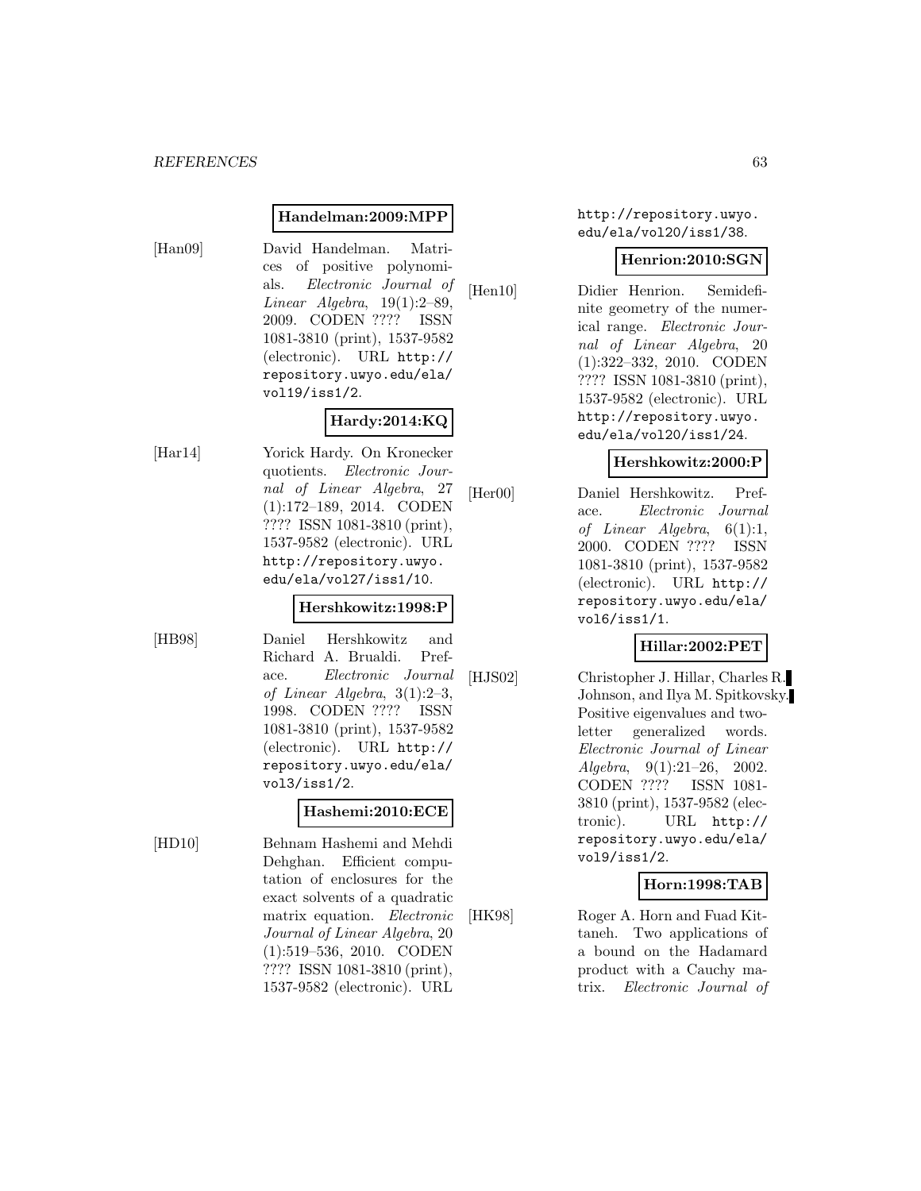**Handelman:2009:MPP**

[Han09] David Handelman. Matrices of positive polynomials. *Electronic Journal of Linear Algebra*, 19(1):2–89, 2009. CODEN ???? ISSN 1081-3810 (print), 1537-9582 (electronic). URL http://repository.uwyo.edu/ela/vol19/iss1/2.

**Hardy:2014:KQ**

[Har14] Yorick Hardy. On Kronecker quotients. *Electronic Journal of Linear Algebra*, 27 (1):172–189, 2014. CODEN ???? ISSN 1081-3810 (print), 1537-9582 (electronic). URL http://repository.uwyo.edu/ela/vol27/iss1/10.

**Hershkowitz:1998:P**

[HB98] Daniel Hershkowitz and Richard A. Brualdi. Preface. *Electronic Journal of Linear Algebra*, 3(1):2–3, 1998. CODEN ???? ISSN 1081-3810 (print), 1537-9582 (electronic). URL http://repository.uwyo.edu/ela/vol3/iss1/2.

**Hashemi:2010:ECE**

[HD10] Behnam Hashemi and Mehdi Dehghan. Efficient computation of enclosures for the exact solvents of a quadratic matrix equation. *Electronic Journal of Linear Algebra*, 20 (1):519–536, 2010. CODEN ???? ISSN 1081-3810 (print), 1537-9582 (electronic). URL http://repository.uwyo.edu/ela/vol20/iss1/38.

**Henrion:2010:SGN**

[Hen10] Didier Henrion. Semidefinite geometry of the numerical range. *Electronic Journal of Linear Algebra*, 20 (1):322–332, 2010. CODEN ???? ISSN 1081-3810 (print), 1537-9582 (electronic). URL http://repository.uwyo.edu/ela/vol20/iss1/24.

**Hershkowitz:2000:P**

[Her00] Daniel Hershkowitz. Preface. *Electronic Journal of Linear Algebra*, 6(1):1, 2000. CODEN ???? ISSN 1081-3810 (print), 1537-9582 (electronic). URL http://repository.uwyo.edu/ela/vol6/iss1/1.

**Hillar:2002:PET**

[HJS02] Christopher J. Hillar, Charles R. Johnson, and Ilya M. Spitkovsky. Positive eigenvalues and two-letter generalized words. *Electronic Journal of Linear Algebra*, 9(1):21–26, 2002. CODEN ???? ISSN 1081-3810 (print), 1537-9582 (electronic). URL http://repository.uwyo.edu/ela/vol9/iss1/2.

**Horn:1998:TAB**

[HK98] Roger A. Horn and Fuad Kittaneh. Two applications of a bound on the Hadamard product with a Cauchy matrix. *Electronic Journal of*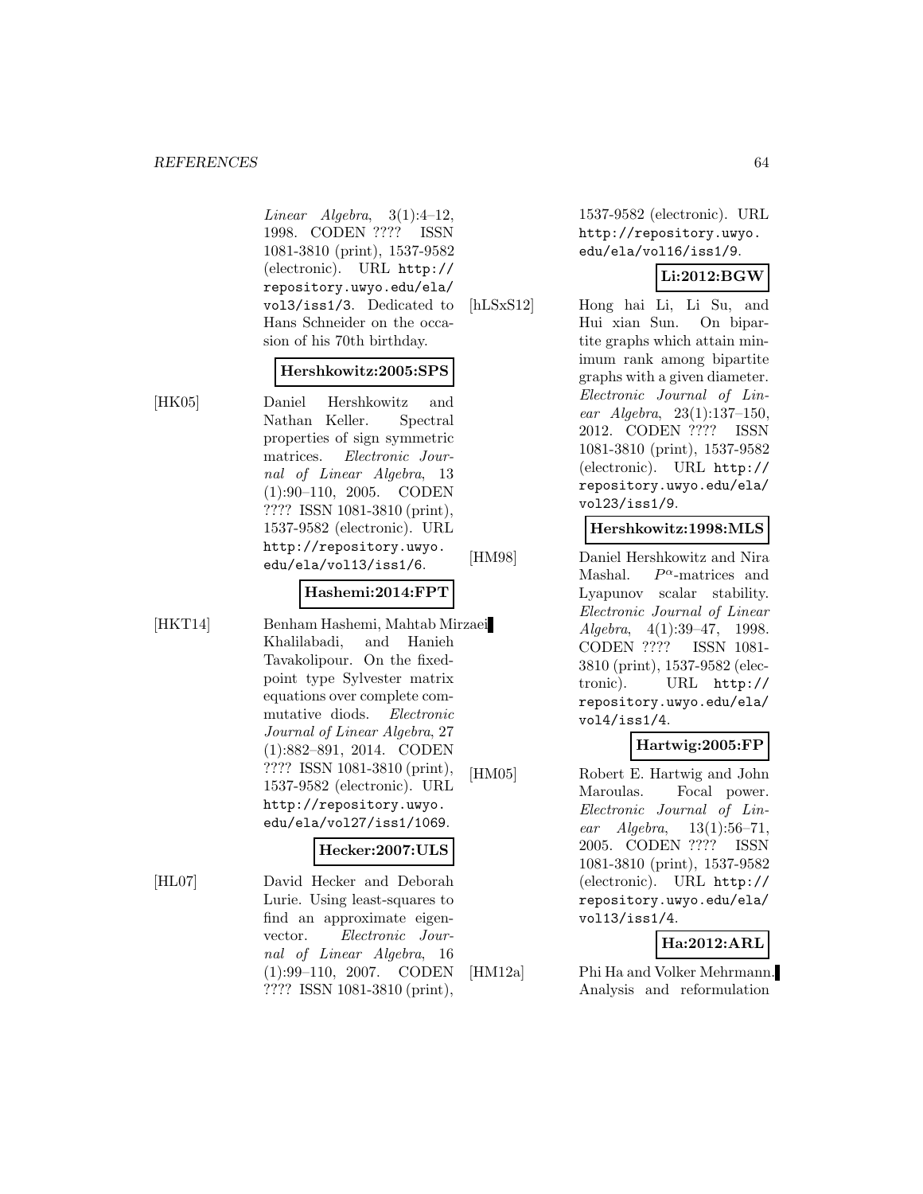*Linear Algebra*, 3(1):4–12, 1998. CODEN ???? ISSN 1081-3810 (print), 1537-9582 (electronic). URL http://repository.uwyo.edu/ela/vol3/iss1/3. Dedicated to Hans Schneider on the occasion of his 70th birthday.

**Hershkowitz:2005:SPS**

[HK05] Daniel Hershkowitz and Nathan Keller. Spectral properties of sign symmetric matrices. *Electronic Journal of Linear Algebra*, 13 (1):90–110, 2005. CODEN ???? ISSN 1081-3810 (print), 1537-9582 (electronic). URL http://repository.uwyo.edu/ela/vol13/iss1/6.

**Hashemi:2014:FPT**

[HKT14] Benham Hashemi, Mahtab Mirzaei Khalilabadi, and Hanieh Tavakolipour. On the fixed-point type Sylvester matrix equations over complete commutative diods. *Electronic Journal of Linear Algebra*, 27 (1):882–891, 2014. CODEN ???? ISSN 1081-3810 (print), 1537-9582 (electronic). URL http://repository.uwyo.edu/ela/vol27/iss1/1069.

**Hecker:2007:ULS**

[HL07] David Hecker and Deborah Lurie. Using least-squares to find an approximate eigenvector. *Electronic Journal of Linear Algebra*, 16 (1):99–110, 2007. CODEN ???? ISSN 1081-3810 (print), 1537-9582 (electronic). URL http://repository.uwyo.edu/ela/vol16/iss1/9.

**Li:2012:BGW**

[hLSxS12] Hong hai Li, Li Su, and Hui xian Sun. On bipartite graphs which attain minimum rank among bipartite graphs with a given diameter. *Electronic Journal of Linear Algebra*, 23(1):137–150, 2012. CODEN ???? ISSN 1081-3810 (print), 1537-9582 (electronic). URL http://repository.uwyo.edu/ela/vol23/iss1/9.

**Hershkowitz:1998:MLS**

[HM98] Daniel Hershkowitz and Nira Mashal. $P^{\alpha}$-matrices and Lyapunov scalar stability. *Electronic Journal of Linear Algebra*, 4(1):39–47, 1998. CODEN ???? ISSN 1081-3810 (print), 1537-9582 (electronic). URL http://repository.uwyo.edu/ela/vol4/iss1/4.

**Hartwig:2005:FP**

[HM05] Robert E. Hartwig and John Maroulas. Focal power. *Electronic Journal of Linear Algebra*, 13(1):56–71, 2005. CODEN ???? ISSN 1081-3810 (print), 1537-9582 (electronic). URL http://repository.uwyo.edu/ela/vol13/iss1/4.

**Ha:2012:ARL**

[HM12a] Phi Ha and Volker Mehrmann. Analysis and reformulation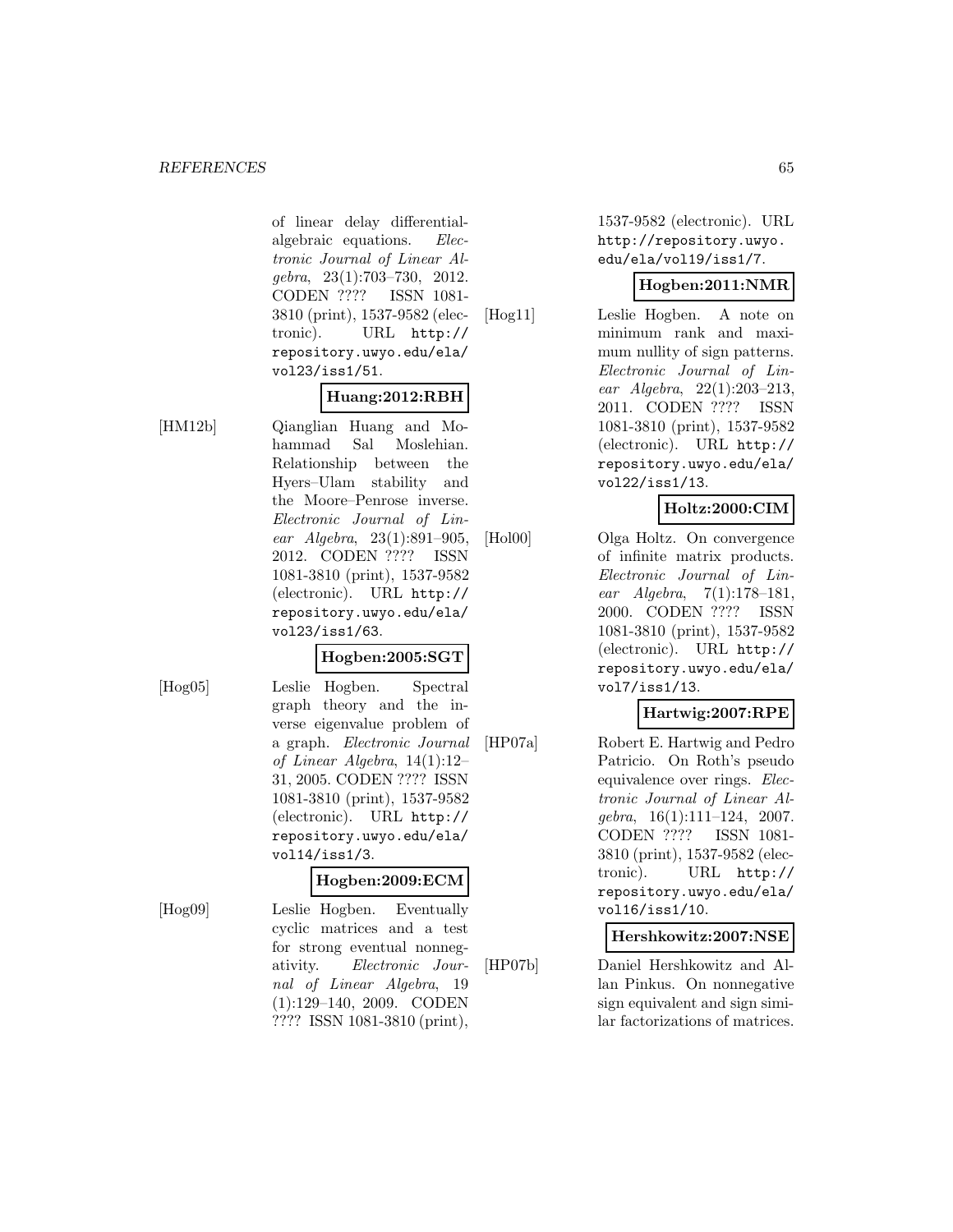of linear delay differential-algebraic equations. *Electronic Journal of Linear Algebra*, 23(1):703–730, 2012. CODEN ???? ISSN 1081-3810 (print), 1537-9582 (electronic). URL http://repository.uwyo.edu/ela/vol23/iss1/51.

**Huang:2012:RBH**

[HM12b] Qianglian Huang and Mohammad Sal Moslehian. Relationship between the Hyers–Ulam stability and the Moore–Penrose inverse. *Electronic Journal of Linear Algebra*, 23(1):891–905, 2012. CODEN ???? ISSN 1081-3810 (print), 1537-9582 (electronic). URL http://repository.uwyo.edu/ela/vol23/iss1/63.

**Hogben:2005:SGT**

[Hog05] Leslie Hogben. Spectral graph theory and the inverse eigenvalue problem of a graph. *Electronic Journal of Linear Algebra*, 14(1):12–31, 2005. CODEN ???? ISSN 1081-3810 (print), 1537-9582 (electronic). URL http://repository.uwyo.edu/ela/vol14/iss1/3.

**Hogben:2009:ECM**

[Hog09] Leslie Hogben. Eventually cyclic matrices and a test for strong eventual nonnegativity. *Electronic Journal of Linear Algebra*, 19 (1):129–140, 2009. CODEN ???? ISSN 1081-3810 (print), 1537-9582 (electronic). URL http://repository.uwyo.edu/ela/vol19/iss1/7.

**Hogben:2011:NMR**

[Hog11] Leslie Hogben. A note on minimum rank and maximum nullity of sign patterns. *Electronic Journal of Linear Algebra*, 22(1):203–213, 2011. CODEN ???? ISSN 1081-3810 (print), 1537-9582 (electronic). URL http://repository.uwyo.edu/ela/vol22/iss1/13.

**Holtz:2000:CIM**

[Hol00] Olga Holtz. On convergence of infinite matrix products. *Electronic Journal of Linear Algebra*, 7(1):178–181, 2000. CODEN ???? ISSN 1081-3810 (print), 1537-9582 (electronic). URL http://repository.uwyo.edu/ela/vol7/iss1/13.

**Hartwig:2007:RPE**

[HP07a] Robert E. Hartwig and Pedro Patricio. On Roth's pseudo equivalence over rings. *Electronic Journal of Linear Algebra*, 16(1):111–124, 2007. CODEN ???? ISSN 1081-3810 (print), 1537-9582 (electronic). URL http://repository.uwyo.edu/ela/vol16/iss1/10.

**Hershkowitz:2007:NSE**

[HP07b] Daniel Hershkowitz and Allan Pinkus. On nonnegative sign equivalent and sign similar factorizations of matrices.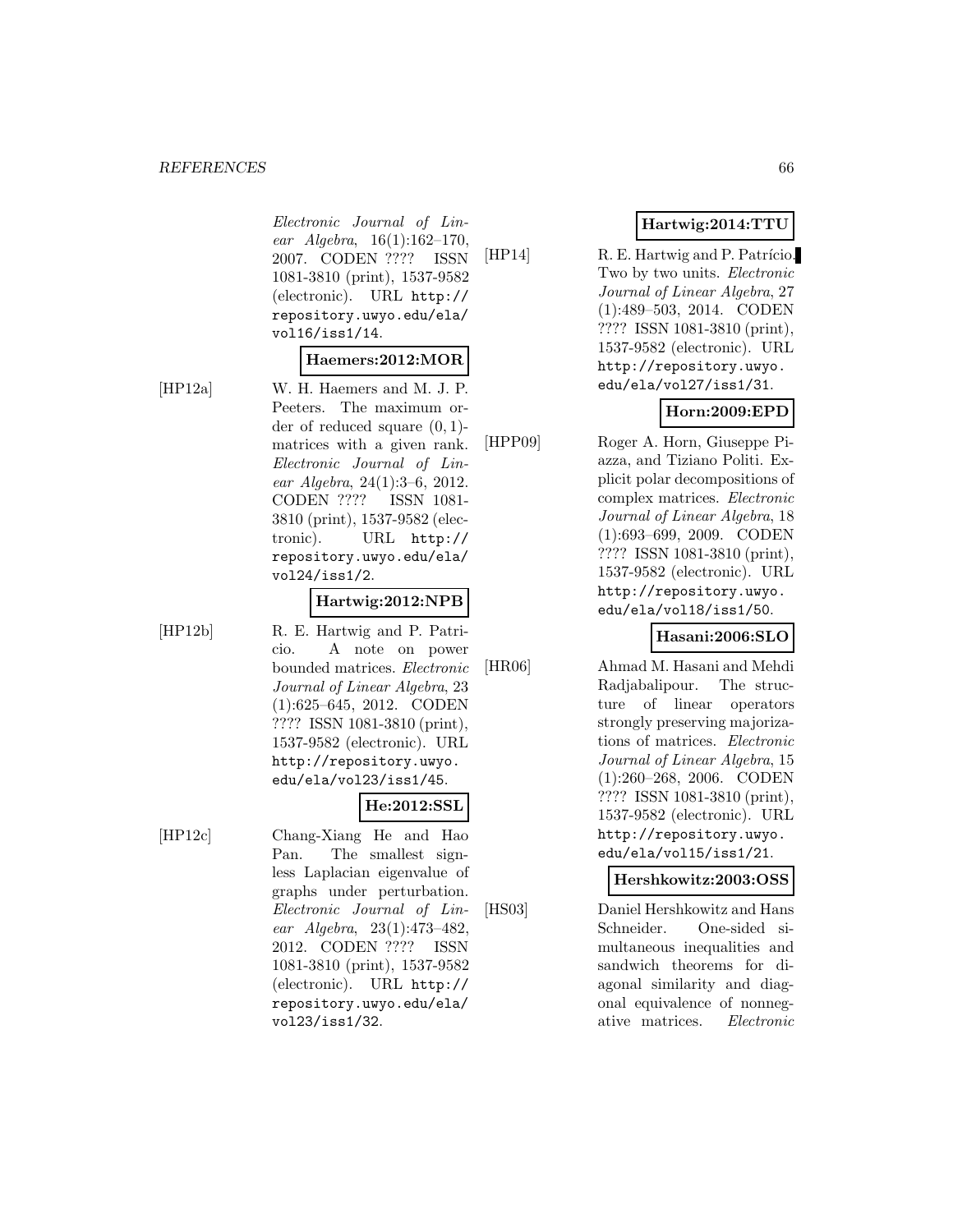*Electronic Journal of Linear Algebra*, 16(1):162–170, 2007. CODEN ???? ISSN 1081-3810 (print), 1537-9582 (electronic). URL http://repository.uwyo.edu/ela/vol16/iss1/14.

**Haemers:2012:MOR**

[HP12a] W. H. Haemers and M. J. P. Peeters. The maximum order of reduced square $(0,1)$-matrices with a given rank. *Electronic Journal of Linear Algebra*, 24(1):3–6, 2012. CODEN ???? ISSN 1081-3810 (print), 1537-9582 (electronic). URL http://repository.uwyo.edu/ela/vol24/iss1/2.

**Hartwig:2012:NPB**

[HP12b] R. E. Hartwig and P. Patricio. A note on power bounded matrices. *Electronic Journal of Linear Algebra*, 23 (1):625–645, 2012. CODEN ???? ISSN 1081-3810 (print), 1537-9582 (electronic). URL http://repository.uwyo.edu/ela/vol23/iss1/45.

**He:2012:SSL**

[HP12c] Chang-Xiang He and Hao Pan. The smallest signless Laplacian eigenvalue of graphs under perturbation. *Electronic Journal of Linear Algebra*, 23(1):473–482, 2012. CODEN ???? ISSN 1081-3810 (print), 1537-9582 (electronic). URL http://repository.uwyo.edu/ela/vol23/iss1/32.

**Hartwig:2014:TTU**

[HP14] R. E. Hartwig and P. Patrício. Two by two units. *Electronic Journal of Linear Algebra*, 27 (1):489–503, 2014. CODEN ???? ISSN 1081-3810 (print), 1537-9582 (electronic). URL http://repository.uwyo.edu/ela/vol27/iss1/31.

**Horn:2009:EPD**

[HPP09] Roger A. Horn, Giuseppe Piazza, and Tiziano Politi. Explicit polar decompositions of complex matrices. *Electronic Journal of Linear Algebra*, 18 (1):693–699, 2009. CODEN ???? ISSN 1081-3810 (print), 1537-9582 (electronic). URL http://repository.uwyo.edu/ela/vol18/iss1/50.

**Hasani:2006:SLO**

[HR06] Ahmad M. Hasani and Mehdi Radjabalipour. The structure of linear operators strongly preserving majorizations of matrices. *Electronic Journal of Linear Algebra*, 15 (1):260–268, 2006. CODEN ???? ISSN 1081-3810 (print), 1537-9582 (electronic). URL http://repository.uwyo.edu/ela/vol15/iss1/21.

**Hershkowitz:2003:OSS**

[HS03] Daniel Hershkowitz and Hans Schneider. One-sided simultaneous inequalities and sandwich theorems for diagonal similarity and diagonal equivalence of nonnegative matrices. *Electronic*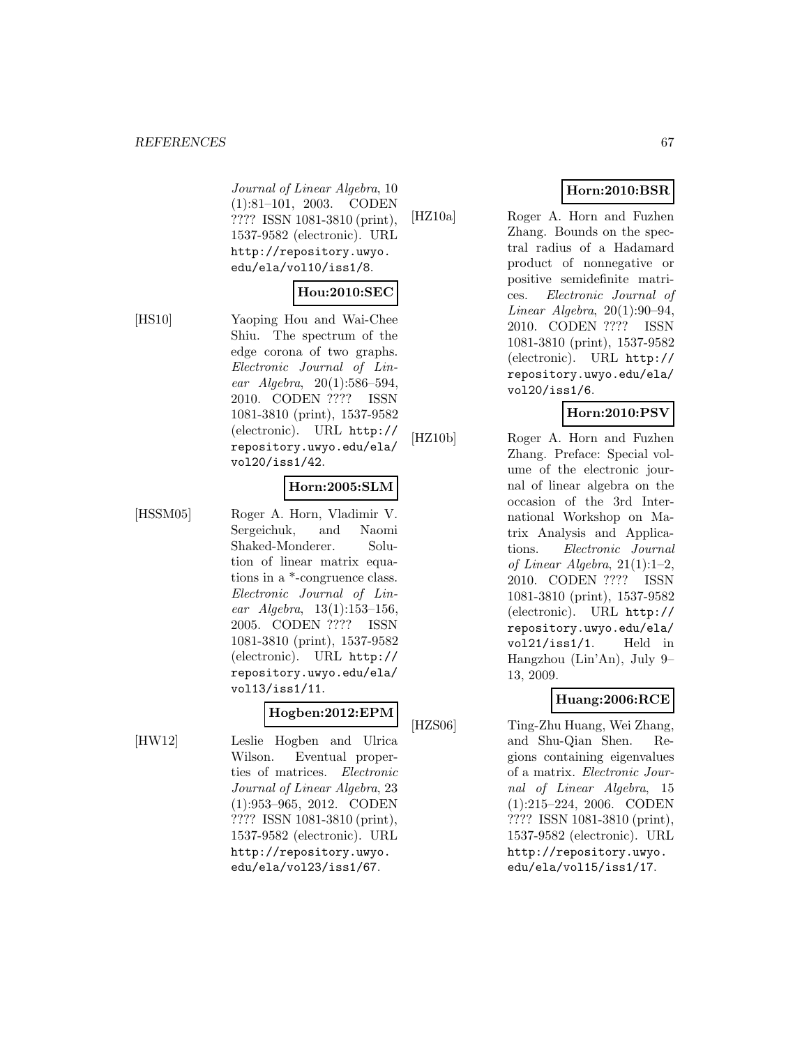*Journal of Linear Algebra*, 10 (1):81–101, 2003. CODEN ???? ISSN 1081-3810 (print), 1537-9582 (electronic). URL http://repository.uwyo.edu/ela/vol10/iss1/8.

**Hou:2010:SEC**

[HS10] Yaoping Hou and Wai-Chee Shiu. The spectrum of the edge corona of two graphs. *Electronic Journal of Linear Algebra*, 20(1):586–594, 2010. CODEN ???? ISSN 1081-3810 (print), 1537-9582 (electronic). URL http://repository.uwyo.edu/ela/vol20/iss1/42.

**Horn:2005:SLM**

[HSSM05] Roger A. Horn, Vladimir V. Sergeichuk, and Naomi Shaked-Monderer. Solution of linear matrix equations in a *-congruence class. *Electronic Journal of Linear Algebra*, 13(1):153–156, 2005. CODEN ???? ISSN 1081-3810 (print), 1537-9582 (electronic). URL http://repository.uwyo.edu/ela/vol13/iss1/11.

**Hogben:2012:EPM**

[HW12] Leslie Hogben and Ulrica Wilson. Eventual properties of matrices. *Electronic Journal of Linear Algebra*, 23 (1):953–965, 2012. CODEN ???? ISSN 1081-3810 (print), 1537-9582 (electronic). URL http://repository.uwyo.edu/ela/vol23/iss1/67.

**Horn:2010:BSR**

[HZ10a] Roger A. Horn and Fuzhen Zhang. Bounds on the spectral radius of a Hadamard product of nonnegative or positive semidefinite matrices. *Electronic Journal of Linear Algebra*, 20(1):90–94, 2010. CODEN ???? ISSN 1081-3810 (print), 1537-9582 (electronic). URL http://repository.uwyo.edu/ela/vol20/iss1/6.

**Horn:2010:PSV**

[HZ10b] Roger A. Horn and Fuzhen Zhang. Preface: Special volume of the electronic journal of linear algebra on the occasion of the 3rd International Workshop on Matrix Analysis and Applications. *Electronic Journal of Linear Algebra*, 21(1):1–2, 2010. CODEN ???? ISSN 1081-3810 (print), 1537-9582 (electronic). URL http://repository.uwyo.edu/ela/vol21/iss1/1. Held in Hangzhou (Lin'An), July 9–13, 2009.

**Huang:2006:RCE**

[HZS06] Ting-Zhu Huang, Wei Zhang, and Shu-Qian Shen. Regions containing eigenvalues of a matrix. *Electronic Journal of Linear Algebra*, 15 (1):215–224, 2006. CODEN ???? ISSN 1081-3810 (print), 1537-9582 (electronic). URL http://repository.uwyo.edu/ela/vol15/iss1/17.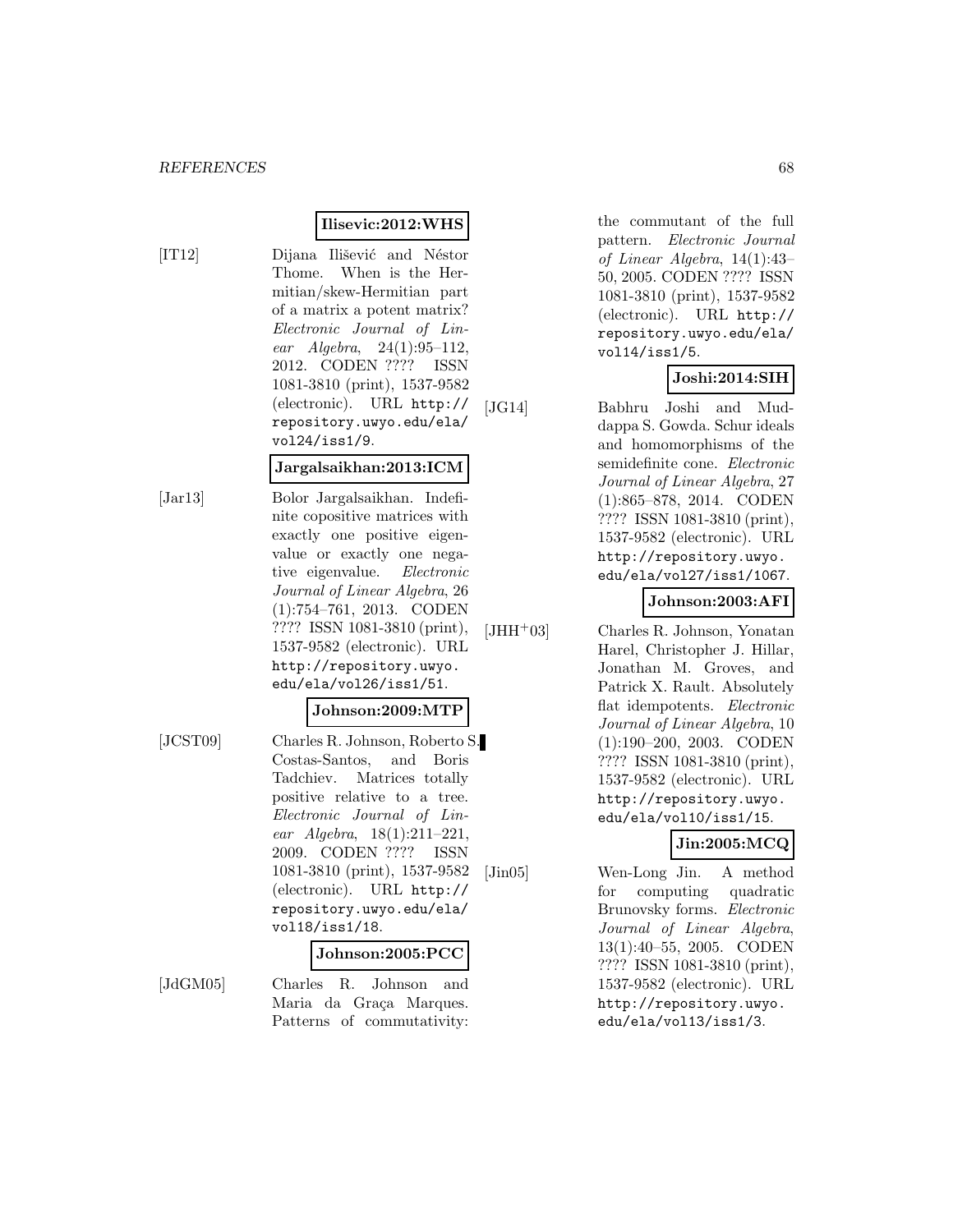**Ilisevic:2012:WHS**

[IT12] Dijana Ilišević and Néstor Thome. When is the Hermitian/skew-Hermitian part of a matrix a potent matrix? *Electronic Journal of Linear Algebra*, 24(1):95–112, 2012. CODEN ???? ISSN 1081-3810 (print), 1537-9582 (electronic). URL http://repository.uwyo.edu/ela/vol24/iss1/9.

**Jargalsaikhan:2013:ICM**

[Jar13] Bolor Jargalsaikhan. Indefinite copositive matrices with exactly one positive eigenvalue or exactly one negative eigenvalue. *Electronic Journal of Linear Algebra*, 26 (1):754–761, 2013. CODEN ???? ISSN 1081-3810 (print), 1537-9582 (electronic). URL http://repository.uwyo.edu/ela/vol26/iss1/51.

**Johnson:2009:MTP**

[JCST09] Charles R. Johnson, Roberto S. Costas-Santos, and Boris Tadchiev. Matrices totally positive relative to a tree. *Electronic Journal of Linear Algebra*, 18(1):211–221, 2009. CODEN ???? ISSN 1081-3810 (print), 1537-9582 (electronic). URL http://repository.uwyo.edu/ela/vol18/iss1/18.

**Johnson:2005:PCC**

[JdGM05] Charles R. Johnson and Maria da Graça Marques. Patterns of commutativity: the commutant of the full pattern. *Electronic Journal of Linear Algebra*, 14(1):43–50, 2005. CODEN ???? ISSN 1081-3810 (print), 1537-9582 (electronic). URL http://repository.uwyo.edu/ela/vol14/iss1/5.

**Joshi:2014:SIH**

[JG14] Babhru Joshi and Muddappa S. Gowda. Schur ideals and homomorphisms of the semidefinite cone. *Electronic Journal of Linear Algebra*, 27 (1):865–878, 2014. CODEN ???? ISSN 1081-3810 (print), 1537-9582 (electronic). URL http://repository.uwyo.edu/ela/vol27/iss1/1067.

**Johnson:2003:AFI**

[JHH+03] Charles R. Johnson, Yonatan Harel, Christopher J. Hillar, Jonathan M. Groves, and Patrick X. Rault. Absolutely flat idempotents. *Electronic Journal of Linear Algebra*, 10 (1):190–200, 2003. CODEN ???? ISSN 1081-3810 (print), 1537-9582 (electronic). URL http://repository.uwyo.edu/ela/vol10/iss1/15.

**Jin:2005:MCQ**

[Jin05] Wen-Long Jin. A method for computing quadratic Brunovsky forms. *Electronic Journal of Linear Algebra*, 13(1):40–55, 2005. CODEN ???? ISSN 1081-3810 (print), 1537-9582 (electronic). URL http://repository.uwyo.edu/ela/vol13/iss1/3.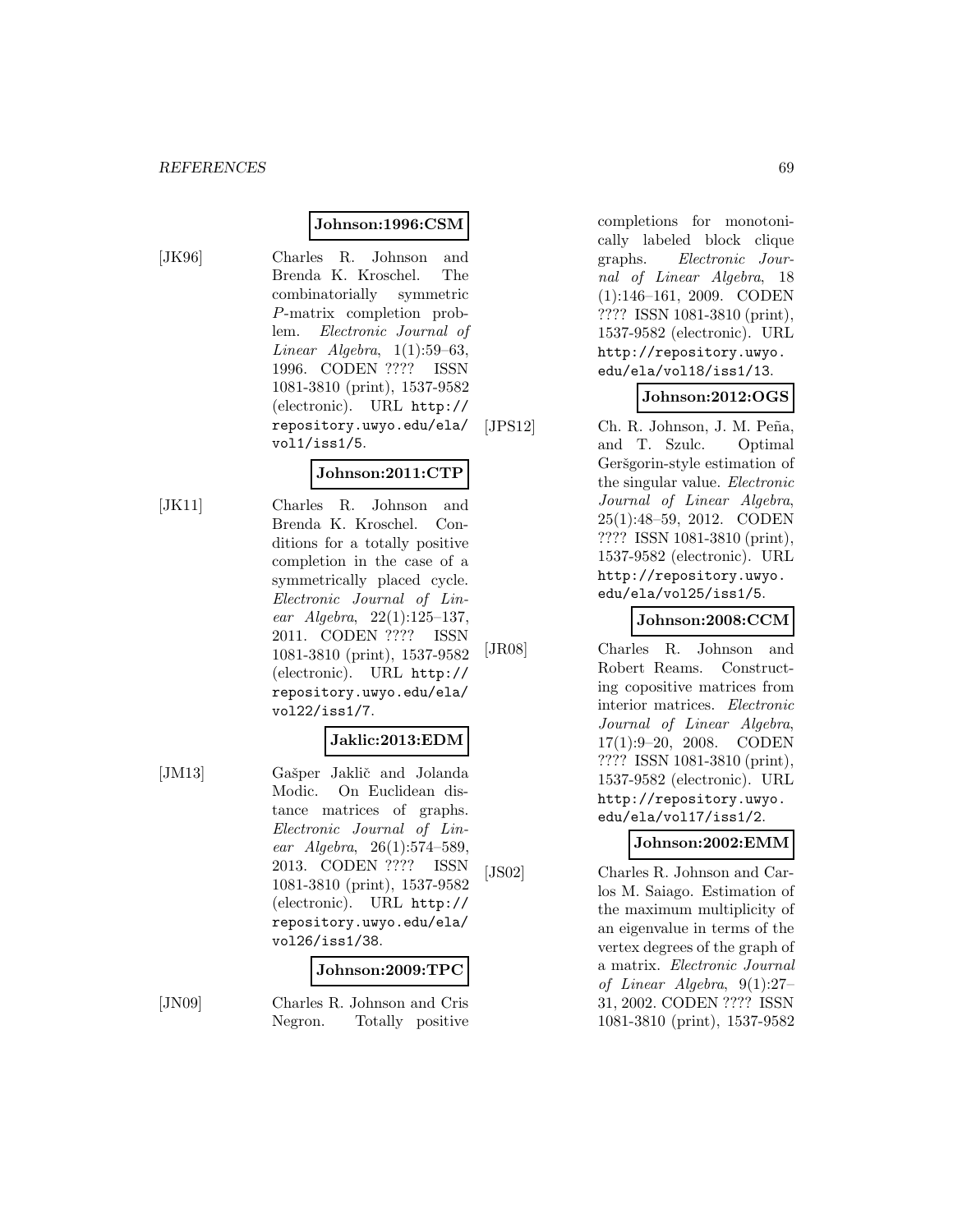**Johnson:1996:CSM**

[JK96] Charles R. Johnson and Brenda K. Kroschel. The combinatorially symmetric $P$-matrix completion problem. *Electronic Journal of Linear Algebra*, 1(1):59–63, 1996. CODEN ???? ISSN 1081-3810 (print), 1537-9582 (electronic). URL http://repository.uwyo.edu/ela/vol1/iss1/5.

**Johnson:2011:CTP**

[JK11] Charles R. Johnson and Brenda K. Kroschel. Conditions for a totally positive completion in the case of a symmetrically placed cycle. *Electronic Journal of Linear Algebra*, 22(1):125–137, 2011. CODEN ???? ISSN 1081-3810 (print), 1537-9582 (electronic). URL http://repository.uwyo.edu/ela/vol22/iss1/7.

**Jaklic:2013:EDM**

[JM13] Gašper Jaklič and Jolanda Modic. On Euclidean distance matrices of graphs. *Electronic Journal of Linear Algebra*, 26(1):574–589, 2013. CODEN ???? ISSN 1081-3810 (print), 1537-9582 (electronic). URL http://repository.uwyo.edu/ela/vol26/iss1/38.

**Johnson:2009:TPC**

[JN09] Charles R. Johnson and Cris Negron. Totally positive completions for monotonically labeled block clique graphs. *Electronic Journal of Linear Algebra*, 18 (1):146–161, 2009. CODEN ???? ISSN 1081-3810 (print), 1537-9582 (electronic). URL http://repository.uwyo.edu/ela/vol18/iss1/13.

**Johnson:2012:OGS**

[JPS12] Ch. R. Johnson, J. M. Peña, and T. Szulc. Optimal Geršgorin-style estimation of the singular value. *Electronic Journal of Linear Algebra*, 25(1):48–59, 2012. CODEN ???? ISSN 1081-3810 (print), 1537-9582 (electronic). URL http://repository.uwyo.edu/ela/vol25/iss1/5.

**Johnson:2008:CCM**

[JR08] Charles R. Johnson and Robert Reams. Constructing copositive matrices from interior matrices. *Electronic Journal of Linear Algebra*, 17(1):9–20, 2008. CODEN ???? ISSN 1081-3810 (print), 1537-9582 (electronic). URL http://repository.uwyo.edu/ela/vol17/iss1/2.

**Johnson:2002:EMM**

[JS02] Charles R. Johnson and Carlos M. Saiago. Estimation of the maximum multiplicity of an eigenvalue in terms of the vertex degrees of the graph of a matrix. *Electronic Journal of Linear Algebra*, 9(1):27–31, 2002. CODEN ???? ISSN 1081-3810 (print), 1537-9582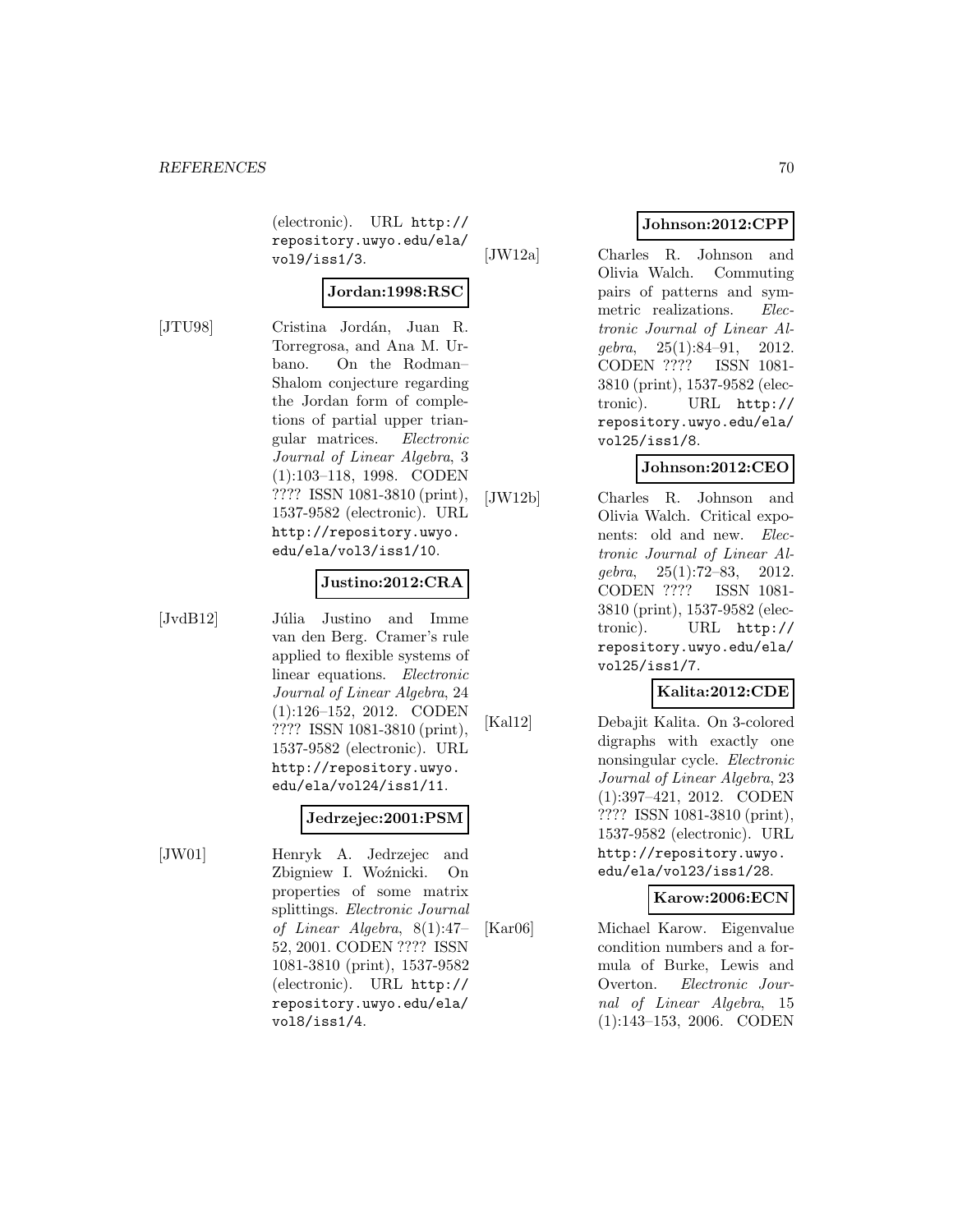(electronic). URL http://repository.uwyo.edu/ela/vol9/iss1/3.

**Jordan:1998:RSC**

[JTU98] Cristina Jordán, Juan R. Torregrosa, and Ana M. Urbano. On the Rodman–Shalom conjecture regarding the Jordan form of completions of partial upper triangular matrices. *Electronic Journal of Linear Algebra*, 3 (1):103–118, 1998. CODEN ???? ISSN 1081-3810 (print), 1537-9582 (electronic). URL http://repository.uwyo.edu/ela/vol3/iss1/10.

**Justino:2012:CRA**

[JvdB12] Júlia Justino and Imme van den Berg. Cramer's rule applied to flexible systems of linear equations. *Electronic Journal of Linear Algebra*, 24 (1):126–152, 2012. CODEN ???? ISSN 1081-3810 (print), 1537-9582 (electronic). URL http://repository.uwyo.edu/ela/vol24/iss1/11.

**Jedrzejec:2001:PSM**

[JW01] Henryk A. Jedrzejec and Zbigniew I. Woźnicki. On properties of some matrix splittings. *Electronic Journal of Linear Algebra*, 8(1):47–52, 2001. CODEN ???? ISSN 1081-3810 (print), 1537-9582 (electronic). URL http://repository.uwyo.edu/ela/vol8/iss1/4.

**Johnson:2012:CPP**

[JW12a] Charles R. Johnson and Olivia Walch. Commuting pairs of patterns and symmetric realizations. *Electronic Journal of Linear Algebra*, 25(1):84–91, 2012. CODEN ???? ISSN 1081-3810 (print), 1537-9582 (electronic). URL http://repository.uwyo.edu/ela/vol25/iss1/8.

**Johnson:2012:CEO**

[JW12b] Charles R. Johnson and Olivia Walch. Critical exponents: old and new. *Electronic Journal of Linear Algebra*, 25(1):72–83, 2012. CODEN ???? ISSN 1081-3810 (print), 1537-9582 (electronic). URL http://repository.uwyo.edu/ela/vol25/iss1/7.

**Kalita:2012:CDE**

[Kal12] Debajit Kalita. On 3-colored digraphs with exactly one nonsingular cycle. *Electronic Journal of Linear Algebra*, 23 (1):397–421, 2012. CODEN ???? ISSN 1081-3810 (print), 1537-9582 (electronic). URL http://repository.uwyo.edu/ela/vol23/iss1/28.

**Karow:2006:ECN**

[Kar06] Michael Karow. Eigenvalue condition numbers and a formula of Burke, Lewis and Overton. *Electronic Journal of Linear Algebra*, 15 (1):143–153, 2006. CODEN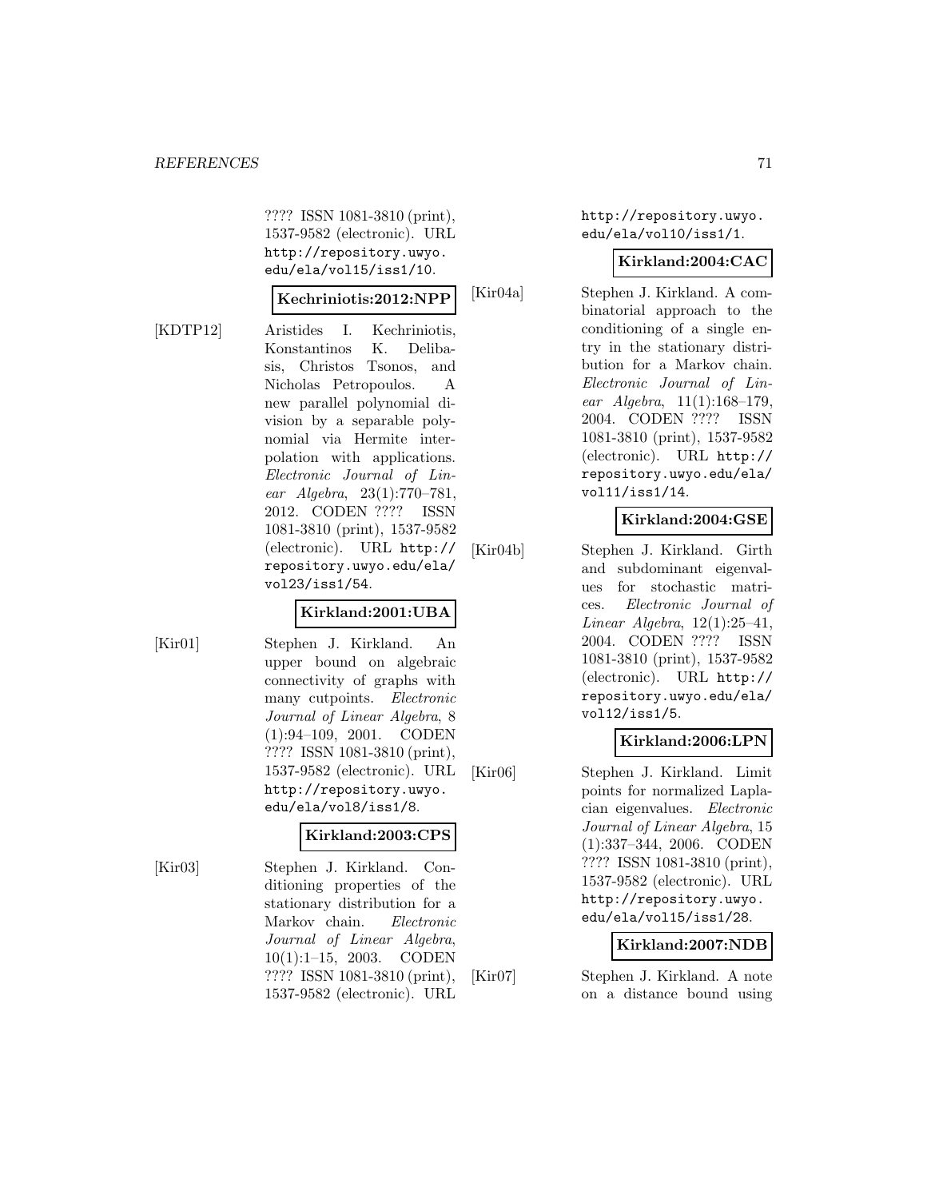???? ISSN 1081-3810 (print), 1537-9582 (electronic). URL http://repository.uwyo.edu/ela/vol15/iss1/10.

**Kechriniotis:2012:NPP**

[KDTP12] Aristides I. Kechriniotis, Konstantinos K. Delibasis, Christos Tsonos, and Nicholas Petropoulos. A new parallel polynomial division by a separable polynomial via Hermite interpolation with applications. *Electronic Journal of Linear Algebra*, 23(1):770–781, 2012. CODEN ???? ISSN 1081-3810 (print), 1537-9582 (electronic). URL http://repository.uwyo.edu/ela/vol23/iss1/54.

**Kirkland:2001:UBA**

[Kir01] Stephen J. Kirkland. An upper bound on algebraic connectivity of graphs with many cutpoints. *Electronic Journal of Linear Algebra*, 8 (1):94–109, 2001. CODEN ???? ISSN 1081-3810 (print), 1537-9582 (electronic). URL http://repository.uwyo.edu/ela/vol8/iss1/8.

**Kirkland:2003:CPS**

[Kir03] Stephen J. Kirkland. Conditioning properties of the stationary distribution for a Markov chain. *Electronic Journal of Linear Algebra*, 10(1):1–15, 2003. CODEN ???? ISSN 1081-3810 (print), 1537-9582 (electronic). URL http://repository.uwyo.edu/ela/vol10/iss1/1.

**Kirkland:2004:CAC**

[Kir04a] Stephen J. Kirkland. A combinatorial approach to the conditioning of a single entry in the stationary distribution for a Markov chain. *Electronic Journal of Linear Algebra*, 11(1):168–179, 2004. CODEN ???? ISSN 1081-3810 (print), 1537-9582 (electronic). URL http://repository.uwyo.edu/ela/vol11/iss1/14.

**Kirkland:2004:GSE**

[Kir04b] Stephen J. Kirkland. Girth and subdominant eigenvalues for stochastic matrices. *Electronic Journal of Linear Algebra*, 12(1):25–41, 2004. CODEN ???? ISSN 1081-3810 (print), 1537-9582 (electronic). URL http://repository.uwyo.edu/ela/vol12/iss1/5.

**Kirkland:2006:LPN**

[Kir06] Stephen J. Kirkland. Limit points for normalized Laplacian eigenvalues. *Electronic Journal of Linear Algebra*, 15 (1):337–344, 2006. CODEN ???? ISSN 1081-3810 (print), 1537-9582 (electronic). URL http://repository.uwyo.edu/ela/vol15/iss1/28.

**Kirkland:2007:NDB**

[Kir07] Stephen J. Kirkland. A note on a distance bound using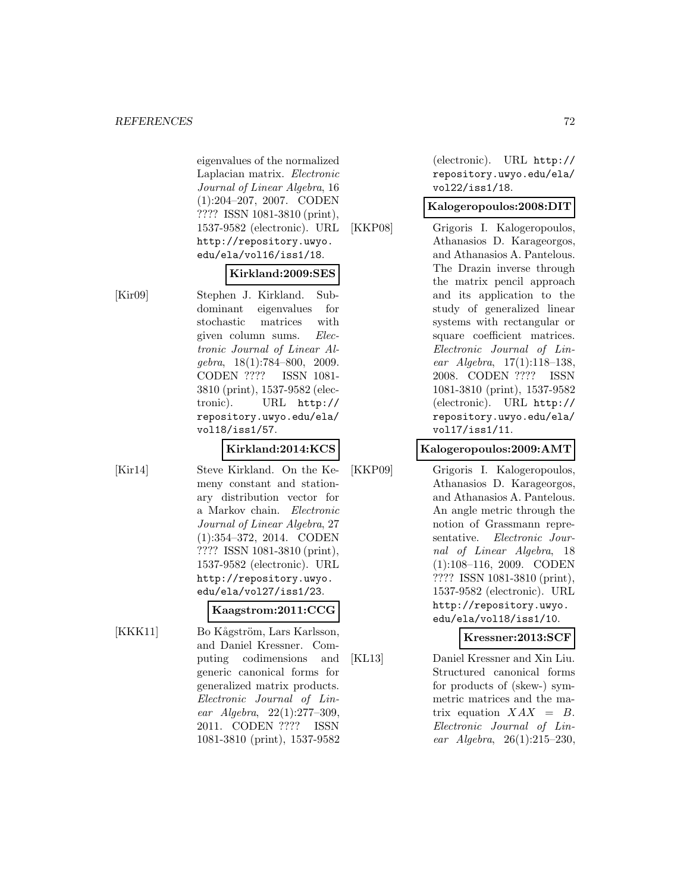eigenvalues of the normalized Laplacian matrix. *Electronic Journal of Linear Algebra*, 16 (1):204–207, 2007. CODEN ???? ISSN 1081-3810 (print), 1537-9582 (electronic). URL `http://repository.uwyo.edu/ela/vol16/iss1/18`.

**Kirkland:2009:SES**

[Kir09] Stephen J. Kirkland. Subdominant eigenvalues for stochastic matrices with given column sums. *Electronic Journal of Linear Algebra*, 18(1):784–800, 2009. CODEN ???? ISSN 1081-3810 (print), 1537-9582 (electronic). URL `http://repository.uwyo.edu/ela/vol18/iss1/57`.

**Kirkland:2014:KCS**

[Kir14] Steve Kirkland. On the Kemeny constant and stationary distribution vector for a Markov chain. *Electronic Journal of Linear Algebra*, 27 (1):354–372, 2014. CODEN ???? ISSN 1081-3810 (print), 1537-9582 (electronic). URL `http://repository.uwyo.edu/ela/vol27/iss1/23`.

**Kaagstrom:2011:CCG**

[KKK11] Bo Kågström, Lars Karlsson, and Daniel Kressner. Computing codimensions and generic canonical forms for generalized matrix products. *Electronic Journal of Linear Algebra*, 22(1):277–309, 2011. CODEN ???? ISSN 1081-3810 (print), 1537-9582 (electronic). URL `http://repository.uwyo.edu/ela/vol22/iss1/18`.

**Kalogeropoulos:2008:DIT**

[KKP08] Grigoris I. Kalogeropoulos, Athanasios D. Karageorgos, and Athanasios A. Pantelous. The Drazin inverse through the matrix pencil approach and its application to the study of generalized linear systems with rectangular or square coefficient matrices. *Electronic Journal of Linear Algebra*, 17(1):118–138, 2008. CODEN ???? ISSN 1081-3810 (print), 1537-9582 (electronic). URL `http://repository.uwyo.edu/ela/vol17/iss1/11`.

**Kalogeropoulos:2009:AMT**

[KKP09] Grigoris I. Kalogeropoulos, Athanasios D. Karageorgos, and Athanasios A. Pantelous. An angle metric through the notion of Grassmann representative. *Electronic Journal of Linear Algebra*, 18 (1):108–116, 2009. CODEN ???? ISSN 1081-3810 (print), 1537-9582 (electronic). URL `http://repository.uwyo.edu/ela/vol18/iss1/10`.

**Kressner:2013:SCF**

[KL13] Daniel Kressner and Xin Liu. Structured canonical forms for products of (skew-) symmetric matrices and the matrix equation $XAX = B$. *Electronic Journal of Linear Algebra*, 26(1):215–230,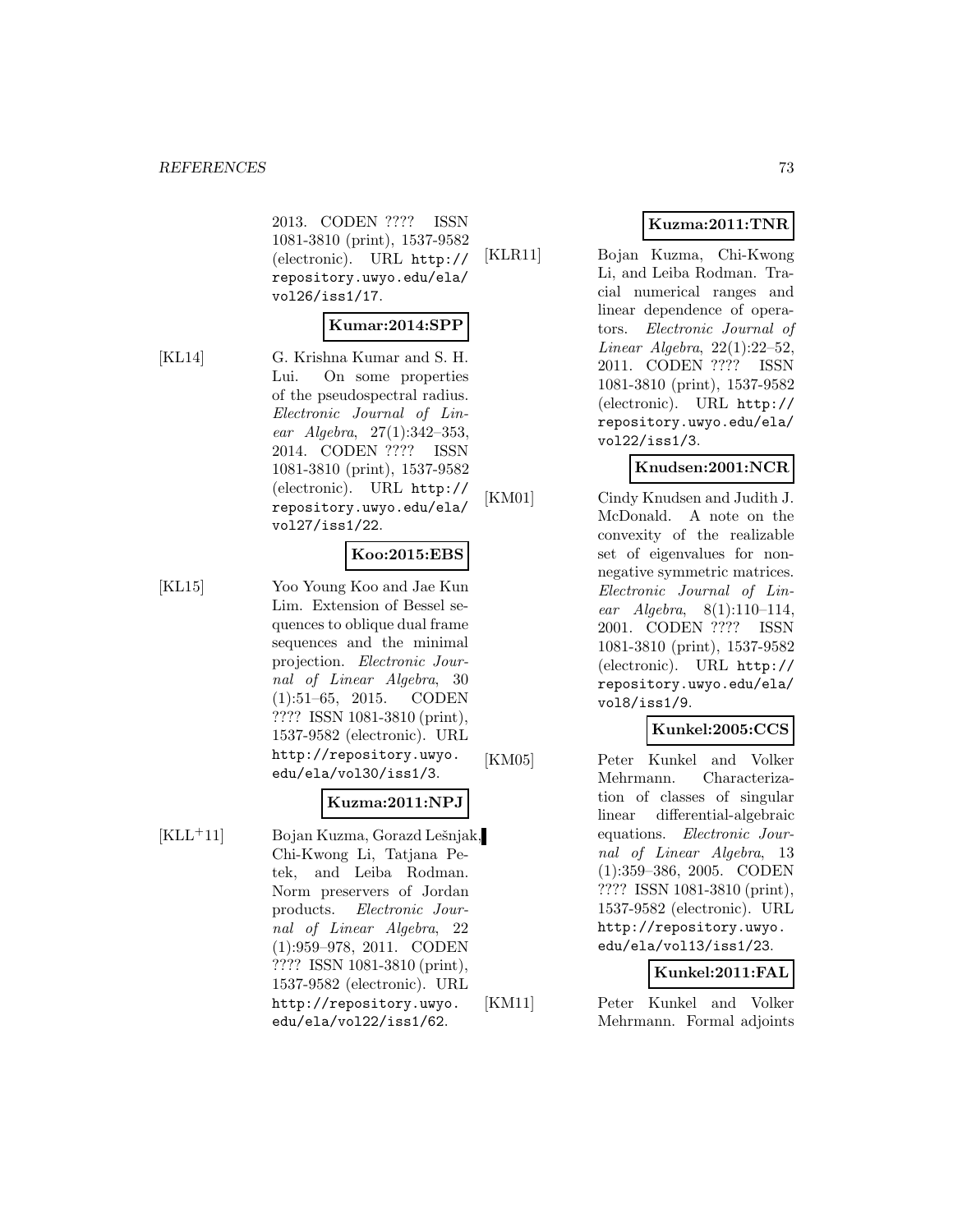2013. CODEN ???? ISSN 1081-3810 (print), 1537-9582 (electronic). URL http://repository.uwyo.edu/ela/vol26/iss1/17.

**Kumar:2014:SPP**

[KL14] G. Krishna Kumar and S. H. Lui. On some properties of the pseudospectral radius. *Electronic Journal of Linear Algebra*, 27(1):342–353, 2014. CODEN ???? ISSN 1081-3810 (print), 1537-9582 (electronic). URL http://repository.uwyo.edu/ela/vol27/iss1/22.

**Koo:2015:EBS**

[KL15] Yoo Young Koo and Jae Kun Lim. Extension of Bessel sequences to oblique dual frame sequences and the minimal projection. *Electronic Journal of Linear Algebra*, 30 (1):51–65, 2015. CODEN ???? ISSN 1081-3810 (print), 1537-9582 (electronic). URL http://repository.uwyo.edu/ela/vol30/iss1/3.

**Kuzma:2011:NPJ**

[KLL+11] Bojan Kuzma, Gorazd Lešnjak, Chi-Kwong Li, Tatjana Petek, and Leiba Rodman. Norm preservers of Jordan products. *Electronic Journal of Linear Algebra*, 22 (1):959–978, 2011. CODEN ???? ISSN 1081-3810 (print), 1537-9582 (electronic). URL http://repository.uwyo.edu/ela/vol22/iss1/62.

**Kuzma:2011:TNR**

[KLR11] Bojan Kuzma, Chi-Kwong Li, and Leiba Rodman. Tracial numerical ranges and linear dependence of operators. *Electronic Journal of Linear Algebra*, 22(1):22–52, 2011. CODEN ???? ISSN 1081-3810 (print), 1537-9582 (electronic). URL http://repository.uwyo.edu/ela/vol22/iss1/3.

**Knudsen:2001:NCR**

[KM01] Cindy Knudsen and Judith J. McDonald. A note on the convexity of the realizable set of eigenvalues for nonnegative symmetric matrices. *Electronic Journal of Linear Algebra*, 8(1):110–114, 2001. CODEN ???? ISSN 1081-3810 (print), 1537-9582 (electronic). URL http://repository.uwyo.edu/ela/vol8/iss1/9.

**Kunkel:2005:CCS**

[KM05] Peter Kunkel and Volker Mehrmann. Characterization of classes of singular linear differential-algebraic equations. *Electronic Journal of Linear Algebra*, 13 (1):359–386, 2005. CODEN ???? ISSN 1081-3810 (print), 1537-9582 (electronic). URL http://repository.uwyo.edu/ela/vol13/iss1/23.

**Kunkel:2011:FAL**

[KM11] Peter Kunkel and Volker Mehrmann. Formal adjoints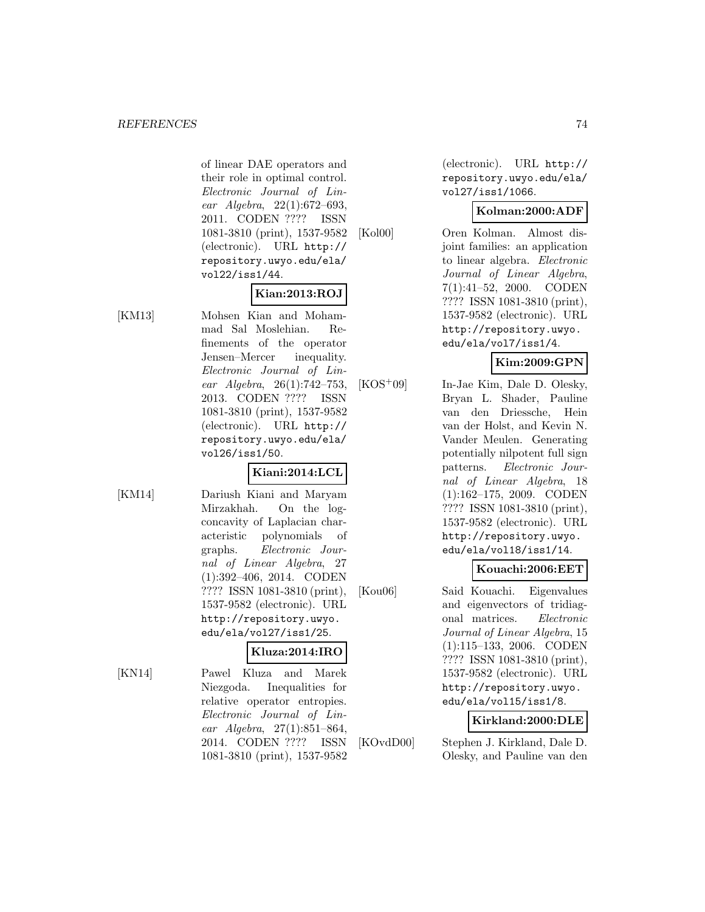of linear DAE operators and their role in optimal control. *Electronic Journal of Linear Algebra*, 22(1):672–693, 2011. CODEN ???? ISSN 1081-3810 (print), 1537-9582 (electronic). URL `http://repository.uwyo.edu/ela/vol22/iss1/44`.

**Kian:2013:ROJ**

[KM13] Mohsen Kian and Mohammad Sal Moslehian. Refinements of the operator Jensen–Mercer inequality. *Electronic Journal of Linear Algebra*, 26(1):742–753, 2013. CODEN ???? ISSN 1081-3810 (print), 1537-9582 (electronic). URL `http://repository.uwyo.edu/ela/vol26/iss1/50`.

**Kiani:2014:LCL**

[KM14] Dariush Kiani and Maryam Mirzakhah. On the log-concavity of Laplacian characteristic polynomials of graphs. *Electronic Journal of Linear Algebra*, 27 (1):392–406, 2014. CODEN ???? ISSN 1081-3810 (print), 1537-9582 (electronic). URL `http://repository.uwyo.edu/ela/vol27/iss1/25`.

**Kluza:2014:IRO**

[KN14] Pawel Kluza and Marek Niezgoda. Inequalities for relative operator entropies. *Electronic Journal of Linear Algebra*, 27(1):851–864, 2014. CODEN ???? ISSN 1081-3810 (print), 1537-9582 (electronic). URL `http://repository.uwyo.edu/ela/vol27/iss1/1066`.

**Kolman:2000:ADF**

[Kol00] Oren Kolman. Almost disjoint families: an application to linear algebra. *Electronic Journal of Linear Algebra*, 7(1):41–52, 2000. CODEN ???? ISSN 1081-3810 (print), 1537-9582 (electronic). URL `http://repository.uwyo.edu/ela/vol7/iss1/4`.

**Kim:2009:GPN**

[KOS+09] In-Jae Kim, Dale D. Olesky, Bryan L. Shader, Pauline van den Driessche, Hein van der Holst, and Kevin N. Vander Meulen. Generating potentially nilpotent full sign patterns. *Electronic Journal of Linear Algebra*, 18 (1):162–175, 2009. CODEN ???? ISSN 1081-3810 (print), 1537-9582 (electronic). URL `http://repository.uwyo.edu/ela/vol18/iss1/14`.

**Kouachi:2006:EET**

[Kou06] Said Kouachi. Eigenvalues and eigenvectors of tridiagonal matrices. *Electronic Journal of Linear Algebra*, 15 (1):115–133, 2006. CODEN ???? ISSN 1081-3810 (print), 1537-9582 (electronic). URL `http://repository.uwyo.edu/ela/vol15/iss1/8`.

**Kirkland:2000:DLE**

[KOvdD00] Stephen J. Kirkland, Dale D. Olesky, and Pauline van den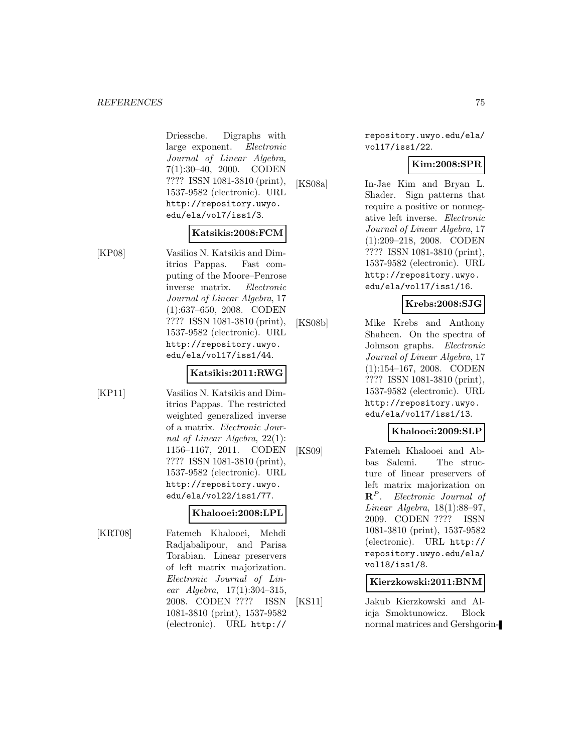Driessche. Digraphs with large exponent. *Electronic Journal of Linear Algebra*, 7(1):30–40, 2000. CODEN ???? ISSN 1081-3810 (print), 1537-9582 (electronic). URL http://repository.uwyo.edu/ela/vol7/iss1/3.

**Katsikis:2008:FCM**

[KP08] Vasilios N. Katsikis and Dimitrios Pappas. Fast computing of the Moore–Penrose inverse matrix. *Electronic Journal of Linear Algebra*, 17 (1):637–650, 2008. CODEN ???? ISSN 1081-3810 (print), 1537-9582 (electronic). URL http://repository.uwyo.edu/ela/vol17/iss1/44.

**Katsikis:2011:RWG**

[KP11] Vasilios N. Katsikis and Dimitrios Pappas. The restricted weighted generalized inverse of a matrix. *Electronic Journal of Linear Algebra*, 22(1): 1156–1167, 2011. CODEN ???? ISSN 1081-3810 (print), 1537-9582 (electronic). URL http://repository.uwyo.edu/ela/vol22/iss1/77.

**Khalooei:2008:LPL**

[KRT08] Fatemeh Khalooei, Mehdi Radjabalipour, and Parisa Torabian. Linear preservers of left matrix majorization. *Electronic Journal of Linear Algebra*, 17(1):304–315, 2008. CODEN ???? ISSN 1081-3810 (print), 1537-9582 (electronic). URL http://repository.uwyo.edu/ela/vol17/iss1/22.

**Kim:2008:SPR**

[KS08a] In-Jae Kim and Bryan L. Shader. Sign patterns that require a positive or nonnegative left inverse. *Electronic Journal of Linear Algebra*, 17 (1):209–218, 2008. CODEN ???? ISSN 1081-3810 (print), 1537-9582 (electronic). URL http://repository.uwyo.edu/ela/vol17/iss1/16.

**Krebs:2008:SJG**

[KS08b] Mike Krebs and Anthony Shaheen. On the spectra of Johnson graphs. *Electronic Journal of Linear Algebra*, 17 (1):154–167, 2008. CODEN ???? ISSN 1081-3810 (print), 1537-9582 (electronic). URL http://repository.uwyo.edu/ela/vol17/iss1/13.

**Khalooei:2009:SLP**

[KS09] Fatemeh Khalooei and Abbas Salemi. The structure of linear preservers of left matrix majorization on $\mathbf{R}^P$. *Electronic Journal of Linear Algebra*, 18(1):88–97, 2009. CODEN ???? ISSN 1081-3810 (print), 1537-9582 (electronic). URL http://repository.uwyo.edu/ela/vol18/iss1/8.

**Kierzkowski:2011:BNM**

[KS11] Jakub Kierzkowski and Alicja Smoktunowicz. Block normal matrices and Gershgorin-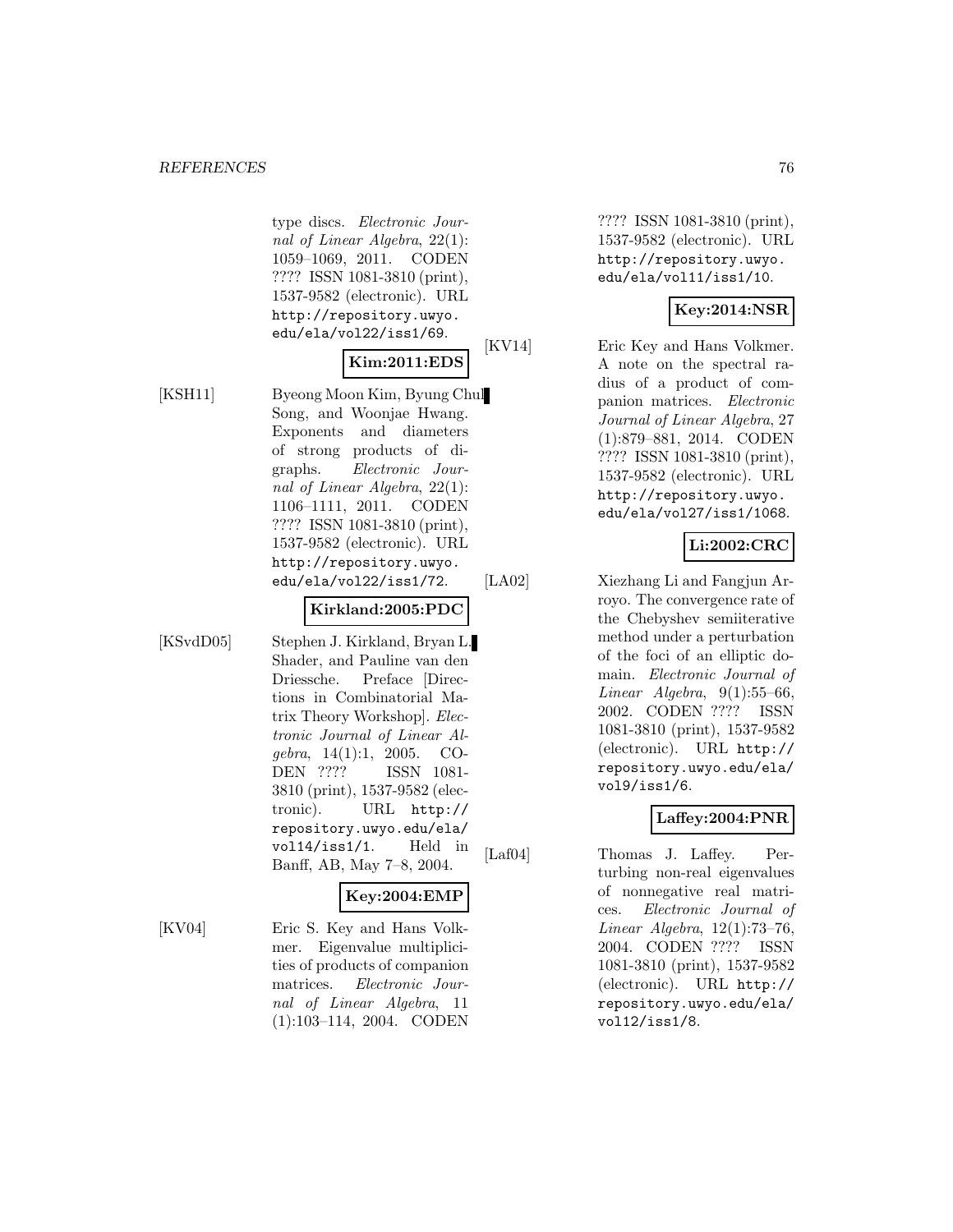type discs. *Electronic Journal of Linear Algebra*, 22(1): 1059–1069, 2011. CODEN ???? ISSN 1081-3810 (print), 1537-9582 (electronic). URL http://repository.uwyo.edu/ela/vol22/iss1/69.

**Kim:2011:EDS**

[KSH11] Byeong Moon Kim, Byung Chul Song, and Woonjae Hwang. Exponents and diameters of strong products of digraphs. *Electronic Journal of Linear Algebra*, 22(1): 1106–1111, 2011. CODEN ???? ISSN 1081-3810 (print), 1537-9582 (electronic). URL http://repository.uwyo.edu/ela/vol22/iss1/72.

**Kirkland:2005:PDC**

[KSvdD05] Stephen J. Kirkland, Bryan L. Shader, and Pauline van den Driessche. Preface [Directions in Combinatorial Matrix Theory Workshop]. *Electronic Journal of Linear Algebra*, 14(1):1, 2005. CODEN ???? ISSN 1081-3810 (print), 1537-9582 (electronic). URL http://repository.uwyo.edu/ela/vol14/iss1/1. Held in Banff, AB, May 7–8, 2004.

**Key:2004:EMP**

[KV04] Eric S. Key and Hans Volkmer. Eigenvalue multiplicities of products of companion matrices. *Electronic Journal of Linear Algebra*, 11 (1):103–114, 2004. CODEN ???? ISSN 1081-3810 (print), 1537-9582 (electronic). URL http://repository.uwyo.edu/ela/vol11/iss1/10.

**Key:2014:NSR**

[KV14] Eric Key and Hans Volkmer. A note on the spectral radius of a product of companion matrices. *Electronic Journal of Linear Algebra*, 27 (1):879–881, 2014. CODEN ???? ISSN 1081-3810 (print), 1537-9582 (electronic). URL http://repository.uwyo.edu/ela/vol27/iss1/1068.

**Li:2002:CRC**

[LA02] Xiezhang Li and Fangjun Arroyo. The convergence rate of the Chebyshev semiiterative method under a perturbation of the foci of an elliptic domain. *Electronic Journal of Linear Algebra*, 9(1):55–66, 2002. CODEN ???? ISSN 1081-3810 (print), 1537-9582 (electronic). URL http://repository.uwyo.edu/ela/vol9/iss1/6.

**Laffey:2004:PNR**

[Laf04] Thomas J. Laffey. Perturbing non-real eigenvalues of nonnegative real matrices. *Electronic Journal of Linear Algebra*, 12(1):73–76, 2004. CODEN ???? ISSN 1081-3810 (print), 1537-9582 (electronic). URL http://repository.uwyo.edu/ela/vol12/iss1/8.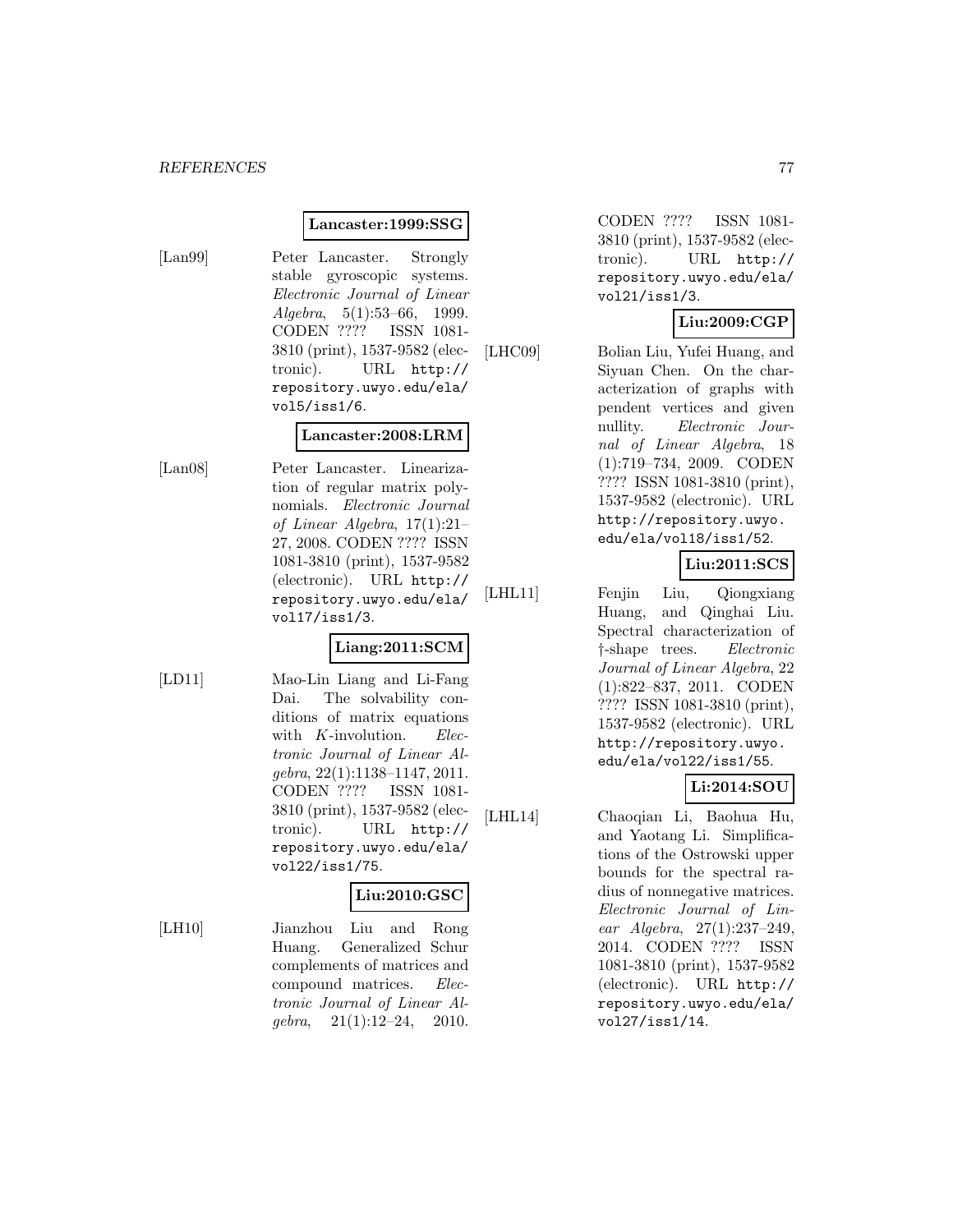**Lancaster:1999:SSG**

[Lan99] Peter Lancaster. Strongly stable gyroscopic systems. *Electronic Journal of Linear Algebra*, 5(1):53–66, 1999. CODEN ???? ISSN 1081-3810 (print), 1537-9582 (electronic). URL http://repository.uwyo.edu/ela/vol5/iss1/6.

**Lancaster:2008:LRM**

[Lan08] Peter Lancaster. Linearization of regular matrix polynomials. *Electronic Journal of Linear Algebra*, 17(1):21–27, 2008. CODEN ???? ISSN 1081-3810 (print), 1537-9582 (electronic). URL http://repository.uwyo.edu/ela/vol17/iss1/3.

**Liang:2011:SCM**

[LD11] Mao-Lin Liang and Li-Fang Dai. The solvability conditions of matrix equations with $K$-involution. *Electronic Journal of Linear Algebra*, 22(1):1138–1147, 2011. CODEN ???? ISSN 1081-3810 (print), 1537-9582 (electronic). URL http://repository.uwyo.edu/ela/vol22/iss1/75.

**Liu:2010:GSC**

[LH10] Jianzhou Liu and Rong Huang. Generalized Schur complements of matrices and compound matrices. *Electronic Journal of Linear Algebra*, 21(1):12–24, 2010. CODEN ???? ISSN 1081-3810 (print), 1537-9582 (electronic). URL http://repository.uwyo.edu/ela/vol21/iss1/3.

**Liu:2009:CGP**

[LHC09] Bolian Liu, Yufei Huang, and Siyuan Chen. On the characterization of graphs with pendent vertices and given nullity. *Electronic Journal of Linear Algebra*, 18(1):719–734, 2009. CODEN ???? ISSN 1081-3810 (print), 1537-9582 (electronic). URL http://repository.uwyo.edu/ela/vol18/iss1/52.

**Liu:2011:SCS**

[LHL11] Fenjin Liu, Qiongxiang Huang, and Qinghai Liu. Spectral characterization of †-shape trees. *Electronic Journal of Linear Algebra*, 22(1):822–837, 2011. CODEN ???? ISSN 1081-3810 (print), 1537-9582 (electronic). URL http://repository.uwyo.edu/ela/vol22/iss1/55.

**Li:2014:SOU**

[LHL14] Chaoqian Li, Baohua Hu, and Yaotang Li. Simplifications of the Ostrowski upper bounds for the spectral radius of nonnegative matrices. *Electronic Journal of Linear Algebra*, 27(1):237–249, 2014. CODEN ???? ISSN 1081-3810 (print), 1537-9582 (electronic). URL http://repository.uwyo.edu/ela/vol27/iss1/14.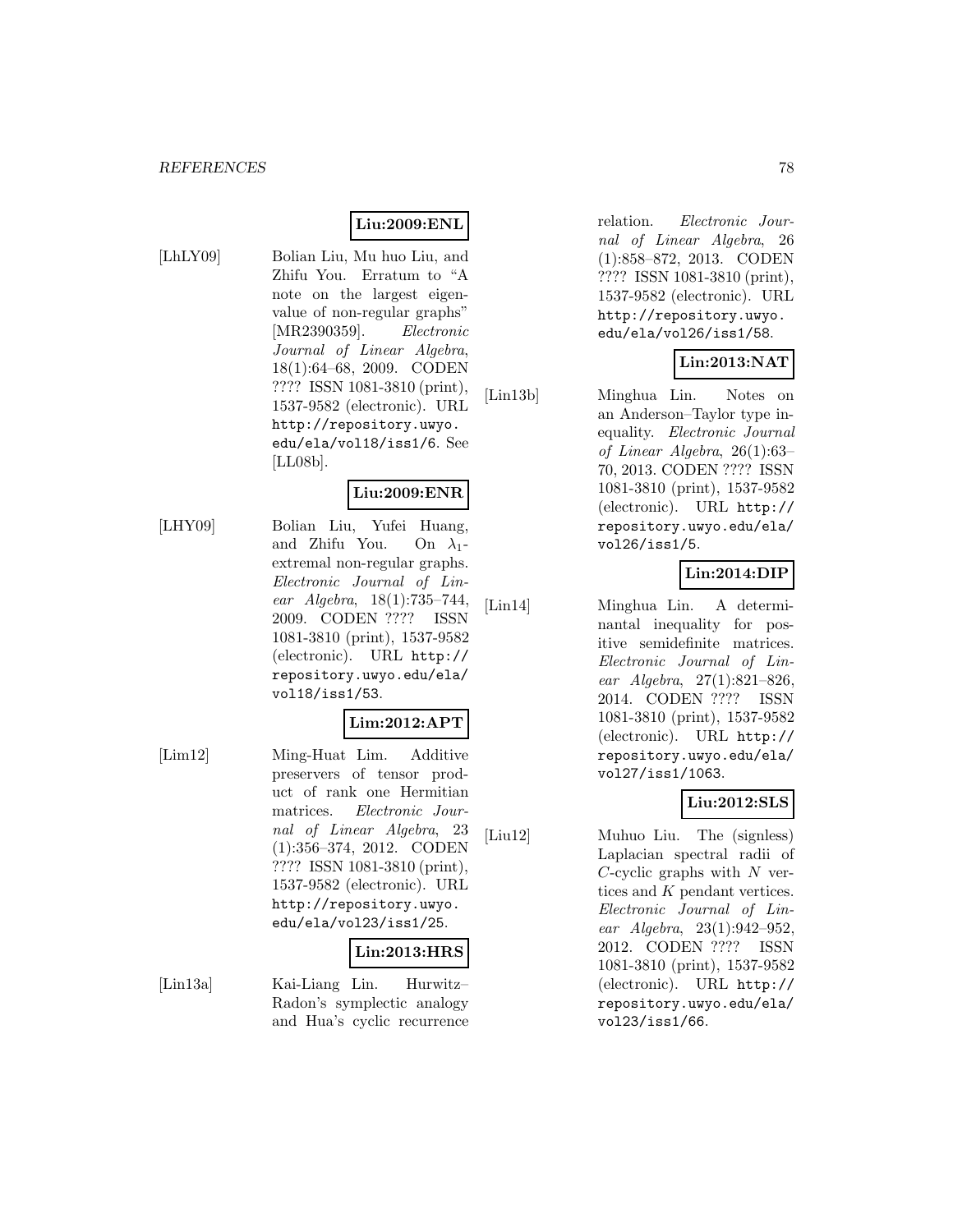**Liu:2009:ENL**

[LhLY09] Bolian Liu, Mu huo Liu, and Zhifu You. Erratum to "A note on the largest eigenvalue of non-regular graphs" [MR2390359]. *Electronic Journal of Linear Algebra*, 18(1):64–68, 2009. CODEN ???? ISSN 1081-3810 (print), 1537-9582 (electronic). URL http://repository.uwyo.edu/ela/vol18/iss1/6. See [LL08b].

**Liu:2009:ENR**

[LHY09] Bolian Liu, Yufei Huang, and Zhifu You. On $\lambda_1$-extremal non-regular graphs. *Electronic Journal of Linear Algebra*, 18(1):735–744, 2009. CODEN ???? ISSN 1081-3810 (print), 1537-9582 (electronic). URL http://repository.uwyo.edu/ela/vol18/iss1/53.

**Lim:2012:APT**

[Lim12] Ming-Huat Lim. Additive preservers of tensor product of rank one Hermitian matrices. *Electronic Journal of Linear Algebra*, 23 (1):356–374, 2012. CODEN ???? ISSN 1081-3810 (print), 1537-9582 (electronic). URL http://repository.uwyo.edu/ela/vol23/iss1/25.

**Lin:2013:HRS**

[Lin13a] Kai-Liang Lin. Hurwitz–Radon's symplectic analogy and Hua's cyclic recurrence relation. *Electronic Journal of Linear Algebra*, 26 (1):858–872, 2013. CODEN ???? ISSN 1081-3810 (print), 1537-9582 (electronic). URL http://repository.uwyo.edu/ela/vol26/iss1/58.

**Lin:2013:NAT**

[Lin13b] Minghua Lin. Notes on an Anderson–Taylor type inequality. *Electronic Journal of Linear Algebra*, 26(1):63–70, 2013. CODEN ???? ISSN 1081-3810 (print), 1537-9582 (electronic). URL http://repository.uwyo.edu/ela/vol26/iss1/5.

**Lin:2014:DIP**

[Lin14] Minghua Lin. A determinantal inequality for positive semidefinite matrices. *Electronic Journal of Linear Algebra*, 27(1):821–826, 2014. CODEN ???? ISSN 1081-3810 (print), 1537-9582 (electronic). URL http://repository.uwyo.edu/ela/vol27/iss1/1063.

**Liu:2012:SLS**

[Liu12] Muhuo Liu. The (signless) Laplacian spectral radii of $C$-cyclic graphs with $N$ vertices and $K$ pendant vertices. *Electronic Journal of Linear Algebra*, 23(1):942–952, 2012. CODEN ???? ISSN 1081-3810 (print), 1537-9582 (electronic). URL http://repository.uwyo.edu/ela/vol23/iss1/66.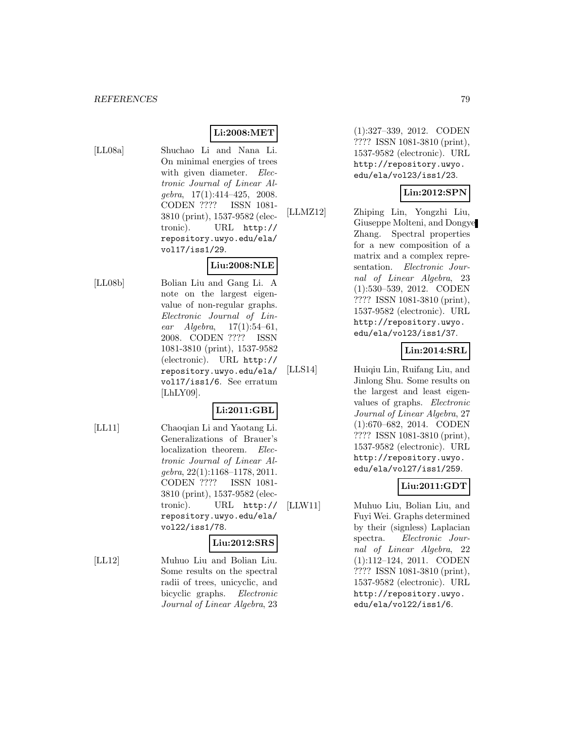**Li:2008:MET**

[LL08a] Shuchao Li and Nana Li. On minimal energies of trees with given diameter. *Electronic Journal of Linear Algebra*, 17(1):414–425, 2008. CODEN ???? ISSN 1081-3810 (print), 1537-9582 (electronic). URL http://repository.uwyo.edu/ela/vol17/iss1/29.

**Liu:2008:NLE**

[LL08b] Bolian Liu and Gang Li. A note on the largest eigenvalue of non-regular graphs. *Electronic Journal of Linear Algebra*, 17(1):54–61, 2008. CODEN ???? ISSN 1081-3810 (print), 1537-9582 (electronic). URL http://repository.uwyo.edu/ela/vol17/iss1/6. See erratum [LhLY09].

**Li:2011:GBL**

[LL11] Chaoqian Li and Yaotang Li. Generalizations of Brauer's localization theorem. *Electronic Journal of Linear Algebra*, 22(1):1168–1178, 2011. CODEN ???? ISSN 1081-3810 (print), 1537-9582 (electronic). URL http://repository.uwyo.edu/ela/vol22/iss1/78.

**Liu:2012:SRS**

[LL12] Muhuo Liu and Bolian Liu. Some results on the spectral radii of trees, unicyclic, and bicyclic graphs. *Electronic Journal of Linear Algebra*, 23 (1):327–339, 2012. CODEN ???? ISSN 1081-3810 (print), 1537-9582 (electronic). URL http://repository.uwyo.edu/ela/vol23/iss1/23.

**Lin:2012:SPN**

[LLMZ12] Zhiping Lin, Yongzhi Liu, Giuseppe Molteni, and Dongye Zhang. Spectral properties for a new composition of a matrix and a complex representation. *Electronic Journal of Linear Algebra*, 23 (1):530–539, 2012. CODEN ???? ISSN 1081-3810 (print), 1537-9582 (electronic). URL http://repository.uwyo.edu/ela/vol23/iss1/37.

**Lin:2014:SRL**

[LLS14] Huiqiu Lin, Ruifang Liu, and Jinlong Shu. Some results on the largest and least eigenvalues of graphs. *Electronic Journal of Linear Algebra*, 27 (1):670–682, 2014. CODEN ???? ISSN 1081-3810 (print), 1537-9582 (electronic). URL http://repository.uwyo.edu/ela/vol27/iss1/259.

**Liu:2011:GDT**

[LLW11] Muhuo Liu, Bolian Liu, and Fuyi Wei. Graphs determined by their (signless) Laplacian spectra. *Electronic Journal of Linear Algebra*, 22 (1):112–124, 2011. CODEN ???? ISSN 1081-3810 (print), 1537-9582 (electronic). URL http://repository.uwyo.edu/ela/vol22/iss1/6.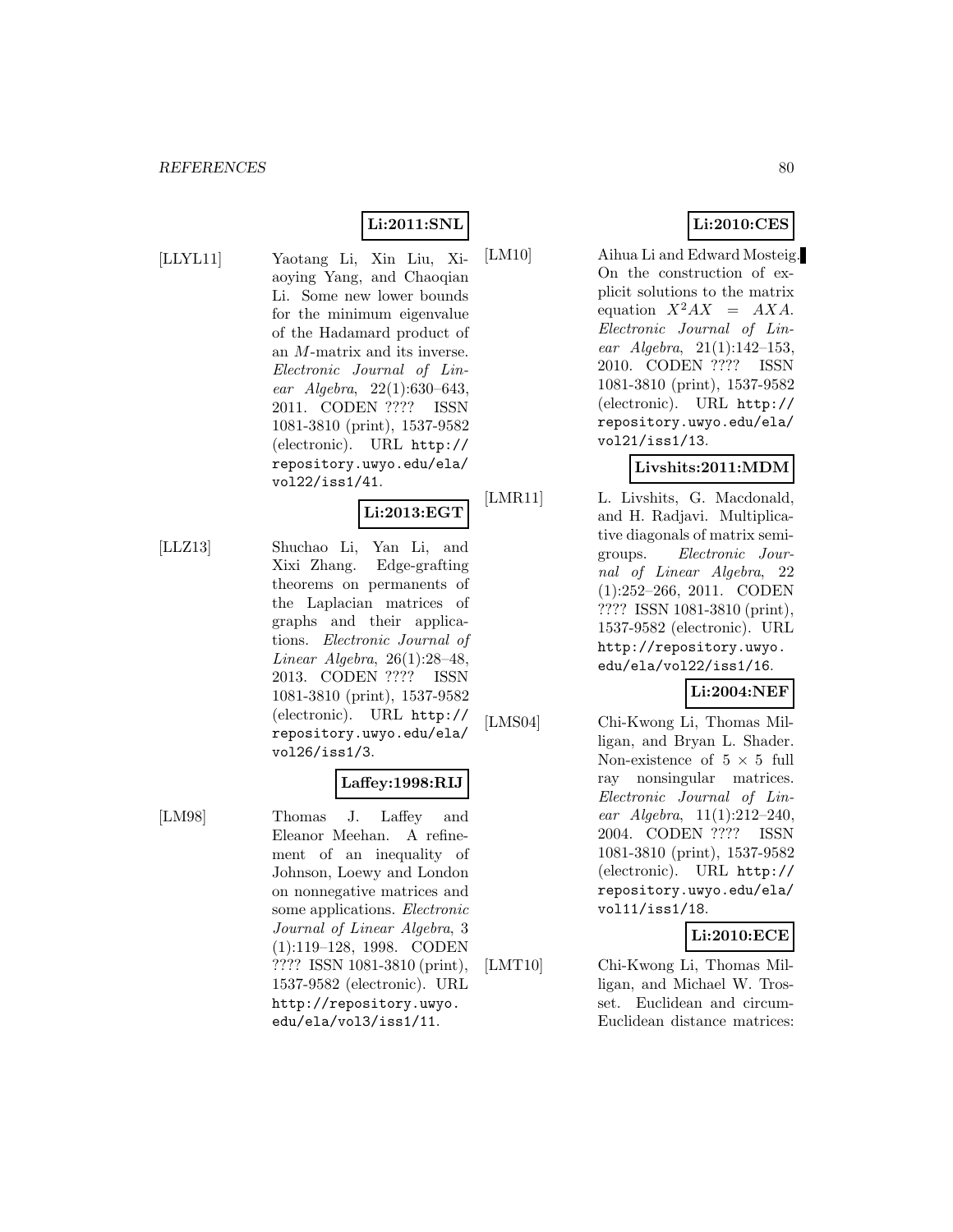**Li:2011:SNL**

[LLYL11] Yaotang Li, Xin Liu, Xiaoying Yang, and Chaoqian Li. Some new lower bounds for the minimum eigenvalue of the Hadamard product of an $M$-matrix and its inverse. *Electronic Journal of Linear Algebra*, 22(1):630–643, 2011. CODEN ???? ISSN 1081-3810 (print), 1537-9582 (electronic). URL http://repository.uwyo.edu/ela/vol22/iss1/41.

**Li:2013:EGT**

[LLZ13] Shuchao Li, Yan Li, and Xixi Zhang. Edge-grafting theorems on permanents of the Laplacian matrices of graphs and their applications. *Electronic Journal of Linear Algebra*, 26(1):28–48, 2013. CODEN ???? ISSN 1081-3810 (print), 1537-9582 (electronic). URL http://repository.uwyo.edu/ela/vol26/iss1/3.

**Laffey:1998:RIJ**

[LM98] Thomas J. Laffey and Eleanor Meehan. A refinement of an inequality of Johnson, Loewy and London on nonnegative matrices and some applications. *Electronic Journal of Linear Algebra*, 3 (1):119–128, 1998. CODEN ???? ISSN 1081-3810 (print), 1537-9582 (electronic). URL http://repository.uwyo.edu/ela/vol3/iss1/11.

**Li:2010:CES**

[LM10] Aihua Li and Edward Mosteig. On the construction of explicit solutions to the matrix equation $X^2AX = AXA$. *Electronic Journal of Linear Algebra*, 21(1):142–153, 2010. CODEN ???? ISSN 1081-3810 (print), 1537-9582 (electronic). URL http://repository.uwyo.edu/ela/vol21/iss1/13.

**Livshits:2011:MDM**

[LMR11] L. Livshits, G. Macdonald, and H. Radjavi. Multiplicative diagonals of matrix semigroups. *Electronic Journal of Linear Algebra*, 22 (1):252–266, 2011. CODEN ???? ISSN 1081-3810 (print), 1537-9582 (electronic). URL http://repository.uwyo.edu/ela/vol22/iss1/16.

**Li:2004:NEF**

[LMS04] Chi-Kwong Li, Thomas Milligan, and Bryan L. Shader. Non-existence of $5 \times 5$ full ray nonsingular matrices. *Electronic Journal of Linear Algebra*, 11(1):212–240, 2004. CODEN ???? ISSN 1081-3810 (print), 1537-9582 (electronic). URL http://repository.uwyo.edu/ela/vol11/iss1/18.

**Li:2010:ECE**

[LMT10] Chi-Kwong Li, Thomas Milligan, and Michael W. Trosset. Euclidean and circum-Euclidean distance matrices: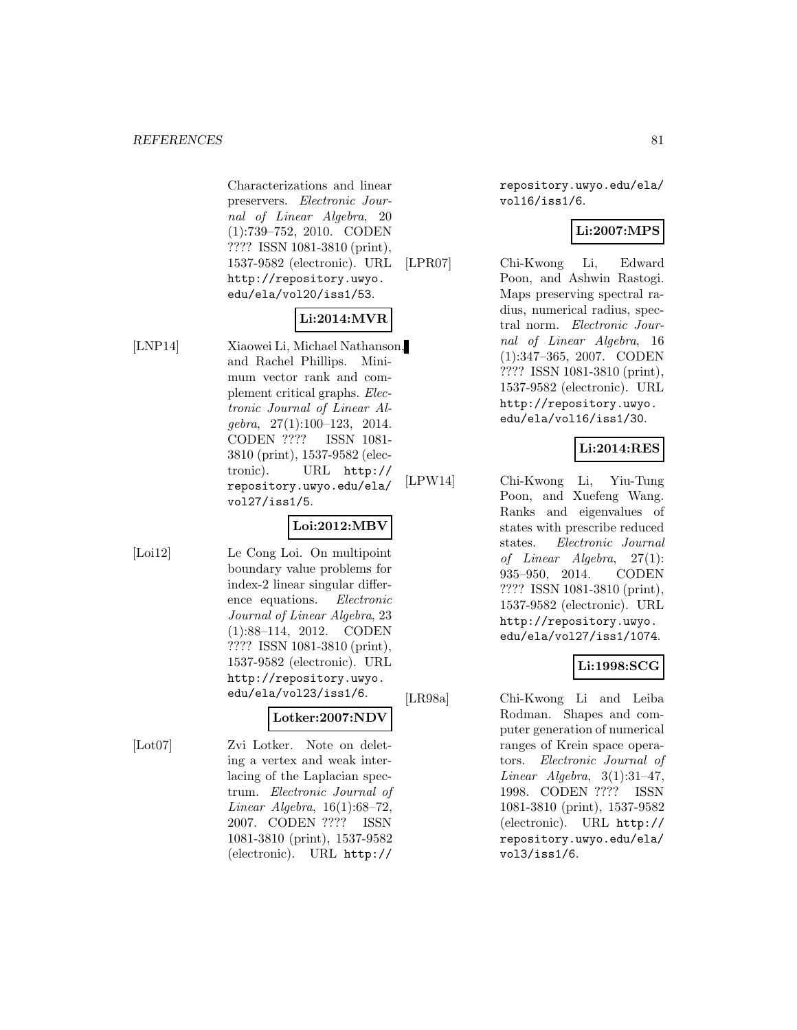Characterizations and linear preservers. *Electronic Journal of Linear Algebra*, 20 (1):739–752, 2010. CODEN ???? ISSN 1081-3810 (print), 1537-9582 (electronic). URL http://repository.uwyo.edu/ela/vol20/iss1/53.

**Li:2014:MVR**

[LNP14] Xiaowei Li, Michael Nathanson, and Rachel Phillips. Minimum vector rank and complement critical graphs. *Electronic Journal of Linear Algebra*, 27(1):100–123, 2014. CODEN ???? ISSN 1081-3810 (print), 1537-9582 (electronic). URL http://repository.uwyo.edu/ela/vol27/iss1/5.

**Loi:2012:MBV**

[Loi12] Le Cong Loi. On multipoint boundary value problems for index-2 linear singular difference equations. *Electronic Journal of Linear Algebra*, 23 (1):88–114, 2012. CODEN ???? ISSN 1081-3810 (print), 1537-9582 (electronic). URL http://repository.uwyo.edu/ela/vol23/iss1/6.

**Lotker:2007:NDV**

[Lot07] Zvi Lotker. Note on deleting a vertex and weak interlacing of the Laplacian spectrum. *Electronic Journal of Linear Algebra*, 16(1):68–72, 2007. CODEN ???? ISSN 1081-3810 (print), 1537-9582 (electronic). URL http://repository.uwyo.edu/ela/vol16/iss1/6.

**Li:2007:MPS**

[LPR07] Chi-Kwong Li, Edward Poon, and Ashwin Rastogi. Maps preserving spectral radius, numerical radius, spectral norm. *Electronic Journal of Linear Algebra*, 16 (1):347–365, 2007. CODEN ???? ISSN 1081-3810 (print), 1537-9582 (electronic). URL http://repository.uwyo.edu/ela/vol16/iss1/30.

**Li:2014:RES**

[LPW14] Chi-Kwong Li, Yiu-Tung Poon, and Xuefeng Wang. Ranks and eigenvalues of states with prescribe reduced states. *Electronic Journal of Linear Algebra*, 27(1): 935–950, 2014. CODEN ???? ISSN 1081-3810 (print), 1537-9582 (electronic). URL http://repository.uwyo.edu/ela/vol27/iss1/1074.

**Li:1998:SCG**

[LR98a] Chi-Kwong Li and Leiba Rodman. Shapes and computer generation of numerical ranges of Krein space operators. *Electronic Journal of Linear Algebra*, 3(1):31–47, 1998. CODEN ???? ISSN 1081-3810 (print), 1537-9582 (electronic). URL http://repository.uwyo.edu/ela/vol3/iss1/6.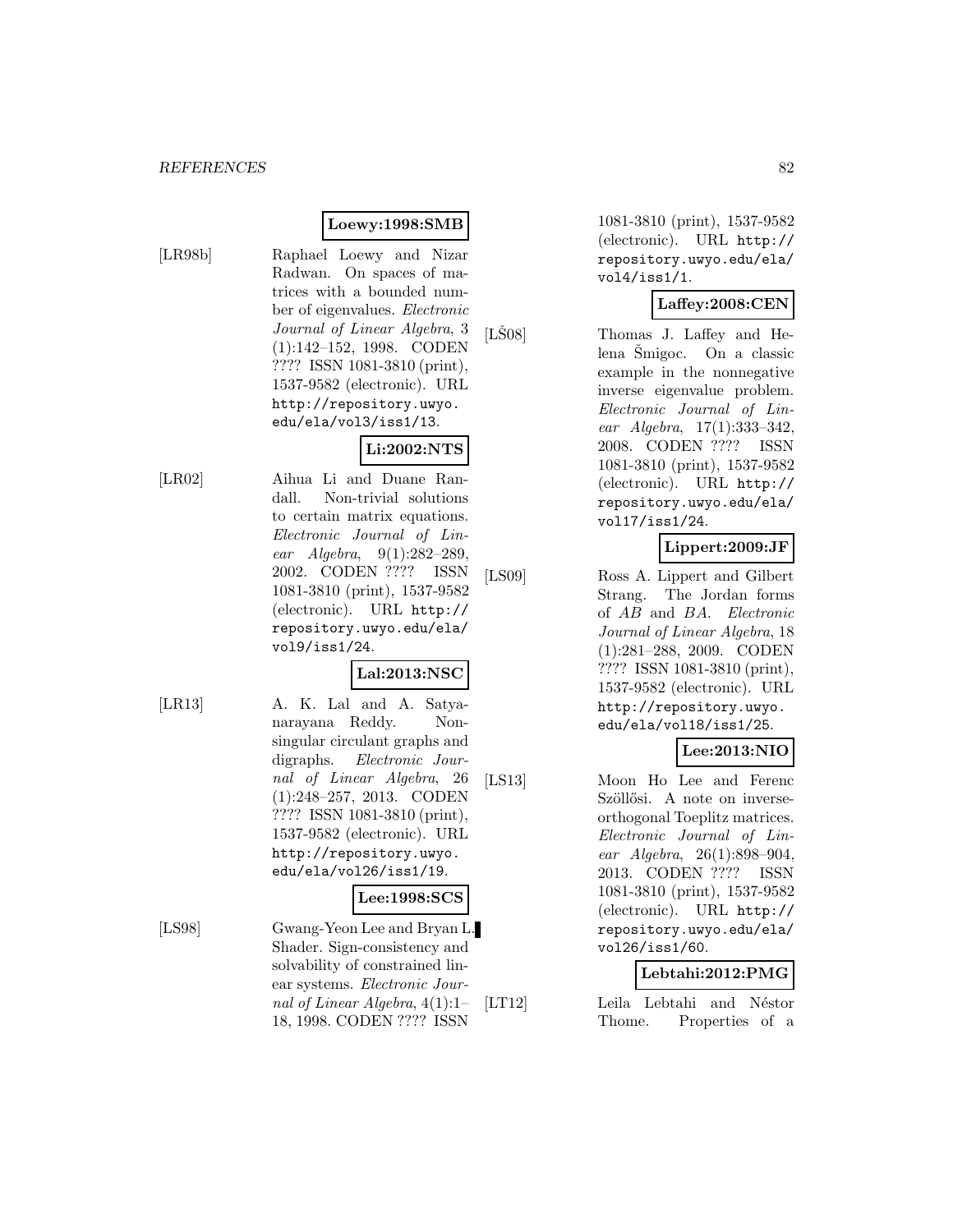**Loewy:1998:SMB**

[LR98b] Raphael Loewy and Nizar Radwan. On spaces of matrices with a bounded number of eigenvalues. *Electronic Journal of Linear Algebra*, 3 (1):142–152, 1998. CODEN ???? ISSN 1081-3810 (print), 1537-9582 (electronic). URL http://repository.uwyo.edu/ela/vol3/iss1/13.

**Li:2002:NTS**

[LR02] Aihua Li and Duane Randall. Non-trivial solutions to certain matrix equations. *Electronic Journal of Linear Algebra*, 9(1):282–289, 2002. CODEN ???? ISSN 1081-3810 (print), 1537-9582 (electronic). URL http://repository.uwyo.edu/ela/vol9/iss1/24.

**Lal:2013:NSC**

[LR13] A. K. Lal and A. Satyanarayana Reddy. Nonsingular circulant graphs and digraphs. *Electronic Journal of Linear Algebra*, 26 (1):248–257, 2013. CODEN ???? ISSN 1081-3810 (print), 1537-9582 (electronic). URL http://repository.uwyo.edu/ela/vol26/iss1/19.

**Lee:1998:SCS**

[LS98] Gwang-Yeon Lee and Bryan L. Shader. Sign-consistency and solvability of constrained linear systems. *Electronic Journal of Linear Algebra*, 4(1):1–18, 1998. CODEN ???? ISSN 1081-3810 (print), 1537-9582 (electronic). URL http://repository.uwyo.edu/ela/vol4/iss1/1.

**Laffey:2008:CEN**

[LŠ08] Thomas J. Laffey and Helena Šmigoc. On a classic example in the nonnegative inverse eigenvalue problem. *Electronic Journal of Linear Algebra*, 17(1):333–342, 2008. CODEN ???? ISSN 1081-3810 (print), 1537-9582 (electronic). URL http://repository.uwyo.edu/ela/vol17/iss1/24.

**Lippert:2009:JF**

[LS09] Ross A. Lippert and Gilbert Strang. The Jordan forms of $AB$ and $BA$. *Electronic Journal of Linear Algebra*, 18 (1):281–288, 2009. CODEN ???? ISSN 1081-3810 (print), 1537-9582 (electronic). URL http://repository.uwyo.edu/ela/vol18/iss1/25.

**Lee:2013:NIO**

[LS13] Moon Ho Lee and Ferenc Szöllősi. A note on inverse-orthogonal Toeplitz matrices. *Electronic Journal of Linear Algebra*, 26(1):898–904, 2013. CODEN ???? ISSN 1081-3810 (print), 1537-9582 (electronic). URL http://repository.uwyo.edu/ela/vol26/iss1/60.

**Lebtahi:2012:PMG**

[LT12] Leila Lebtahi and Néstor Thome. Properties of a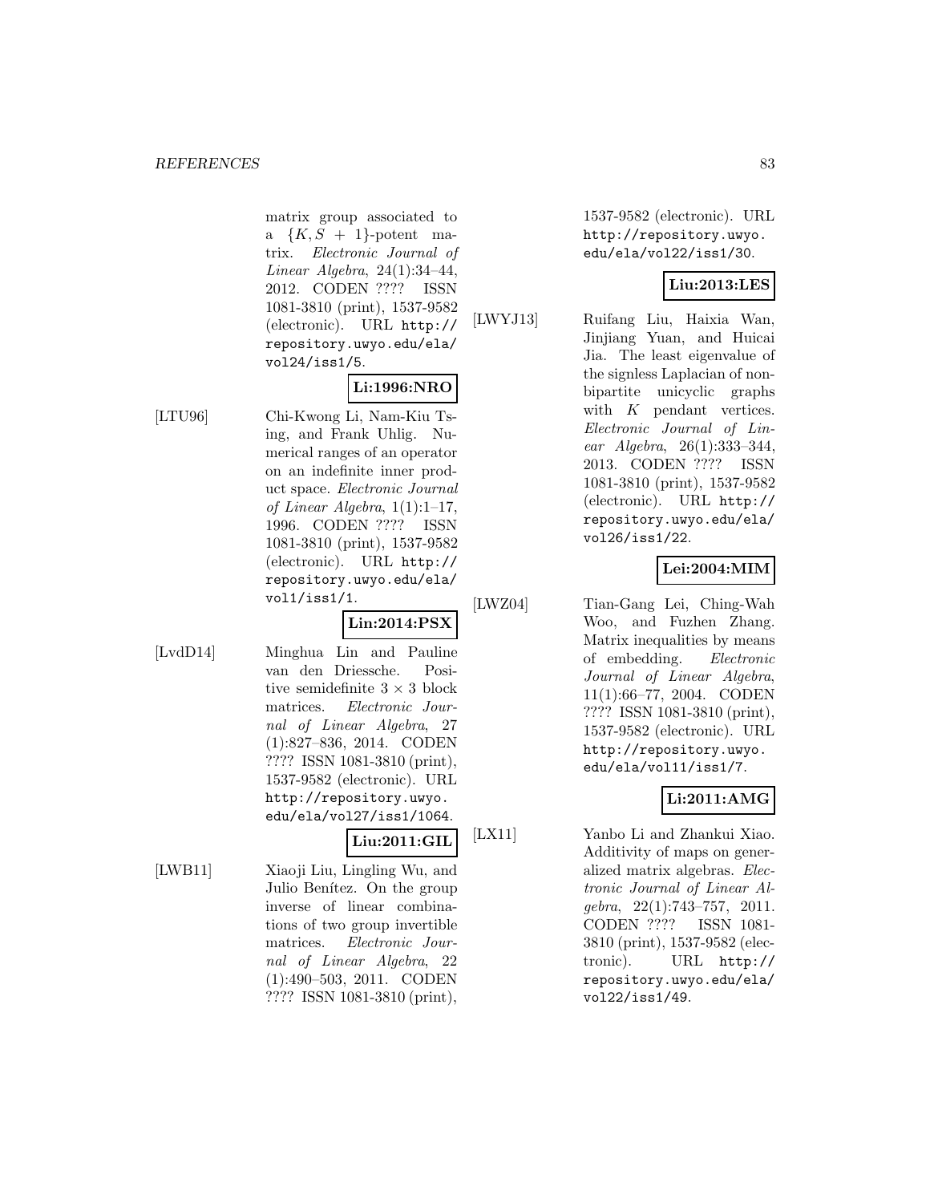matrix group associated to a $\{K, S+1\}$-potent matrix. *Electronic Journal of Linear Algebra*, 24(1):34–44, 2012. CODEN ???? ISSN 1081-3810 (print), 1537-9582 (electronic). URL http://repository.uwyo.edu/ela/vol24/iss1/5.

**Li:1996:NRO**

[LTU96] Chi-Kwong Li, Nam-Kiu Tsing, and Frank Uhlig. Numerical ranges of an operator on an indefinite inner product space. *Electronic Journal of Linear Algebra*, 1(1):1–17, 1996. CODEN ???? ISSN 1081-3810 (print), 1537-9582 (electronic). URL http://repository.uwyo.edu/ela/vol1/iss1/1.

**Lin:2014:PSX**

[LvdD14] Minghua Lin and Pauline van den Driessche. Positive semidefinite $3 \times 3$ block matrices. *Electronic Journal of Linear Algebra*, 27 (1):827–836, 2014. CODEN ???? ISSN 1081-3810 (print), 1537-9582 (electronic). URL http://repository.uwyo.edu/ela/vol27/iss1/1064.

**Liu:2011:GIL**

[LWB11] Xiaoji Liu, Lingling Wu, and Julio Benítez. On the group inverse of linear combinations of two group invertible matrices. *Electronic Journal of Linear Algebra*, 22 (1):490–503, 2011. CODEN ???? ISSN 1081-3810 (print), 1537-9582 (electronic). URL http://repository.uwyo.edu/ela/vol22/iss1/30.

**Liu:2013:LES**

[LWYJ13] Ruifang Liu, Haixia Wan, Jinjiang Yuan, and Huicai Jia. The least eigenvalue of the signless Laplacian of non-bipartite unicyclic graphs with $K$ pendant vertices. *Electronic Journal of Linear Algebra*, 26(1):333–344, 2013. CODEN ???? ISSN 1081-3810 (print), 1537-9582 (electronic). URL http://repository.uwyo.edu/ela/vol26/iss1/22.

**Lei:2004:MIM**

[LWZ04] Tian-Gang Lei, Ching-Wah Woo, and Fuzhen Zhang. Matrix inequalities by means of embedding. *Electronic Journal of Linear Algebra*, 11(1):66–77, 2004. CODEN ???? ISSN 1081-3810 (print), 1537-9582 (electronic). URL http://repository.uwyo.edu/ela/vol11/iss1/7.

**Li:2011:AMG**

[LX11] Yanbo Li and Zhankui Xiao. Additivity of maps on generalized matrix algebras. *Electronic Journal of Linear Algebra*, 22(1):743–757, 2011. CODEN ???? ISSN 1081-3810 (print), 1537-9582 (electronic). URL http://repository.uwyo.edu/ela/vol22/iss1/49.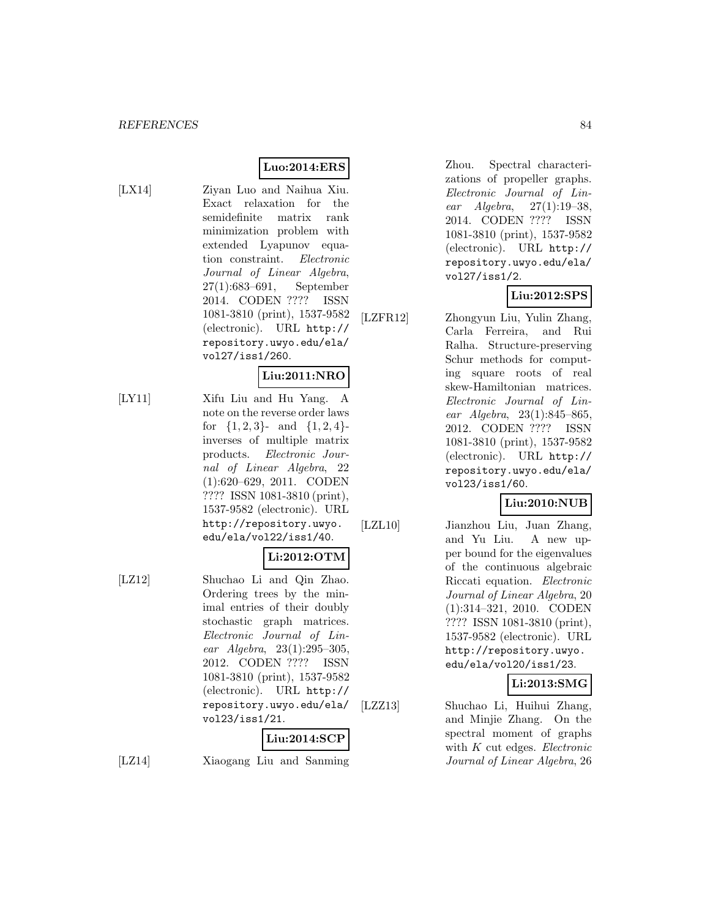**Luo:2014:ERS**

[LX14] Ziyan Luo and Naihua Xiu. Exact relaxation for the semidefinite matrix rank minimization problem with extended Lyapunov equation constraint. *Electronic Journal of Linear Algebra*, 27(1):683–691, September 2014. CODEN ???? ISSN 1081-3810 (print), 1537-9582 (electronic). URL http://repository.uwyo.edu/ela/vol27/iss1/260.

**Liu:2011:NRO**

[LY11] Xifu Liu and Hu Yang. A note on the reverse order laws for $\{1,2,3\}$- and $\{1,2,4\}$-inverses of multiple matrix products. *Electronic Journal of Linear Algebra*, 22 (1):620–629, 2011. CODEN ???? ISSN 1081-3810 (print), 1537-9582 (electronic). URL http://repository.uwyo.edu/ela/vol22/iss1/40.

**Li:2012:OTM**

[LZ12] Shuchao Li and Qin Zhao. Ordering trees by the minimal entries of their doubly stochastic graph matrices. *Electronic Journal of Linear Algebra*, 23(1):295–305, 2012. CODEN ???? ISSN 1081-3810 (print), 1537-9582 (electronic). URL http://repository.uwyo.edu/ela/vol23/iss1/21.

**Liu:2014:SCP**

[LZ14] Xiaogang Liu and Sanming Zhou. Spectral characterizations of propeller graphs. *Electronic Journal of Linear Algebra*, 27(1):19–38, 2014. CODEN ???? ISSN 1081-3810 (print), 1537-9582 (electronic). URL http://repository.uwyo.edu/ela/vol27/iss1/2.

**Liu:2012:SPS**

[LZFR12] Zhongyun Liu, Yulin Zhang, Carla Ferreira, and Rui Ralha. Structure-preserving Schur methods for computing square roots of real skew-Hamiltonian matrices. *Electronic Journal of Linear Algebra*, 23(1):845–865, 2012. CODEN ???? ISSN 1081-3810 (print), 1537-9582 (electronic). URL http://repository.uwyo.edu/ela/vol23/iss1/60.

**Liu:2010:NUB**

[LZL10] Jianzhou Liu, Juan Zhang, and Yu Liu. A new upper bound for the eigenvalues of the continuous algebraic Riccati equation. *Electronic Journal of Linear Algebra*, 20 (1):314–321, 2010. CODEN ???? ISSN 1081-3810 (print), 1537-9582 (electronic). URL http://repository.uwyo.edu/ela/vol20/iss1/23.

**Li:2013:SMG**

[LZZ13] Shuchao Li, Huihui Zhang, and Minjie Zhang. On the spectral moment of graphs with $K$ cut edges. *Electronic Journal of Linear Algebra*, 26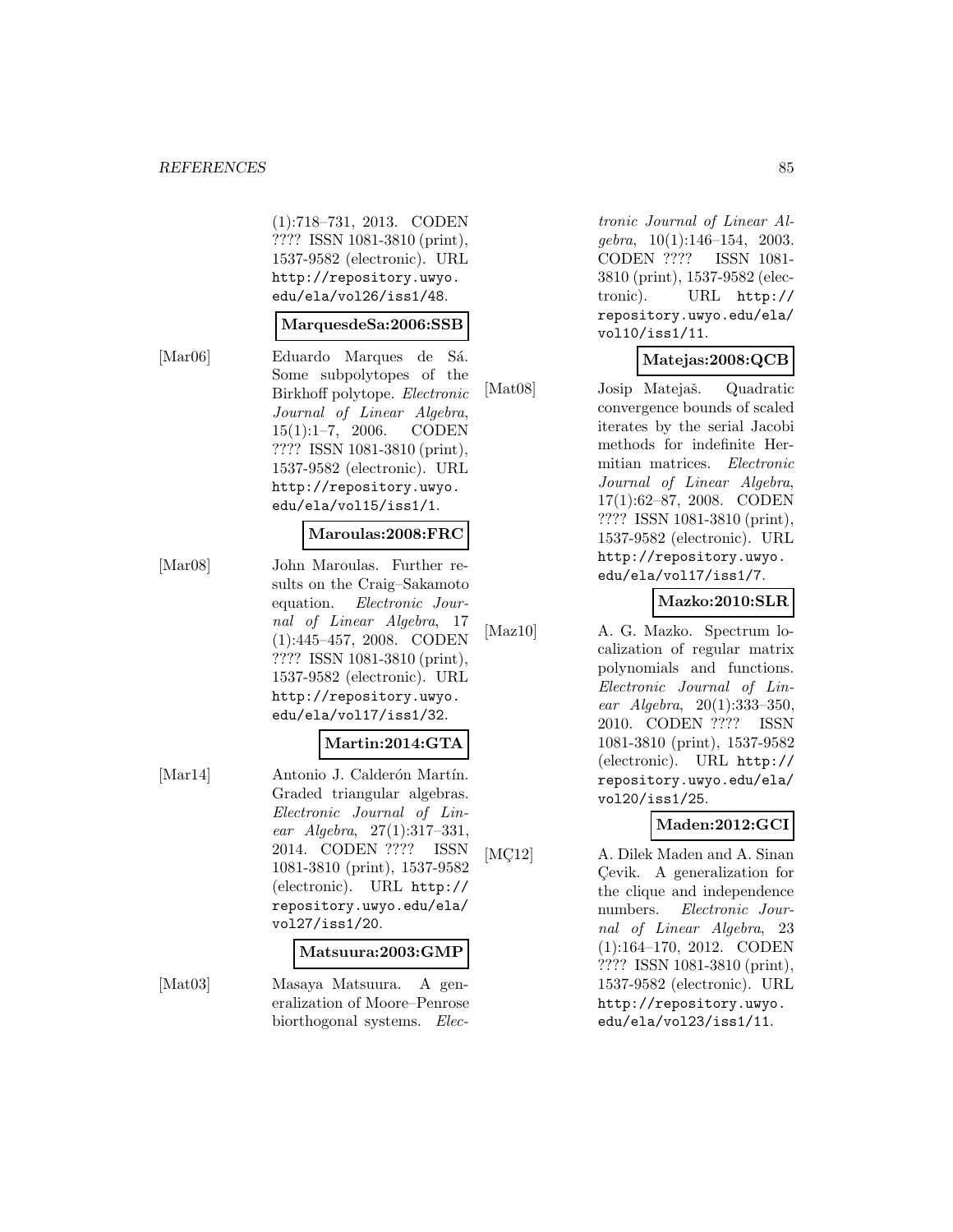(1):718–731, 2013. CODEN ???? ISSN 1081-3810 (print), 1537-9582 (electronic). URL http://repository.uwyo.edu/ela/vol26/iss1/48.

**MarquesdeSa:2006:SSB**

[Mar06] Eduardo Marques de Sá. Some subpolytopes of the Birkhoff polytope. *Electronic Journal of Linear Algebra*, 15(1):1–7, 2006. CODEN ???? ISSN 1081-3810 (print), 1537-9582 (electronic). URL http://repository.uwyo.edu/ela/vol15/iss1/1.

**Maroulas:2008:FRC**

[Mar08] John Maroulas. Further results on the Craig–Sakamoto equation. *Electronic Journal of Linear Algebra*, 17 (1):445–457, 2008. CODEN ???? ISSN 1081-3810 (print), 1537-9582 (electronic). URL http://repository.uwyo.edu/ela/vol17/iss1/32.

**Martin:2014:GTA**

[Mar14] Antonio J. Calderón Martín. Graded triangular algebras. *Electronic Journal of Linear Algebra*, 27(1):317–331, 2014. CODEN ???? ISSN 1081-3810 (print), 1537-9582 (electronic). URL http://repository.uwyo.edu/ela/vol27/iss1/20.

**Matsuura:2003:GMP**

[Mat03] Masaya Matsuura. A generalization of Moore–Penrose biorthogonal systems. *Electronic Journal of Linear Algebra*, 10(1):146–154, 2003. CODEN ???? ISSN 1081-3810 (print), 1537-9582 (electronic). URL http://repository.uwyo.edu/ela/vol10/iss1/11.

**Matejas:2008:QCB**

[Mat08] Josip Matejaš. Quadratic convergence bounds of scaled iterates by the serial Jacobi methods for indefinite Hermitian matrices. *Electronic Journal of Linear Algebra*, 17(1):62–87, 2008. CODEN ???? ISSN 1081-3810 (print), 1537-9582 (electronic). URL http://repository.uwyo.edu/ela/vol17/iss1/7.

**Mazko:2010:SLR**

[Maz10] A. G. Mazko. Spectrum localization of regular matrix polynomials and functions. *Electronic Journal of Linear Algebra*, 20(1):333–350, 2010. CODEN ???? ISSN 1081-3810 (print), 1537-9582 (electronic). URL http://repository.uwyo.edu/ela/vol20/iss1/25.

**Maden:2012:GCI**

[MÇ12] A. Dilek Maden and A. Sinan Çevik. A generalization for the clique and independence numbers. *Electronic Journal of Linear Algebra*, 23 (1):164–170, 2012. CODEN ???? ISSN 1081-3810 (print), 1537-9582 (electronic). URL http://repository.uwyo.edu/ela/vol23/iss1/11.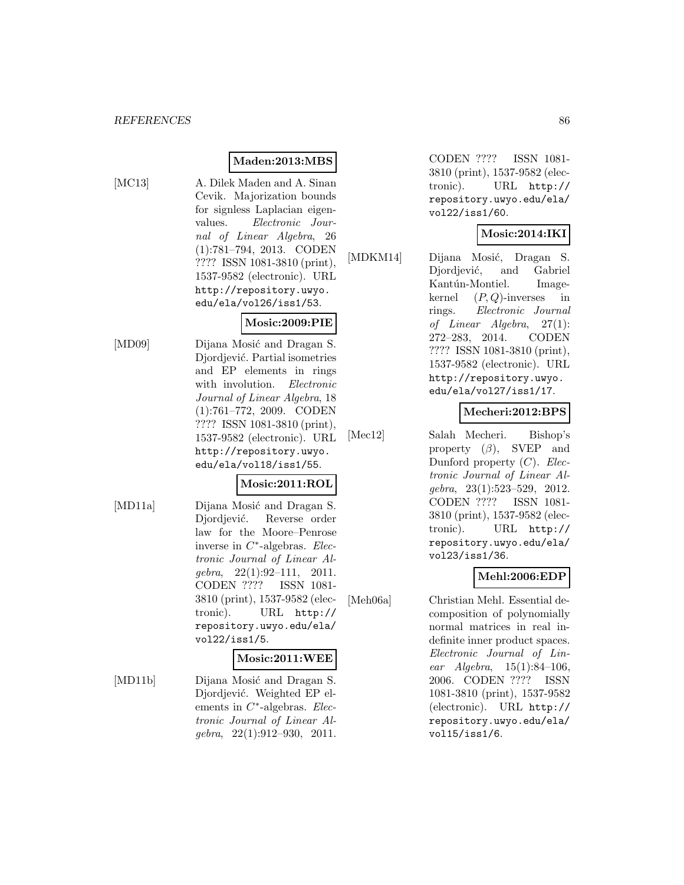**Maden:2013:MBS**

[MC13] A. Dilek Maden and A. Sinan Cevik. Majorization bounds for signless Laplacian eigenvalues. *Electronic Journal of Linear Algebra*, 26 (1):781–794, 2013. CODEN ???? ISSN 1081-3810 (print), 1537-9582 (electronic). URL http://repository.uwyo.edu/ela/vol26/iss1/53.

**Mosic:2009:PIE**

[MD09] Dijana Mosić and Dragan S. Djordjević. Partial isometries and EP elements in rings with involution. *Electronic Journal of Linear Algebra*, 18 (1):761–772, 2009. CODEN ???? ISSN 1081-3810 (print), 1537-9582 (electronic). URL http://repository.uwyo.edu/ela/vol18/iss1/55.

**Mosic:2011:ROL**

[MD11a] Dijana Mosić and Dragan S. Djordjević. Reverse order law for the Moore–Penrose inverse in $C^*$-algebras. *Electronic Journal of Linear Algebra*, 22(1):92–111, 2011. CODEN ???? ISSN 1081-3810 (print), 1537-9582 (electronic). URL http://repository.uwyo.edu/ela/vol22/iss1/5.

**Mosic:2011:WEE**

[MD11b] Dijana Mosić and Dragan S. Djordjević. Weighted EP elements in $C^*$-algebras. *Electronic Journal of Linear Algebra*, 22(1):912–930, 2011. CODEN ???? ISSN 1081-3810 (print), 1537-9582 (electronic). URL http://repository.uwyo.edu/ela/vol22/iss1/60.

**Mosic:2014:IKI**

[MDKM14] Dijana Mosić, Dragan S. Djordjević, and Gabriel Kantún-Montiel. Image-kernel $(P, Q)$-inverses in rings. *Electronic Journal of Linear Algebra*, 27(1): 272–283, 2014. CODEN ???? ISSN 1081-3810 (print), 1537-9582 (electronic). URL http://repository.uwyo.edu/ela/vol27/iss1/17.

**Mecheri:2012:BPS**

[Mec12] Salah Mecheri. Bishop's property $(\beta)$, SVEP and Dunford property $(C)$. *Electronic Journal of Linear Algebra*, 23(1):523–529, 2012. CODEN ???? ISSN 1081-3810 (print), 1537-9582 (electronic). URL http://repository.uwyo.edu/ela/vol23/iss1/36.

**Mehl:2006:EDP**

[Meh06a] Christian Mehl. Essential decomposition of polynomially normal matrices in real indefinite inner product spaces. *Electronic Journal of Linear Algebra*, 15(1):84–106, 2006. CODEN ???? ISSN 1081-3810 (print), 1537-9582 (electronic). URL http://repository.uwyo.edu/ela/vol15/iss1/6.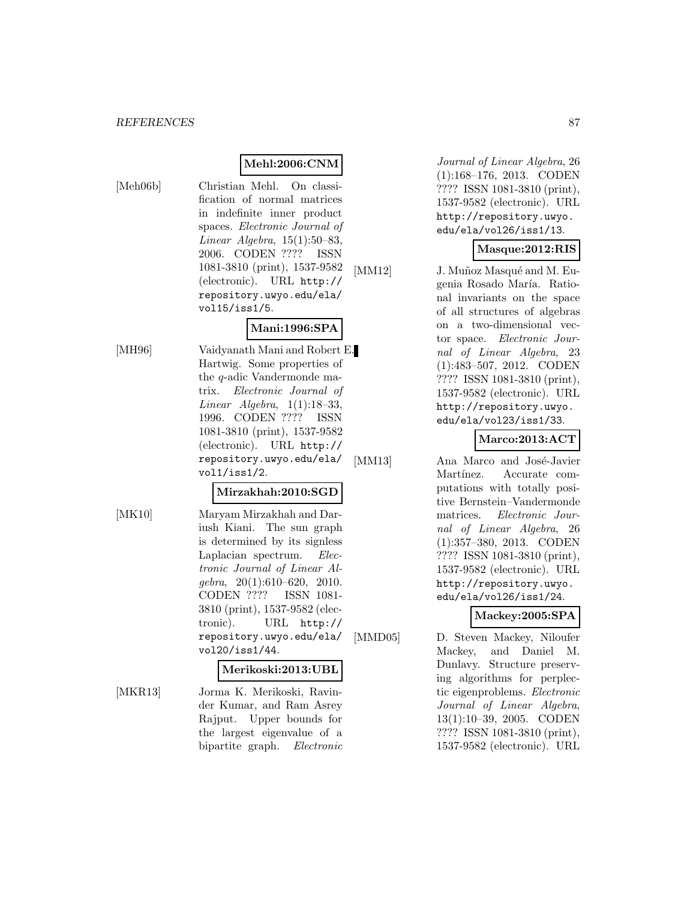**Mehl:2006:CNM**

[Meh06b] Christian Mehl. On classification of normal matrices in indefinite inner product spaces. *Electronic Journal of Linear Algebra*, 15(1):50–83, 2006. CODEN ???? ISSN 1081-3810 (print), 1537-9582 (electronic). URL http://repository.uwyo.edu/ela/vol15/iss1/5.

**Mani:1996:SPA**

[MH96] Vaidyanath Mani and Robert E. Hartwig. Some properties of the $q$-adic Vandermonde matrix. *Electronic Journal of Linear Algebra*, 1(1):18–33, 1996. CODEN ???? ISSN 1081-3810 (print), 1537-9582 (electronic). URL http://repository.uwyo.edu/ela/vol1/iss1/2.

**Mirzakhah:2010:SGD**

[MK10] Maryam Mirzakhah and Dariush Kiani. The sun graph is determined by its signless Laplacian spectrum. *Electronic Journal of Linear Algebra*, 20(1):610–620, 2010. CODEN ???? ISSN 1081-3810 (print), 1537-9582 (electronic). URL http://repository.uwyo.edu/ela/vol20/iss1/44.

**Merikoski:2013:UBL**

[MKR13] Jorma K. Merikoski, Ravinder Kumar, and Ram Asrey Rajput. Upper bounds for the largest eigenvalue of a bipartite graph. *Electronic Journal of Linear Algebra*, 26(1):168–176, 2013. CODEN ???? ISSN 1081-3810 (print), 1537-9582 (electronic). URL http://repository.uwyo.edu/ela/vol26/iss1/13.

**Masque:2012:RIS**

[MM12] J. Muñoz Masqué and M. Eugenia Rosado María. Rational invariants on the space of all structures of algebras on a two-dimensional vector space. *Electronic Journal of Linear Algebra*, 23(1):483–507, 2012. CODEN ???? ISSN 1081-3810 (print), 1537-9582 (electronic). URL http://repository.uwyo.edu/ela/vol23/iss1/33.

**Marco:2013:ACT**

[MM13] Ana Marco and José-Javier Martínez. Accurate computations with totally positive Bernstein–Vandermonde matrices. *Electronic Journal of Linear Algebra*, 26(1):357–380, 2013. CODEN ???? ISSN 1081-3810 (print), 1537-9582 (electronic). URL http://repository.uwyo.edu/ela/vol26/iss1/24.

**Mackey:2005:SPA**

[MMD05] D. Steven Mackey, Niloufer Mackey, and Daniel M. Dunlavy. Structure preserving algorithms for perplectic eigenproblems. *Electronic Journal of Linear Algebra*, 13(1):10–39, 2005. CODEN ???? ISSN 1081-3810 (print), 1537-9582 (electronic). URL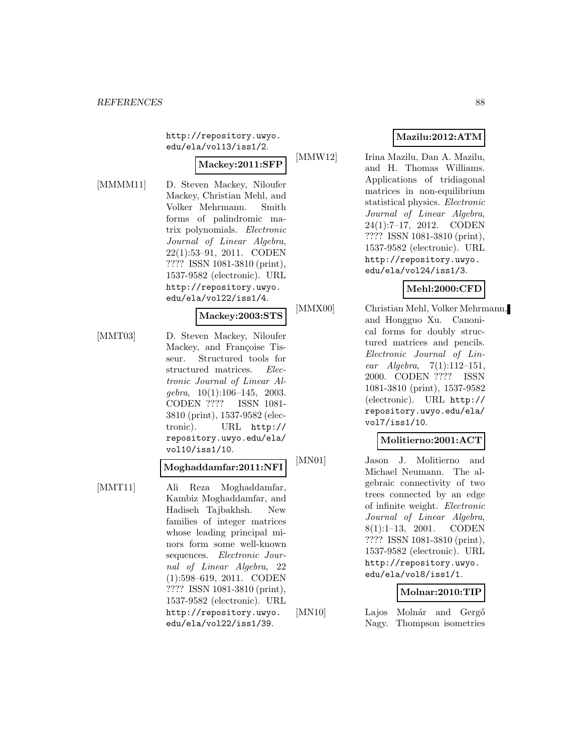http://repository.uwyo.edu/ela/vol13/iss1/2.

**Mackey:2011:SFP**

[MMMM11] D. Steven Mackey, Niloufer Mackey, Christian Mehl, and Volker Mehrmann. Smith forms of palindromic matrix polynomials. *Electronic Journal of Linear Algebra*, 22(1):53–91, 2011. CODEN ???? ISSN 1081-3810 (print), 1537-9582 (electronic). URL http://repository.uwyo.edu/ela/vol22/iss1/4.

**Mackey:2003:STS**

[MMT03] D. Steven Mackey, Niloufer Mackey, and Françoise Tisseur. Structured tools for structured matrices. *Electronic Journal of Linear Algebra*, 10(1):106–145, 2003. CODEN ???? ISSN 1081-3810 (print), 1537-9582 (electronic). URL http://repository.uwyo.edu/ela/vol10/iss1/10.

**Moghaddamfar:2011:NFI**

[MMT11] Ali Reza Moghaddamfar, Kambiz Moghaddamfar, and Hadiseh Tajbakhsh. New families of integer matrices whose leading principal minors form some well-known sequences. *Electronic Journal of Linear Algebra*, 22(1):598–619, 2011. CODEN ???? ISSN 1081-3810 (print), 1537-9582 (electronic). URL http://repository.uwyo.edu/ela/vol22/iss1/39.

**Mazilu:2012:ATM**

[MMW12] Irina Mazilu, Dan A. Mazilu, and H. Thomas Williams. Applications of tridiagonal matrices in non-equilibrium statistical physics. *Electronic Journal of Linear Algebra*, 24(1):7–17, 2012. CODEN ???? ISSN 1081-3810 (print), 1537-9582 (electronic). URL http://repository.uwyo.edu/ela/vol24/iss1/3.

**Mehl:2000:CFD**

[MMX00] Christian Mehl, Volker Mehrmann, and Hongguo Xu. Canonical forms for doubly structured matrices and pencils. *Electronic Journal of Linear Algebra*, 7(1):112–151, 2000. CODEN ???? ISSN 1081-3810 (print), 1537-9582 (electronic). URL http://repository.uwyo.edu/ela/vol7/iss1/10.

**Molitierno:2001:ACT**

[MN01] Jason J. Molitierno and Michael Neumann. The algebraic connectivity of two trees connected by an edge of infinite weight. *Electronic Journal of Linear Algebra*, 8(1):1–13, 2001. CODEN ???? ISSN 1081-3810 (print), 1537-9582 (electronic). URL http://repository.uwyo.edu/ela/vol8/iss1/1.

**Molnar:2010:TIP**

[MN10] Lajos Molnár and Gergő Nagy. Thompson isometries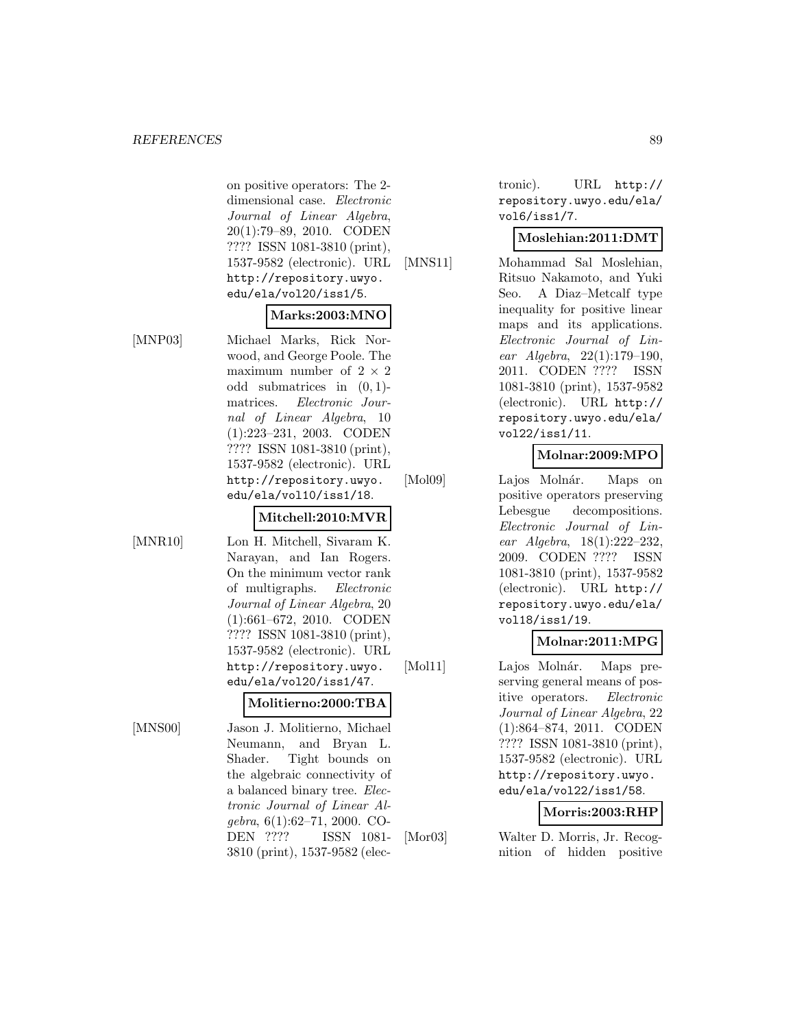on positive operators: The 2-dimensional case. *Electronic Journal of Linear Algebra*, 20(1):79–89, 2010. CODEN ???? ISSN 1081-3810 (print), 1537-9582 (electronic). URL http://repository.uwyo.edu/ela/vol20/iss1/5.

**Marks:2003:MNO**

[MNP03] Michael Marks, Rick Norwood, and George Poole. The maximum number of $2 \times 2$ odd submatrices in $(0, 1)$-matrices. *Electronic Journal of Linear Algebra*, 10 (1):223–231, 2003. CODEN ???? ISSN 1081-3810 (print), 1537-9582 (electronic). URL http://repository.uwyo.edu/ela/vol10/iss1/18.

**Mitchell:2010:MVR**

[MNR10] Lon H. Mitchell, Sivaram K. Narayan, and Ian Rogers. On the minimum vector rank of multigraphs. *Electronic Journal of Linear Algebra*, 20 (1):661–672, 2010. CODEN ???? ISSN 1081-3810 (print), 1537-9582 (electronic). URL http://repository.uwyo.edu/ela/vol20/iss1/47.

**Molitierno:2000:TBA**

[MNS00] Jason J. Molitierno, Michael Neumann, and Bryan L. Shader. Tight bounds on the algebraic connectivity of a balanced binary tree. *Electronic Journal of Linear Algebra*, 6(1):62–71, 2000. CODEN ???? ISSN 1081-3810 (print), 1537-9582 (electronic). URL http://repository.uwyo.edu/ela/vol6/iss1/7.

**Moslehian:2011:DMT**

[MNS11] Mohammad Sal Moslehian, Ritsuo Nakamoto, and Yuki Seo. A Diaz–Metcalf type inequality for positive linear maps and its applications. *Electronic Journal of Linear Algebra*, 22(1):179–190, 2011. CODEN ???? ISSN 1081-3810 (print), 1537-9582 (electronic). URL http://repository.uwyo.edu/ela/vol22/iss1/11.

**Molnar:2009:MPO**

[Mol09] Lajos Molnár. Maps on positive operators preserving Lebesgue decompositions. *Electronic Journal of Linear Algebra*, 18(1):222–232, 2009. CODEN ???? ISSN 1081-3810 (print), 1537-9582 (electronic). URL http://repository.uwyo.edu/ela/vol18/iss1/19.

**Molnar:2011:MPG**

[Mol11] Lajos Molnár. Maps preserving general means of positive operators. *Electronic Journal of Linear Algebra*, 22 (1):864–874, 2011. CODEN ???? ISSN 1081-3810 (print), 1537-9582 (electronic). URL http://repository.uwyo.edu/ela/vol22/iss1/58.

**Morris:2003:RHP**

[Mor03] Walter D. Morris, Jr. Recognition of hidden positive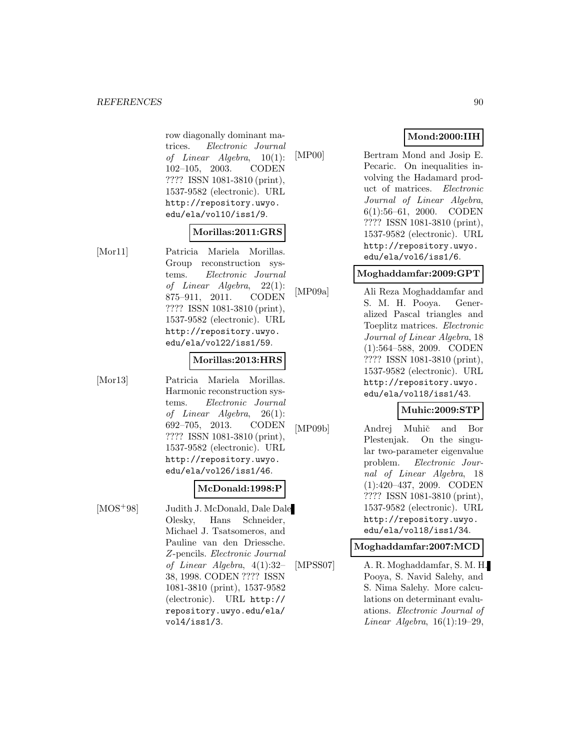row diagonally dominant matrices. *Electronic Journal of Linear Algebra*, 10(1): 102–105, 2003. CODEN ???? ISSN 1081-3810 (print), 1537-9582 (electronic). URL http://repository.uwyo.edu/ela/vol10/iss1/9.

**Morillas:2011:GRS**

[Mor11] Patricia Mariela Morillas. Group reconstruction systems. *Electronic Journal of Linear Algebra*, 22(1): 875–911, 2011. CODEN ???? ISSN 1081-3810 (print), 1537-9582 (electronic). URL http://repository.uwyo.edu/ela/vol22/iss1/59.

**Morillas:2013:HRS**

[Mor13] Patricia Mariela Morillas. Harmonic reconstruction systems. *Electronic Journal of Linear Algebra*, 26(1): 692–705, 2013. CODEN ???? ISSN 1081-3810 (print), 1537-9582 (electronic). URL http://repository.uwyo.edu/ela/vol26/iss1/46.

**McDonald:1998:P**

[MOS+98] Judith J. McDonald, Dale Dale Olesky, Hans Schneider, Michael J. Tsatsomeros, and Pauline van den Driessche. *Z*-pencils. *Electronic Journal of Linear Algebra*, 4(1):32–38, 1998. CODEN ???? ISSN 1081-3810 (print), 1537-9582 (electronic). URL http://repository.uwyo.edu/ela/vol4/iss1/3.

**Mond:2000:IIH**

[MP00] Bertram Mond and Josip E. Pecaric. On inequalities involving the Hadamard product of matrices. *Electronic Journal of Linear Algebra*, 6(1):56–61, 2000. CODEN ???? ISSN 1081-3810 (print), 1537-9582 (electronic). URL http://repository.uwyo.edu/ela/vol6/iss1/6.

**Moghaddamfar:2009:GPT**

[MP09a] Ali Reza Moghaddamfar and S. M. H. Pooya. Generalized Pascal triangles and Toeplitz matrices. *Electronic Journal of Linear Algebra*, 18 (1):564–588, 2009. CODEN ???? ISSN 1081-3810 (print), 1537-9582 (electronic). URL http://repository.uwyo.edu/ela/vol18/iss1/43.

**Muhic:2009:STP**

[MP09b] Andrej Muhič and Bor Plestenjak. On the singular two-parameter eigenvalue problem. *Electronic Journal of Linear Algebra*, 18 (1):420–437, 2009. CODEN ???? ISSN 1081-3810 (print), 1537-9582 (electronic). URL http://repository.uwyo.edu/ela/vol18/iss1/34.

**Moghaddamfar:2007:MCD**

[MPSS07] A. R. Moghaddamfar, S. M. H. Pooya, S. Navid Salehy, and S. Nima Salehy. More calculations on determinant evaluations. *Electronic Journal of Linear Algebra*, 16(1):19–29,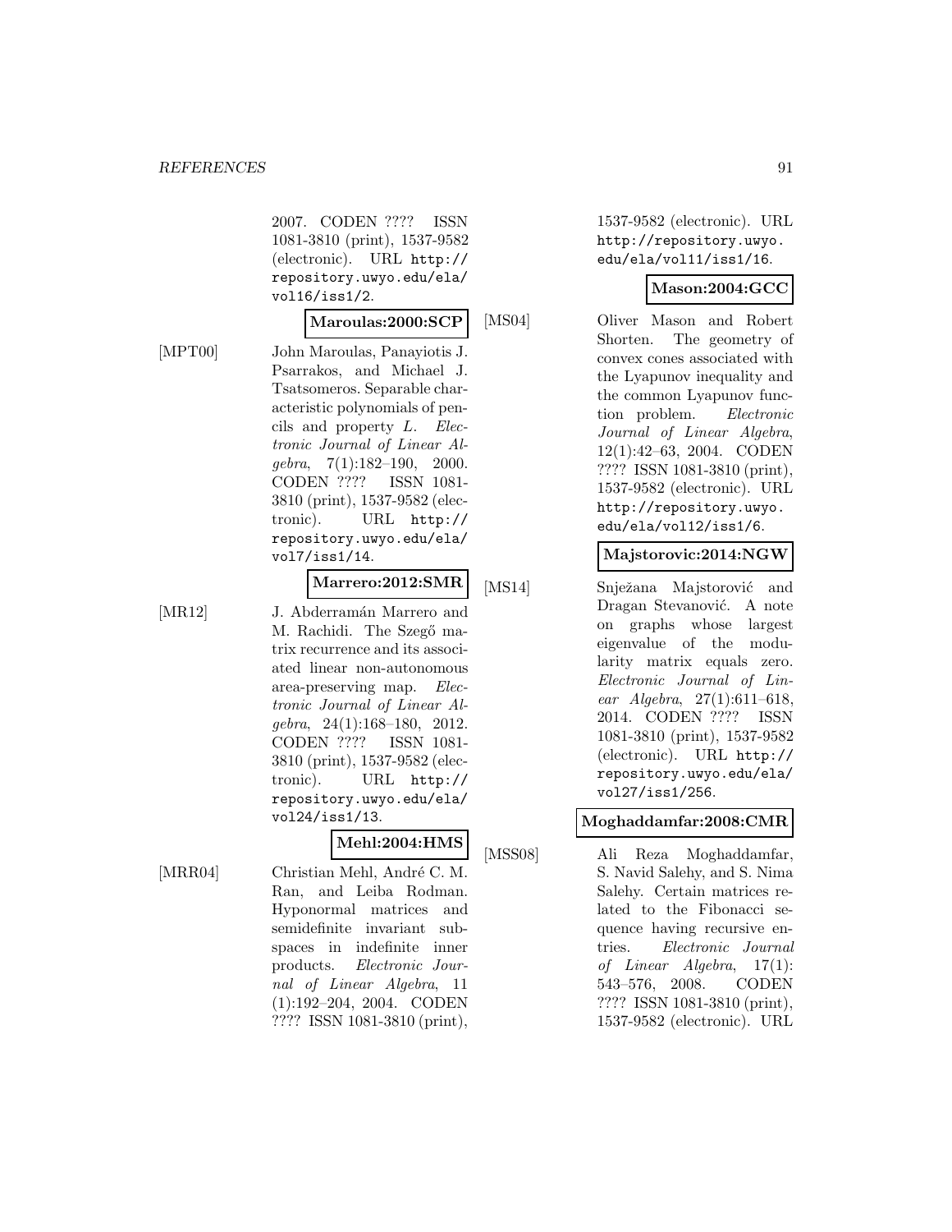2007. CODEN ???? ISSN 1081-3810 (print), 1537-9582 (electronic). URL http://repository.uwyo.edu/ela/vol16/iss1/2.

**Maroulas:2000:SCP**

[MPT00] John Maroulas, Panayiotis J. Psarrakos, and Michael J. Tsatsomeros. Separable characteristic polynomials of pencils and property $L$. *Electronic Journal of Linear Algebra*, 7(1):182–190, 2000. CODEN ???? ISSN 1081-3810 (print), 1537-9582 (electronic). URL http://repository.uwyo.edu/ela/vol7/iss1/14.

**Marrero:2012:SMR**

[MR12] J. Abderramán Marrero and M. Rachidi. The Szegő matrix recurrence and its associated linear non-autonomous area-preserving map. *Electronic Journal of Linear Algebra*, 24(1):168–180, 2012. CODEN ???? ISSN 1081-3810 (print), 1537-9582 (electronic). URL http://repository.uwyo.edu/ela/vol24/iss1/13.

**Mehl:2004:HMS**

[MRR04] Christian Mehl, André C. M. Ran, and Leiba Rodman. Hyponormal matrices and semidefinite invariant subspaces in indefinite inner products. *Electronic Journal of Linear Algebra*, 11 (1):192–204, 2004. CODEN ???? ISSN 1081-3810 (print), 1537-9582 (electronic). URL http://repository.uwyo.edu/ela/vol11/iss1/16.

**Mason:2004:GCC**

[MS04] Oliver Mason and Robert Shorten. The geometry of convex cones associated with the Lyapunov inequality and the common Lyapunov function problem. *Electronic Journal of Linear Algebra*, 12(1):42–63, 2004. CODEN ???? ISSN 1081-3810 (print), 1537-9582 (electronic). URL http://repository.uwyo.edu/ela/vol12/iss1/6.

**Majstorovic:2014:NGW**

[MS14] Snježana Majstorović and Dragan Stevanović. A note on graphs whose largest eigenvalue of the modularity matrix equals zero. *Electronic Journal of Linear Algebra*, 27(1):611–618, 2014. CODEN ???? ISSN 1081-3810 (print), 1537-9582 (electronic). URL http://repository.uwyo.edu/ela/vol27/iss1/256.

**Moghaddamfar:2008:CMR**

[MSS08] Ali Reza Moghaddamfar, S. Navid Salehy, and S. Nima Salehy. Certain matrices related to the Fibonacci sequence having recursive entries. *Electronic Journal of Linear Algebra*, 17(1): 543–576, 2008. CODEN ???? ISSN 1081-3810 (print), 1537-9582 (electronic). URL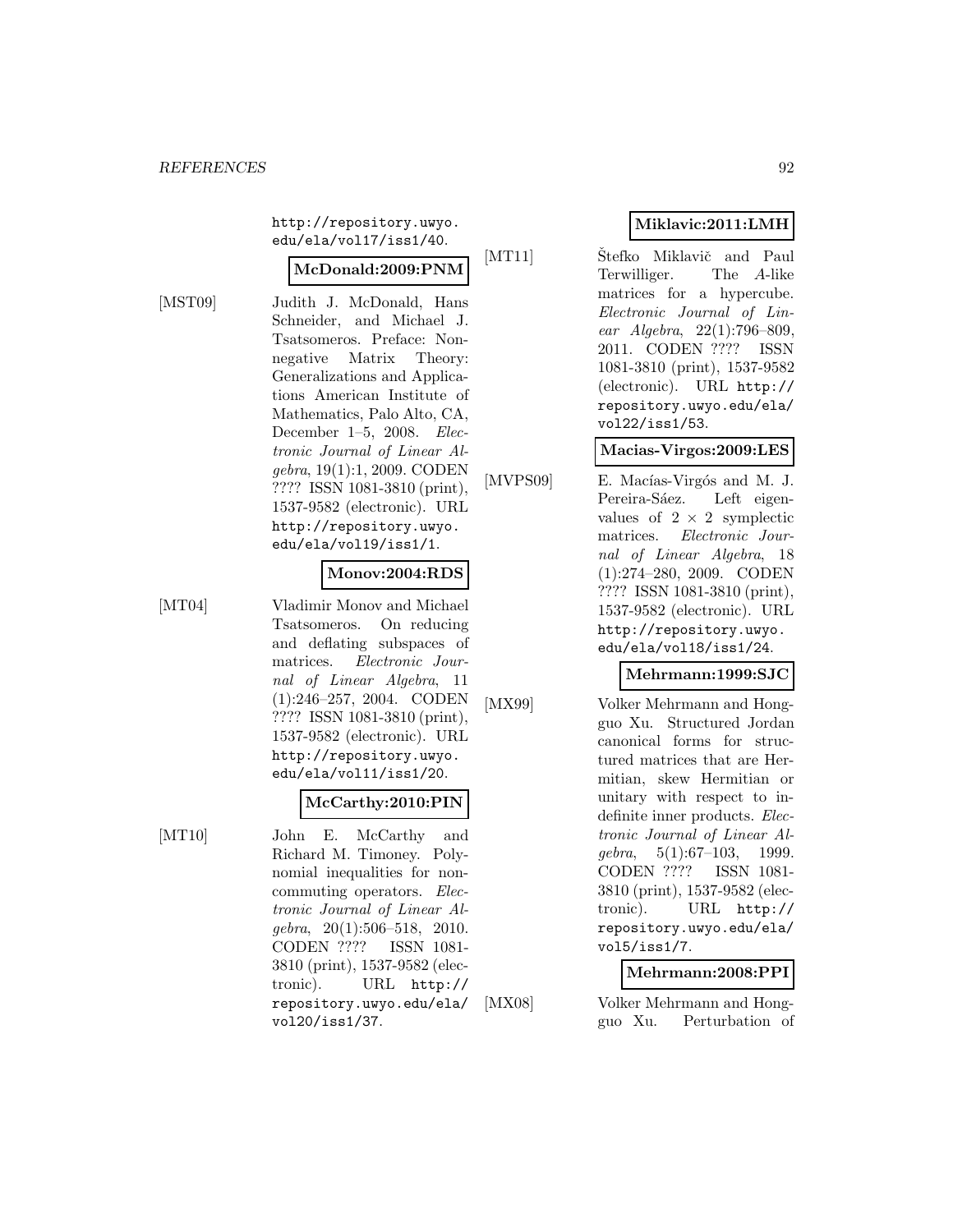http://repository.uwyo.edu/ela/vol17/iss1/40.

**McDonald:2009:PNM**

[MST09] Judith J. McDonald, Hans Schneider, and Michael J. Tsatsomeros. Preface: Nonnegative Matrix Theory: Generalizations and Applications American Institute of Mathematics, Palo Alto, CA, December 1–5, 2008. *Electronic Journal of Linear Algebra*, 19(1):1, 2009. CODEN ???? ISSN 1081-3810 (print), 1537-9582 (electronic). URL http://repository.uwyo.edu/ela/vol19/iss1/1.

**Monov:2004:RDS**

[MT04] Vladimir Monov and Michael Tsatsomeros. On reducing and deflating subspaces of matrices. *Electronic Journal of Linear Algebra*, 11 (1):246–257, 2004. CODEN ???? ISSN 1081-3810 (print), 1537-9582 (electronic). URL http://repository.uwyo.edu/ela/vol11/iss1/20.

**McCarthy:2010:PIN**

[MT10] John E. McCarthy and Richard M. Timoney. Polynomial inequalities for noncommuting operators. *Electronic Journal of Linear Algebra*, 20(1):506–518, 2010. CODEN ???? ISSN 1081-3810 (print), 1537-9582 (electronic). URL http://repository.uwyo.edu/ela/vol20/iss1/37.

**Miklavic:2011:LMH**

[MT11] Štefko Miklavič and Paul Terwilliger. The $A$-like matrices for a hypercube. *Electronic Journal of Linear Algebra*, 22(1):796–809, 2011. CODEN ???? ISSN 1081-3810 (print), 1537-9582 (electronic). URL http://repository.uwyo.edu/ela/vol22/iss1/53.

**Macias-Virgos:2009:LES**

[MVPS09] E. Macías-Virgós and M. J. Pereira-Sáez. Left eigenvalues of $2 \times 2$ symplectic matrices. *Electronic Journal of Linear Algebra*, 18 (1):274–280, 2009. CODEN ???? ISSN 1081-3810 (print), 1537-9582 (electronic). URL http://repository.uwyo.edu/ela/vol18/iss1/24.

**Mehrmann:1999:SJC**

[MX99] Volker Mehrmann and Hongguo Xu. Structured Jordan canonical forms for structured matrices that are Hermitian, skew Hermitian or unitary with respect to indefinite inner products. *Electronic Journal of Linear Algebra*, 5(1):67–103, 1999. CODEN ???? ISSN 1081-3810 (print), 1537-9582 (electronic). URL http://repository.uwyo.edu/ela/vol5/iss1/7.

**Mehrmann:2008:PPI**

[MX08] Volker Mehrmann and Hongguo Xu. Perturbation of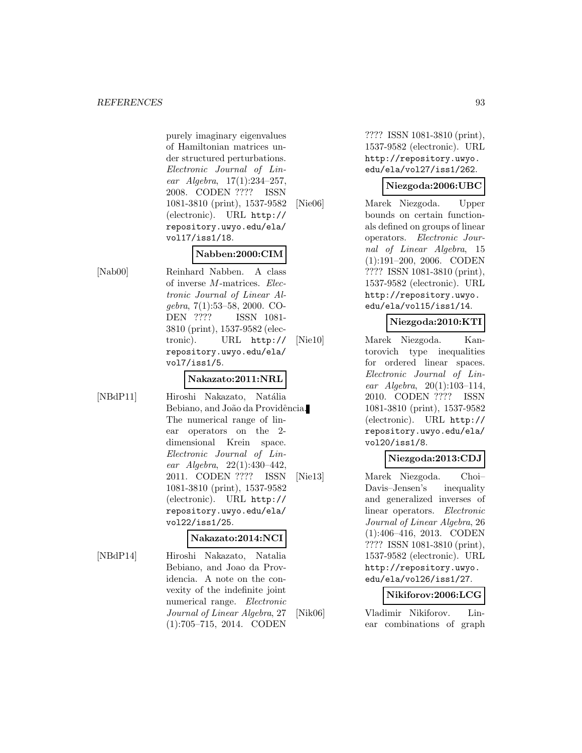purely imaginary eigenvalues of Hamiltonian matrices under structured perturbations. *Electronic Journal of Linear Algebra*, 17(1):234–257, 2008. CODEN ???? ISSN 1081-3810 (print), 1537-9582 (electronic). URL http://repository.uwyo.edu/ela/vol17/iss1/18.

**Nabben:2000:CIM**

[Nab00] Reinhard Nabben. A class of inverse $M$-matrices. *Electronic Journal of Linear Algebra*, 7(1):53–58, 2000. CODEN ???? ISSN 1081-3810 (print), 1537-9582 (electronic). URL http://repository.uwyo.edu/ela/vol7/iss1/5.

**Nakazato:2011:NRL**

[NBdP11] Hiroshi Nakazato, Natália Bebiano, and João da Providência. The numerical range of linear operators on the 2-dimensional Krein space. *Electronic Journal of Linear Algebra*, 22(1):430–442, 2011. CODEN ???? ISSN 1081-3810 (print), 1537-9582 (electronic). URL http://repository.uwyo.edu/ela/vol22/iss1/25.

**Nakazato:2014:NCI**

[NBdP14] Hiroshi Nakazato, Natalia Bebiano, and Joao da Providencia. A note on the convexity of the indefinite joint numerical range. *Electronic Journal of Linear Algebra*, 27 (1):705–715, 2014. CODEN ???? ISSN 1081-3810 (print), 1537-9582 (electronic). URL http://repository.uwyo.edu/ela/vol27/iss1/262.

**Niezgoda:2006:UBC**

[Nie06] Marek Niezgoda. Upper bounds on certain functionals defined on groups of linear operators. *Electronic Journal of Linear Algebra*, 15 (1):191–200, 2006. CODEN ???? ISSN 1081-3810 (print), 1537-9582 (electronic). URL http://repository.uwyo.edu/ela/vol15/iss1/14.

**Niezgoda:2010:KTI**

[Nie10] Marek Niezgoda. Kantorovich type inequalities for ordered linear spaces. *Electronic Journal of Linear Algebra*, 20(1):103–114, 2010. CODEN ???? ISSN 1081-3810 (print), 1537-9582 (electronic). URL http://repository.uwyo.edu/ela/vol20/iss1/8.

**Niezgoda:2013:CDJ**

[Nie13] Marek Niezgoda. Choi–Davis–Jensen's inequality and generalized inverses of linear operators. *Electronic Journal of Linear Algebra*, 26 (1):406–416, 2013. CODEN ???? ISSN 1081-3810 (print), 1537-9582 (electronic). URL http://repository.uwyo.edu/ela/vol26/iss1/27.

**Nikiforov:2006:LCG**

[Nik06] Vladimir Nikiforov. Linear combinations of graph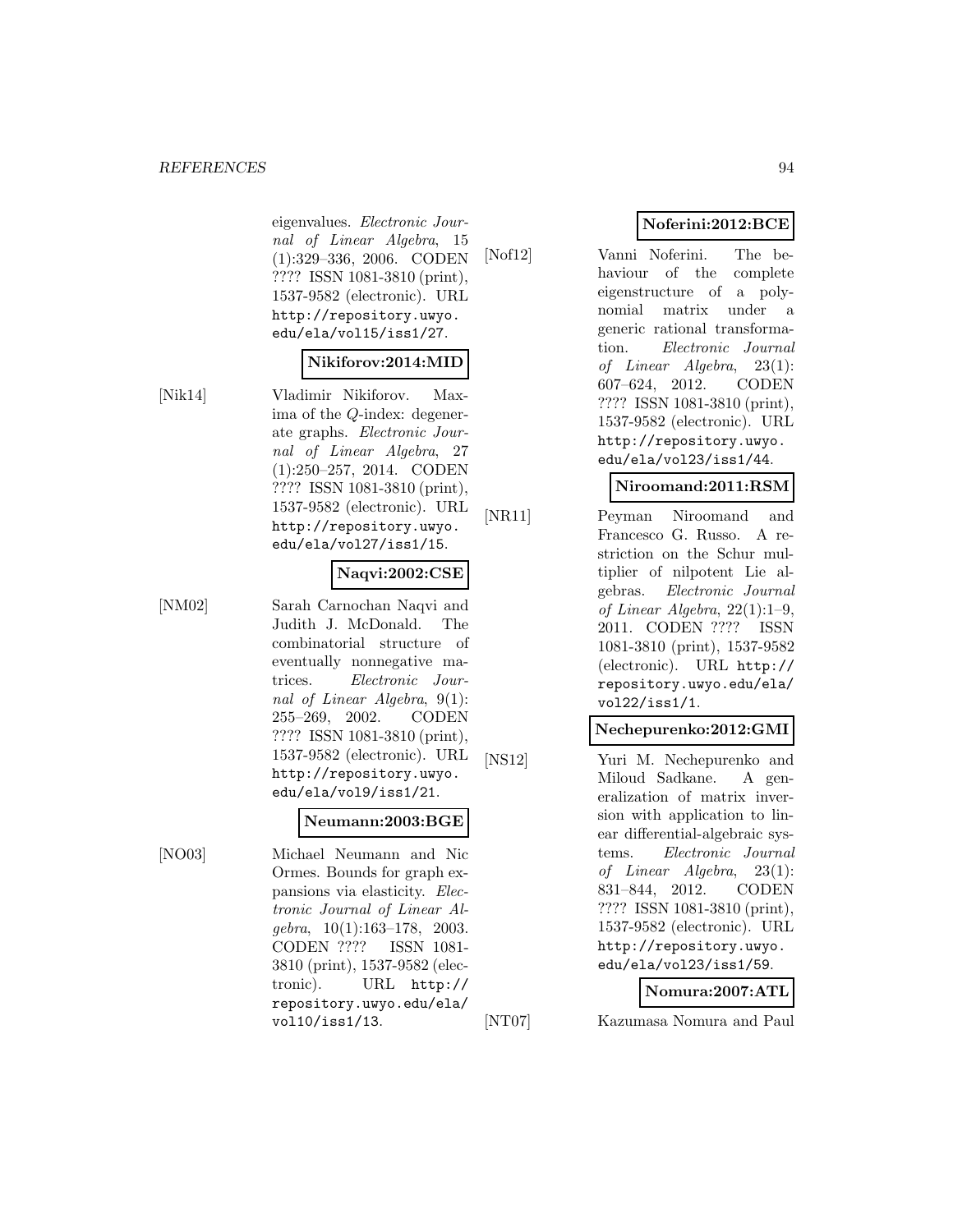eigenvalues. *Electronic Journal of Linear Algebra*, 15 (1):329–336, 2006. CODEN ???? ISSN 1081-3810 (print), 1537-9582 (electronic). URL http://repository.uwyo.edu/ela/vol15/iss1/27.

**Nikiforov:2014:MID**

[Nik14] Vladimir Nikiforov. Maxima of the $Q$-index: degenerate graphs. *Electronic Journal of Linear Algebra*, 27 (1):250–257, 2014. CODEN ???? ISSN 1081-3810 (print), 1537-9582 (electronic). URL http://repository.uwyo.edu/ela/vol27/iss1/15.

**Naqvi:2002:CSE**

[NM02] Sarah Carnochan Naqvi and Judith J. McDonald. The combinatorial structure of eventually nonnegative matrices. *Electronic Journal of Linear Algebra*, 9(1): 255–269, 2002. CODEN ???? ISSN 1081-3810 (print), 1537-9582 (electronic). URL http://repository.uwyo.edu/ela/vol9/iss1/21.

**Neumann:2003:BGE**

[NO03] Michael Neumann and Nic Ormes. Bounds for graph expansions via elasticity. *Electronic Journal of Linear Algebra*, 10(1):163–178, 2003. CODEN ???? ISSN 1081-3810 (print), 1537-9582 (electronic). URL http://repository.uwyo.edu/ela/vol10/iss1/13.

**Noferini:2012:BCE**

[Nof12] Vanni Noferini. The behaviour of the complete eigenstructure of a polynomial matrix under a generic rational transformation. *Electronic Journal of Linear Algebra*, 23(1): 607–624, 2012. CODEN ???? ISSN 1081-3810 (print), 1537-9582 (electronic). URL http://repository.uwyo.edu/ela/vol23/iss1/44.

**Niroomand:2011:RSM**

[NR11] Peyman Niroomand and Francesco G. Russo. A restriction on the Schur multiplier of nilpotent Lie algebras. *Electronic Journal of Linear Algebra*, 22(1):1–9, 2011. CODEN ???? ISSN 1081-3810 (print), 1537-9582 (electronic). URL http://repository.uwyo.edu/ela/vol22/iss1/1.

**Nechepurenko:2012:GMI**

[NS12] Yuri M. Nechepurenko and Miloud Sadkane. A generalization of matrix inversion with application to linear differential-algebraic systems. *Electronic Journal of Linear Algebra*, 23(1): 831–844, 2012. CODEN ???? ISSN 1081-3810 (print), 1537-9582 (electronic). URL http://repository.uwyo.edu/ela/vol23/iss1/59.

**Nomura:2007:ATL**

[NT07] Kazumasa Nomura and Paul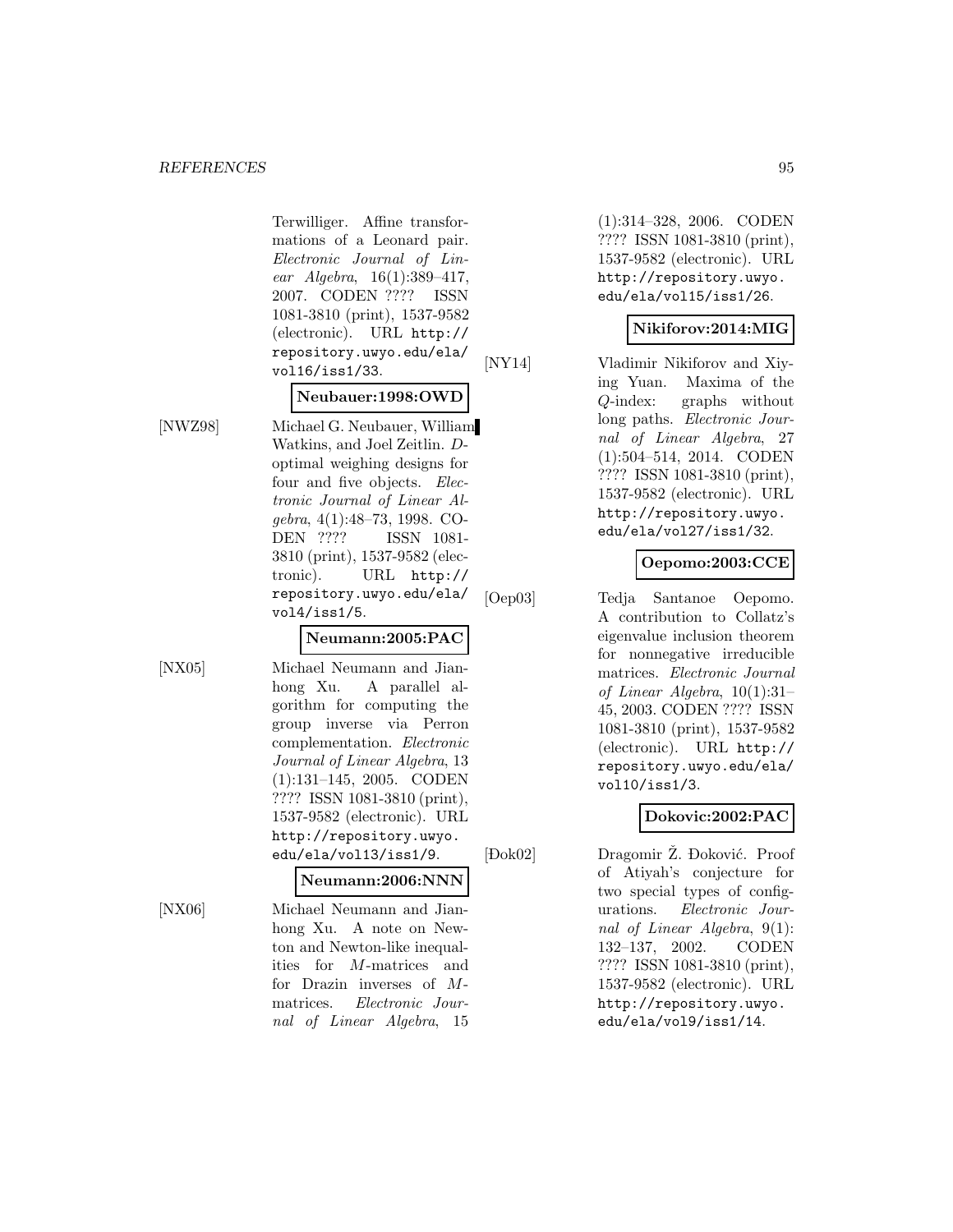Terwilliger. Affine transformations of a Leonard pair. *Electronic Journal of Linear Algebra*, 16(1):389–417, 2007. CODEN ???? ISSN 1081-3810 (print), 1537-9582 (electronic). URL http://repository.uwyo.edu/ela/vol16/iss1/33.

**Neubauer:1998:OWD**

[NWZ98] Michael G. Neubauer, William Watkins, and Joel Zeitlin. $D$-optimal weighing designs for four and five objects. *Electronic Journal of Linear Algebra*, 4(1):48–73, 1998. CODEN ???? ISSN 1081-3810 (print), 1537-9582 (electronic). URL http://repository.uwyo.edu/ela/vol4/iss1/5.

**Neumann:2005:PAC**

[NX05] Michael Neumann and Jianhong Xu. A parallel algorithm for computing the group inverse via Perron complementation. *Electronic Journal of Linear Algebra*, 13 (1):131–145, 2005. CODEN ???? ISSN 1081-3810 (print), 1537-9582 (electronic). URL http://repository.uwyo.edu/ela/vol13/iss1/9.

**Neumann:2006:NNN**

[NX06] Michael Neumann and Jianhong Xu. A note on Newton and Newton-like inequalities for $M$-matrices and for Drazin inverses of $M$-matrices. *Electronic Journal of Linear Algebra*, 15 (1):314–328, 2006. CODEN ???? ISSN 1081-3810 (print), 1537-9582 (electronic). URL http://repository.uwyo.edu/ela/vol15/iss1/26.

**Nikiforov:2014:MIG**

[NY14] Vladimir Nikiforov and Xiying Yuan. Maxima of the $Q$-index: graphs without long paths. *Electronic Journal of Linear Algebra*, 27 (1):504–514, 2014. CODEN ???? ISSN 1081-3810 (print), 1537-9582 (electronic). URL http://repository.uwyo.edu/ela/vol27/iss1/32.

**Oepomo:2003:CCE**

[Oep03] Tedja Santanoe Oepomo. A contribution to Collatz's eigenvalue inclusion theorem for nonnegative irreducible matrices. *Electronic Journal of Linear Algebra*, 10(1):31–45, 2003. CODEN ???? ISSN 1081-3810 (print), 1537-9582 (electronic). URL http://repository.uwyo.edu/ela/vol10/iss1/3.

**Dokovic:2002:PAC**

[Đok02] Dragomir Ž. Đoković. Proof of Atiyah's conjecture for two special types of configurations. *Electronic Journal of Linear Algebra*, 9(1): 132–137, 2002. CODEN ???? ISSN 1081-3810 (print), 1537-9582 (electronic). URL http://repository.uwyo.edu/ela/vol9/iss1/14.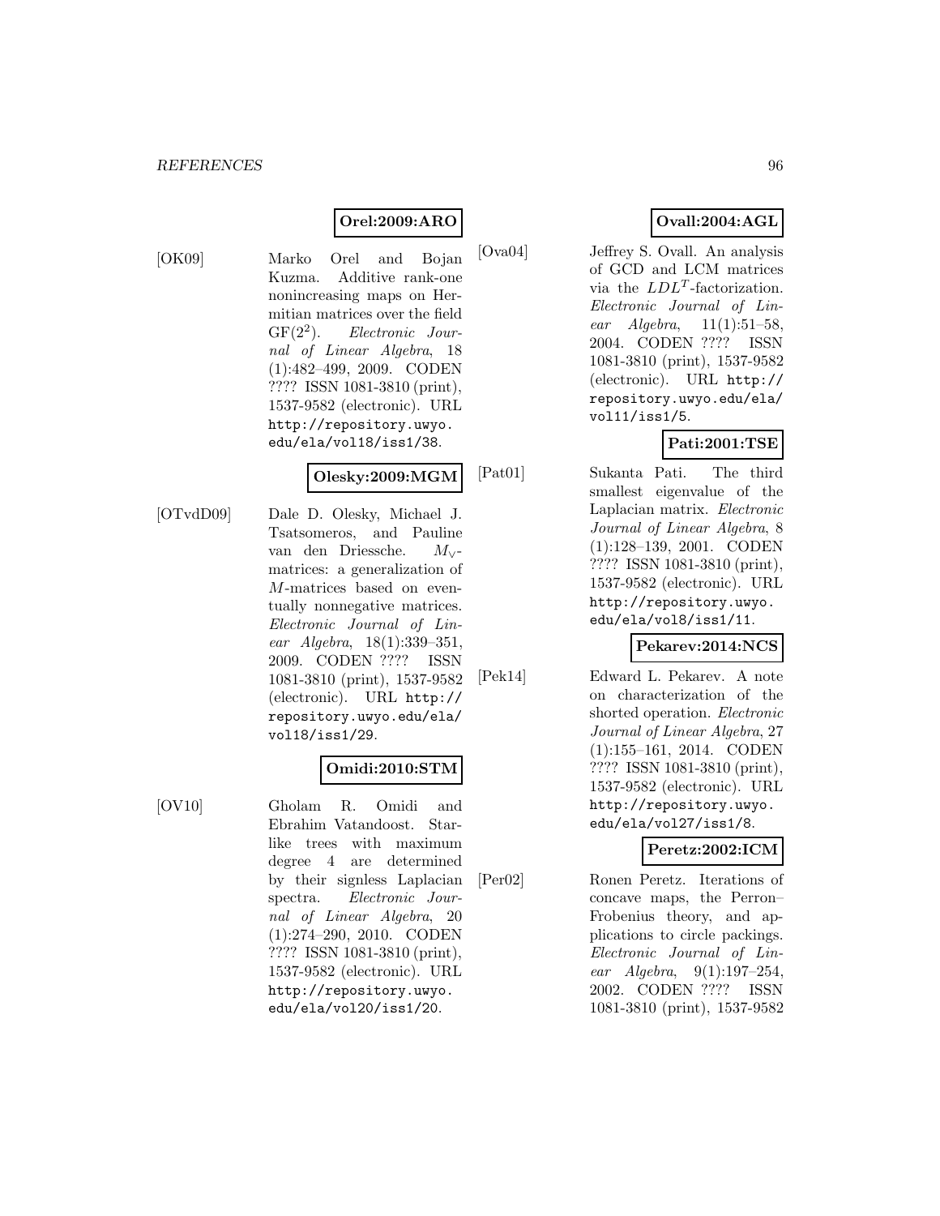**Orel:2009:ARO**

[OK09] Marko Orel and Bojan Kuzma. Additive rank-one nonincreasing maps on Hermitian matrices over the field $GF(2^2)$. *Electronic Journal of Linear Algebra*, 18 (1):482–499, 2009. CODEN ???? ISSN 1081-3810 (print), 1537-9582 (electronic). URL http://repository.uwyo.edu/ela/vol18/iss1/38.

**Olesky:2009:MGM**

[OTvdD09] Dale D. Olesky, Michael J. Tsatsomeros, and Pauline van den Driessche. $M_\vee$-matrices: a generalization of $M$-matrices based on eventually nonnegative matrices. *Electronic Journal of Linear Algebra*, 18(1):339–351, 2009. CODEN ???? ISSN 1081-3810 (print), 1537-9582 (electronic). URL http://repository.uwyo.edu/ela/vol18/iss1/29.

**Omidi:2010:STM**

[OV10] Gholam R. Omidi and Ebrahim Vatandoost. Starlike trees with maximum degree 4 are determined by their signless Laplacian spectra. *Electronic Journal of Linear Algebra*, 20 (1):274–290, 2010. CODEN ???? ISSN 1081-3810 (print), 1537-9582 (electronic). URL http://repository.uwyo.edu/ela/vol20/iss1/20.

**Ovall:2004:AGL**

[Ova04] Jeffrey S. Ovall. An analysis of GCD and LCM matrices via the $LDL^T$-factorization. *Electronic Journal of Linear Algebra*, 11(1):51–58, 2004. CODEN ???? ISSN 1081-3810 (print), 1537-9582 (electronic). URL http://repository.uwyo.edu/ela/vol11/iss1/5.

**Pati:2001:TSE**

[Pat01] Sukanta Pati. The third smallest eigenvalue of the Laplacian matrix. *Electronic Journal of Linear Algebra*, 8 (1):128–139, 2001. CODEN ???? ISSN 1081-3810 (print), 1537-9582 (electronic). URL http://repository.uwyo.edu/ela/vol8/iss1/11.

**Pekarev:2014:NCS**

[Pek14] Edward L. Pekarev. A note on characterization of the shorted operation. *Electronic Journal of Linear Algebra*, 27 (1):155–161, 2014. CODEN ???? ISSN 1081-3810 (print), 1537-9582 (electronic). URL http://repository.uwyo.edu/ela/vol27/iss1/8.

**Peretz:2002:ICM**

[Per02] Ronen Peretz. Iterations of concave maps, the Perron–Frobenius theory, and applications to circle packings. *Electronic Journal of Linear Algebra*, 9(1):197–254, 2002. CODEN ???? ISSN 1081-3810 (print), 1537-9582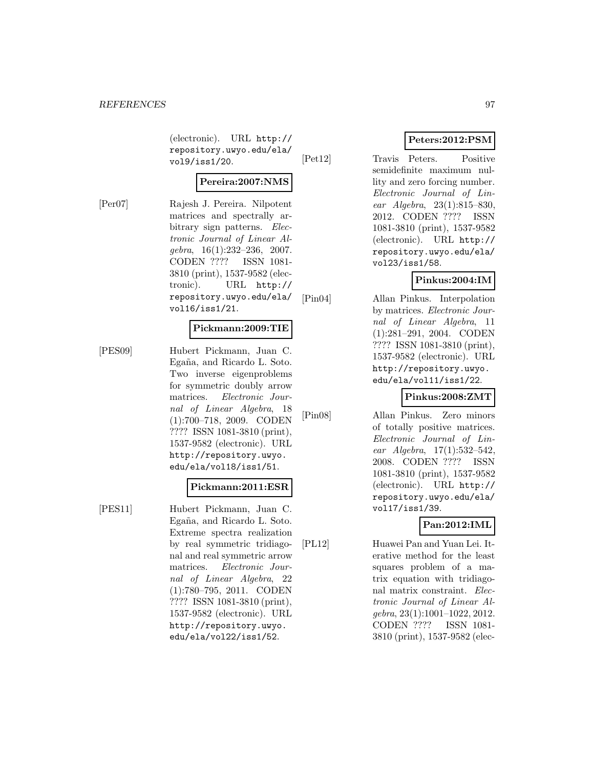(electronic). URL http://repository.uwyo.edu/ela/vol9/iss1/20.

**Pereira:2007:NMS**

[Per07] Rajesh J. Pereira. Nilpotent matrices and spectrally arbitrary sign patterns. *Electronic Journal of Linear Algebra*, 16(1):232–236, 2007. CODEN ???? ISSN 1081-3810 (print), 1537-9582 (electronic). URL http://repository.uwyo.edu/ela/vol16/iss1/21.

**Pickmann:2009:TIE**

[PES09] Hubert Pickmann, Juan C. Egaña, and Ricardo L. Soto. Two inverse eigenproblems for symmetric doubly arrow matrices. *Electronic Journal of Linear Algebra*, 18 (1):700–718, 2009. CODEN ???? ISSN 1081-3810 (print), 1537-9582 (electronic). URL http://repository.uwyo.edu/ela/vol18/iss1/51.

**Pickmann:2011:ESR**

[PES11] Hubert Pickmann, Juan C. Egaña, and Ricardo L. Soto. Extreme spectra realization by real symmetric tridiagonal and real symmetric arrow matrices. *Electronic Journal of Linear Algebra*, 22 (1):780–795, 2011. CODEN ???? ISSN 1081-3810 (print), 1537-9582 (electronic). URL http://repository.uwyo.edu/ela/vol22/iss1/52.

**Peters:2012:PSM**

[Pet12] Travis Peters. Positive semidefinite maximum nullity and zero forcing number. *Electronic Journal of Linear Algebra*, 23(1):815–830, 2012. CODEN ???? ISSN 1081-3810 (print), 1537-9582 (electronic). URL http://repository.uwyo.edu/ela/vol23/iss1/58.

**Pinkus:2004:IM**

[Pin04] Allan Pinkus. Interpolation by matrices. *Electronic Journal of Linear Algebra*, 11 (1):281–291, 2004. CODEN ???? ISSN 1081-3810 (print), 1537-9582 (electronic). URL http://repository.uwyo.edu/ela/vol11/iss1/22.

**Pinkus:2008:ZMT**

[Pin08] Allan Pinkus. Zero minors of totally positive matrices. *Electronic Journal of Linear Algebra*, 17(1):532–542, 2008. CODEN ???? ISSN 1081-3810 (print), 1537-9582 (electronic). URL http://repository.uwyo.edu/ela/vol17/iss1/39.

**Pan:2012:IML**

[PL12] Huawei Pan and Yuan Lei. Iterative method for the least squares problem of a matrix equation with tridiagonal matrix constraint. *Electronic Journal of Linear Algebra*, 23(1):1001–1022, 2012. CODEN ???? ISSN 1081-3810 (print), 1537-9582 (elec-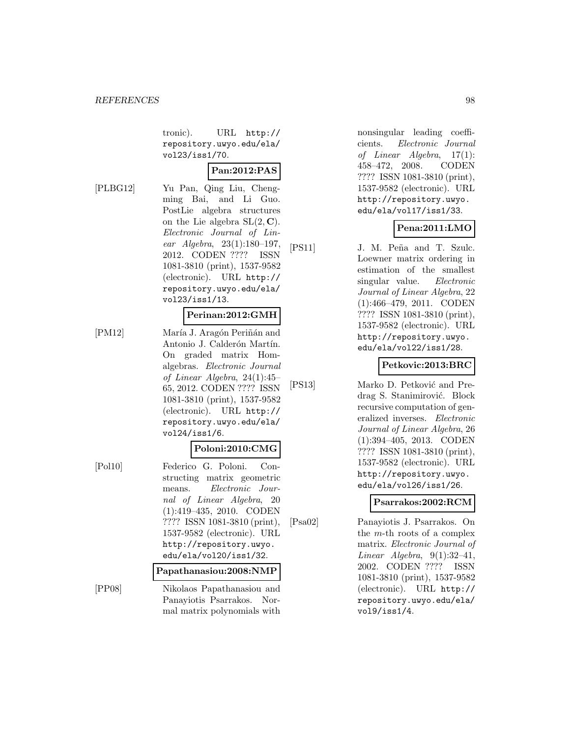tronic). URL http://repository.uwyo.edu/ela/vol23/iss1/70.

**Pan:2012:PAS**

[PLBG12] Yu Pan, Qing Liu, Chengming Bai, and Li Guo. PostLie algebra structures on the Lie algebra $\mathrm{SL}(2, \mathbf{C})$. *Electronic Journal of Linear Algebra*, 23(1):180–197, 2012. CODEN ???? ISSN 1081-3810 (print), 1537-9582 (electronic). URL http://repository.uwyo.edu/ela/vol23/iss1/13.

**Perinan:2012:GMH**

[PM12] María J. Aragón Periñán and Antonio J. Calderón Martín. On graded matrix Hom-algebras. *Electronic Journal of Linear Algebra*, 24(1):45–65, 2012. CODEN ???? ISSN 1081-3810 (print), 1537-9582 (electronic). URL http://repository.uwyo.edu/ela/vol24/iss1/6.

**Poloni:2010:CMG**

[Pol10] Federico G. Poloni. Constructing matrix geometric means. *Electronic Journal of Linear Algebra*, 20 (1):419–435, 2010. CODEN ???? ISSN 1081-3810 (print), 1537-9582 (electronic). URL http://repository.uwyo.edu/ela/vol20/iss1/32.

**Papathanasiou:2008:NMP**

[PP08] Nikolaos Papathanasiou and Panayiotis Psarrakos. Normal matrix polynomials with nonsingular leading coefficients. *Electronic Journal of Linear Algebra*, 17(1): 458–472, 2008. CODEN ???? ISSN 1081-3810 (print), 1537-9582 (electronic). URL http://repository.uwyo.edu/ela/vol17/iss1/33.

**Pena:2011:LMO**

[PS11] J. M. Peña and T. Szulc. Loewner matrix ordering in estimation of the smallest singular value. *Electronic Journal of Linear Algebra*, 22 (1):466–479, 2011. CODEN ???? ISSN 1081-3810 (print), 1537-9582 (electronic). URL http://repository.uwyo.edu/ela/vol22/iss1/28.

**Petkovic:2013:BRC**

[PS13] Marko D. Petković and Predrag S. Stanimirović. Block recursive computation of generalized inverses. *Electronic Journal of Linear Algebra*, 26 (1):394–405, 2013. CODEN ???? ISSN 1081-3810 (print), 1537-9582 (electronic). URL http://repository.uwyo.edu/ela/vol26/iss1/26.

**Psarrakos:2002:RCM**

[Psa02] Panayiotis J. Psarrakos. On the $m$-th roots of a complex matrix. *Electronic Journal of Linear Algebra*, 9(1):32–41, 2002. CODEN ???? ISSN 1081-3810 (print), 1537-9582 (electronic). URL http://repository.uwyo.edu/ela/vol9/iss1/4.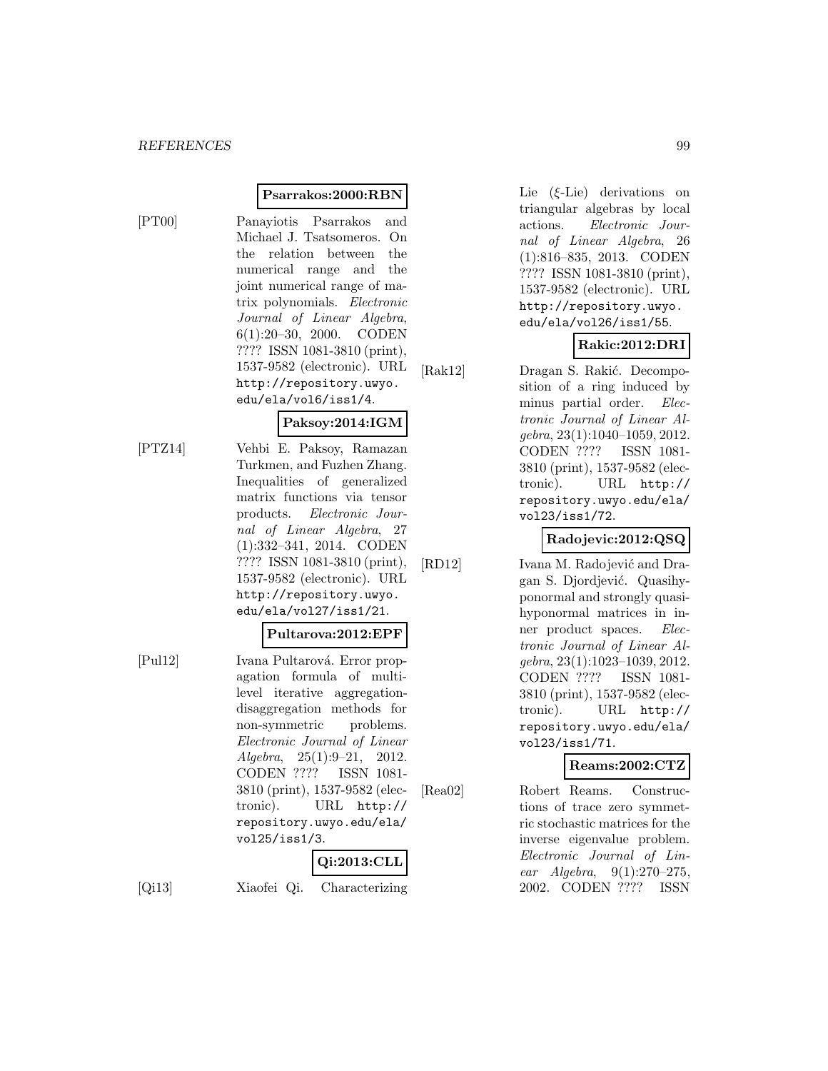**Psarrakos:2000:RBN**

[PT00] Panayiotis Psarrakos and Michael J. Tsatsomeros. On the relation between the numerical range and the joint numerical range of matrix polynomials. *Electronic Journal of Linear Algebra*, 6(1):20–30, 2000. CODEN ???? ISSN 1081-3810 (print), 1537-9582 (electronic). URL http://repository.uwyo.edu/ela/vol6/iss1/4.

**Paksoy:2014:IGM**

[PTZ14] Vehbi E. Paksoy, Ramazan Turkmen, and Fuzhen Zhang. Inequalities of generalized matrix functions via tensor products. *Electronic Journal of Linear Algebra*, 27 (1):332–341, 2014. CODEN ???? ISSN 1081-3810 (print), 1537-9582 (electronic). URL http://repository.uwyo.edu/ela/vol27/iss1/21.

**Pultarova:2012:EPF**

[Pul12] Ivana Pultarová. Error propagation formula of multilevel iterative aggregation-disaggregation methods for non-symmetric problems. *Electronic Journal of Linear Algebra*, 25(1):9–21, 2012. CODEN ???? ISSN 1081-3810 (print), 1537-9582 (electronic). URL http://repository.uwyo.edu/ela/vol25/iss1/3.

**Qi:2013:CLL**

[Qi13] Xiaofei Qi. Characterizing Lie ($\xi$-Lie) derivations on triangular algebras by local actions. *Electronic Journal of Linear Algebra*, 26 (1):816–835, 2013. CODEN ???? ISSN 1081-3810 (print), 1537-9582 (electronic). URL http://repository.uwyo.edu/ela/vol26/iss1/55.

**Rakic:2012:DRI**

[Rak12] Dragan S. Rakić. Decomposition of a ring induced by minus partial order. *Electronic Journal of Linear Algebra*, 23(1):1040–1059, 2012. CODEN ???? ISSN 1081-3810 (print), 1537-9582 (electronic). URL http://repository.uwyo.edu/ela/vol23/iss1/72.

**Radojevic:2012:QSQ**

[RD12] Ivana M. Radojević and Dragan S. Djordjević. Quasihyponormal and strongly quasihyponormal matrices in inner product spaces. *Electronic Journal of Linear Algebra*, 23(1):1023–1039, 2012. CODEN ???? ISSN 1081-3810 (print), 1537-9582 (electronic). URL http://repository.uwyo.edu/ela/vol23/iss1/71.

**Reams:2002:CTZ**

[Rea02] Robert Reams. Constructions of trace zero symmetric stochastic matrices for the inverse eigenvalue problem. *Electronic Journal of Linear Algebra*, 9(1):270–275, 2002. CODEN ???? ISSN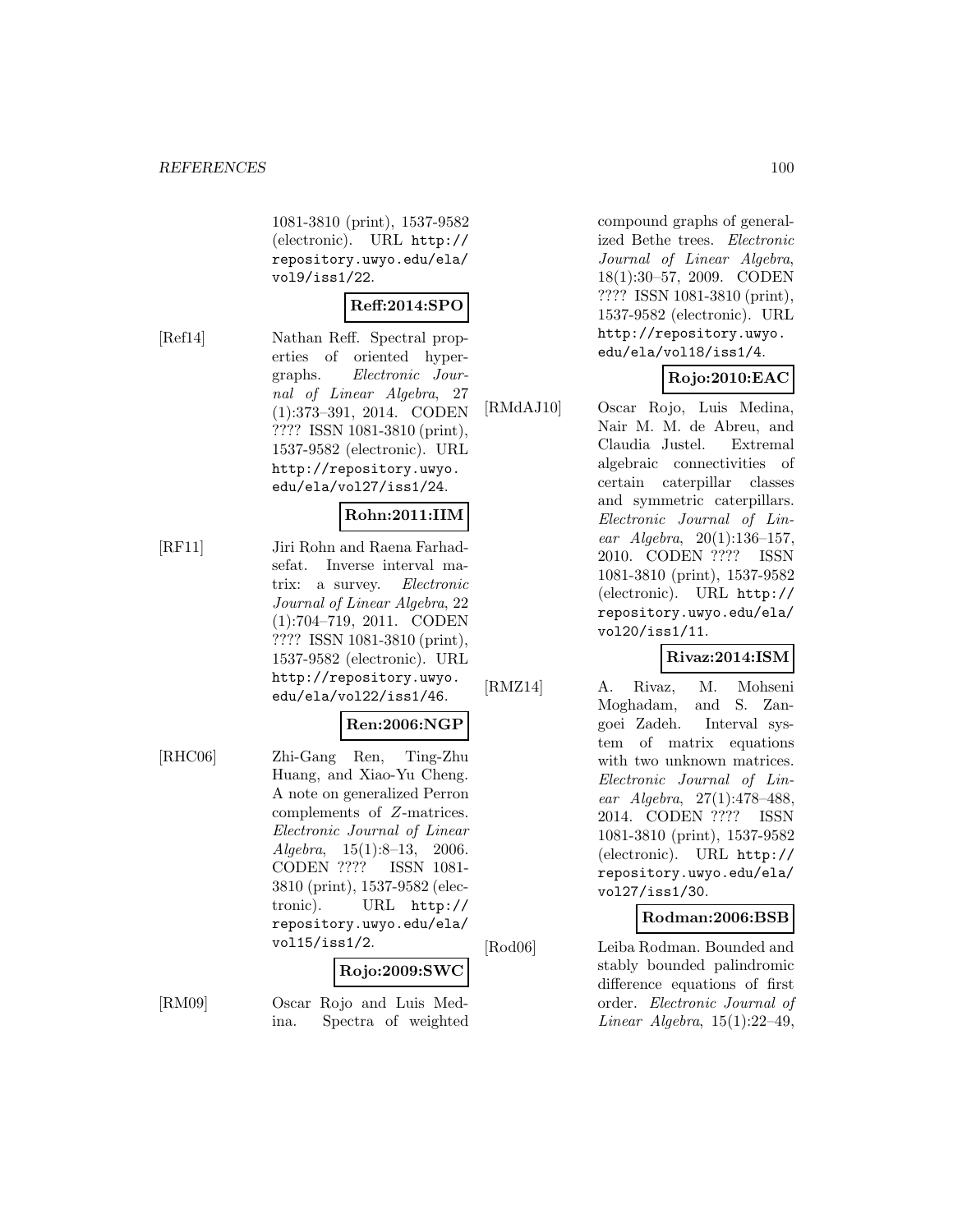1081-3810 (print), 1537-9582 (electronic). URL http://repository.uwyo.edu/ela/vol9/iss1/22.

**Reff:2014:SPO**

[Ref14] Nathan Reff. Spectral properties of oriented hypergraphs. *Electronic Journal of Linear Algebra*, 27 (1):373–391, 2014. CODEN ???? ISSN 1081-3810 (print), 1537-9582 (electronic). URL http://repository.uwyo.edu/ela/vol27/iss1/24.

**Rohn:2011:IIM**

[RF11] Jiri Rohn and Raena Farhadsefat. Inverse interval matrix: a survey. *Electronic Journal of Linear Algebra*, 22 (1):704–719, 2011. CODEN ???? ISSN 1081-3810 (print), 1537-9582 (electronic). URL http://repository.uwyo.edu/ela/vol22/iss1/46.

**Ren:2006:NGP**

[RHC06] Zhi-Gang Ren, Ting-Zhu Huang, and Xiao-Yu Cheng. A note on generalized Perron complements of $Z$-matrices. *Electronic Journal of Linear Algebra*, 15(1):8–13, 2006. CODEN ???? ISSN 1081-3810 (print), 1537-9582 (electronic). URL http://repository.uwyo.edu/ela/vol15/iss1/2.

**Rojo:2009:SWC**

[RM09] Oscar Rojo and Luis Medina. Spectra of weighted compound graphs of generalized Bethe trees. *Electronic Journal of Linear Algebra*, 18(1):30–57, 2009. CODEN ???? ISSN 1081-3810 (print), 1537-9582 (electronic). URL http://repository.uwyo.edu/ela/vol18/iss1/4.

**Rojo:2010:EAC**

[RMdAJ10] Oscar Rojo, Luis Medina, Nair M. M. de Abreu, and Claudia Justel. Extremal algebraic connectivities of certain caterpillar classes and symmetric caterpillars. *Electronic Journal of Linear Algebra*, 20(1):136–157, 2010. CODEN ???? ISSN 1081-3810 (print), 1537-9582 (electronic). URL http://repository.uwyo.edu/ela/vol20/iss1/11.

**Rivaz:2014:ISM**

[RMZ14] A. Rivaz, M. Mohseni Moghadam, and S. Zangoei Zadeh. Interval system of matrix equations with two unknown matrices. *Electronic Journal of Linear Algebra*, 27(1):478–488, 2014. CODEN ???? ISSN 1081-3810 (print), 1537-9582 (electronic). URL http://repository.uwyo.edu/ela/vol27/iss1/30.

**Rodman:2006:BSB**

[Rod06] Leiba Rodman. Bounded and stably bounded palindromic difference equations of first order. *Electronic Journal of Linear Algebra*, 15(1):22–49,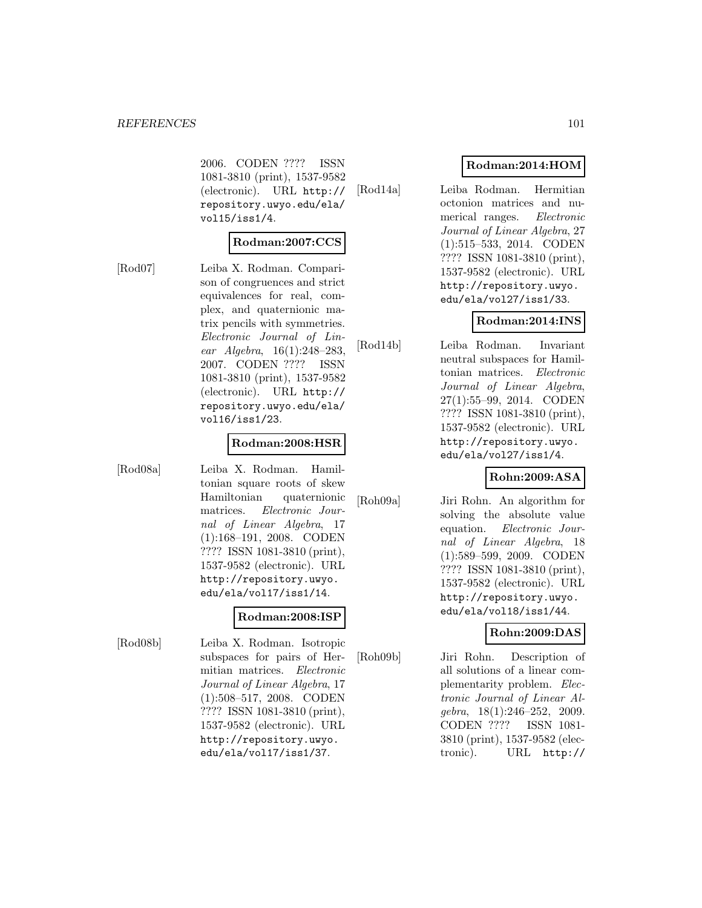2006. CODEN ???? ISSN 1081-3810 (print), 1537-9582 (electronic). URL http://repository.uwyo.edu/ela/vol15/iss1/4.

**Rodman:2007:CCS**

[Rod07] Leiba X. Rodman. Comparison of congruences and strict equivalences for real, complex, and quaternionic matrix pencils with symmetries. *Electronic Journal of Linear Algebra*, 16(1):248–283, 2007. CODEN ???? ISSN 1081-3810 (print), 1537-9582 (electronic). URL http://repository.uwyo.edu/ela/vol16/iss1/23.

**Rodman:2008:HSR**

[Rod08a] Leiba X. Rodman. Hamiltonian square roots of skew Hamiltonian quaternionic matrices. *Electronic Journal of Linear Algebra*, 17 (1):168–191, 2008. CODEN ???? ISSN 1081-3810 (print), 1537-9582 (electronic). URL http://repository.uwyo.edu/ela/vol17/iss1/14.

**Rodman:2008:ISP**

[Rod08b] Leiba X. Rodman. Isotropic subspaces for pairs of Hermitian matrices. *Electronic Journal of Linear Algebra*, 17 (1):508–517, 2008. CODEN ???? ISSN 1081-3810 (print), 1537-9582 (electronic). URL http://repository.uwyo.edu/ela/vol17/iss1/37.

**Rodman:2014:HOM**

[Rod14a] Leiba Rodman. Hermitian octonion matrices and numerical ranges. *Electronic Journal of Linear Algebra*, 27 (1):515–533, 2014. CODEN ???? ISSN 1081-3810 (print), 1537-9582 (electronic). URL http://repository.uwyo.edu/ela/vol27/iss1/33.

**Rodman:2014:INS**

[Rod14b] Leiba Rodman. Invariant neutral subspaces for Hamiltonian matrices. *Electronic Journal of Linear Algebra*, 27(1):55–99, 2014. CODEN ???? ISSN 1081-3810 (print), 1537-9582 (electronic). URL http://repository.uwyo.edu/ela/vol27/iss1/4.

**Rohn:2009:ASA**

[Roh09a] Jiri Rohn. An algorithm for solving the absolute value equation. *Electronic Journal of Linear Algebra*, 18 (1):589–599, 2009. CODEN ???? ISSN 1081-3810 (print), 1537-9582 (electronic). URL http://repository.uwyo.edu/ela/vol18/iss1/44.

**Rohn:2009:DAS**

[Roh09b] Jiri Rohn. Description of all solutions of a linear complementarity problem. *Electronic Journal of Linear Algebra*, 18(1):246–252, 2009. CODEN ???? ISSN 1081-3810 (print), 1537-9582 (electronic). URL http://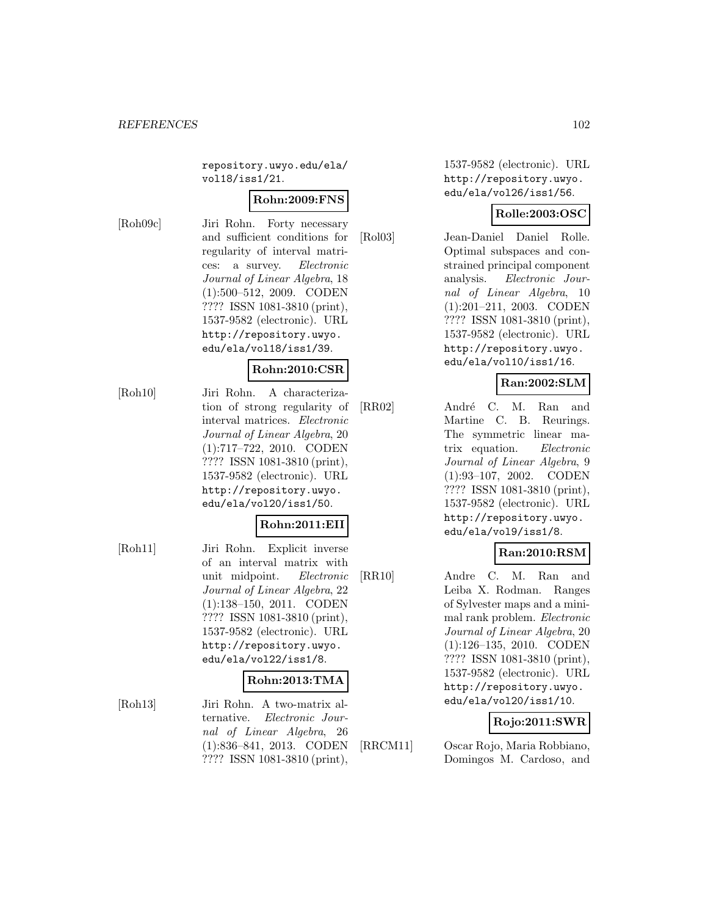repository.uwyo.edu/ela/vol18/iss1/21.

**Rohn:2009:FNS**

[Roh09c] Jiri Rohn. Forty necessary and sufficient conditions for regularity of interval matrices: a survey. *Electronic Journal of Linear Algebra*, 18 (1):500–512, 2009. CODEN ???? ISSN 1081-3810 (print), 1537-9582 (electronic). URL http://repository.uwyo.edu/ela/vol18/iss1/39.

**Rohn:2010:CSR**

[Roh10] Jiri Rohn. A characterization of strong regularity of interval matrices. *Electronic Journal of Linear Algebra*, 20 (1):717–722, 2010. CODEN ???? ISSN 1081-3810 (print), 1537-9582 (electronic). URL http://repository.uwyo.edu/ela/vol20/iss1/50.

**Rohn:2011:EII**

[Roh11] Jiri Rohn. Explicit inverse of an interval matrix with unit midpoint. *Electronic Journal of Linear Algebra*, 22 (1):138–150, 2011. CODEN ???? ISSN 1081-3810 (print), 1537-9582 (electronic). URL http://repository.uwyo.edu/ela/vol22/iss1/8.

**Rohn:2013:TMA**

[Roh13] Jiri Rohn. A two-matrix alternative. *Electronic Journal of Linear Algebra*, 26 (1):836–841, 2013. CODEN ???? ISSN 1081-3810 (print), 1537-9582 (electronic). URL http://repository.uwyo.edu/ela/vol26/iss1/56.

**Rolle:2003:OSC**

[Rol03] Jean-Daniel Daniel Rolle. Optimal subspaces and constrained principal component analysis. *Electronic Journal of Linear Algebra*, 10 (1):201–211, 2003. CODEN ???? ISSN 1081-3810 (print), 1537-9582 (electronic). URL http://repository.uwyo.edu/ela/vol10/iss1/16.

**Ran:2002:SLM**

[RR02] André C. M. Ran and Martine C. B. Reurings. The symmetric linear matrix equation. *Electronic Journal of Linear Algebra*, 9 (1):93–107, 2002. CODEN ???? ISSN 1081-3810 (print), 1537-9582 (electronic). URL http://repository.uwyo.edu/ela/vol9/iss1/8.

**Ran:2010:RSM**

[RR10] Andre C. M. Ran and Leiba X. Rodman. Ranges of Sylvester maps and a minimal rank problem. *Electronic Journal of Linear Algebra*, 20 (1):126–135, 2010. CODEN ???? ISSN 1081-3810 (print), 1537-9582 (electronic). URL http://repository.uwyo.edu/ela/vol20/iss1/10.

**Rojo:2011:SWR**

[RRCM11] Oscar Rojo, Maria Robbiano, Domingos M. Cardoso, and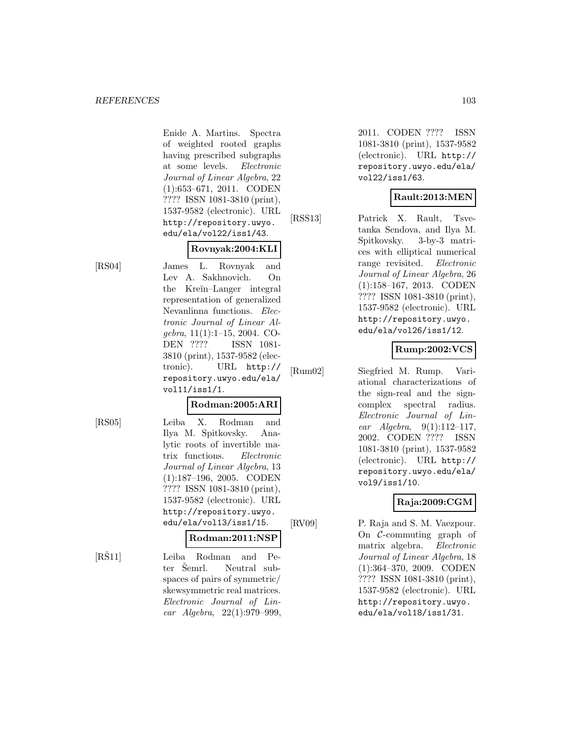Enide A. Martins. Spectra of weighted rooted graphs having prescribed subgraphs at some levels. *Electronic Journal of Linear Algebra*, 22 (1):653–671, 2011. CODEN ???? ISSN 1081-3810 (print), 1537-9582 (electronic). URL http://repository.uwyo.edu/ela/vol22/iss1/43.

**Rovnyak:2004:KLI**

[RS04] James L. Rovnyak and Lev A. Sakhnovich. On the Kreĭn–Langer integral representation of generalized Nevanlinna functions. *Electronic Journal of Linear Algebra*, 11(1):1–15, 2004. CODEN ???? ISSN 1081-3810 (print), 1537-9582 (electronic). URL http://repository.uwyo.edu/ela/vol11/iss1/1.

**Rodman:2005:ARI**

[RS05] Leiba X. Rodman and Ilya M. Spitkovsky. Analytic roots of invertible matrix functions. *Electronic Journal of Linear Algebra*, 13 (1):187–196, 2005. CODEN ???? ISSN 1081-3810 (print), 1537-9582 (electronic). URL http://repository.uwyo.edu/ela/vol13/iss1/15.

**Rodman:2011:NSP**

[RŠ11] Leiba Rodman and Peter Šemrl. Neutral subspaces of pairs of symmetric/skewsymmetric real matrices. *Electronic Journal of Linear Algebra*, 22(1):979–999, 2011. CODEN ???? ISSN 1081-3810 (print), 1537-9582 (electronic). URL http://repository.uwyo.edu/ela/vol22/iss1/63.

**Rault:2013:MEN**

[RSS13] Patrick X. Rault, Tsvetanka Sendova, and Ilya M. Spitkovsky. 3-by-3 matrices with elliptical numerical range revisited. *Electronic Journal of Linear Algebra*, 26 (1):158–167, 2013. CODEN ???? ISSN 1081-3810 (print), 1537-9582 (electronic). URL http://repository.uwyo.edu/ela/vol26/iss1/12.

**Rump:2002:VCS**

[Rum02] Siegfried M. Rump. Variational characterizations of the sign-real and the sign-complex spectral radius. *Electronic Journal of Linear Algebra*, 9(1):112–117, 2002. CODEN ???? ISSN 1081-3810 (print), 1537-9582 (electronic). URL http://repository.uwyo.edu/ela/vol9/iss1/10.

**Raja:2009:CGM**

[RV09] P. Raja and S. M. Vaezpour. On $\mathcal{C}$-commuting graph of matrix algebra. *Electronic Journal of Linear Algebra*, 18 (1):364–370, 2009. CODEN ???? ISSN 1081-3810 (print), 1537-9582 (electronic). URL http://repository.uwyo.edu/ela/vol18/iss1/31.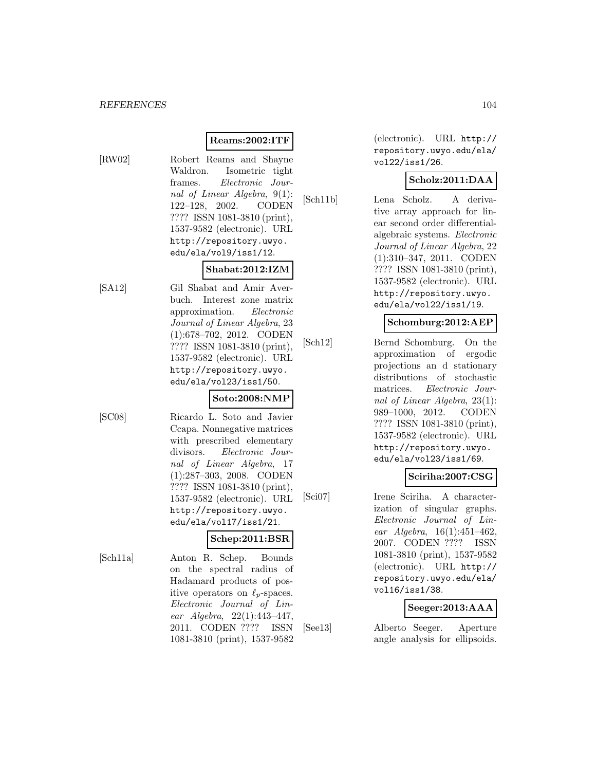**Reams:2002:ITF**

[RW02] Robert Reams and Shayne Waldron. Isometric tight frames. *Electronic Journal of Linear Algebra*, 9(1): 122–128, 2002. CODEN ???? ISSN 1081-3810 (print), 1537-9582 (electronic). URL http://repository.uwyo.edu/ela/vol9/iss1/12.

**Shabat:2012:IZM**

[SA12] Gil Shabat and Amir Averbuch. Interest zone matrix approximation. *Electronic Journal of Linear Algebra*, 23 (1):678–702, 2012. CODEN ???? ISSN 1081-3810 (print), 1537-9582 (electronic). URL http://repository.uwyo.edu/ela/vol23/iss1/50.

**Soto:2008:NMP**

[SC08] Ricardo L. Soto and Javier Ccapa. Nonnegative matrices with prescribed elementary divisors. *Electronic Journal of Linear Algebra*, 17 (1):287–303, 2008. CODEN ???? ISSN 1081-3810 (print), 1537-9582 (electronic). URL http://repository.uwyo.edu/ela/vol17/iss1/21.

**Schep:2011:BSR**

[Sch11a] Anton R. Schep. Bounds on the spectral radius of Hadamard products of positive operators on $\ell_p$-spaces. *Electronic Journal of Linear Algebra*, 22(1):443–447, 2011. CODEN ???? ISSN 1081-3810 (print), 1537-9582 (electronic). URL http://repository.uwyo.edu/ela/vol22/iss1/26.

**Scholz:2011:DAA**

[Sch11b] Lena Scholz. A derivative array approach for linear second order differential-algebraic systems. *Electronic Journal of Linear Algebra*, 22 (1):310–347, 2011. CODEN ???? ISSN 1081-3810 (print), 1537-9582 (electronic). URL http://repository.uwyo.edu/ela/vol22/iss1/19.

**Schomburg:2012:AEP**

[Sch12] Bernd Schomburg. On the approximation of ergodic projections an d stationary distributions of stochastic matrices. *Electronic Journal of Linear Algebra*, 23(1): 989–1000, 2012. CODEN ???? ISSN 1081-3810 (print), 1537-9582 (electronic). URL http://repository.uwyo.edu/ela/vol23/iss1/69.

**Sciriha:2007:CSG**

[Sci07] Irene Sciriha. A characterization of singular graphs. *Electronic Journal of Linear Algebra*, 16(1):451–462, 2007. CODEN ???? ISSN 1081-3810 (print), 1537-9582 (electronic). URL http://repository.uwyo.edu/ela/vol16/iss1/38.

**Seeger:2013:AAA**

[See13] Alberto Seeger. Aperture angle analysis for ellipsoids.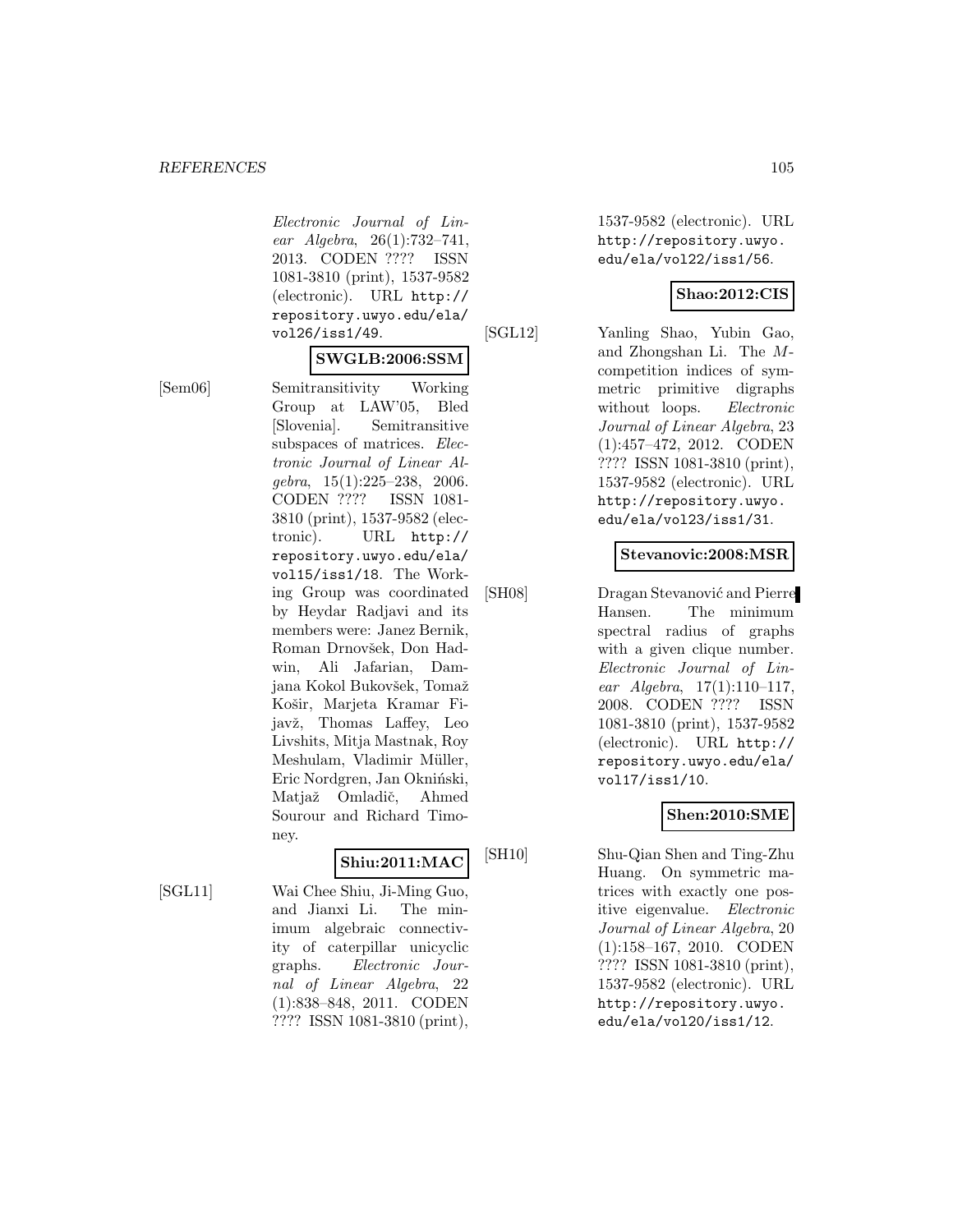*Electronic Journal of Linear Algebra*, 26(1):732–741, 2013. CODEN ???? ISSN 1081-3810 (print), 1537-9582 (electronic). URL http://repository.uwyo.edu/ela/vol26/iss1/49.

**SWGLB:2006:SSM**

[Sem06] Semitransitivity Working Group at LAW'05, Bled [Slovenia]. Semitransitive subspaces of matrices. *Electronic Journal of Linear Algebra*, 15(1):225–238, 2006. CODEN ???? ISSN 1081-3810 (print), 1537-9582 (electronic). URL http://repository.uwyo.edu/ela/vol15/iss1/18. The Working Group was coordinated by Heydar Radjavi and its members were: Janez Bernik, Roman Drnovšek, Don Hadwin, Ali Jafarian, Damjana Kokol Bukovšek, Tomaž Košir, Marjeta Kramar Fijavž, Thomas Laffey, Leo Livshits, Mitja Mastnak, Roy Meshulam, Vladimir Müller, Eric Nordgren, Jan Okniński, Matjaž Omladič, Ahmed Sourour and Richard Timoney.

**Shiu:2011:MAC**

[SGL11] Wai Chee Shiu, Ji-Ming Guo, and Jianxi Li. The minimum algebraic connectivity of caterpillar unicyclic graphs. *Electronic Journal of Linear Algebra*, 22 (1):838–848, 2011. CODEN ???? ISSN 1081-3810 (print), 1537-9582 (electronic). URL http://repository.uwyo.edu/ela/vol22/iss1/56.

**Shao:2012:CIS**

[SGL12] Yanling Shao, Yubin Gao, and Zhongshan Li. The $M$-competition indices of symmetric primitive digraphs without loops. *Electronic Journal of Linear Algebra*, 23 (1):457–472, 2012. CODEN ???? ISSN 1081-3810 (print), 1537-9582 (electronic). URL http://repository.uwyo.edu/ela/vol23/iss1/31.

**Stevanovic:2008:MSR**

[SH08] Dragan Stevanović and Pierre Hansen. The minimum spectral radius of graphs with a given clique number. *Electronic Journal of Linear Algebra*, 17(1):110–117, 2008. CODEN ???? ISSN 1081-3810 (print), 1537-9582 (electronic). URL http://repository.uwyo.edu/ela/vol17/iss1/10.

**Shen:2010:SME**

[SH10] Shu-Qian Shen and Ting-Zhu Huang. On symmetric matrices with exactly one positive eigenvalue. *Electronic Journal of Linear Algebra*, 20 (1):158–167, 2010. CODEN ???? ISSN 1081-3810 (print), 1537-9582 (electronic). URL http://repository.uwyo.edu/ela/vol20/iss1/12.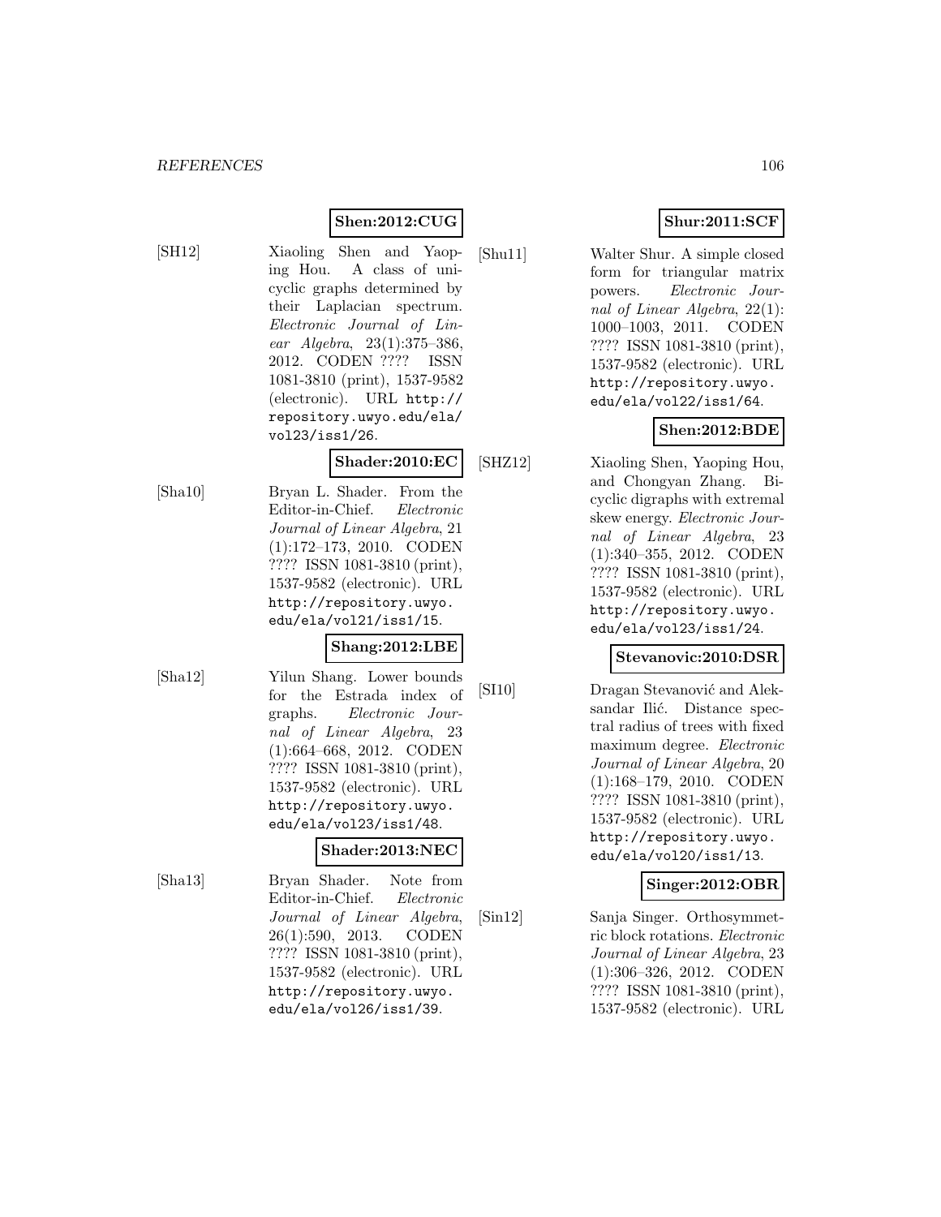**Shen:2012:CUG**

[SH12] Xiaoling Shen and Yaoping Hou. A class of unicyclic graphs determined by their Laplacian spectrum. *Electronic Journal of Linear Algebra*, 23(1):375–386, 2012. CODEN ???? ISSN 1081-3810 (print), 1537-9582 (electronic). URL http://repository.uwyo.edu/ela/vol23/iss1/26.

**Shader:2010:EC**

[Sha10] Bryan L. Shader. From the Editor-in-Chief. *Electronic Journal of Linear Algebra*, 21 (1):172–173, 2010. CODEN ???? ISSN 1081-3810 (print), 1537-9582 (electronic). URL http://repository.uwyo.edu/ela/vol21/iss1/15.

**Shang:2012:LBE**

[Sha12] Yilun Shang. Lower bounds for the Estrada index of graphs. *Electronic Journal of Linear Algebra*, 23 (1):664–668, 2012. CODEN ???? ISSN 1081-3810 (print), 1537-9582 (electronic). URL http://repository.uwyo.edu/ela/vol23/iss1/48.

**Shader:2013:NEC**

[Sha13] Bryan Shader. Note from Editor-in-Chief. *Electronic Journal of Linear Algebra*, 26(1):590, 2013. CODEN ???? ISSN 1081-3810 (print), 1537-9582 (electronic). URL http://repository.uwyo.edu/ela/vol26/iss1/39.

**Shur:2011:SCF**

[Shu11] Walter Shur. A simple closed form for triangular matrix powers. *Electronic Journal of Linear Algebra*, 22(1): 1000–1003, 2011. CODEN ???? ISSN 1081-3810 (print), 1537-9582 (electronic). URL http://repository.uwyo.edu/ela/vol22/iss1/64.

**Shen:2012:BDE**

[SHZ12] Xiaoling Shen, Yaoping Hou, and Chongyan Zhang. Bicyclic digraphs with extremal skew energy. *Electronic Journal of Linear Algebra*, 23 (1):340–355, 2012. CODEN ???? ISSN 1081-3810 (print), 1537-9582 (electronic). URL http://repository.uwyo.edu/ela/vol23/iss1/24.

**Stevanovic:2010:DSR**

[SI10] Dragan Stevanović and Aleksandar Ilić. Distance spectral radius of trees with fixed maximum degree. *Electronic Journal of Linear Algebra*, 20 (1):168–179, 2010. CODEN ???? ISSN 1081-3810 (print), 1537-9582 (electronic). URL http://repository.uwyo.edu/ela/vol20/iss1/13.

**Singer:2012:OBR**

[Sin12] Sanja Singer. Orthosymmetric block rotations. *Electronic Journal of Linear Algebra*, 23 (1):306–326, 2012. CODEN ???? ISSN 1081-3810 (print), 1537-9582 (electronic). URL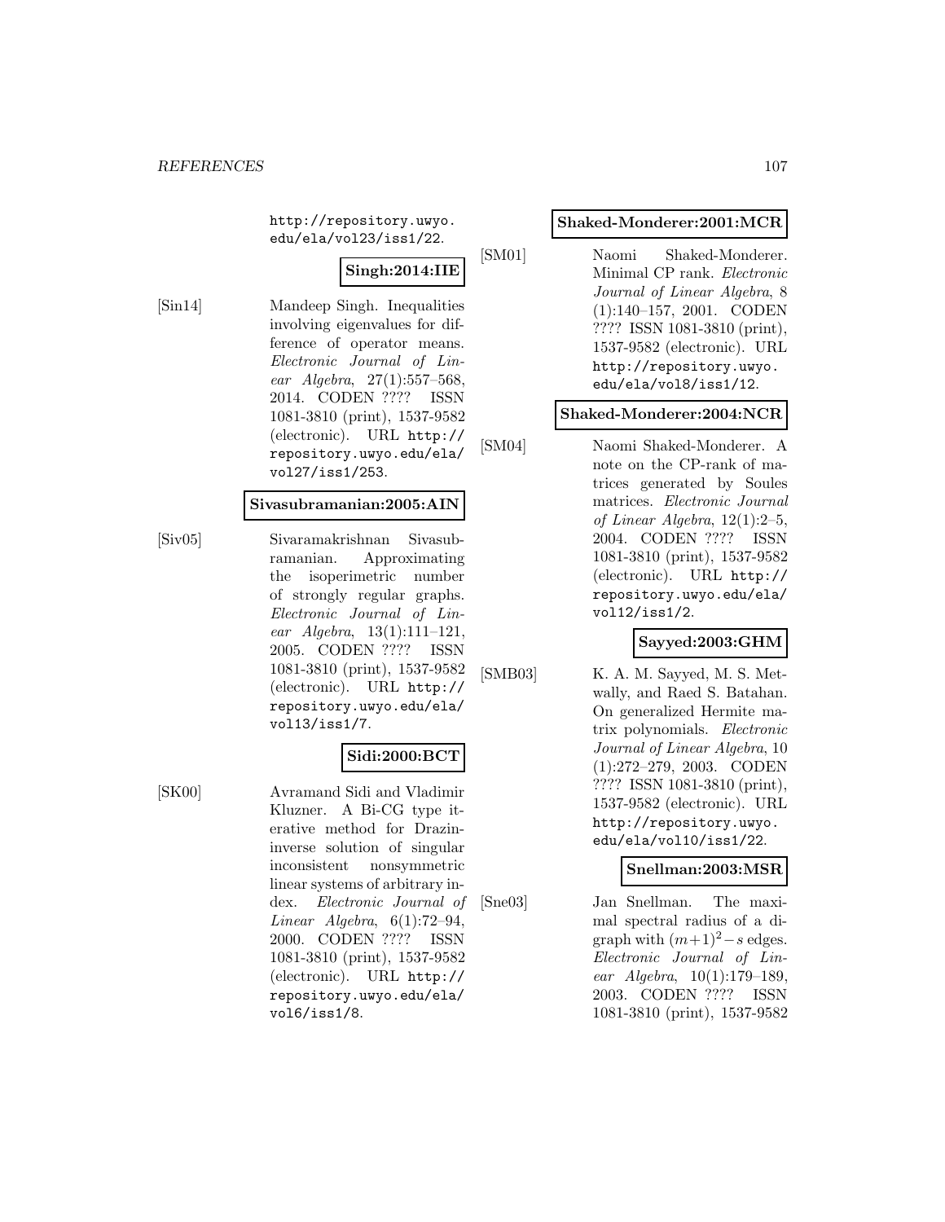http://repository.uwyo.edu/ela/vol23/iss1/22.

**Singh:2014:IIE**

[Sin14] Mandeep Singh. Inequalities involving eigenvalues for difference of operator means. *Electronic Journal of Linear Algebra*, 27(1):557–568, 2014. CODEN ???? ISSN 1081-3810 (print), 1537-9582 (electronic). URL http://repository.uwyo.edu/ela/vol27/iss1/253.

**Sivasubramanian:2005:AIN**

[Siv05] Sivaramakrishnan Sivasubramanian. Approximating the isoperimetric number of strongly regular graphs. *Electronic Journal of Linear Algebra*, 13(1):111–121, 2005. CODEN ???? ISSN 1081-3810 (print), 1537-9582 (electronic). URL http://repository.uwyo.edu/ela/vol13/iss1/7.

**Sidi:2000:BCT**

[SK00] Avramand Sidi and Vladimir Kluzner. A Bi-CG type iterative method for Drazin-inverse solution of singular inconsistent nonsymmetric linear systems of arbitrary index. *Electronic Journal of Linear Algebra*, 6(1):72–94, 2000. CODEN ???? ISSN 1081-3810 (print), 1537-9582 (electronic). URL http://repository.uwyo.edu/ela/vol6/iss1/8.

**Shaked-Monderer:2001:MCR**

[SM01] Naomi Shaked-Monderer. Minimal CP rank. *Electronic Journal of Linear Algebra*, 8 (1):140–157, 2001. CODEN ???? ISSN 1081-3810 (print), 1537-9582 (electronic). URL http://repository.uwyo.edu/ela/vol8/iss1/12.

**Shaked-Monderer:2004:NCR**

[SM04] Naomi Shaked-Monderer. A note on the CP-rank of matrices generated by Soules matrices. *Electronic Journal of Linear Algebra*, 12(1):2–5, 2004. CODEN ???? ISSN 1081-3810 (print), 1537-9582 (electronic). URL http://repository.uwyo.edu/ela/vol12/iss1/2.

**Sayyed:2003:GHM**

[SMB03] K. A. M. Sayyed, M. S. Metwally, and Raed S. Batahan. On generalized Hermite matrix polynomials. *Electronic Journal of Linear Algebra*, 10 (1):272–279, 2003. CODEN ???? ISSN 1081-3810 (print), 1537-9582 (electronic). URL http://repository.uwyo.edu/ela/vol10/iss1/22.

**Snellman:2003:MSR**

[Sne03] Jan Snellman. The maximal spectral radius of a digraph with $(m+1)^2-s$ edges. *Electronic Journal of Linear Algebra*, 10(1):179–189, 2003. CODEN ???? ISSN 1081-3810 (print), 1537-9582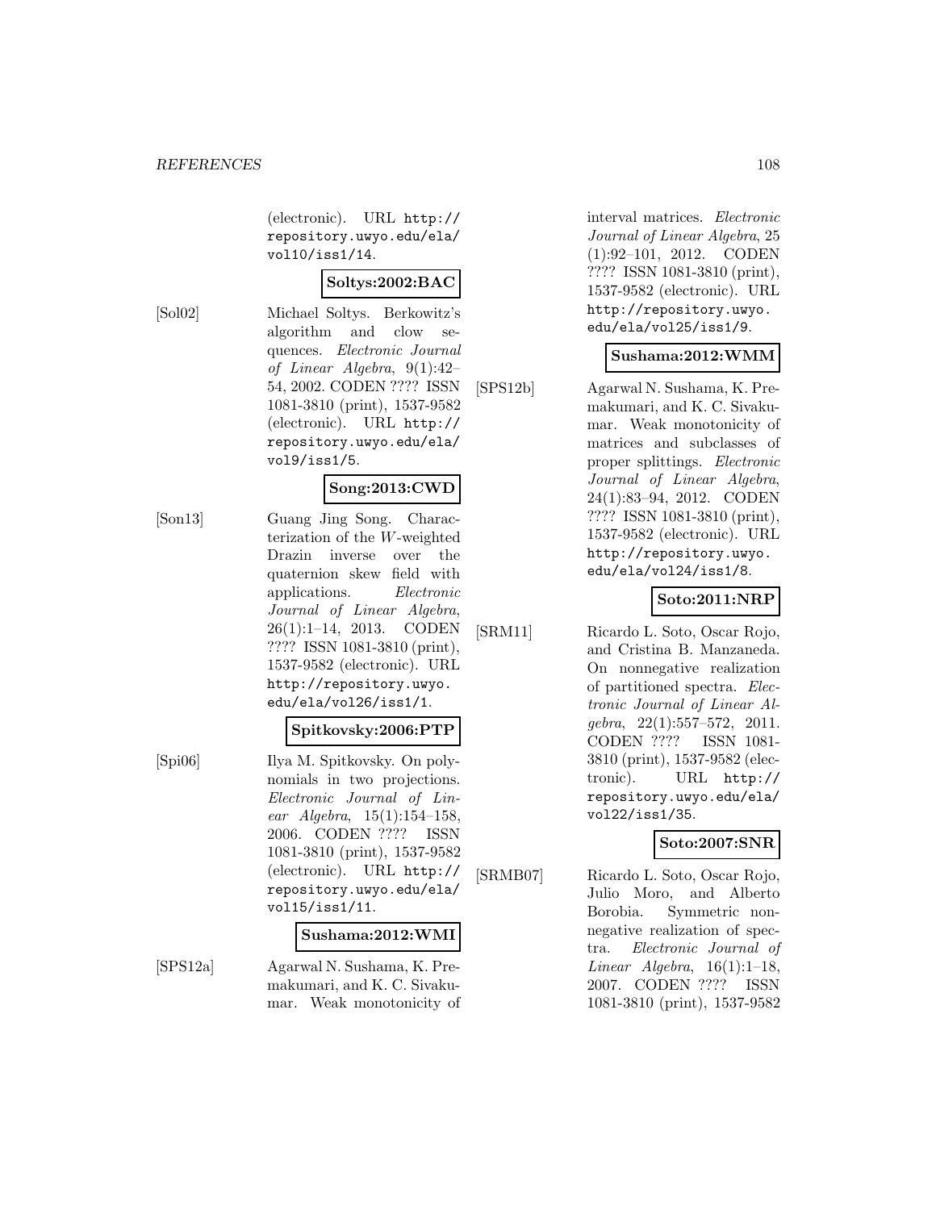(electronic). URL http://repository.uwyo.edu/ela/vol10/iss1/14.

**Soltys:2002:BAC**

[Sol02] Michael Soltys. Berkowitz's algorithm and clow sequences. *Electronic Journal of Linear Algebra*, 9(1):42–54, 2002. CODEN ???? ISSN 1081-3810 (print), 1537-9582 (electronic). URL http://repository.uwyo.edu/ela/vol9/iss1/5.

**Song:2013:CWD**

[Son13] Guang Jing Song. Characterization of the $W$-weighted Drazin inverse over the quaternion skew field with applications. *Electronic Journal of Linear Algebra*, 26(1):1–14, 2013. CODEN ???? ISSN 1081-3810 (print), 1537-9582 (electronic). URL http://repository.uwyo.edu/ela/vol26/iss1/1.

**Spitkovsky:2006:PTP**

[Spi06] Ilya M. Spitkovsky. On polynomials in two projections. *Electronic Journal of Linear Algebra*, 15(1):154–158, 2006. CODEN ???? ISSN 1081-3810 (print), 1537-9582 (electronic). URL http://repository.uwyo.edu/ela/vol15/iss1/11.

**Sushama:2012:WMI**

[SPS12a] Agarwal N. Sushama, K. Premakumari, and K. C. Sivakumar. Weak monotonicity of interval matrices. *Electronic Journal of Linear Algebra*, 25 (1):92–101, 2012. CODEN ???? ISSN 1081-3810 (print), 1537-9582 (electronic). URL http://repository.uwyo.edu/ela/vol25/iss1/9.

**Sushama:2012:WMM**

[SPS12b] Agarwal N. Sushama, K. Premakumari, and K. C. Sivakumar. Weak monotonicity of matrices and subclasses of proper splittings. *Electronic Journal of Linear Algebra*, 24(1):83–94, 2012. CODEN ???? ISSN 1081-3810 (print), 1537-9582 (electronic). URL http://repository.uwyo.edu/ela/vol24/iss1/8.

**Soto:2011:NRP**

[SRM11] Ricardo L. Soto, Oscar Rojo, and Cristina B. Manzaneda. On nonnegative realization of partitioned spectra. *Electronic Journal of Linear Algebra*, 22(1):557–572, 2011. CODEN ???? ISSN 1081-3810 (print), 1537-9582 (electronic). URL http://repository.uwyo.edu/ela/vol22/iss1/35.

**Soto:2007:SNR**

[SRMB07] Ricardo L. Soto, Oscar Rojo, Julio Moro, and Alberto Borobia. Symmetric nonnegative realization of spectra. *Electronic Journal of Linear Algebra*, 16(1):1–18, 2007. CODEN ???? ISSN 1081-3810 (print), 1537-9582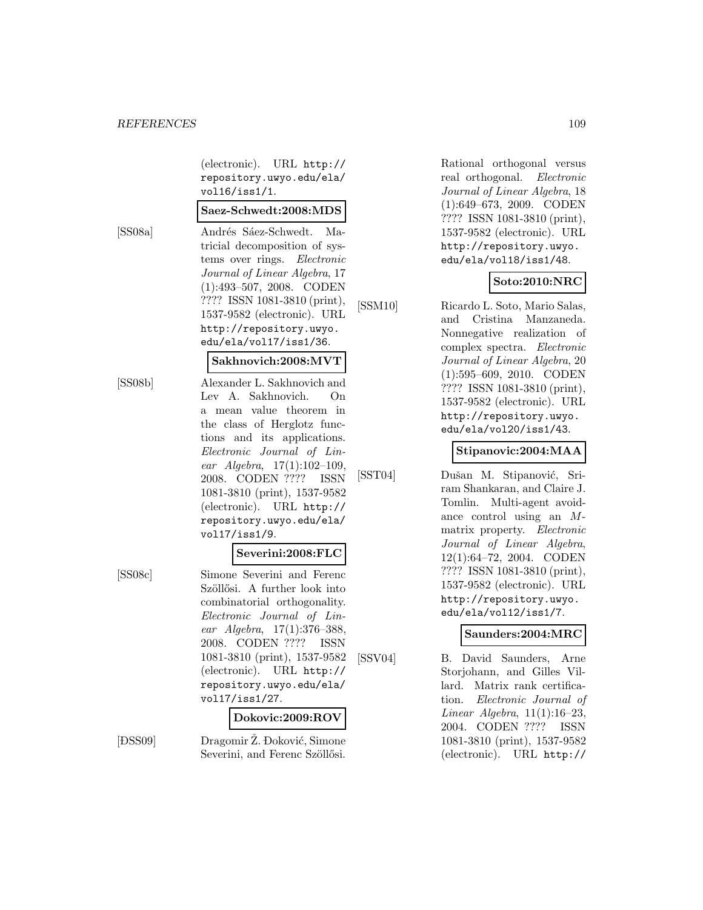(electronic). URL http://repository.uwyo.edu/ela/vol16/iss1/1.

**Saez-Schwedt:2008:MDS**

[SS08a] Andrés Sáez-Schwedt. Matricial decomposition of systems over rings. *Electronic Journal of Linear Algebra*, 17 (1):493–507, 2008. CODEN ???? ISSN 1081-3810 (print), 1537-9582 (electronic). URL http://repository.uwyo.edu/ela/vol17/iss1/36.

**Sakhnovich:2008:MVT**

[SS08b] Alexander L. Sakhnovich and Lev A. Sakhnovich. On a mean value theorem in the class of Herglotz functions and its applications. *Electronic Journal of Linear Algebra*, 17(1):102–109, 2008. CODEN ???? ISSN 1081-3810 (print), 1537-9582 (electronic). URL http://repository.uwyo.edu/ela/vol17/iss1/9.

**Severini:2008:FLC**

[SS08c] Simone Severini and Ferenc Szöllősi. A further look into combinatorial orthogonality. *Electronic Journal of Linear Algebra*, 17(1):376–388, 2008. CODEN ???? ISSN 1081-3810 (print), 1537-9582 (electronic). URL http://repository.uwyo.edu/ela/vol17/iss1/27.

**Dokovic:2009:ROV**

[ĐSS09] Dragomir Ž. Đoković, Simone Severini, and Ferenc Szöllősi. Rational orthogonal versus real orthogonal. *Electronic Journal of Linear Algebra*, 18 (1):649–673, 2009. CODEN ???? ISSN 1081-3810 (print), 1537-9582 (electronic). URL http://repository.uwyo.edu/ela/vol18/iss1/48.

**Soto:2010:NRC**

[SSM10] Ricardo L. Soto, Mario Salas, and Cristina Manzaneda. Nonnegative realization of complex spectra. *Electronic Journal of Linear Algebra*, 20 (1):595–609, 2010. CODEN ???? ISSN 1081-3810 (print), 1537-9582 (electronic). URL http://repository.uwyo.edu/ela/vol20/iss1/43.

**Stipanovic:2004:MAA**

[SST04] Dušan M. Stipanović, Sriram Shankaran, and Claire J. Tomlin. Multi-agent avoidance control using an $M$-matrix property. *Electronic Journal of Linear Algebra*, 12(1):64–72, 2004. CODEN ???? ISSN 1081-3810 (print), 1537-9582 (electronic). URL http://repository.uwyo.edu/ela/vol12/iss1/7.

**Saunders:2004:MRC**

[SSV04] B. David Saunders, Arne Storjohann, and Gilles Villard. Matrix rank certification. *Electronic Journal of Linear Algebra*, 11(1):16–23, 2004. CODEN ???? ISSN 1081-3810 (print), 1537-9582 (electronic). URL http://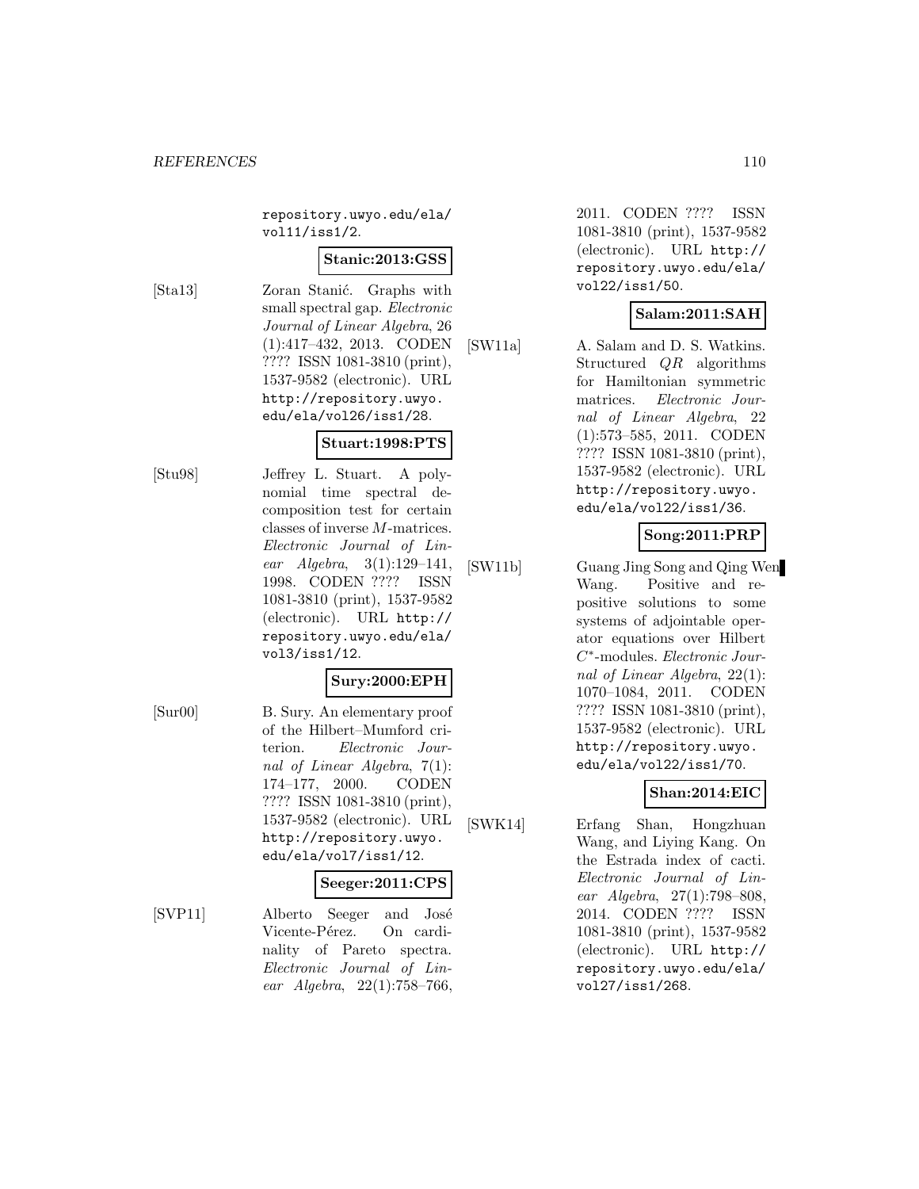repository.uwyo.edu/ela/vol11/iss1/2.

**Stanic:2013:GSS**

[Sta13] Zoran Stanić. Graphs with small spectral gap. *Electronic Journal of Linear Algebra*, 26 (1):417–432, 2013. CODEN ???? ISSN 1081-3810 (print), 1537-9582 (electronic). URL http://repository.uwyo.edu/ela/vol26/iss1/28.

**Stuart:1998:PTS**

[Stu98] Jeffrey L. Stuart. A polynomial time spectral decomposition test for certain classes of inverse $M$-matrices. *Electronic Journal of Linear Algebra*, 3(1):129–141, 1998. CODEN ???? ISSN 1081-3810 (print), 1537-9582 (electronic). URL http://repository.uwyo.edu/ela/vol3/iss1/12.

**Sury:2000:EPH**

[Sur00] B. Sury. An elementary proof of the Hilbert–Mumford criterion. *Electronic Journal of Linear Algebra*, 7(1): 174–177, 2000. CODEN ???? ISSN 1081-3810 (print), 1537-9582 (electronic). URL http://repository.uwyo.edu/ela/vol7/iss1/12.

**Seeger:2011:CPS**

[SVP11] Alberto Seeger and José Vicente-Pérez. On cardinality of Pareto spectra. *Electronic Journal of Linear Algebra*, 22(1):758–766, 2011. CODEN ???? ISSN 1081-3810 (print), 1537-9582 (electronic). URL http://repository.uwyo.edu/ela/vol22/iss1/50.

**Salam:2011:SAH**

[SW11a] A. Salam and D. S. Watkins. Structured $QR$ algorithms for Hamiltonian symmetric matrices. *Electronic Journal of Linear Algebra*, 22 (1):573–585, 2011. CODEN ???? ISSN 1081-3810 (print), 1537-9582 (electronic). URL http://repository.uwyo.edu/ela/vol22/iss1/36.

**Song:2011:PRP**

[SW11b] Guang Jing Song and Qing Wen Wang. Positive and repositive solutions to some systems of adjointable operator equations over Hilbert $C^*$-modules. *Electronic Journal of Linear Algebra*, 22(1): 1070–1084, 2011. CODEN ???? ISSN 1081-3810 (print), 1537-9582 (electronic). URL http://repository.uwyo.edu/ela/vol22/iss1/70.

**Shan:2014:EIC**

[SWK14] Erfang Shan, Hongzhuan Wang, and Liying Kang. On the Estrada index of cacti. *Electronic Journal of Linear Algebra*, 27(1):798–808, 2014. CODEN ???? ISSN 1081-3810 (print), 1537-9582 (electronic). URL http://repository.uwyo.edu/ela/vol27/iss1/268.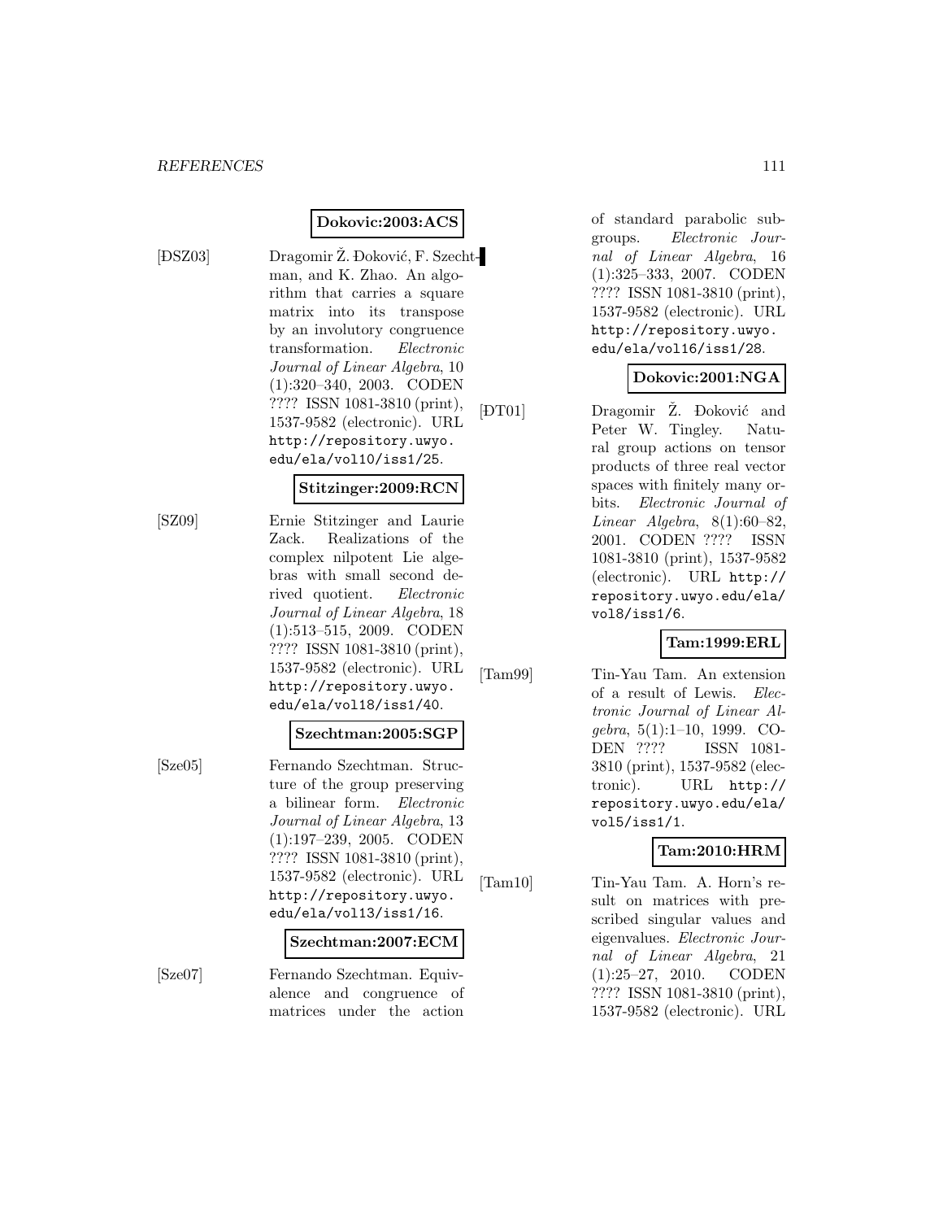**Dokovic:2003:ACS**

[ĐSZ03] Dragomir Ž. Đoković, F. Szechtman, and K. Zhao. An algorithm that carries a square matrix into its transpose by an involutory congruence transformation. *Electronic Journal of Linear Algebra*, 10 (1):320–340, 2003. CODEN ???? ISSN 1081-3810 (print), 1537-9582 (electronic). URL http://repository.uwyo.edu/ela/vol10/iss1/25.

**Stitzinger:2009:RCN**

[SZ09] Ernie Stitzinger and Laurie Zack. Realizations of the complex nilpotent Lie algebras with small second derived quotient. *Electronic Journal of Linear Algebra*, 18 (1):513–515, 2009. CODEN ???? ISSN 1081-3810 (print), 1537-9582 (electronic). URL http://repository.uwyo.edu/ela/vol18/iss1/40.

**Szechtman:2005:SGP**

[Sze05] Fernando Szechtman. Structure of the group preserving a bilinear form. *Electronic Journal of Linear Algebra*, 13 (1):197–239, 2005. CODEN ???? ISSN 1081-3810 (print), 1537-9582 (electronic). URL http://repository.uwyo.edu/ela/vol13/iss1/16.

**Szechtman:2007:ECM**

[Sze07] Fernando Szechtman. Equivalence and congruence of matrices under the action of standard parabolic subgroups. *Electronic Journal of Linear Algebra*, 16 (1):325–333, 2007. CODEN ???? ISSN 1081-3810 (print), 1537-9582 (electronic). URL http://repository.uwyo.edu/ela/vol16/iss1/28.

**Dokovic:2001:NGA**

[ĐT01] Dragomir Ž. Đoković and Peter W. Tingley. Natural group actions on tensor products of three real vector spaces with finitely many orbits. *Electronic Journal of Linear Algebra*, 8(1):60–82, 2001. CODEN ???? ISSN 1081-3810 (print), 1537-9582 (electronic). URL http://repository.uwyo.edu/ela/vol8/iss1/6.

**Tam:1999:ERL**

[Tam99] Tin-Yau Tam. An extension of a result of Lewis. *Electronic Journal of Linear Algebra*, 5(1):1–10, 1999. CODEN ???? ISSN 1081-3810 (print), 1537-9582 (electronic). URL http://repository.uwyo.edu/ela/vol5/iss1/1.

**Tam:2010:HRM**

[Tam10] Tin-Yau Tam. A. Horn's result on matrices with prescribed singular values and eigenvalues. *Electronic Journal of Linear Algebra*, 21 (1):25–27, 2010. CODEN ???? ISSN 1081-3810 (print), 1537-9582 (electronic). URL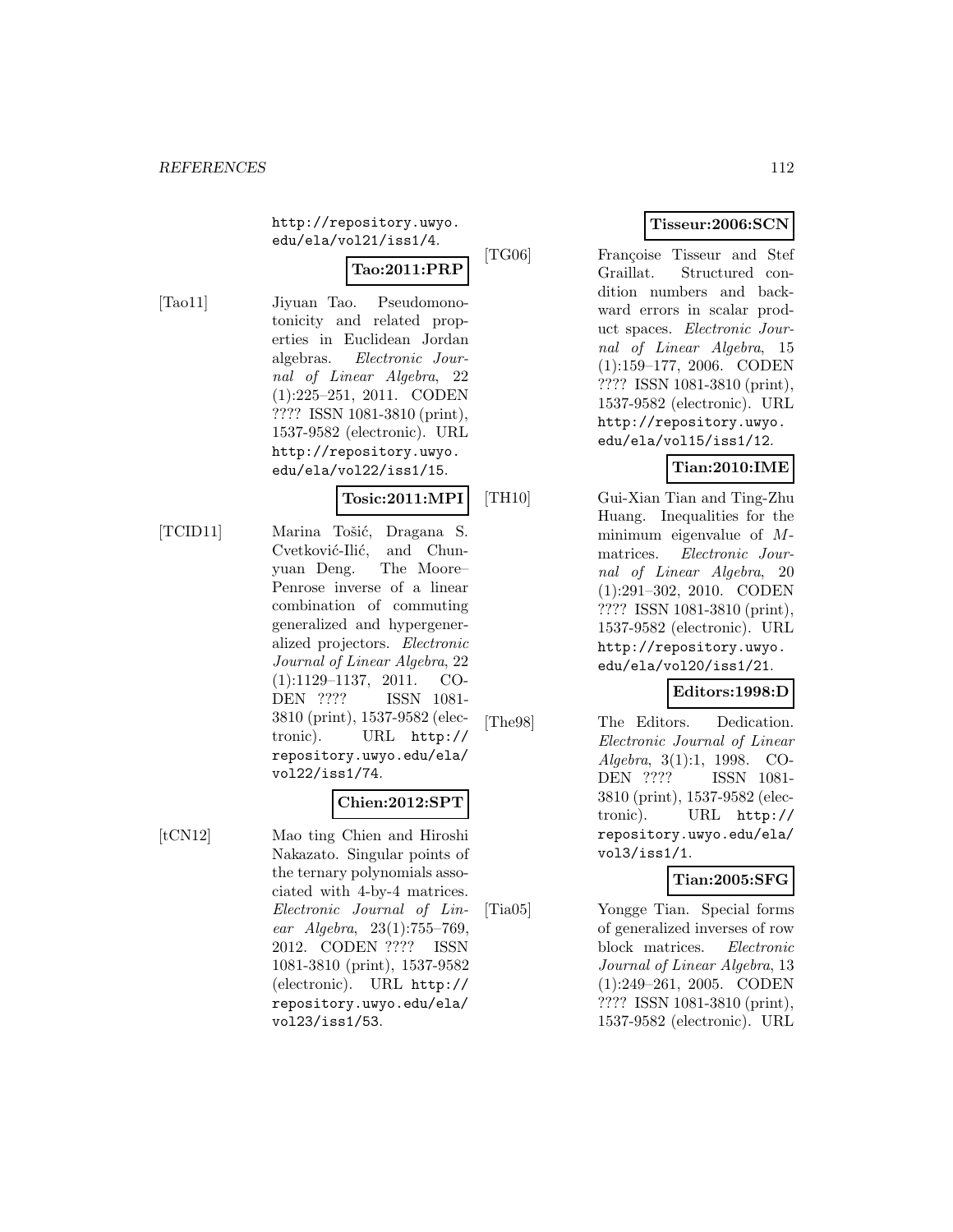http://repository.uwyo.edu/ela/vol21/iss1/4.

**Tao:2011:PRP**

[Tao11] Jiyuan Tao. Pseudomonotonicity and related properties in Euclidean Jordan algebras. *Electronic Journal of Linear Algebra*, 22 (1):225–251, 2011. CODEN ???? ISSN 1081-3810 (print), 1537-9582 (electronic). URL http://repository.uwyo.edu/ela/vol22/iss1/15.

**Tosic:2011:MPI**

[TCID11] Marina Tošić, Dragana S. Cvetković-Ilić, and Chunyuan Deng. The Moore–Penrose inverse of a linear combination of commuting generalized and hypergeneralized projectors. *Electronic Journal of Linear Algebra*, 22 (1):1129–1137, 2011. CODEN ???? ISSN 1081-3810 (print), 1537-9582 (electronic). URL http://repository.uwyo.edu/ela/vol22/iss1/74.

**Chien:2012:SPT**

[tCN12] Mao ting Chien and Hiroshi Nakazato. Singular points of the ternary polynomials associated with 4-by-4 matrices. *Electronic Journal of Linear Algebra*, 23(1):755–769, 2012. CODEN ???? ISSN 1081-3810 (print), 1537-9582 (electronic). URL http://repository.uwyo.edu/ela/vol23/iss1/53.

**Tisseur:2006:SCN**

[TG06] Françoise Tisseur and Stef Graillat. Structured condition numbers and backward errors in scalar product spaces. *Electronic Journal of Linear Algebra*, 15 (1):159–177, 2006. CODEN ???? ISSN 1081-3810 (print), 1537-9582 (electronic). URL http://repository.uwyo.edu/ela/vol15/iss1/12.

**Tian:2010:IME**

[TH10] Gui-Xian Tian and Ting-Zhu Huang. Inequalities for the minimum eigenvalue of $M$-matrices. *Electronic Journal of Linear Algebra*, 20 (1):291–302, 2010. CODEN ???? ISSN 1081-3810 (print), 1537-9582 (electronic). URL http://repository.uwyo.edu/ela/vol20/iss1/21.

**Editors:1998:D**

[The98] The Editors. Dedication. *Electronic Journal of Linear Algebra*, 3(1):1, 1998. CODEN ???? ISSN 1081-3810 (print), 1537-9582 (electronic). URL http://repository.uwyo.edu/ela/vol3/iss1/1.

**Tian:2005:SFG**

[Tia05] Yongge Tian. Special forms of generalized inverses of row block matrices. *Electronic Journal of Linear Algebra*, 13 (1):249–261, 2005. CODEN ???? ISSN 1081-3810 (print), 1537-9582 (electronic). URL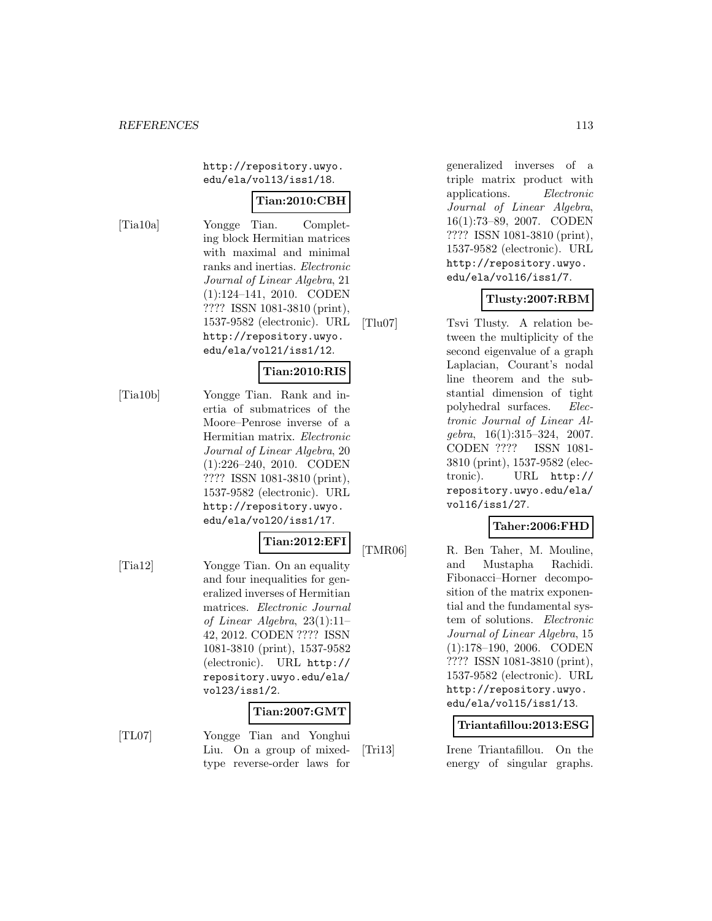http://repository.uwyo.edu/ela/vol13/iss1/18.

**Tian:2010:CBH**

[Tia10a] Yongge Tian. Completing block Hermitian matrices with maximal and minimal ranks and inertias. *Electronic Journal of Linear Algebra*, 21 (1):124–141, 2010. CODEN ???? ISSN 1081-3810 (print), 1537-9582 (electronic). URL http://repository.uwyo.edu/ela/vol21/iss1/12.

**Tian:2010:RIS**

[Tia10b] Yongge Tian. Rank and inertia of submatrices of the Moore–Penrose inverse of a Hermitian matrix. *Electronic Journal of Linear Algebra*, 20 (1):226–240, 2010. CODEN ???? ISSN 1081-3810 (print), 1537-9582 (electronic). URL http://repository.uwyo.edu/ela/vol20/iss1/17.

**Tian:2012:EFI**

[Tia12] Yongge Tian. On an equality and four inequalities for generalized inverses of Hermitian matrices. *Electronic Journal of Linear Algebra*, 23(1):11–42, 2012. CODEN ???? ISSN 1081-3810 (print), 1537-9582 (electronic). URL http://repository.uwyo.edu/ela/vol23/iss1/2.

**Tian:2007:GMT**

[TL07] Yongge Tian and Yonghui Liu. On a group of mixed-type reverse-order laws for generalized inverses of a triple matrix product with applications. *Electronic Journal of Linear Algebra*, 16(1):73–89, 2007. CODEN ???? ISSN 1081-3810 (print), 1537-9582 (electronic). URL http://repository.uwyo.edu/ela/vol16/iss1/7.

**Tlusty:2007:RBM**

[Tlu07] Tsvi Tlusty. A relation between the multiplicity of the second eigenvalue of a graph Laplacian, Courant's nodal line theorem and the substantial dimension of tight polyhedral surfaces. *Electronic Journal of Linear Algebra*, 16(1):315–324, 2007. CODEN ???? ISSN 1081-3810 (print), 1537-9582 (electronic). URL http://repository.uwyo.edu/ela/vol16/iss1/27.

**Taher:2006:FHD**

[TMR06] R. Ben Taher, M. Mouline, and Mustapha Rachidi. Fibonacci–Horner decomposition of the matrix exponential and the fundamental system of solutions. *Electronic Journal of Linear Algebra*, 15 (1):178–190, 2006. CODEN ???? ISSN 1081-3810 (print), 1537-9582 (electronic). URL http://repository.uwyo.edu/ela/vol15/iss1/13.

**Triantafillou:2013:ESG**

[Tri13] Irene Triantafillou. On the energy of singular graphs.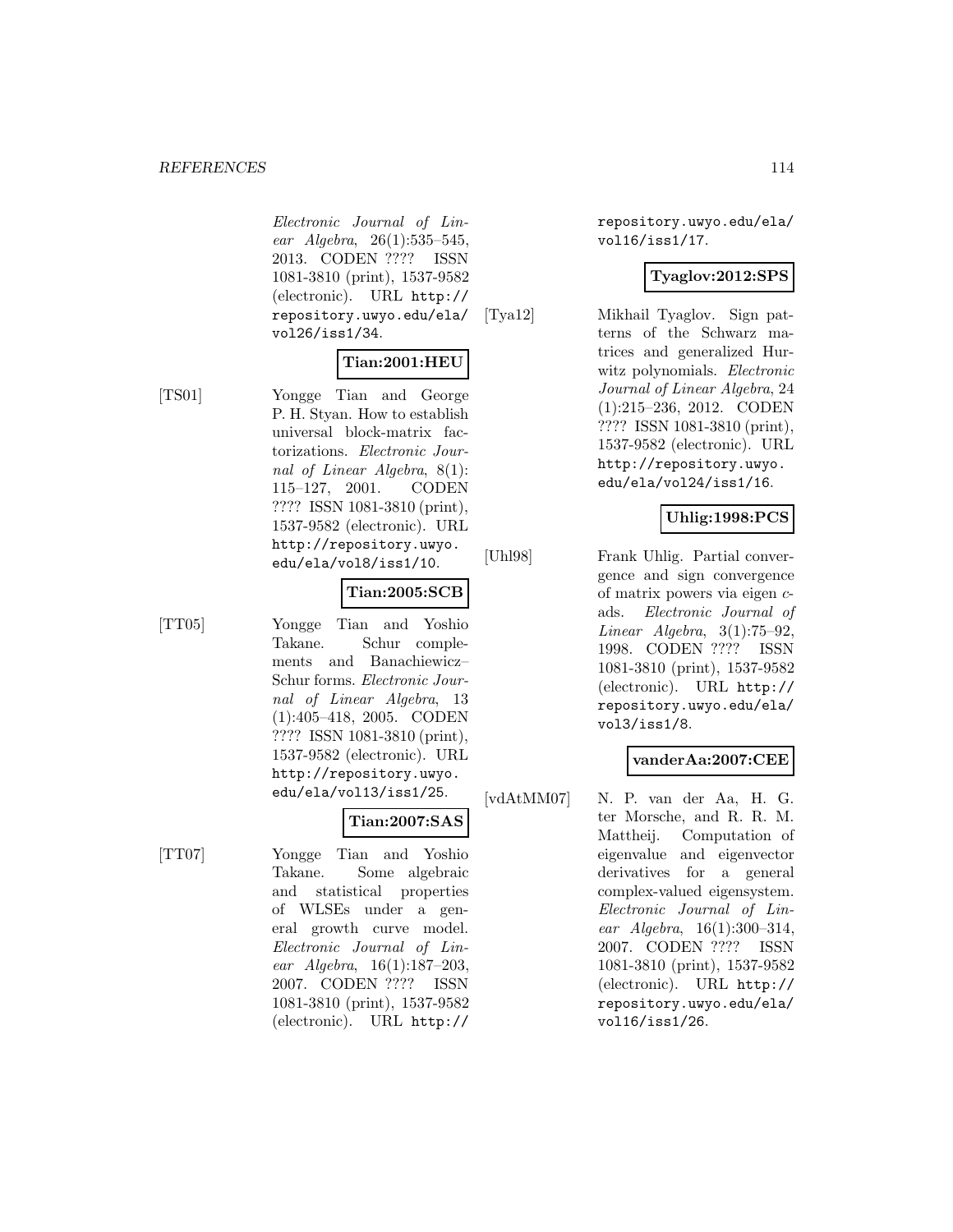*Electronic Journal of Linear Algebra*, 26(1):535–545, 2013. CODEN ???? ISSN 1081-3810 (print), 1537-9582 (electronic). URL http://repository.uwyo.edu/ela/vol26/iss1/34.

**Tian:2001:HEU**

[TS01] Yongge Tian and George P. H. Styan. How to establish universal block-matrix factorizations. *Electronic Journal of Linear Algebra*, 8(1): 115–127, 2001. CODEN ???? ISSN 1081-3810 (print), 1537-9582 (electronic). URL http://repository.uwyo.edu/ela/vol8/iss1/10.

**Tian:2005:SCB**

[TT05] Yongge Tian and Yoshio Takane. Schur complements and Banachiewicz–Schur forms. *Electronic Journal of Linear Algebra*, 13 (1):405–418, 2005. CODEN ???? ISSN 1081-3810 (print), 1537-9582 (electronic). URL http://repository.uwyo.edu/ela/vol13/iss1/25.

**Tian:2007:SAS**

[TT07] Yongge Tian and Yoshio Takane. Some algebraic and statistical properties of WLSEs under a general growth curve model. *Electronic Journal of Linear Algebra*, 16(1):187–203, 2007. CODEN ???? ISSN 1081-3810 (print), 1537-9582 (electronic). URL http://repository.uwyo.edu/ela/vol16/iss1/17.

**Tyaglov:2012:SPS**

[Tya12] Mikhail Tyaglov. Sign patterns of the Schwarz matrices and generalized Hurwitz polynomials. *Electronic Journal of Linear Algebra*, 24 (1):215–236, 2012. CODEN ???? ISSN 1081-3810 (print), 1537-9582 (electronic). URL http://repository.uwyo.edu/ela/vol24/iss1/16.

**Uhlig:1998:PCS**

[Uhl98] Frank Uhlig. Partial convergence and sign convergence of matrix powers via eigen $c$-ads. *Electronic Journal of Linear Algebra*, 3(1):75–92, 1998. CODEN ???? ISSN 1081-3810 (print), 1537-9582 (electronic). URL http://repository.uwyo.edu/ela/vol3/iss1/8.

**vanderAa:2007:CEE**

[vdAtMM07] N. P. van der Aa, H. G. ter Morsche, and R. R. M. Mattheij. Computation of eigenvalue and eigenvector derivatives for a general complex-valued eigensystem. *Electronic Journal of Linear Algebra*, 16(1):300–314, 2007. CODEN ???? ISSN 1081-3810 (print), 1537-9582 (electronic). URL http://repository.uwyo.edu/ela/vol16/iss1/26.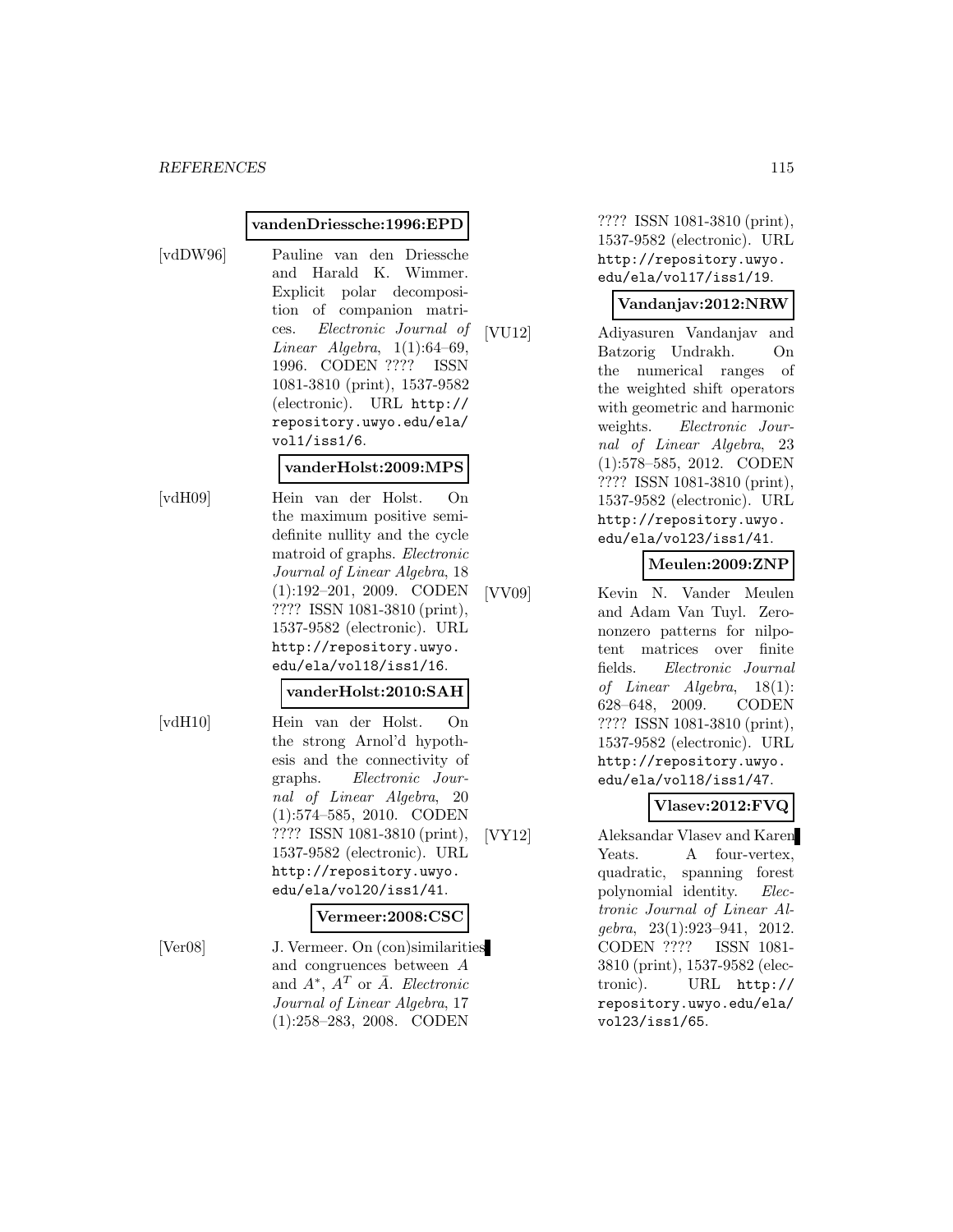**vandenDriessche:1996:EPD**

[vdDW96] Pauline van den Driessche and Harald K. Wimmer. Explicit polar decomposition of companion matrices. *Electronic Journal of Linear Algebra*, 1(1):64–69, 1996. CODEN ???? ISSN 1081-3810 (print), 1537-9582 (electronic). URL `http://repository.uwyo.edu/ela/vol1/iss1/6`.

**vanderHolst:2009:MPS**

[vdH09] Hein van der Holst. On the maximum positive semidefinite nullity and the cycle matroid of graphs. *Electronic Journal of Linear Algebra*, 18 (1):192–201, 2009. CODEN ???? ISSN 1081-3810 (print), 1537-9582 (electronic). URL `http://repository.uwyo.edu/ela/vol18/iss1/16`.

**vanderHolst:2010:SAH**

[vdH10] Hein van der Holst. On the strong Arnol'd hypothesis and the connectivity of graphs. *Electronic Journal of Linear Algebra*, 20 (1):574–585, 2010. CODEN ???? ISSN 1081-3810 (print), 1537-9582 (electronic). URL `http://repository.uwyo.edu/ela/vol20/iss1/41`.

**Vermeer:2008:CSC**

[Ver08] J. Vermeer. On (con)similarities and congruences between $A$ and $A^*$, $A^T$ or $\bar{A}$. *Electronic Journal of Linear Algebra*, 17 (1):258–283, 2008. CODEN ???? ISSN 1081-3810 (print), 1537-9582 (electronic). URL `http://repository.uwyo.edu/ela/vol17/iss1/19`.

**Vandanjav:2012:NRW**

[VU12] Adiyasuren Vandanjav and Batzorig Undrakh. On the numerical ranges of the weighted shift operators with geometric and harmonic weights. *Electronic Journal of Linear Algebra*, 23 (1):578–585, 2012. CODEN ???? ISSN 1081-3810 (print), 1537-9582 (electronic). URL `http://repository.uwyo.edu/ela/vol23/iss1/41`.

**Meulen:2009:ZNP**

[VV09] Kevin N. Vander Meulen and Adam Van Tuyl. Zero-nonzero patterns for nilpotent matrices over finite fields. *Electronic Journal of Linear Algebra*, 18(1): 628–648, 2009. CODEN ???? ISSN 1081-3810 (print), 1537-9582 (electronic). URL `http://repository.uwyo.edu/ela/vol18/iss1/47`.

**Vlasev:2012:FVQ**

[VY12] Aleksandar Vlasev and Karen Yeats. A four-vertex, quadratic, spanning forest polynomial identity. *Electronic Journal of Linear Algebra*, 23(1):923–941, 2012. CODEN ???? ISSN 1081-3810 (print), 1537-9582 (electronic). URL `http://repository.uwyo.edu/ela/vol23/iss1/65`.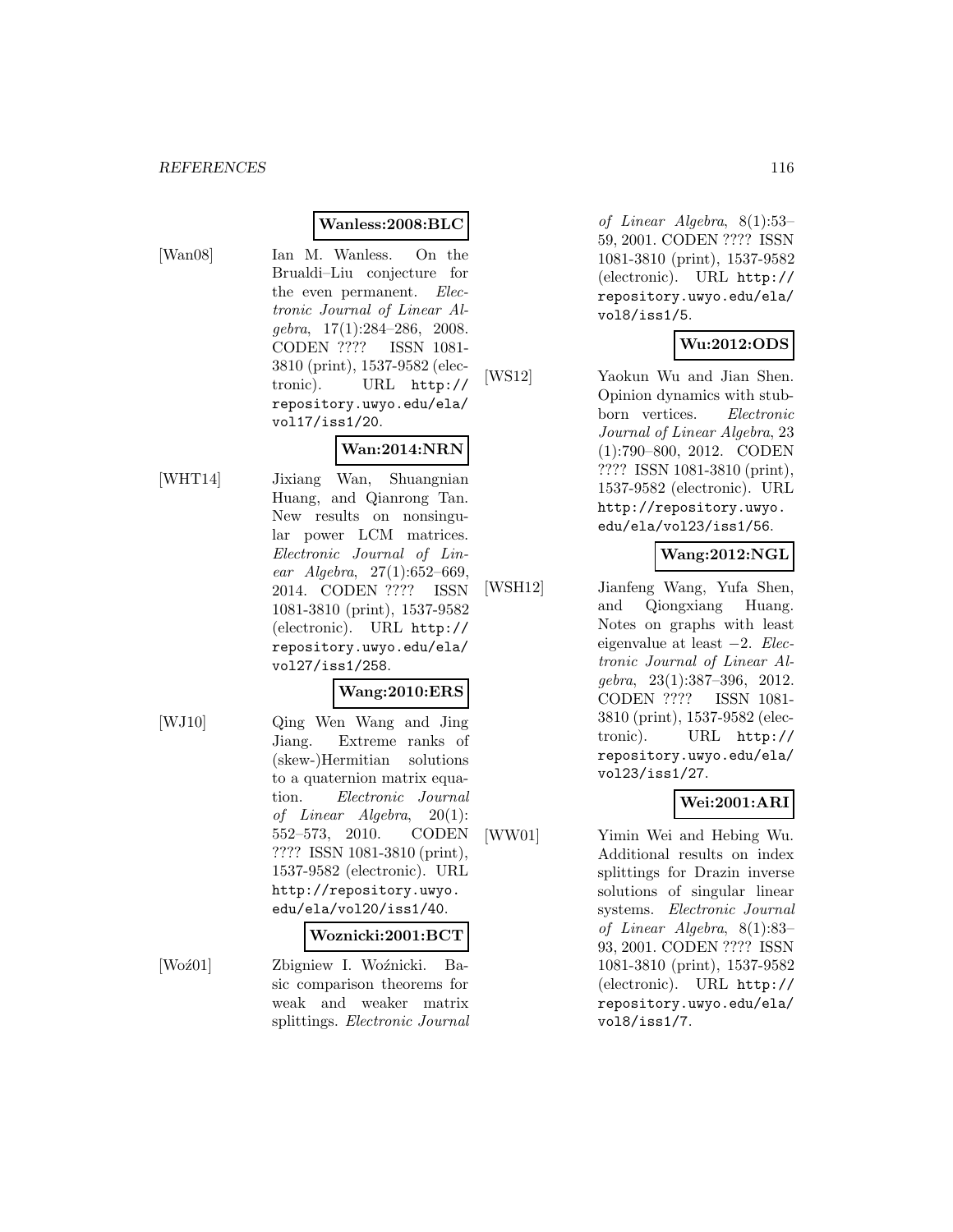**Wanless:2008:BLC**

[Wan08] Ian M. Wanless. On the Brualdi–Liu conjecture for the even permanent. *Electronic Journal of Linear Algebra*, 17(1):284–286, 2008. CODEN ???? ISSN 1081-3810 (print), 1537-9582 (electronic). URL http://repository.uwyo.edu/ela/vol17/iss1/20.

**Wan:2014:NRN**

[WHT14] Jixiang Wan, Shuangnian Huang, and Qianrong Tan. New results on nonsingular power LCM matrices. *Electronic Journal of Linear Algebra*, 27(1):652–669, 2014. CODEN ???? ISSN 1081-3810 (print), 1537-9582 (electronic). URL http://repository.uwyo.edu/ela/vol27/iss1/258.

**Wang:2010:ERS**

[WJ10] Qing Wen Wang and Jing Jiang. Extreme ranks of (skew-)Hermitian solutions to a quaternion matrix equation. *Electronic Journal of Linear Algebra*, 20(1): 552–573, 2010. CODEN ???? ISSN 1081-3810 (print), 1537-9582 (electronic). URL http://repository.uwyo.edu/ela/vol20/iss1/40.

**Woznicki:2001:BCT**

[Woź01] Zbigniew I. Woźnicki. Basic comparison theorems for weak and weaker matrix splittings. *Electronic Journal of Linear Algebra*, 8(1):53–59, 2001. CODEN ???? ISSN 1081-3810 (print), 1537-9582 (electronic). URL http://repository.uwyo.edu/ela/vol8/iss1/5.

**Wu:2012:ODS**

[WS12] Yaokun Wu and Jian Shen. Opinion dynamics with stubborn vertices. *Electronic Journal of Linear Algebra*, 23 (1):790–800, 2012. CODEN ???? ISSN 1081-3810 (print), 1537-9582 (electronic). URL http://repository.uwyo.edu/ela/vol23/iss1/56.

**Wang:2012:NGL**

[WSH12] Jianfeng Wang, Yufa Shen, and Qiongxiang Huang. Notes on graphs with least eigenvalue at least −2. *Electronic Journal of Linear Algebra*, 23(1):387–396, 2012. CODEN ???? ISSN 1081-3810 (print), 1537-9582 (electronic). URL http://repository.uwyo.edu/ela/vol23/iss1/27.

**Wei:2001:ARI**

[WW01] Yimin Wei and Hebing Wu. Additional results on index splittings for Drazin inverse solutions of singular linear systems. *Electronic Journal of Linear Algebra*, 8(1):83–93, 2001. CODEN ???? ISSN 1081-3810 (print), 1537-9582 (electronic). URL http://repository.uwyo.edu/ela/vol8/iss1/7.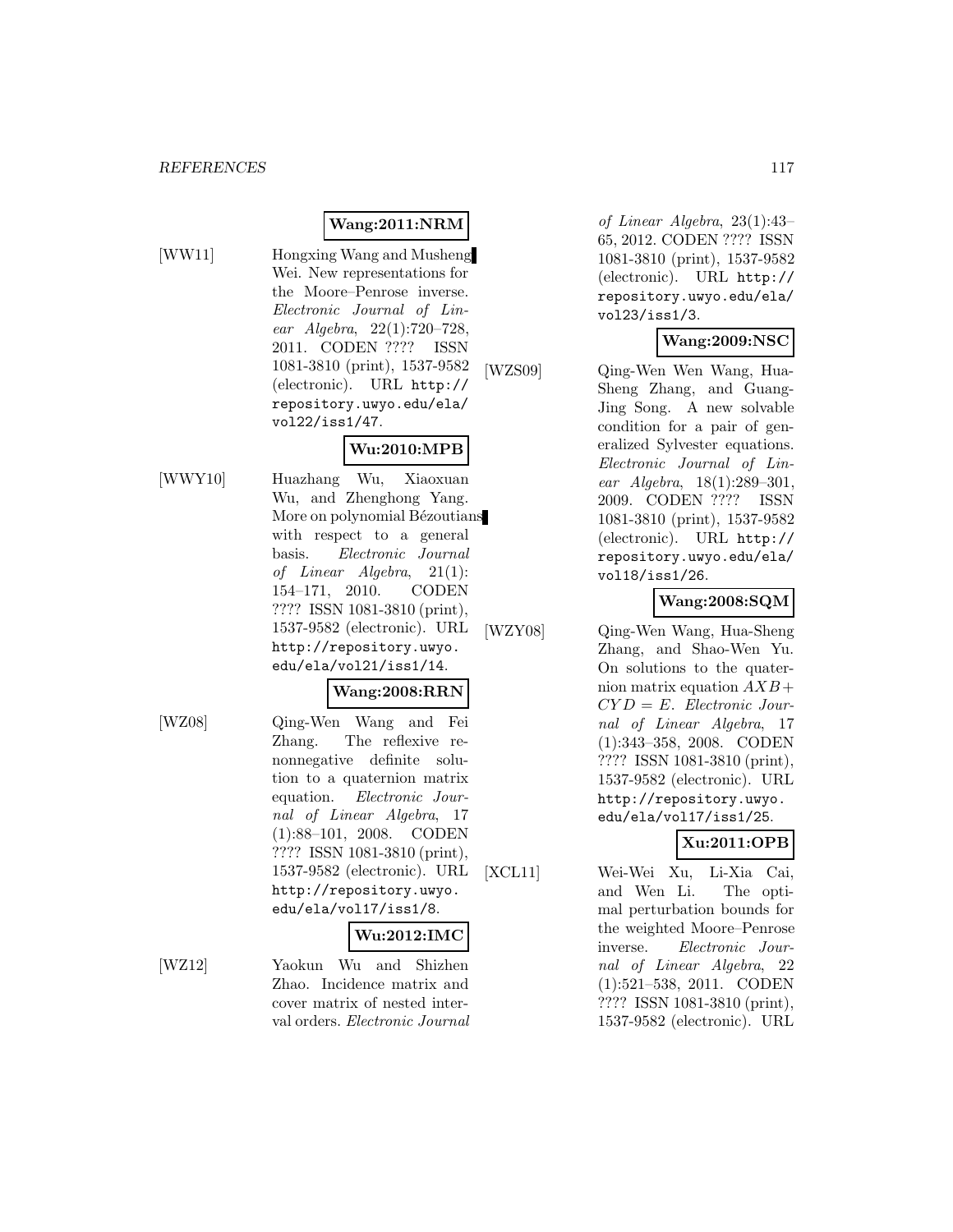**Wang:2011:NRM**

[WW11] Hongxing Wang and Musheng Wei. New representations for the Moore–Penrose inverse. *Electronic Journal of Linear Algebra*, 22(1):720–728, 2011. CODEN ???? ISSN 1081-3810 (print), 1537-9582 (electronic). URL http://repository.uwyo.edu/ela/vol22/iss1/47.

**Wu:2010:MPB**

[WWY10] Huazhang Wu, Xiaoxuan Wu, and Zhenghong Yang. More on polynomial Bézoutians with respect to a general basis. *Electronic Journal of Linear Algebra*, 21(1):154–171, 2010. CODEN ???? ISSN 1081-3810 (print), 1537-9582 (electronic). URL http://repository.uwyo.edu/ela/vol21/iss1/14.

**Wang:2008:RRN**

[WZ08] Qing-Wen Wang and Fei Zhang. The reflexive renonnegative definite solution to a quaternion matrix equation. *Electronic Journal of Linear Algebra*, 17 (1):88–101, 2008. CODEN ???? ISSN 1081-3810 (print), 1537-9582 (electronic). URL http://repository.uwyo.edu/ela/vol17/iss1/8.

**Wu:2012:IMC**

[WZ12] Yaokun Wu and Shizhen Zhao. Incidence matrix and cover matrix of nested interval orders. *Electronic Journal of Linear Algebra*, 23(1):43–65, 2012. CODEN ???? ISSN 1081-3810 (print), 1537-9582 (electronic). URL http://repository.uwyo.edu/ela/vol23/iss1/3.

**Wang:2009:NSC**

[WZS09] Qing-Wen Wen Wang, Hua-Sheng Zhang, and Guang-Jing Song. A new solvable condition for a pair of generalized Sylvester equations. *Electronic Journal of Linear Algebra*, 18(1):289–301, 2009. CODEN ???? ISSN 1081-3810 (print), 1537-9582 (electronic). URL http://repository.uwyo.edu/ela/vol18/iss1/26.

**Wang:2008:SQM**

[WZY08] Qing-Wen Wang, Hua-Sheng Zhang, and Shao-Wen Yu. On solutions to the quaternion matrix equation $AXB + CYD = E$. *Electronic Journal of Linear Algebra*, 17 (1):343–358, 2008. CODEN ???? ISSN 1081-3810 (print), 1537-9582 (electronic). URL http://repository.uwyo.edu/ela/vol17/iss1/25.

**Xu:2011:OPB**

[XCL11] Wei-Wei Xu, Li-Xia Cai, and Wen Li. The optimal perturbation bounds for the weighted Moore–Penrose inverse. *Electronic Journal of Linear Algebra*, 22 (1):521–538, 2011. CODEN ???? ISSN 1081-3810 (print), 1537-9582 (electronic). URL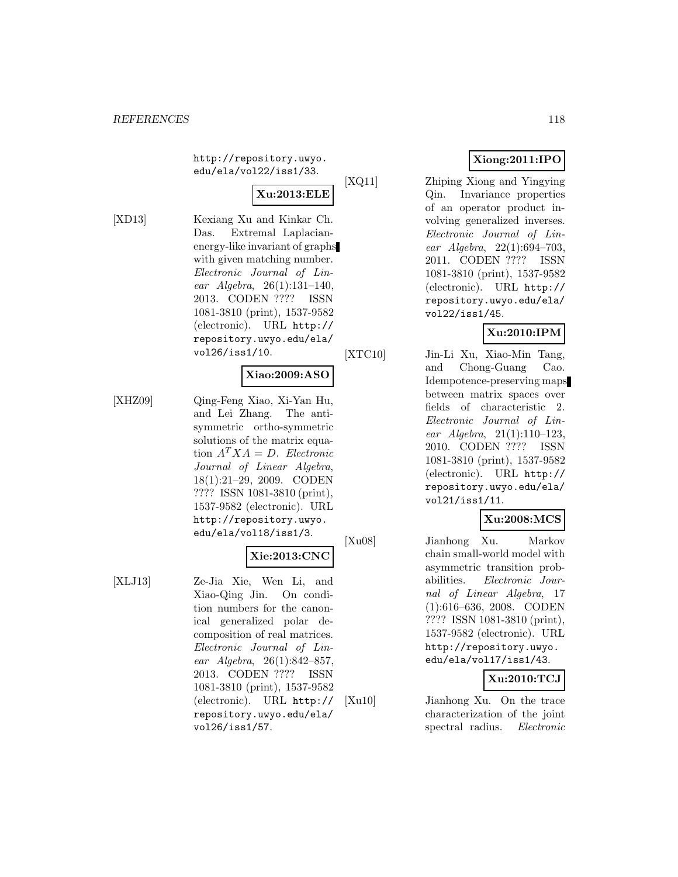http://repository.uwyo.edu/ela/vol22/iss1/33.

**Xu:2013:ELE**

[XD13] Kexiang Xu and Kinkar Ch. Das. Extremal Laplacian-energy-like invariant of graphs with given matching number. *Electronic Journal of Linear Algebra*, 26(1):131–140, 2013. CODEN ???? ISSN 1081-3810 (print), 1537-9582 (electronic). URL http://repository.uwyo.edu/ela/vol26/iss1/10.

**Xiao:2009:ASO**

[XHZ09] Qing-Feng Xiao, Xi-Yan Hu, and Lei Zhang. The anti-symmetric ortho-symmetric solutions of the matrix equation $A^T XA = D$. *Electronic Journal of Linear Algebra*, 18(1):21–29, 2009. CODEN ???? ISSN 1081-3810 (print), 1537-9582 (electronic). URL http://repository.uwyo.edu/ela/vol18/iss1/3.

**Xie:2013:CNC**

[XLJ13] Ze-Jia Xie, Wen Li, and Xiao-Qing Jin. On condition numbers for the canonical generalized polar decomposition of real matrices. *Electronic Journal of Linear Algebra*, 26(1):842–857, 2013. CODEN ???? ISSN 1081-3810 (print), 1537-9582 (electronic). URL http://repository.uwyo.edu/ela/vol26/iss1/57.

**Xiong:2011:IPO**

[XQ11] Zhiping Xiong and Yingying Qin. Invariance properties of an operator product involving generalized inverses. *Electronic Journal of Linear Algebra*, 22(1):694–703, 2011. CODEN ???? ISSN 1081-3810 (print), 1537-9582 (electronic). URL http://repository.uwyo.edu/ela/vol22/iss1/45.

**Xu:2010:IPM**

[XTC10] Jin-Li Xu, Xiao-Min Tang, and Chong-Guang Cao. Idempotence-preserving maps between matrix spaces over fields of characteristic 2. *Electronic Journal of Linear Algebra*, 21(1):110–123, 2010. CODEN ???? ISSN 1081-3810 (print), 1537-9582 (electronic). URL http://repository.uwyo.edu/ela/vol21/iss1/11.

**Xu:2008:MCS**

[Xu08] Jianhong Xu. Markov chain small-world model with asymmetric transition probabilities. *Electronic Journal of Linear Algebra*, 17 (1):616–636, 2008. CODEN ???? ISSN 1081-3810 (print), 1537-9582 (electronic). URL http://repository.uwyo.edu/ela/vol17/iss1/43.

**Xu:2010:TCJ**

[Xu10] Jianhong Xu. On the trace characterization of the joint spectral radius. *Electronic*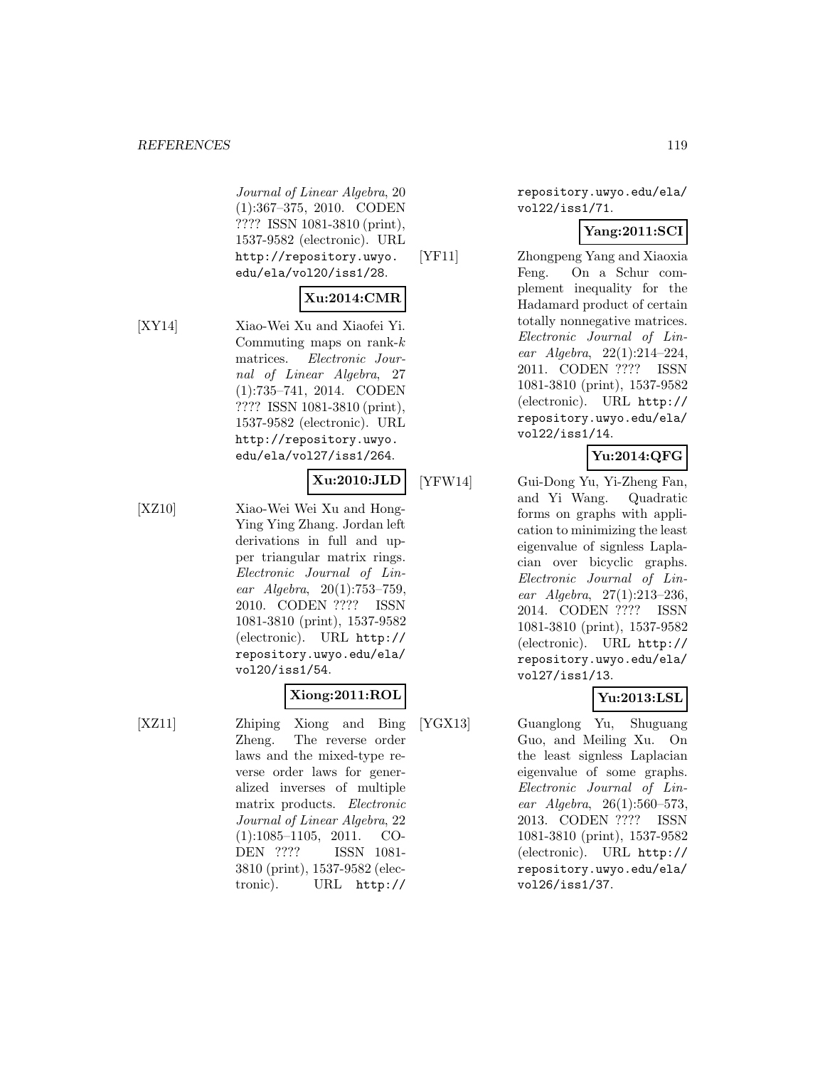Journal of Linear Algebra*, 20 (1):367–375, 2010. CODEN ???? ISSN 1081-3810 (print), 1537-9582 (electronic). URL http://repository.uwyo.edu/ela/vol20/iss1/28.

**Xu:2014:CMR**

[XY14] Xiao-Wei Xu and Xiaofei Yi. Commuting maps on rank-$k$ matrices. *Electronic Journal of Linear Algebra*, 27 (1):735–741, 2014. CODEN ???? ISSN 1081-3810 (print), 1537-9582 (electronic). URL http://repository.uwyo.edu/ela/vol27/iss1/264.

**Xu:2010:JLD**

[XZ10] Xiao-Wei Wei Xu and Hong-Ying Ying Zhang. Jordan left derivations in full and upper triangular matrix rings. *Electronic Journal of Linear Algebra*, 20(1):753–759, 2010. CODEN ???? ISSN 1081-3810 (print), 1537-9582 (electronic). URL http://repository.uwyo.edu/ela/vol20/iss1/54.

**Xiong:2011:ROL**

[XZ11] Zhiping Xiong and Bing Zheng. The reverse order laws and the mixed-type reverse order laws for generalized inverses of multiple matrix products. *Electronic Journal of Linear Algebra*, 22 (1):1085–1105, 2011. CODEN ???? ISSN 1081-3810 (print), 1537-9582 (electronic). URL http://repository.uwyo.edu/ela/vol22/iss1/71.

**Yang:2011:SCI**

[YF11] Zhongpeng Yang and Xiaoxia Feng. On a Schur complement inequality for the Hadamard product of certain totally nonnegative matrices. *Electronic Journal of Linear Algebra*, 22(1):214–224, 2011. CODEN ???? ISSN 1081-3810 (print), 1537-9582 (electronic). URL http://repository.uwyo.edu/ela/vol22/iss1/14.

**Yu:2014:QFG**

[YFW14] Gui-Dong Yu, Yi-Zheng Fan, and Yi Wang. Quadratic forms on graphs with application to minimizing the least eigenvalue of signless Laplacian over bicyclic graphs. *Electronic Journal of Linear Algebra*, 27(1):213–236, 2014. CODEN ???? ISSN 1081-3810 (print), 1537-9582 (electronic). URL http://repository.uwyo.edu/ela/vol27/iss1/13.

**Yu:2013:LSL**

[YGX13] Guanglong Yu, Shuguang Guo, and Meiling Xu. On the least signless Laplacian eigenvalue of some graphs. *Electronic Journal of Linear Algebra*, 26(1):560–573, 2013. CODEN ???? ISSN 1081-3810 (print), 1537-9582 (electronic). URL http://repository.uwyo.edu/ela/vol26/iss1/37.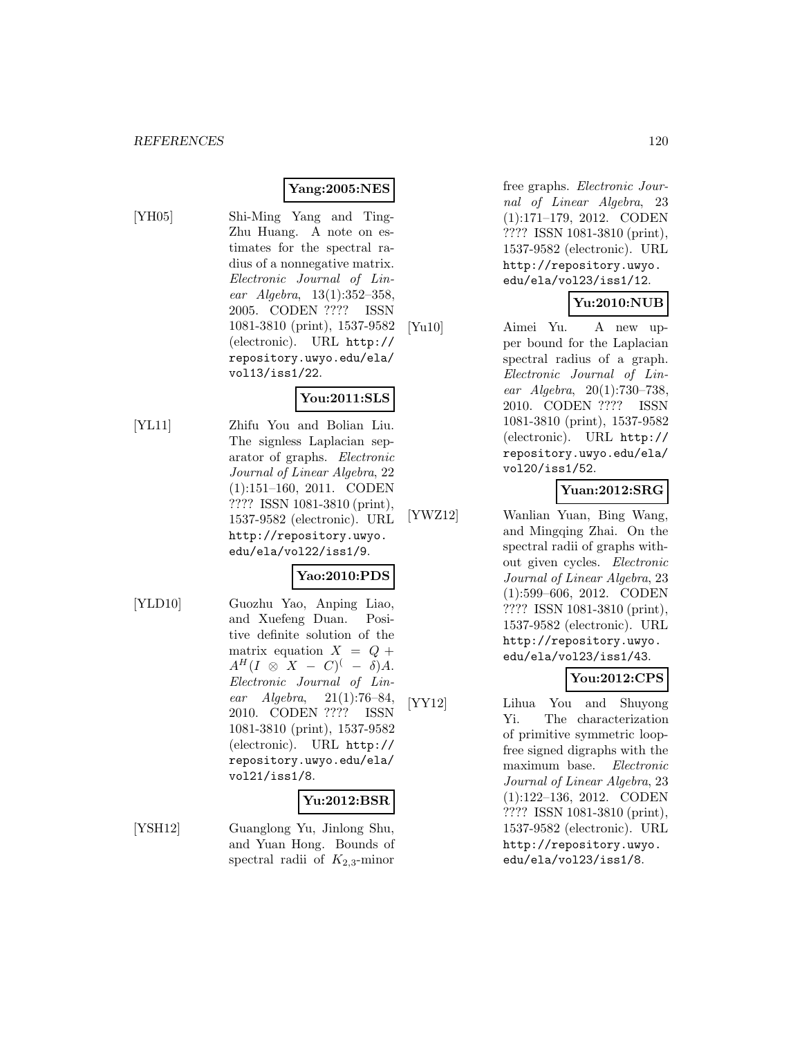**Yang:2005:NES**

[YH05] Shi-Ming Yang and Ting-Zhu Huang. A note on estimates for the spectral radius of a nonnegative matrix. *Electronic Journal of Linear Algebra*, 13(1):352–358, 2005. CODEN ???? ISSN 1081-3810 (print), 1537-9582 (electronic). URL http://repository.uwyo.edu/ela/vol13/iss1/22.

**You:2011:SLS**

[YL11] Zhifu You and Bolian Liu. The signless Laplacian separator of graphs. *Electronic Journal of Linear Algebra*, 22 (1):151–160, 2011. CODEN ???? ISSN 1081-3810 (print), 1537-9582 (electronic). URL http://repository.uwyo.edu/ela/vol22/iss1/9.

**Yao:2010:PDS**

[YLD10] Guozhu Yao, Anping Liao, and Xuefeng Duan. Positive definite solution of the matrix equation $X = Q + A^H(I \otimes X - C)^( - \delta)A$. *Electronic Journal of Linear Algebra*, 21(1):76–84, 2010. CODEN ???? ISSN 1081-3810 (print), 1537-9582 (electronic). URL http://repository.uwyo.edu/ela/vol21/iss1/8.

**Yu:2012:BSR**

[YSH12] Guanglong Yu, Jinlong Shu, and Yuan Hong. Bounds of spectral radii of $K_{2,3}$-minor free graphs. *Electronic Journal of Linear Algebra*, 23 (1):171–179, 2012. CODEN ???? ISSN 1081-3810 (print), 1537-9582 (electronic). URL http://repository.uwyo.edu/ela/vol23/iss1/12.

**Yu:2010:NUB**

[Yu10] Aimei Yu. A new upper bound for the Laplacian spectral radius of a graph. *Electronic Journal of Linear Algebra*, 20(1):730–738, 2010. CODEN ???? ISSN 1081-3810 (print), 1537-9582 (electronic). URL http://repository.uwyo.edu/ela/vol20/iss1/52.

**Yuan:2012:SRG**

[YWZ12] Wanlian Yuan, Bing Wang, and Mingqing Zhai. On the spectral radii of graphs without given cycles. *Electronic Journal of Linear Algebra*, 23 (1):599–606, 2012. CODEN ???? ISSN 1081-3810 (print), 1537-9582 (electronic). URL http://repository.uwyo.edu/ela/vol23/iss1/43.

**You:2012:CPS**

[YY12] Lihua You and Shuyong Yi. The characterization of primitive symmetric loop-free signed digraphs with the maximum base. *Electronic Journal of Linear Algebra*, 23 (1):122–136, 2012. CODEN ???? ISSN 1081-3810 (print), 1537-9582 (electronic). URL http://repository.uwyo.edu/ela/vol23/iss1/8.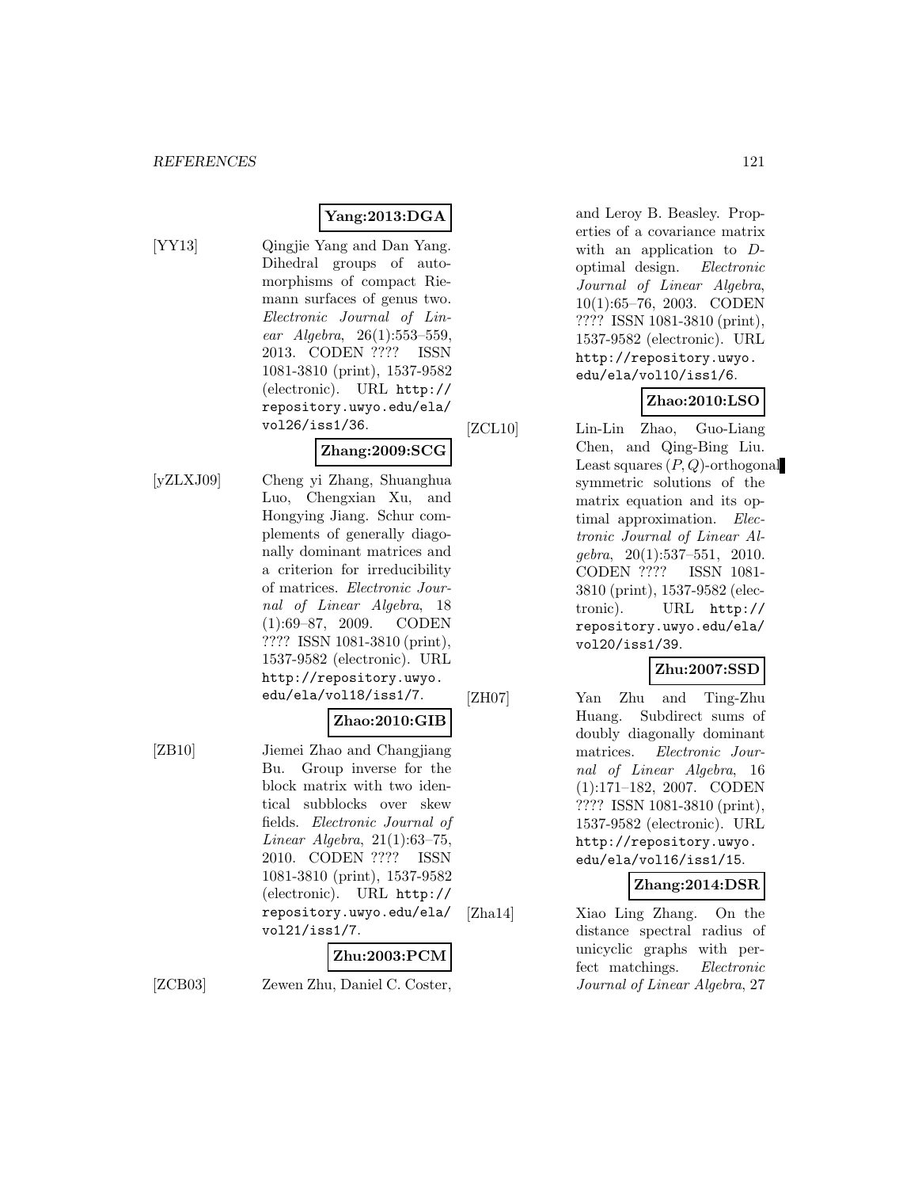**Yang:2013:DGA**

[YY13] Qingjie Yang and Dan Yang. Dihedral groups of automorphisms of compact Riemann surfaces of genus two. *Electronic Journal of Linear Algebra*, 26(1):553–559, 2013. CODEN ???? ISSN 1081-3810 (print), 1537-9582 (electronic). URL http://repository.uwyo.edu/ela/vol26/iss1/36.

**Zhang:2009:SCG**

[yZLXJ09] Cheng yi Zhang, Shuanghua Luo, Chengxian Xu, and Hongying Jiang. Schur complements of generally diagonally dominant matrices and a criterion for irreducibility of matrices. *Electronic Journal of Linear Algebra*, 18 (1):69–87, 2009. CODEN ???? ISSN 1081-3810 (print), 1537-9582 (electronic). URL http://repository.uwyo.edu/ela/vol18/iss1/7.

**Zhao:2010:GIB**

[ZB10] Jiemei Zhao and Changjiang Bu. Group inverse for the block matrix with two identical subblocks over skew fields. *Electronic Journal of Linear Algebra*, 21(1):63–75, 2010. CODEN ???? ISSN 1081-3810 (print), 1537-9582 (electronic). URL http://repository.uwyo.edu/ela/vol21/iss1/7.

**Zhu:2003:PCM**

[ZCB03] Zewen Zhu, Daniel C. Coster, and Leroy B. Beasley. Properties of a covariance matrix with an application to $D$-optimal design. *Electronic Journal of Linear Algebra*, 10(1):65–76, 2003. CODEN ???? ISSN 1081-3810 (print), 1537-9582 (electronic). URL http://repository.uwyo.edu/ela/vol10/iss1/6.

**Zhao:2010:LSO**

[ZCL10] Lin-Lin Zhao, Guo-Liang Chen, and Qing-Bing Liu. Least squares $(P, Q)$-orthogonal symmetric solutions of the matrix equation and its optimal approximation. *Electronic Journal of Linear Algebra*, 20(1):537–551, 2010. CODEN ???? ISSN 1081-3810 (print), 1537-9582 (electronic). URL http://repository.uwyo.edu/ela/vol20/iss1/39.

**Zhu:2007:SSD**

[ZH07] Yan Zhu and Ting-Zhu Huang. Subdirect sums of doubly diagonally dominant matrices. *Electronic Journal of Linear Algebra*, 16 (1):171–182, 2007. CODEN ???? ISSN 1081-3810 (print), 1537-9582 (electronic). URL http://repository.uwyo.edu/ela/vol16/iss1/15.

**Zhang:2014:DSR**

[Zha14] Xiao Ling Zhang. On the distance spectral radius of unicyclic graphs with perfect matchings. *Electronic Journal of Linear Algebra*, 27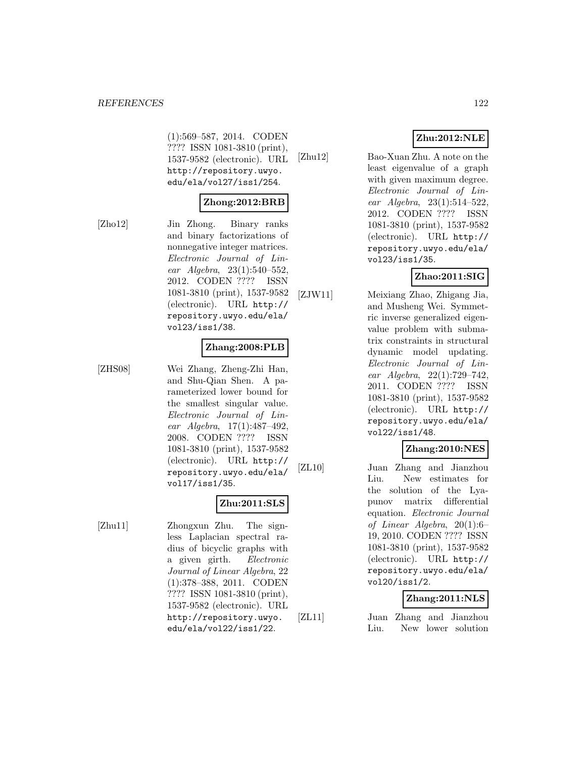(1):569–587, 2014. CODEN ???? ISSN 1081-3810 (print), 1537-9582 (electronic). URL http://repository.uwyo.edu/ela/vol27/iss1/254.

**Zhong:2012:BRB**

[Zho12] Jin Zhong. Binary ranks and binary factorizations of nonnegative integer matrices. *Electronic Journal of Linear Algebra*, 23(1):540–552, 2012. CODEN ???? ISSN 1081-3810 (print), 1537-9582 (electronic). URL http://repository.uwyo.edu/ela/vol23/iss1/38.

**Zhang:2008:PLB**

[ZHS08] Wei Zhang, Zheng-Zhi Han, and Shu-Qian Shen. A parameterized lower bound for the smallest singular value. *Electronic Journal of Linear Algebra*, 17(1):487–492, 2008. CODEN ???? ISSN 1081-3810 (print), 1537-9582 (electronic). URL http://repository.uwyo.edu/ela/vol17/iss1/35.

**Zhu:2011:SLS**

[Zhu11] Zhongxun Zhu. The signless Laplacian spectral radius of bicyclic graphs with a given girth. *Electronic Journal of Linear Algebra*, 22 (1):378–388, 2011. CODEN ???? ISSN 1081-3810 (print), 1537-9582 (electronic). URL http://repository.uwyo.edu/ela/vol22/iss1/22.

**Zhu:2012:NLE**

[Zhu12] Bao-Xuan Zhu. A note on the least eigenvalue of a graph with given maximum degree. *Electronic Journal of Linear Algebra*, 23(1):514–522, 2012. CODEN ???? ISSN 1081-3810 (print), 1537-9582 (electronic). URL http://repository.uwyo.edu/ela/vol23/iss1/35.

**Zhao:2011:SIG**

[ZJW11] Meixiang Zhao, Zhigang Jia, and Musheng Wei. Symmetric inverse generalized eigenvalue problem with submatrix constraints in structural dynamic model updating. *Electronic Journal of Linear Algebra*, 22(1):729–742, 2011. CODEN ???? ISSN 1081-3810 (print), 1537-9582 (electronic). URL http://repository.uwyo.edu/ela/vol22/iss1/48.

**Zhang:2010:NES**

[ZL10] Juan Zhang and Jianzhou Liu. New estimates for the solution of the Lyapunov matrix differential equation. *Electronic Journal of Linear Algebra*, 20(1):6–19, 2010. CODEN ???? ISSN 1081-3810 (print), 1537-9582 (electronic). URL http://repository.uwyo.edu/ela/vol20/iss1/2.

**Zhang:2011:NLS**

[ZL11] Juan Zhang and Jianzhou Liu. New lower solution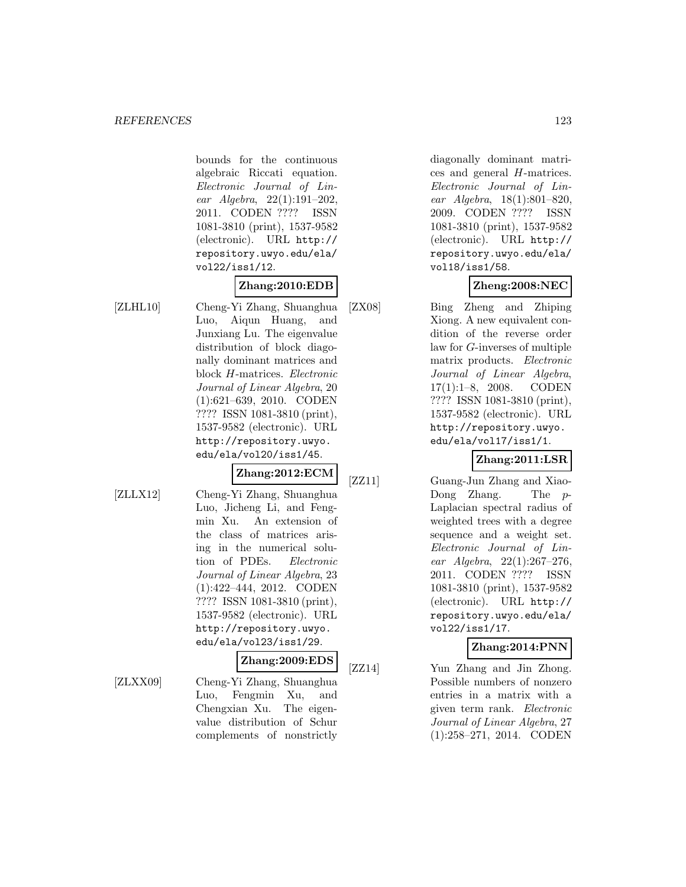bounds for the continuous algebraic Riccati equation. *Electronic Journal of Linear Algebra*, 22(1):191–202, 2011. CODEN ???? ISSN 1081-3810 (print), 1537-9582 (electronic). URL http://repository.uwyo.edu/ela/vol22/iss1/12.

**Zhang:2010:EDB**

[ZLHL10] Cheng-Yi Zhang, Shuanghua Luo, Aiqun Huang, and Junxiang Lu. The eigenvalue distribution of block diagonally dominant matrices and block $H$-matrices. *Electronic Journal of Linear Algebra*, 20 (1):621–639, 2010. CODEN ???? ISSN 1081-3810 (print), 1537-9582 (electronic). URL http://repository.uwyo.edu/ela/vol20/iss1/45.

**Zhang:2012:ECM**

[ZLLX12] Cheng-Yi Zhang, Shuanghua Luo, Jicheng Li, and Fengmin Xu. An extension of the class of matrices arising in the numerical solution of PDEs. *Electronic Journal of Linear Algebra*, 23 (1):422–444, 2012. CODEN ???? ISSN 1081-3810 (print), 1537-9582 (electronic). URL http://repository.uwyo.edu/ela/vol23/iss1/29.

**Zhang:2009:EDS**

[ZLXX09] Cheng-Yi Zhang, Shuanghua Luo, Fengmin Xu, and Chengxian Xu. The eigenvalue distribution of Schur complements of nonstrictly diagonally dominant matrices and general $H$-matrices. *Electronic Journal of Linear Algebra*, 18(1):801–820, 2009. CODEN ???? ISSN 1081-3810 (print), 1537-9582 (electronic). URL http://repository.uwyo.edu/ela/vol18/iss1/58.

**Zheng:2008:NEC**

[ZX08] Bing Zheng and Zhiping Xiong. A new equivalent condition of the reverse order law for $G$-inverses of multiple matrix products. *Electronic Journal of Linear Algebra*, 17(1):1–8, 2008. CODEN ???? ISSN 1081-3810 (print), 1537-9582 (electronic). URL http://repository.uwyo.edu/ela/vol17/iss1/1.

**Zhang:2011:LSR**

[ZZ11] Guang-Jun Zhang and Xiao-Dong Zhang. The $p$-Laplacian spectral radius of weighted trees with a degree sequence and a weight set. *Electronic Journal of Linear Algebra*, 22(1):267–276, 2011. CODEN ???? ISSN 1081-3810 (print), 1537-9582 (electronic). URL http://repository.uwyo.edu/ela/vol22/iss1/17.

**Zhang:2014:PNN**

[ZZ14] Yun Zhang and Jin Zhong. Possible numbers of nonzero entries in a matrix with a given term rank. *Electronic Journal of Linear Algebra*, 27 (1):258–271, 2014. CODEN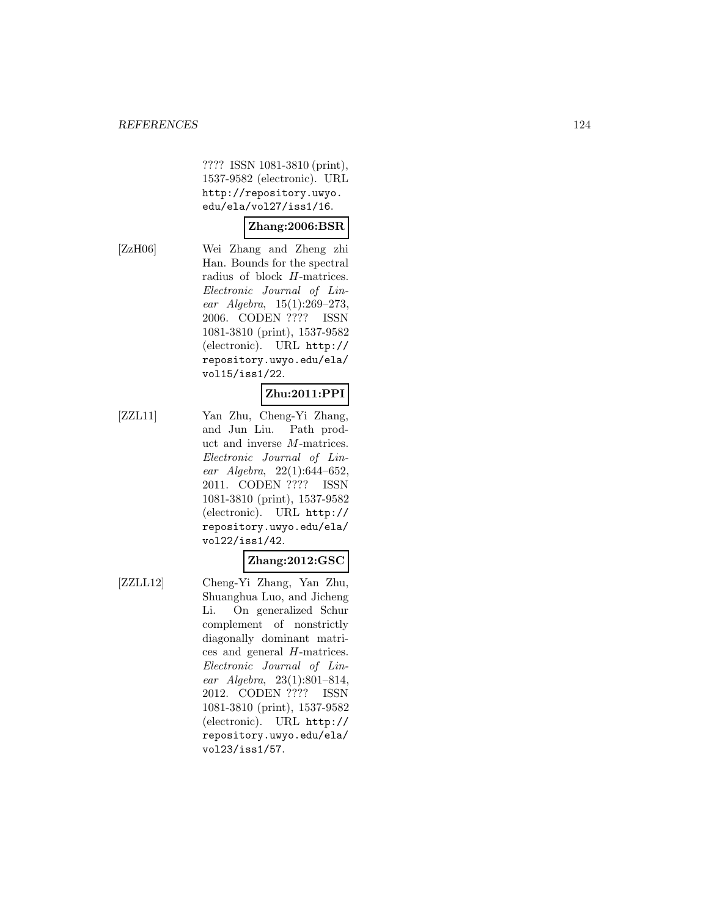???? ISSN 1081-3810 (print), 1537-9582 (electronic). URL http://repository.uwyo.edu/ela/vol27/iss1/16.

**Zhang:2006:BSR**

[ZzH06] Wei Zhang and Zheng zhi Han. Bounds for the spectral radius of block $H$-matrices. *Electronic Journal of Linear Algebra*, 15(1):269–273, 2006. CODEN ???? ISSN 1081-3810 (print), 1537-9582 (electronic). URL http://repository.uwyo.edu/ela/vol15/iss1/22.

**Zhu:2011:PPI**

[ZZL11] Yan Zhu, Cheng-Yi Zhang, and Jun Liu. Path product and inverse $M$-matrices. *Electronic Journal of Linear Algebra*, 22(1):644–652, 2011. CODEN ???? ISSN 1081-3810 (print), 1537-9582 (electronic). URL http://repository.uwyo.edu/ela/vol22/iss1/42.

**Zhang:2012:GSC**

[ZZLL12] Cheng-Yi Zhang, Yan Zhu, Shuanghua Luo, and Jicheng Li. On generalized Schur complement of nonstrictly diagonally dominant matrices and general $H$-matrices. *Electronic Journal of Linear Algebra*, 23(1):801–814, 2012. CODEN ???? ISSN 1081-3810 (print), 1537-9582 (electronic). URL http://repository.uwyo.edu/ela/vol23/iss1/57.